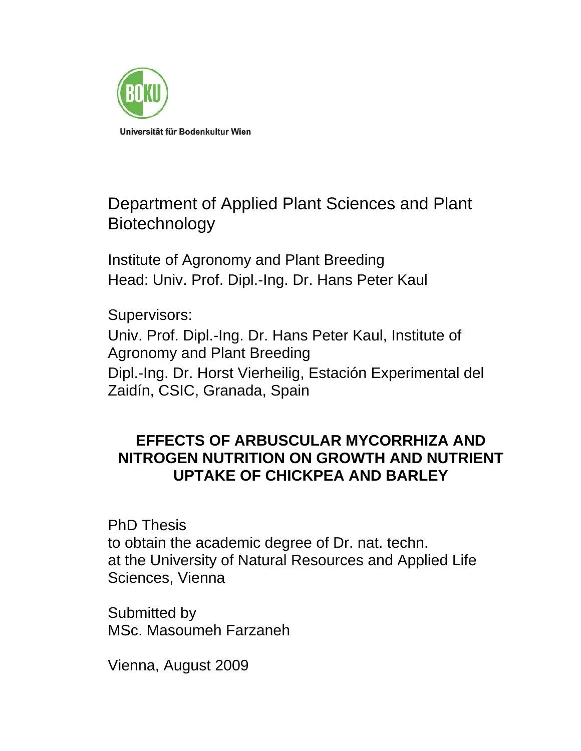Universität für Bodenkultur Wien

Department of Applied Plant Sciences and Plant Biotechnology

Institute of Agronomy and Plant Breeding
Head: Univ. Prof. Dipl.-Ing. Dr. Hans Peter Kaul

Supervisors:
Univ. Prof. Dipl.-Ing. Dr. Hans Peter Kaul, Institute of Agronomy and Plant Breeding
Dipl.-Ing. Dr. Horst Vierheilig, Estación Experimental del Zaidín, CSIC, Granada, Spain

# EFFECTS OF ARBUSCULAR MYCORRHIZA AND NITROGEN NUTRITION ON GROWTH AND NUTRIENT UPTAKE OF CHICKPEA AND BARLEY

PhD Thesis
to obtain the academic degree of Dr. nat. techn.
at the University of Natural Resources and Applied Life Sciences, Vienna

Submitted by
MSc. Masoumeh Farzaneh

Vienna, August 2009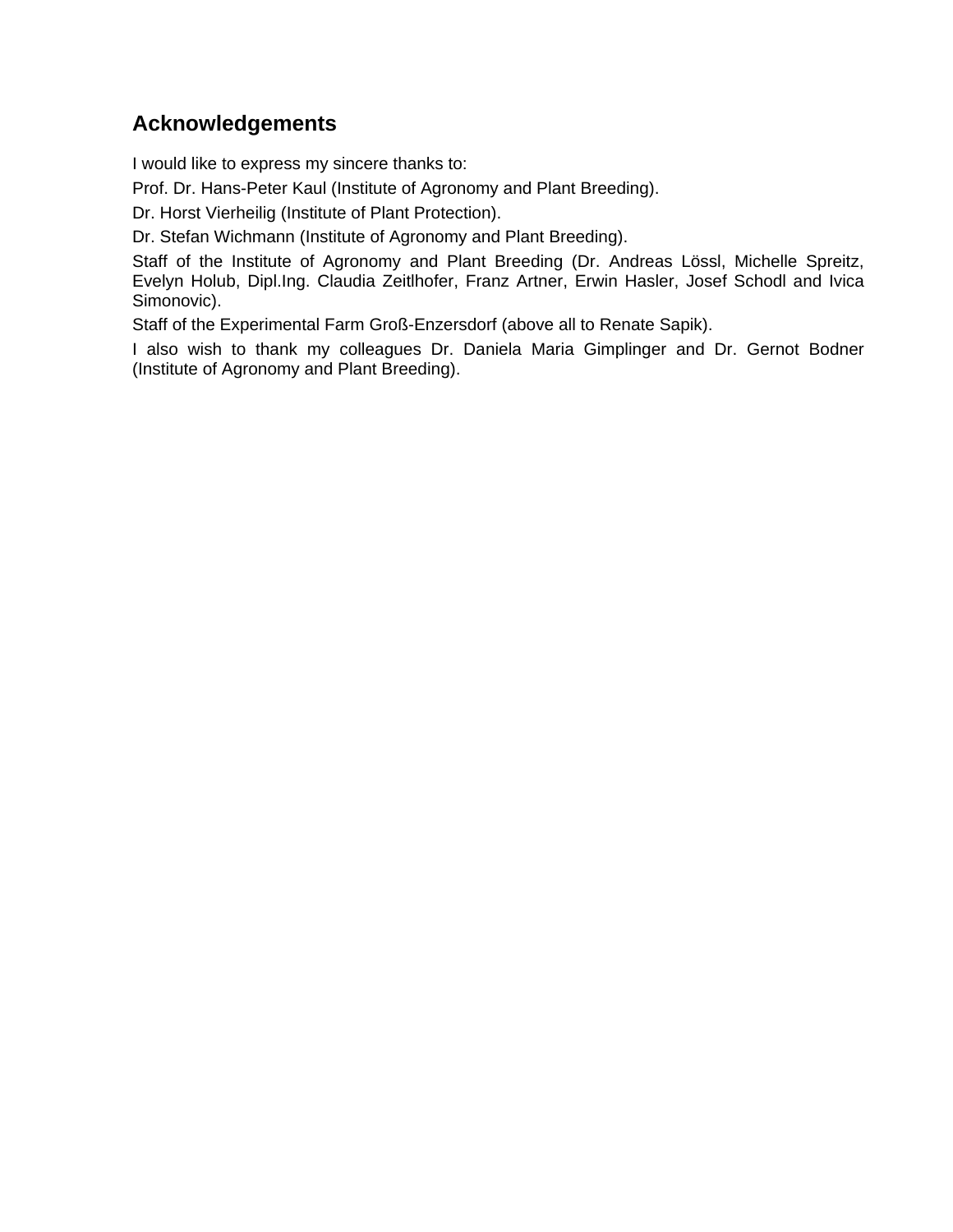## Acknowledgements

I would like to express my sincere thanks to:

Prof. Dr. Hans-Peter Kaul (Institute of Agronomy and Plant Breeding).

Dr. Horst Vierheilig (Institute of Plant Protection).

Dr. Stefan Wichmann (Institute of Agronomy and Plant Breeding).

Staff of the Institute of Agronomy and Plant Breeding (Dr. Andreas Lössl, Michelle Spreitz, Evelyn Holub, Dipl.Ing. Claudia Zeitlhofer, Franz Artner, Erwin Hasler, Josef Schodl and Ivica Simonovic).

Staff of the Experimental Farm Groß-Enzersdorf (above all to Renate Sapik).

I also wish to thank my colleagues Dr. Daniela Maria Gimplinger and Dr. Gernot Bodner (Institute of Agronomy and Plant Breeding).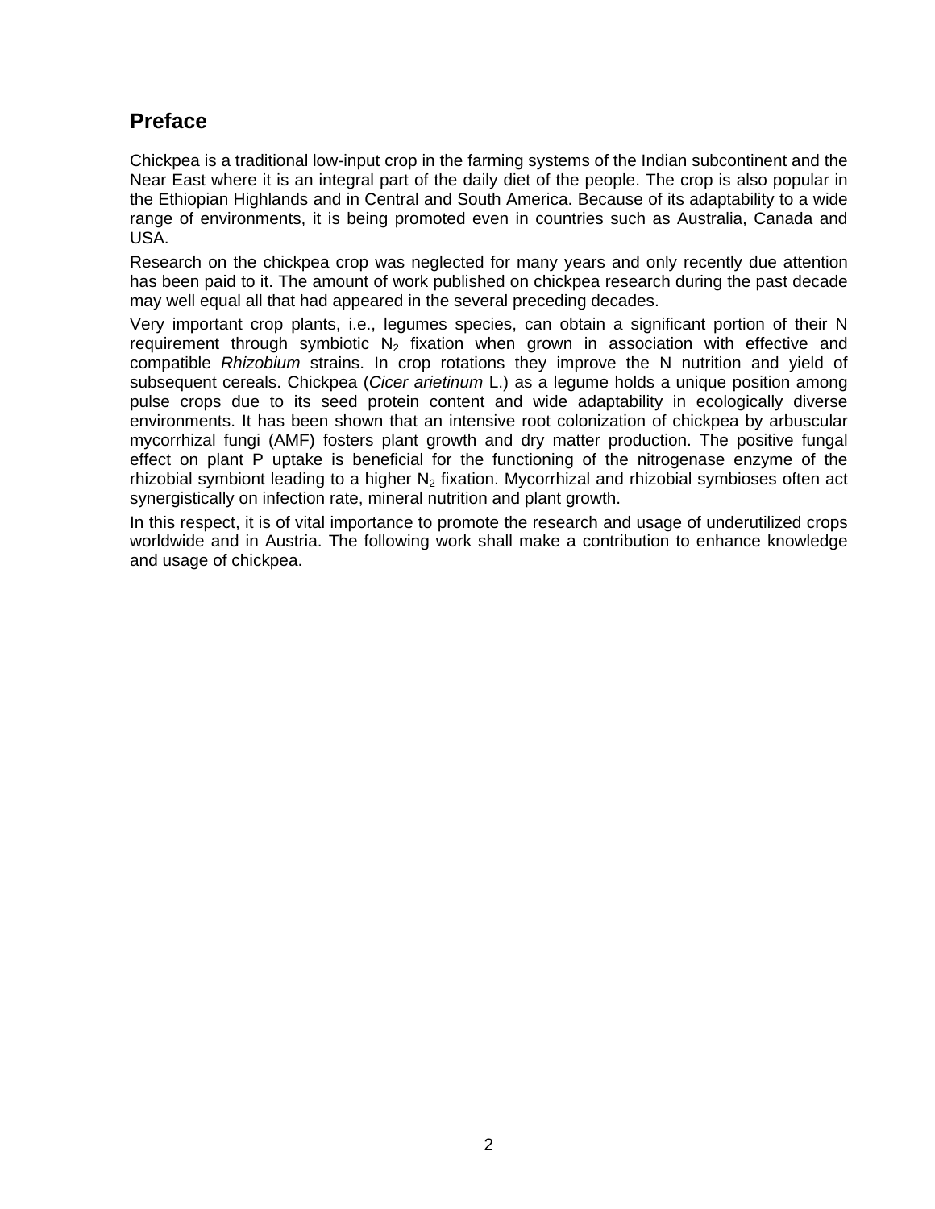## Preface

Chickpea is a traditional low-input crop in the farming systems of the Indian subcontinent and the Near East where it is an integral part of the daily diet of the people. The crop is also popular in the Ethiopian Highlands and in Central and South America. Because of its adaptability to a wide range of environments, it is being promoted even in countries such as Australia, Canada and USA.

Research on the chickpea crop was neglected for many years and only recently due attention has been paid to it. The amount of work published on chickpea research during the past decade may well equal all that had appeared in the several preceding decades.

Very important crop plants, i.e., legumes species, can obtain a significant portion of their N requirement through symbiotic $N_2$ fixation when grown in association with effective and compatible *Rhizobium* strains. In crop rotations they improve the N nutrition and yield of subsequent cereals. Chickpea (*Cicer arietinum* L.) as a legume holds a unique position among pulse crops due to its seed protein content and wide adaptability in ecologically diverse environments. It has been shown that an intensive root colonization of chickpea by arbuscular mycorrhizal fungi (AMF) fosters plant growth and dry matter production. The positive fungal effect on plant P uptake is beneficial for the functioning of the nitrogenase enzyme of the rhizobial symbiont leading to a higher $N_2$ fixation. Mycorrhizal and rhizobial symbioses often act synergistically on infection rate, mineral nutrition and plant growth.

In this respect, it is of vital importance to promote the research and usage of underutilized crops worldwide and in Austria. The following work shall make a contribution to enhance knowledge and usage of chickpea.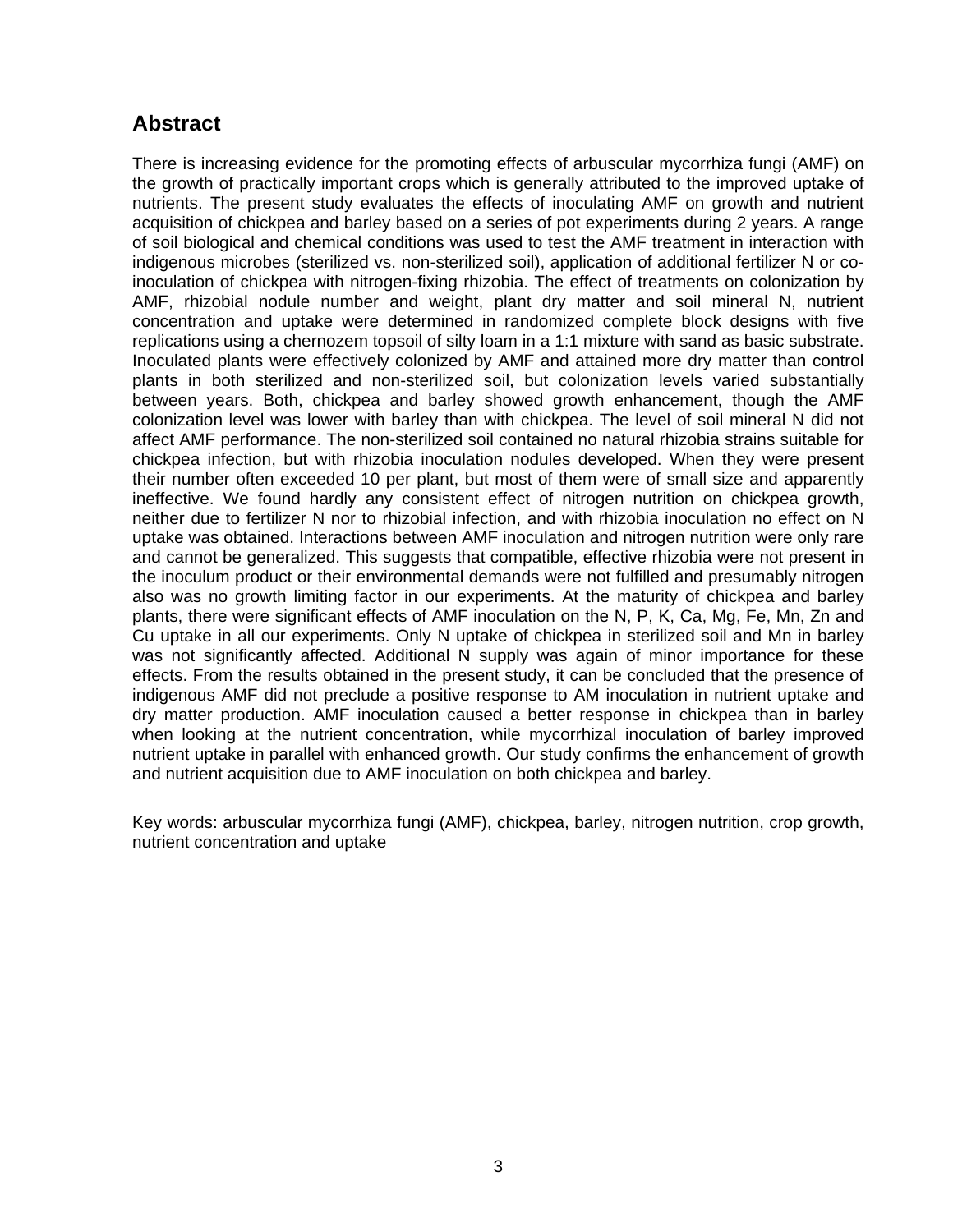## Abstract

There is increasing evidence for the promoting effects of arbuscular mycorrhiza fungi (AMF) on the growth of practically important crops which is generally attributed to the improved uptake of nutrients. The present study evaluates the effects of inoculating AMF on growth and nutrient acquisition of chickpea and barley based on a series of pot experiments during 2 years. A range of soil biological and chemical conditions was used to test the AMF treatment in interaction with indigenous microbes (sterilized vs. non-sterilized soil), application of additional fertilizer N or co-inoculation of chickpea with nitrogen-fixing rhizobia. The effect of treatments on colonization by AMF, rhizobial nodule number and weight, plant dry matter and soil mineral N, nutrient concentration and uptake were determined in randomized complete block designs with five replications using a chernozem topsoil of silty loam in a 1:1 mixture with sand as basic substrate. Inoculated plants were effectively colonized by AMF and attained more dry matter than control plants in both sterilized and non-sterilized soil, but colonization levels varied substantially between years. Both, chickpea and barley showed growth enhancement, though the AMF colonization level was lower with barley than with chickpea. The level of soil mineral N did not affect AMF performance. The non-sterilized soil contained no natural rhizobia strains suitable for chickpea infection, but with rhizobia inoculation nodules developed. When they were present their number often exceeded 10 per plant, but most of them were of small size and apparently ineffective. We found hardly any consistent effect of nitrogen nutrition on chickpea growth, neither due to fertilizer N nor to rhizobial infection, and with rhizobia inoculation no effect on N uptake was obtained. Interactions between AMF inoculation and nitrogen nutrition were only rare and cannot be generalized. This suggests that compatible, effective rhizobia were not present in the inoculum product or their environmental demands were not fulfilled and presumably nitrogen also was no growth limiting factor in our experiments. At the maturity of chickpea and barley plants, there were significant effects of AMF inoculation on the N, P, K, Ca, Mg, Fe, Mn, Zn and Cu uptake in all our experiments. Only N uptake of chickpea in sterilized soil and Mn in barley was not significantly affected. Additional N supply was again of minor importance for these effects. From the results obtained in the present study, it can be concluded that the presence of indigenous AMF did not preclude a positive response to AM inoculation in nutrient uptake and dry matter production. AMF inoculation caused a better response in chickpea than in barley when looking at the nutrient concentration, while mycorrhizal inoculation of barley improved nutrient uptake in parallel with enhanced growth. Our study confirms the enhancement of growth and nutrient acquisition due to AMF inoculation on both chickpea and barley.

Key words: arbuscular mycorrhiza fungi (AMF), chickpea, barley, nitrogen nutrition, crop growth, nutrient concentration and uptake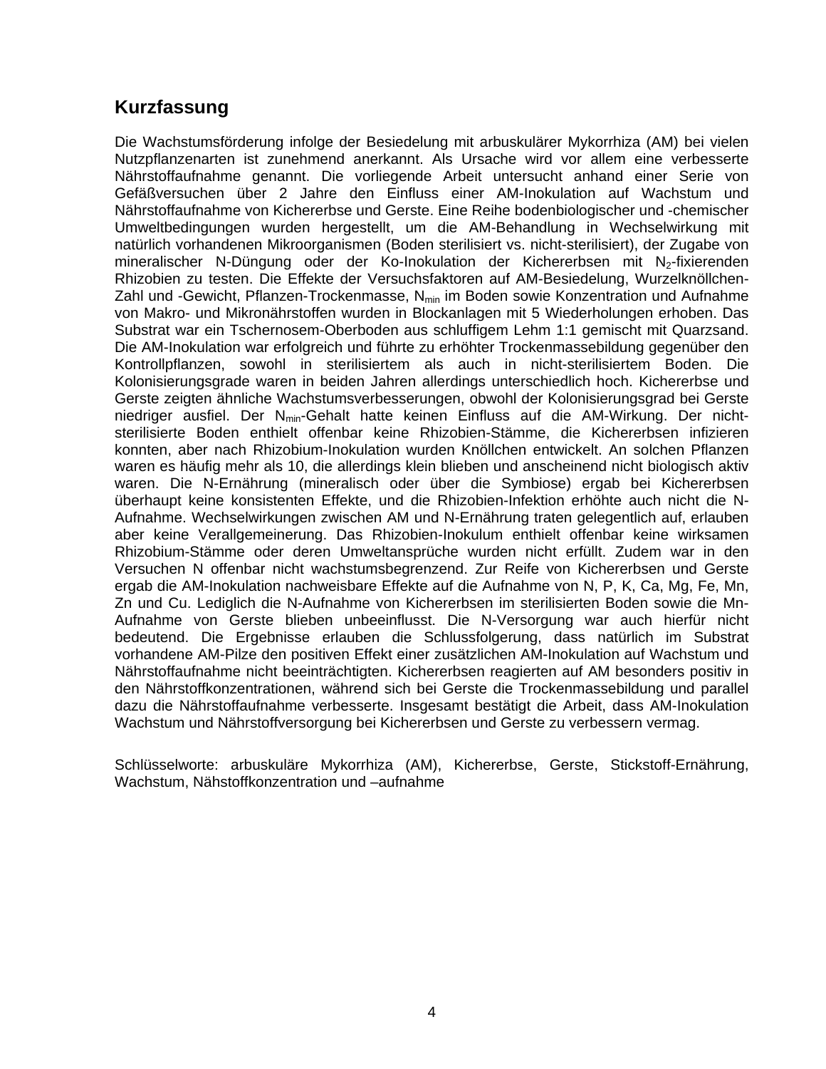## Kurzfassung

Die Wachstumsförderung infolge der Besiedelung mit arbuskulärer Mykorrhiza (AM) bei vielen Nutzpflanzenarten ist zunehmend anerkannt. Als Ursache wird vor allem eine verbesserte Nährstoffaufnahme genannt. Die vorliegende Arbeit untersucht anhand einer Serie von Gefäßversuchen über 2 Jahre den Einfluss einer AM-Inokulation auf Wachstum und Nährstoffaufnahme von Kichererbse und Gerste. Eine Reihe bodenbiologischer und -chemischer Umweltbedingungen wurden hergestellt, um die AM-Behandlung in Wechselwirkung mit natürlich vorhandenen Mikroorganismen (Boden sterilisiert vs. nicht-sterilisiert), der Zugabe von mineralischer N-Düngung oder der Ko-Inokulation der Kichererbsen mit $N_2$-fixierenden Rhizobien zu testen. Die Effekte der Versuchsfaktoren auf AM-Besiedelung, Wurzelknöllchen-Zahl und -Gewicht, Pflanzen-Trockenmasse, $N_{min}$ im Boden sowie Konzentration und Aufnahme von Makro- und Mikronährstoffen wurden in Blockanlagen mit 5 Wiederholungen erhoben. Das Substrat war ein Tschernosem-Oberboden aus schluffigem Lehm 1:1 gemischt mit Quarzsand. Die AM-Inokulation war erfolgreich und führte zu erhöhter Trockenmassebildung gegenüber den Kontrollpflanzen, sowohl in sterilisiertem als auch in nicht-sterilisiertem Boden. Die Kolonisierungsgrade waren in beiden Jahren allerdings unterschiedlich hoch. Kichererbse und Gerste zeigten ähnliche Wachstumsverbesserungen, obwohl der Kolonisierungsgrad bei Gerste niedriger ausfiel. Der $N_{min}$-Gehalt hatte keinen Einfluss auf die AM-Wirkung. Der nicht-sterilisierte Boden enthielt offenbar keine Rhizobien-Stämme, die Kichererbsen infizieren konnten, aber nach Rhizobium-Inokulation wurden Knöllchen entwickelt. An solchen Pflanzen waren es häufig mehr als 10, die allerdings klein blieben und anscheinend nicht biologisch aktiv waren. Die N-Ernährung (mineralisch oder über die Symbiose) ergab bei Kichererbsen überhaupt keine konsistenten Effekte, und die Rhizobien-Infektion erhöhte auch nicht die N-Aufnahme. Wechselwirkungen zwischen AM und N-Ernährung traten gelegentlich auf, erlauben aber keine Verallgemeinerung. Das Rhizobien-Inokulum enthielt offenbar keine wirksamen Rhizobium-Stämme oder deren Umweltansprüche wurden nicht erfüllt. Zudem war in den Versuchen N offenbar nicht wachstumsbegrenzend. Zur Reife von Kichererbsen und Gerste ergab die AM-Inokulation nachweisbare Effekte auf die Aufnahme von N, P, K, Ca, Mg, Fe, Mn, Zn und Cu. Lediglich die N-Aufnahme von Kichererbsen im sterilisierten Boden sowie die Mn-Aufnahme von Gerste blieben unbeeinflusst. Die N-Versorgung war auch hierfür nicht bedeutend. Die Ergebnisse erlauben die Schlussfolgerung, dass natürlich im Substrat vorhandene AM-Pilze den positiven Effekt einer zusätzlichen AM-Inokulation auf Wachstum und Nährstoffaufnahme nicht beeinträchtigten. Kichererbsen reagierten auf AM besonders positiv in den Nährstoffkonzentrationen, während sich bei Gerste die Trockenmassebildung und parallel dazu die Nährstoffaufnahme verbesserte. Insgesamt bestätigt die Arbeit, dass AM-Inokulation Wachstum und Nährstoffversorgung bei Kichererbsen und Gerste zu verbessern vermag.

Schlüsselworte: arbuskuläre Mykorrhiza (AM), Kichererbse, Gerste, Stickstoff-Ernährung, Wachstum, Nähstoffkonzentration und –aufnahme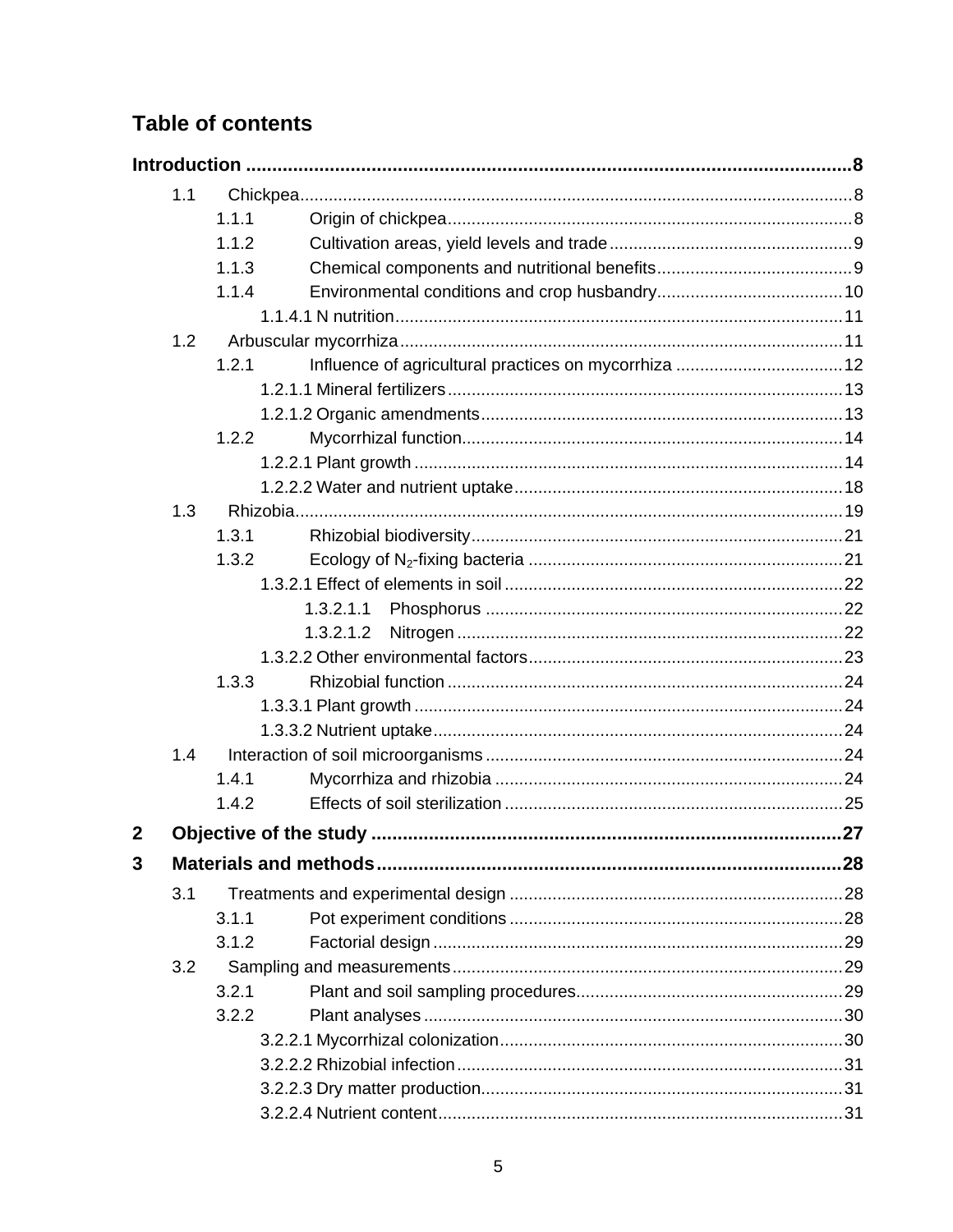# Table of contents

**Introduction ....................................................................................................................8**

- 1.1 Chickpea..................................................................................................................8
  - 1.1.1 Origin of chickpea....................................................................................8
  - 1.1.2 Cultivation areas, yield levels and trade...................................................9
  - 1.1.3 Chemical components and nutritional benefits.........................................9
  - 1.1.4 Environmental conditions and crop husbandry.......................................10
    - 1.1.4.1 N nutrition..............................................................................................11
- 1.2 Arbuscular mycorrhiza.............................................................................................11
  - 1.2.1 Influence of agricultural practices on mycorrhiza ...................................12
    - 1.2.1.1 Mineral fertilizers...................................................................................13
    - 1.2.1.2 Organic amendments............................................................................13
  - 1.2.2 Mycorrhizal function................................................................................14
    - 1.2.2.1 Plant growth ..........................................................................................14
    - 1.2.2.2 Water and nutrient uptake.....................................................................18
- 1.3 Rhizobia..................................................................................................................19
  - 1.3.1 Rhizobial biodiversity..............................................................................21
  - 1.3.2 Ecology of $N_2$-fixing bacteria ..................................................................21
    - 1.3.2.1 Effect of elements in soil .......................................................................22
      - 1.3.2.1.1 Phosphorus ...........................................................................22
      - 1.3.2.1.2 Nitrogen .................................................................................22
    - 1.3.2.2 Other environmental factors..................................................................23
  - 1.3.3 Rhizobial function ...................................................................................24
    - 1.3.3.1 Plant growth ..........................................................................................24
    - 1.3.3.2 Nutrient uptake......................................................................................24
- 1.4 Interaction of soil microorganisms ...........................................................................24
  - 1.4.1 Mycorrhiza and rhizobia .........................................................................24
  - 1.4.2 Effects of soil sterilization .......................................................................25

**2 Objective of the study ..........................................................................................27**

**3 Materials and methods........................................................................................28**

- 3.1 Treatments and experimental design ......................................................................28
  - 3.1.1 Pot experiment conditions ......................................................................28
  - 3.1.2 Factorial design ......................................................................................29
- 3.2 Sampling and measurements..................................................................................29
  - 3.2.1 Plant and soil sampling procedures........................................................29
  - 3.2.2 Plant analyses ........................................................................................30
    - 3.2.2.1 Mycorrhizal colonization........................................................................30
    - 3.2.2.2 Rhizobial infection.................................................................................31
    - 3.2.2.3 Dry matter production............................................................................31
    - 3.2.2.4 Nutrient content.....................................................................................31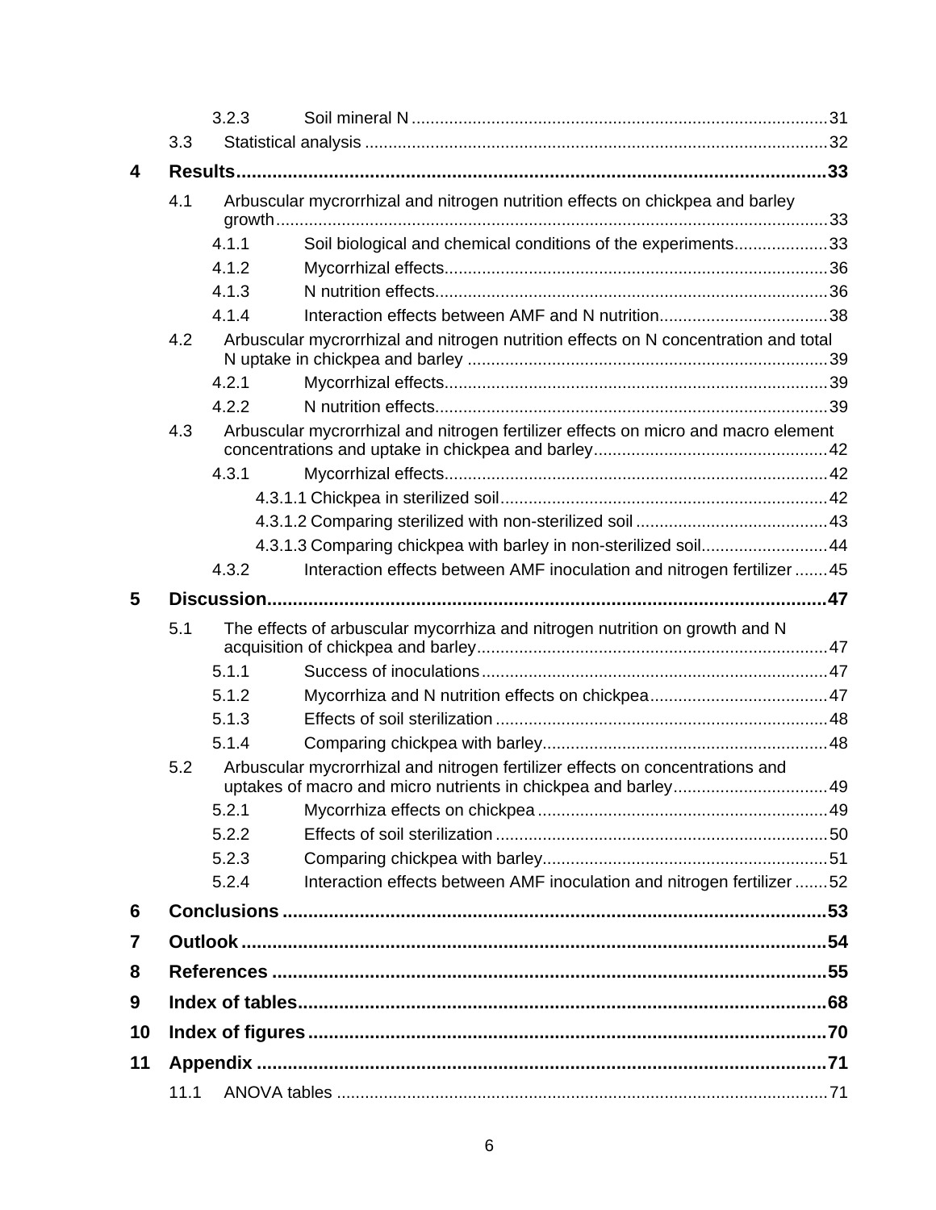3.2.3 Soil mineral N ........................................................................................31

3.3 Statistical analysis ..................................................................................................32

**4 Results....................................................................................................................33**

4.1 Arbuscular mycrorrhizal and nitrogen nutrition effects on chickpea and barley growth.....................................................................................................................33

4.1.1 Soil biological and chemical conditions of the experiments....................33

4.1.2 Mycorrhizal effects.................................................................................36

4.1.3 N nutrition effects...................................................................................36

4.1.4 Interaction effects between AMF and N nutrition....................................38

4.2 Arbuscular mycrorrhizal and nitrogen nutrition effects on N concentration and total N uptake in chickpea and barley ............................................................................39

4.2.1 Mycorrhizal effects.................................................................................39

4.2.2 N nutrition effects...................................................................................39

4.3 Arbuscular mycrorrhizal and nitrogen fertilizer effects on micro and macro element concentrations and uptake in chickpea and barley.................................................42

4.3.1 Mycorrhizal effects.................................................................................42

4.3.1.1 Chickpea in sterilized soil.....................................................................42

4.3.1.2 Comparing sterilized with non-sterilized soil .........................................43

4.3.1.3 Comparing chickpea with barley in non-sterilized soil...........................44

4.3.2 Interaction effects between AMF inoculation and nitrogen fertilizer .......45

**5 Discussion............................................................................................................47**

5.1 The effects of arbuscular mycorrhiza and nitrogen nutrition on growth and N acquisition of chickpea and barley..........................................................................47

5.1.1 Success of inoculations.........................................................................47

5.1.2 Mycorrhiza and N nutrition effects on chickpea......................................47

5.1.3 Effects of soil sterilization ......................................................................48

5.1.4 Comparing chickpea with barley............................................................48

5.2 Arbuscular mycrorrhizal and nitrogen fertilizer effects on concentrations and uptakes of macro and micro nutrients in chickpea and barley.................................49

5.2.1 Mycorrhiza effects on chickpea .............................................................49

5.2.2 Effects of soil sterilization ......................................................................50

5.2.3 Comparing chickpea with barley............................................................51

5.2.4 Interaction effects between AMF inoculation and nitrogen fertilizer .......52

**6 Conclusions .........................................................................................................53**

**7 Outlook .................................................................................................................54**

**8 References ...........................................................................................................55**

**9 Index of tables......................................................................................................68**

**10 Index of figures.....................................................................................................70**

**11 Appendix ..............................................................................................................71**

11.1 ANOVA tables .......................................................................................................71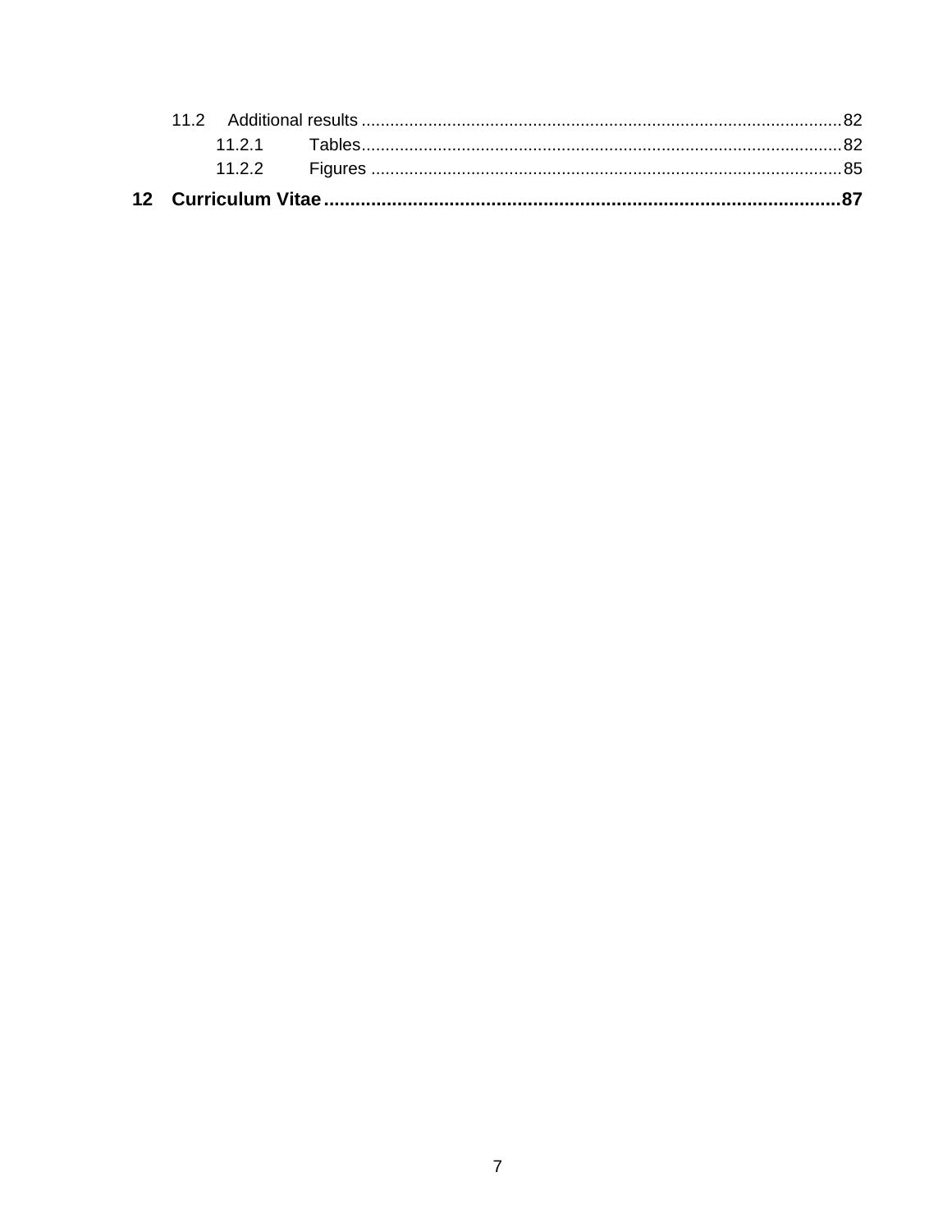11.2 Additional results ........................................................................................................82

11.2.1 Tables.............................................................................................................82

11.2.2 Figures ...........................................................................................................85

**12 Curriculum Vitae..............................................................................................87**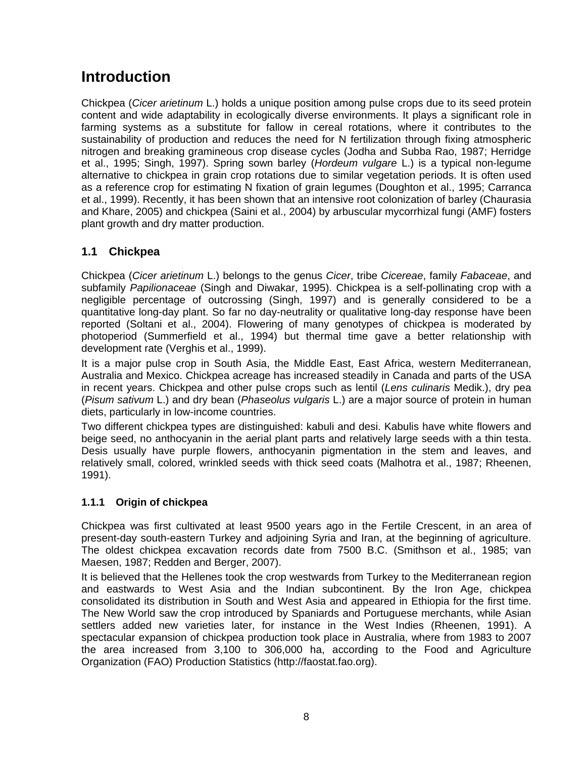# Introduction

Chickpea (*Cicer arietinum* L.) holds a unique position among pulse crops due to its seed protein content and wide adaptability in ecologically diverse environments. It plays a significant role in farming systems as a substitute for fallow in cereal rotations, where it contributes to the sustainability of production and reduces the need for N fertilization through fixing atmospheric nitrogen and breaking gramineous crop disease cycles (Jodha and Subba Rao, 1987; Herridge et al., 1995; Singh, 1997). Spring sown barley (*Hordeum vulgare* L.) is a typical non-legume alternative to chickpea in grain crop rotations due to similar vegetation periods. It is often used as a reference crop for estimating N fixation of grain legumes (Doughton et al., 1995; Carranca et al., 1999). Recently, it has been shown that an intensive root colonization of barley (Chaurasia and Khare, 2005) and chickpea (Saini et al., 2004) by arbuscular mycorrhizal fungi (AMF) fosters plant growth and dry matter production.

## 1.1 Chickpea

Chickpea (*Cicer arietinum* L.) belongs to the genus *Cicer*, tribe *Cicereae*, family *Fabaceae*, and subfamily *Papilionaceae* (Singh and Diwakar, 1995). Chickpea is a self-pollinating crop with a negligible percentage of outcrossing (Singh, 1997) and is generally considered to be a quantitative long-day plant. So far no day-neutrality or qualitative long-day response have been reported (Soltani et al., 2004). Flowering of many genotypes of chickpea is moderated by photoperiod (Summerfield et al., 1994) but thermal time gave a better relationship with development rate (Verghis et al., 1999).

It is a major pulse crop in South Asia, the Middle East, East Africa, western Mediterranean, Australia and Mexico. Chickpea acreage has increased steadily in Canada and parts of the USA in recent years. Chickpea and other pulse crops such as lentil (*Lens culinaris* Medik.), dry pea (*Pisum sativum* L.) and dry bean (*Phaseolus vulgaris* L.) are a major source of protein in human diets, particularly in low-income countries.

Two different chickpea types are distinguished: kabuli and desi. Kabulis have white flowers and beige seed, no anthocyanin in the aerial plant parts and relatively large seeds with a thin testa. Desis usually have purple flowers, anthocyanin pigmentation in the stem and leaves, and relatively small, colored, wrinkled seeds with thick seed coats (Malhotra et al., 1987; Rheenen, 1991).

### 1.1.1 Origin of chickpea

Chickpea was first cultivated at least 9500 years ago in the Fertile Crescent, in an area of present-day south-eastern Turkey and adjoining Syria and Iran, at the beginning of agriculture. The oldest chickpea excavation records date from 7500 B.C. (Smithson et al., 1985; van Maesen, 1987; Redden and Berger, 2007).

It is believed that the Hellenes took the crop westwards from Turkey to the Mediterranean region and eastwards to West Asia and the Indian subcontinent. By the Iron Age, chickpea consolidated its distribution in South and West Asia and appeared in Ethiopia for the first time. The New World saw the crop introduced by Spaniards and Portuguese merchants, while Asian settlers added new varieties later, for instance in the West Indies (Rheenen, 1991). A spectacular expansion of chickpea production took place in Australia, where from 1983 to 2007 the area increased from 3,100 to 306,000 ha, according to the Food and Agriculture Organization (FAO) Production Statistics (http://faostat.fao.org).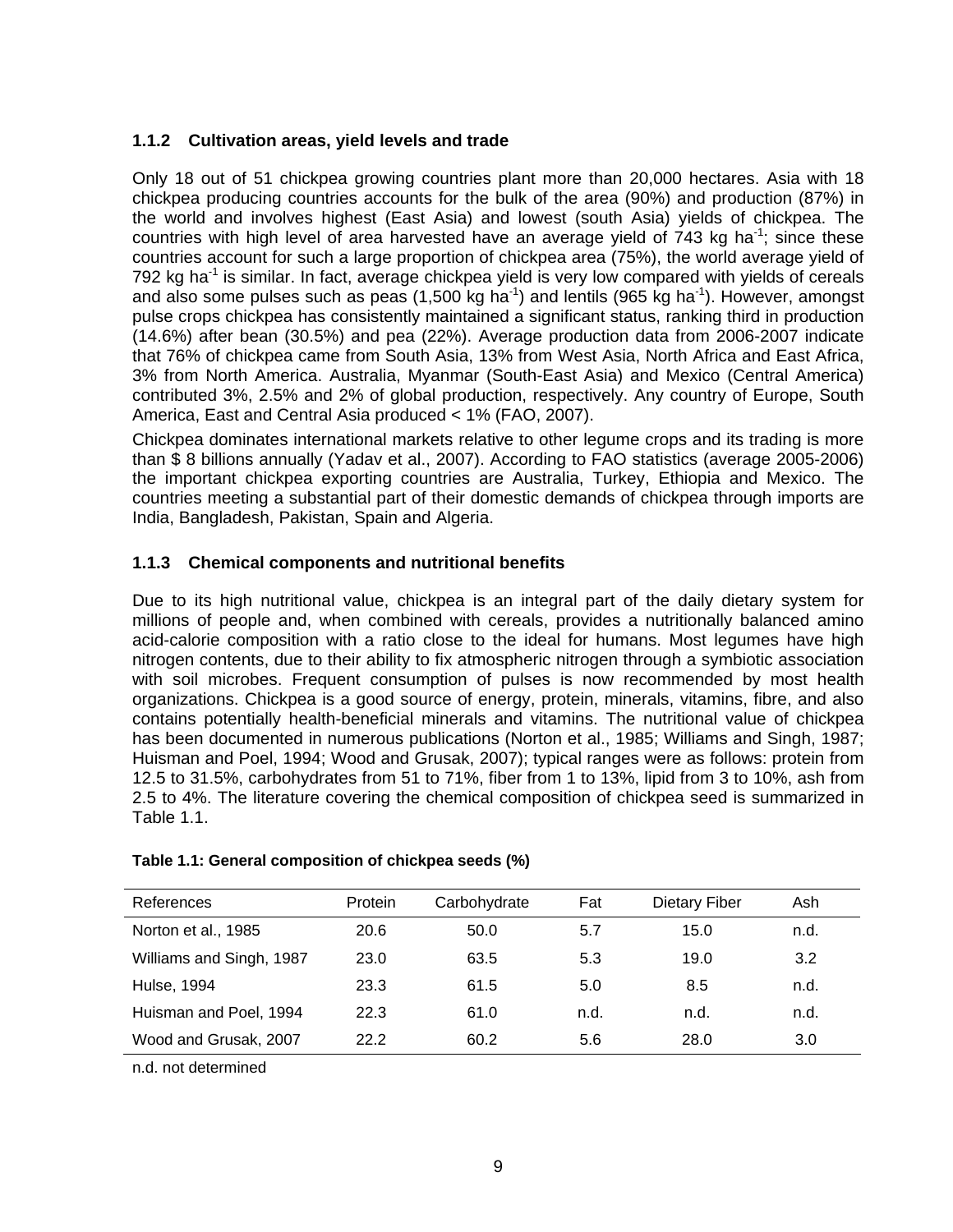### 1.1.2 Cultivation areas, yield levels and trade

Only 18 out of 51 chickpea growing countries plant more than 20,000 hectares. Asia with 18 chickpea producing countries accounts for the bulk of the area (90%) and production (87%) in the world and involves highest (East Asia) and lowest (south Asia) yields of chickpea. The countries with high level of area harvested have an average yield of 743 kg $ha^{-1}$; since these countries account for such a large proportion of chickpea area (75%), the world average yield of 792 kg $ha^{-1}$ is similar. In fact, average chickpea yield is very low compared with yields of cereals and also some pulses such as peas (1,500 kg $ha^{-1}$) and lentils (965 kg $ha^{-1}$). However, amongst pulse crops chickpea has consistently maintained a significant status, ranking third in production (14.6%) after bean (30.5%) and pea (22%). Average production data from 2006-2007 indicate that 76% of chickpea came from South Asia, 13% from West Asia, North Africa and East Africa, 3% from North America. Australia, Myanmar (South-East Asia) and Mexico (Central America) contributed 3%, 2.5% and 2% of global production, respectively. Any country of Europe, South America, East and Central Asia produced < 1% (FAO, 2007).

Chickpea dominates international markets relative to other legume crops and its trading is more than $ 8 billions annually (Yadav et al., 2007). According to FAO statistics (average 2005-2006) the important chickpea exporting countries are Australia, Turkey, Ethiopia and Mexico. The countries meeting a substantial part of their domestic demands of chickpea through imports are India, Bangladesh, Pakistan, Spain and Algeria.

### 1.1.3 Chemical components and nutritional benefits

Due to its high nutritional value, chickpea is an integral part of the daily dietary system for millions of people and, when combined with cereals, provides a nutritionally balanced amino acid-calorie composition with a ratio close to the ideal for humans. Most legumes have high nitrogen contents, due to their ability to fix atmospheric nitrogen through a symbiotic association with soil microbes. Frequent consumption of pulses is now recommended by most health organizations. Chickpea is a good source of energy, protein, minerals, vitamins, fibre, and also contains potentially health-beneficial minerals and vitamins. The nutritional value of chickpea has been documented in numerous publications (Norton et al., 1985; Williams and Singh, 1987; Huisman and Poel, 1994; Wood and Grusak, 2007); typical ranges were as follows: protein from 12.5 to 31.5%, carbohydrates from 51 to 71%, fiber from 1 to 13%, lipid from 3 to 10%, ash from 2.5 to 4%. The literature covering the chemical composition of chickpea seed is summarized in Table 1.1.

**Table 1.1: General composition of chickpea seeds (%)**

| References | Protein | Carbohydrate | Fat | Dietary Fiber | Ash |
|---|---|---|---|---|---|
| Norton et al., 1985 | 20.6 | 50.0 | 5.7 | 15.0 | n.d. |
| Williams and Singh, 1987 | 23.0 | 63.5 | 5.3 | 19.0 | 3.2 |
| Hulse, 1994 | 23.3 | 61.5 | 5.0 | 8.5 | n.d. |
| Huisman and Poel, 1994 | 22.3 | 61.0 | n.d. | n.d. | n.d. |
| Wood and Grusak, 2007 | 22.2 | 60.2 | 5.6 | 28.0 | 3.0 |

n.d. not determined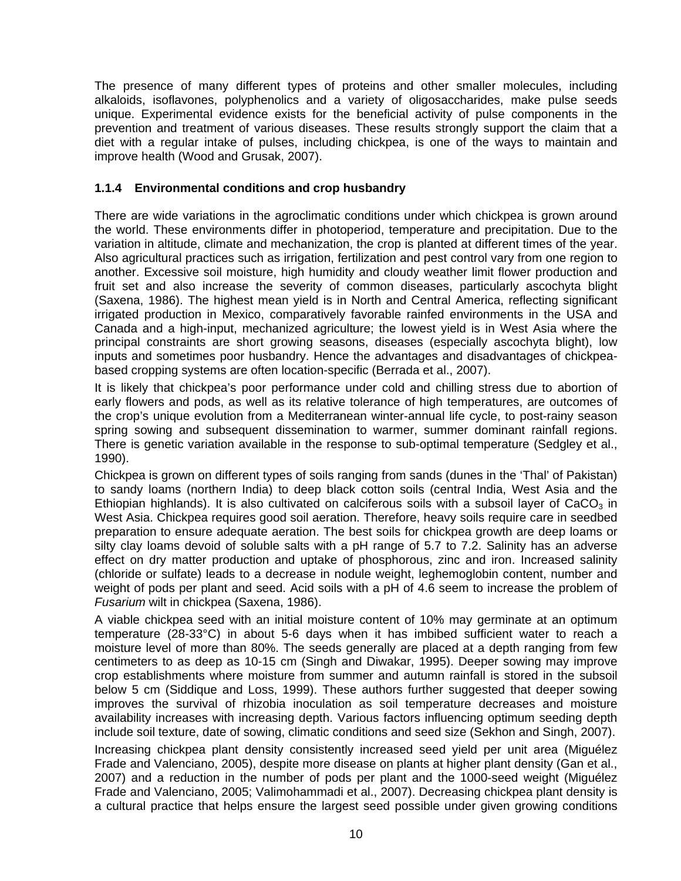The presence of many different types of proteins and other smaller molecules, including alkaloids, isoflavones, polyphenolics and a variety of oligosaccharides, make pulse seeds unique. Experimental evidence exists for the beneficial activity of pulse components in the prevention and treatment of various diseases. These results strongly support the claim that a diet with a regular intake of pulses, including chickpea, is one of the ways to maintain and improve health (Wood and Grusak, 2007).

### 1.1.4 Environmental conditions and crop husbandry

There are wide variations in the agroclimatic conditions under which chickpea is grown around the world. These environments differ in photoperiod, temperature and precipitation. Due to the variation in altitude, climate and mechanization, the crop is planted at different times of the year. Also agricultural practices such as irrigation, fertilization and pest control vary from one region to another. Excessive soil moisture, high humidity and cloudy weather limit flower production and fruit set and also increase the severity of common diseases, particularly ascochyta blight (Saxena, 1986). The highest mean yield is in North and Central America, reflecting significant irrigated production in Mexico, comparatively favorable rainfed environments in the USA and Canada and a high-input, mechanized agriculture; the lowest yield is in West Asia where the principal constraints are short growing seasons, diseases (especially ascochyta blight), low inputs and sometimes poor husbandry. Hence the advantages and disadvantages of chickpea-based cropping systems are often location-specific (Berrada et al., 2007).

It is likely that chickpea's poor performance under cold and chilling stress due to abortion of early flowers and pods, as well as its relative tolerance of high temperatures, are outcomes of the crop's unique evolution from a Mediterranean winter-annual life cycle, to post-rainy season spring sowing and subsequent dissemination to warmer, summer dominant rainfall regions. There is genetic variation available in the response to sub-optimal temperature (Sedgley et al., 1990).

Chickpea is grown on different types of soils ranging from sands (dunes in the 'Thal' of Pakistan) to sandy loams (northern India) to deep black cotton soils (central India, West Asia and the Ethiopian highlands). It is also cultivated on calciferous soils with a subsoil layer of $CaCO_3$ in West Asia. Chickpea requires good soil aeration. Therefore, heavy soils require care in seedbed preparation to ensure adequate aeration. The best soils for chickpea growth are deep loams or silty clay loams devoid of soluble salts with a pH range of 5.7 to 7.2. Salinity has an adverse effect on dry matter production and uptake of phosphorous, zinc and iron. Increased salinity (chloride or sulfate) leads to a decrease in nodule weight, leghemoglobin content, number and weight of pods per plant and seed. Acid soils with a pH of 4.6 seem to increase the problem of *Fusarium* wilt in chickpea (Saxena, 1986).

A viable chickpea seed with an initial moisture content of 10% may germinate at an optimum temperature (28-33°C) in about 5-6 days when it has imbibed sufficient water to reach a moisture level of more than 80%. The seeds generally are placed at a depth ranging from few centimeters to as deep as 10-15 cm (Singh and Diwakar, 1995). Deeper sowing may improve crop establishments where moisture from summer and autumn rainfall is stored in the subsoil below 5 cm (Siddique and Loss, 1999). These authors further suggested that deeper sowing improves the survival of rhizobia inoculation as soil temperature decreases and moisture availability increases with increasing depth. Various factors influencing optimum seeding depth include soil texture, date of sowing, climatic conditions and seed size (Sekhon and Singh, 2007).

Increasing chickpea plant density consistently increased seed yield per unit area (Miguélez Frade and Valenciano, 2005), despite more disease on plants at higher plant density (Gan et al., 2007) and a reduction in the number of pods per plant and the 1000-seed weight (Miguélez Frade and Valenciano, 2005; Valimohammadi et al., 2007). Decreasing chickpea plant density is a cultural practice that helps ensure the largest seed possible under given growing conditions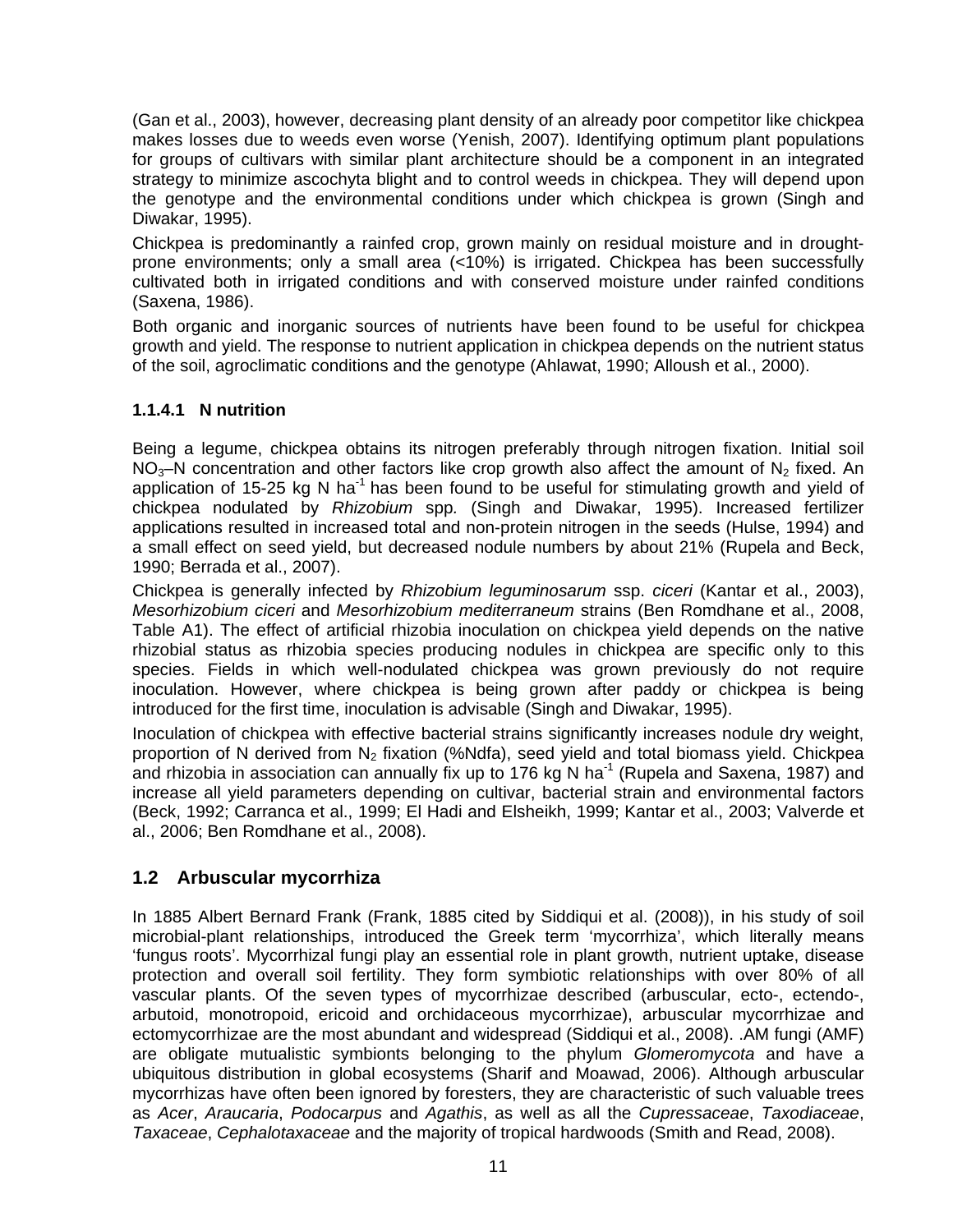(Gan et al., 2003), however, decreasing plant density of an already poor competitor like chickpea makes losses due to weeds even worse (Yenish, 2007). Identifying optimum plant populations for groups of cultivars with similar plant architecture should be a component in an integrated strategy to minimize ascochyta blight and to control weeds in chickpea. They will depend upon the genotype and the environmental conditions under which chickpea is grown (Singh and Diwakar, 1995).

Chickpea is predominantly a rainfed crop, grown mainly on residual moisture and in drought-prone environments; only a small area (<10%) is irrigated. Chickpea has been successfully cultivated both in irrigated conditions and with conserved moisture under rainfed conditions (Saxena, 1986).

Both organic and inorganic sources of nutrients have been found to be useful for chickpea growth and yield. The response to nutrient application in chickpea depends on the nutrient status of the soil, agroclimatic conditions and the genotype (Ahlawat, 1990; Alloush et al., 2000).

#### 1.1.4.1 N nutrition

Being a legume, chickpea obtains its nitrogen preferably through nitrogen fixation. Initial soil $NO_3$–N concentration and other factors like crop growth also affect the amount of $N_2$ fixed. An application of 15-25 kg N $ha^{-1}$ has been found to be useful for stimulating growth and yield of chickpea nodulated by *Rhizobium* spp*.* (Singh and Diwakar, 1995). Increased fertilizer applications resulted in increased total and non-protein nitrogen in the seeds (Hulse, 1994) and a small effect on seed yield, but decreased nodule numbers by about 21% (Rupela and Beck, 1990; Berrada et al., 2007).

Chickpea is generally infected by *Rhizobium leguminosarum* ssp. *ciceri* (Kantar et al., 2003), *Mesorhizobium ciceri* and *Mesorhizobium mediterraneum* strains (Ben Romdhane et al., 2008, Table A1). The effect of artificial rhizobia inoculation on chickpea yield depends on the native rhizobial status as rhizobia species producing nodules in chickpea are specific only to this species. Fields in which well-nodulated chickpea was grown previously do not require inoculation. However, where chickpea is being grown after paddy or chickpea is being introduced for the first time, inoculation is advisable (Singh and Diwakar, 1995).

Inoculation of chickpea with effective bacterial strains significantly increases nodule dry weight, proportion of N derived from $N_2$ fixation (%Ndfa), seed yield and total biomass yield. Chickpea and rhizobia in association can annually fix up to 176 kg N $ha^{-1}$ (Rupela and Saxena, 1987) and increase all yield parameters depending on cultivar, bacterial strain and environmental factors (Beck, 1992; Carranca et al., 1999; El Hadi and Elsheikh, 1999; Kantar et al., 2003; Valverde et al., 2006; Ben Romdhane et al., 2008).

## 1.2 Arbuscular mycorrhiza

In 1885 Albert Bernard Frank (Frank, 1885 cited by Siddiqui et al. (2008)), in his study of soil microbial-plant relationships, introduced the Greek term 'mycorrhiza', which literally means 'fungus roots'. Mycorrhizal fungi play an essential role in plant growth, nutrient uptake, disease protection and overall soil fertility. They form symbiotic relationships with over 80% of all vascular plants. Of the seven types of mycorrhizae described (arbuscular, ecto-, ectendo-, arbutoid, monotropoid, ericoid and orchidaceous mycorrhizae), arbuscular mycorrhizae and ectomycorrhizae are the most abundant and widespread (Siddiqui et al., 2008). .AM fungi (AMF) are obligate mutualistic symbionts belonging to the phylum *Glomeromycota* and have a ubiquitous distribution in global ecosystems (Sharif and Moawad, 2006). Although arbuscular mycorrhizas have often been ignored by foresters, they are characteristic of such valuable trees as *Acer*, *Araucaria*, *Podocarpus* and *Agathis*, as well as all the *Cupressaceae*, *Taxodiaceae*, *Taxaceae*, *Cephalotaxaceae* and the majority of tropical hardwoods (Smith and Read, 2008).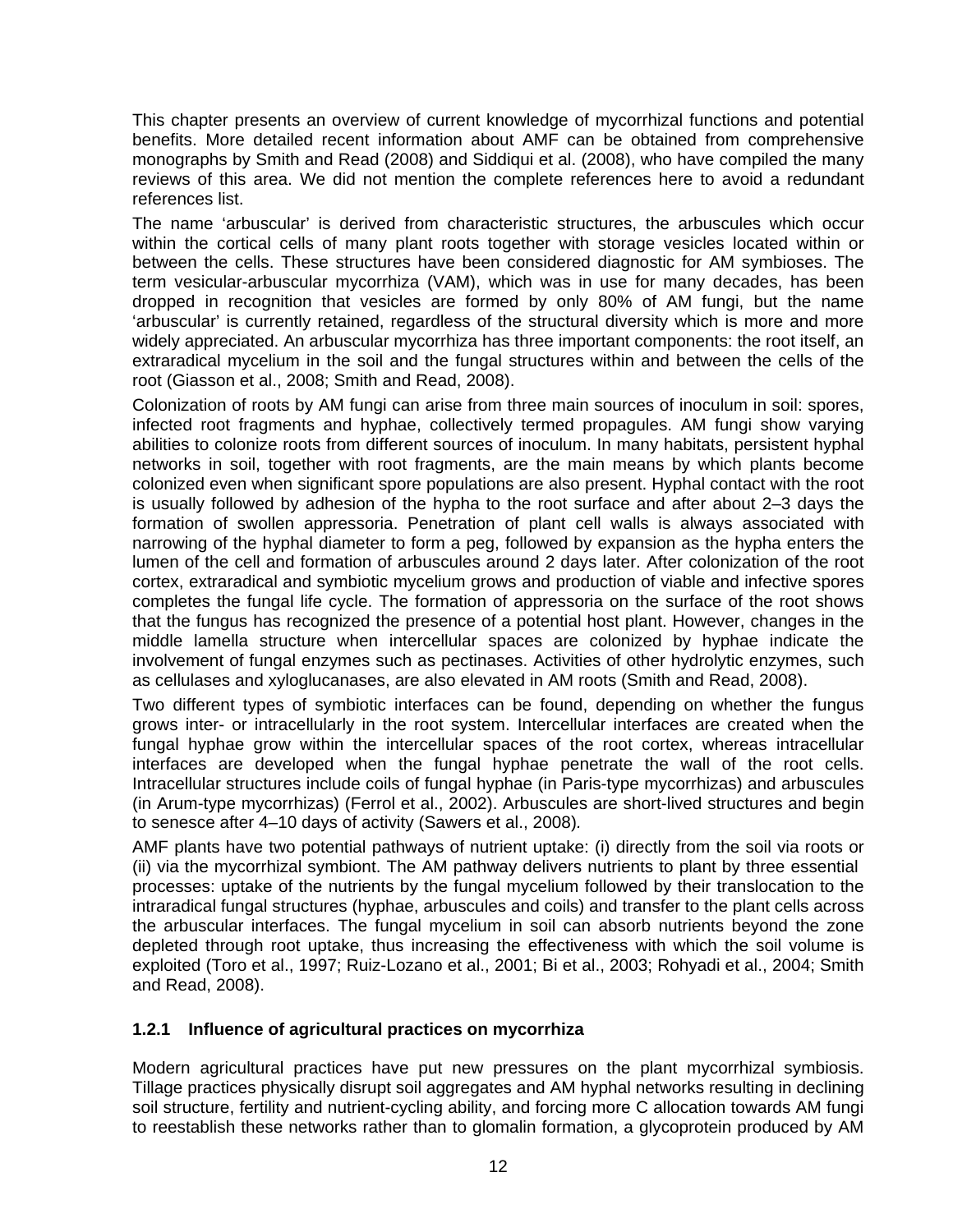This chapter presents an overview of current knowledge of mycorrhizal functions and potential benefits. More detailed recent information about AMF can be obtained from comprehensive monographs by Smith and Read (2008) and Siddiqui et al. (2008), who have compiled the many reviews of this area. We did not mention the complete references here to avoid a redundant references list.

The name 'arbuscular' is derived from characteristic structures, the arbuscules which occur within the cortical cells of many plant roots together with storage vesicles located within or between the cells. These structures have been considered diagnostic for AM symbioses. The term vesicular-arbuscular mycorrhiza (VAM), which was in use for many decades, has been dropped in recognition that vesicles are formed by only 80% of AM fungi, but the name 'arbuscular' is currently retained, regardless of the structural diversity which is more and more widely appreciated. An arbuscular mycorrhiza has three important components: the root itself, an extraradical mycelium in the soil and the fungal structures within and between the cells of the root (Giasson et al., 2008; Smith and Read, 2008).

Colonization of roots by AM fungi can arise from three main sources of inoculum in soil: spores, infected root fragments and hyphae, collectively termed propagules. AM fungi show varying abilities to colonize roots from different sources of inoculum. In many habitats, persistent hyphal networks in soil, together with root fragments, are the main means by which plants become colonized even when significant spore populations are also present. Hyphal contact with the root is usually followed by adhesion of the hypha to the root surface and after about 2–3 days the formation of swollen appressoria. Penetration of plant cell walls is always associated with narrowing of the hyphal diameter to form a peg, followed by expansion as the hypha enters the lumen of the cell and formation of arbuscules around 2 days later. After colonization of the root cortex, extraradical and symbiotic mycelium grows and production of viable and infective spores completes the fungal life cycle. The formation of appressoria on the surface of the root shows that the fungus has recognized the presence of a potential host plant. However, changes in the middle lamella structure when intercellular spaces are colonized by hyphae indicate the involvement of fungal enzymes such as pectinases. Activities of other hydrolytic enzymes, such as cellulases and xyloglucanases, are also elevated in AM roots (Smith and Read, 2008).

Two different types of symbiotic interfaces can be found, depending on whether the fungus grows inter- or intracellularly in the root system. Intercellular interfaces are created when the fungal hyphae grow within the intercellular spaces of the root cortex, whereas intracellular interfaces are developed when the fungal hyphae penetrate the wall of the root cells. Intracellular structures include coils of fungal hyphae (in Paris-type mycorrhizas) and arbuscules (in Arum-type mycorrhizas) (Ferrol et al., 2002). Arbuscules are short-lived structures and begin to senesce after 4–10 days of activity (Sawers et al., 2008).

AMF plants have two potential pathways of nutrient uptake: (i) directly from the soil via roots or (ii) via the mycorrhizal symbiont. The AM pathway delivers nutrients to plant by three essential processes: uptake of the nutrients by the fungal mycelium followed by their translocation to the intraradical fungal structures (hyphae, arbuscules and coils) and transfer to the plant cells across the arbuscular interfaces. The fungal mycelium in soil can absorb nutrients beyond the zone depleted through root uptake, thus increasing the effectiveness with which the soil volume is exploited (Toro et al., 1997; Ruiz-Lozano et al., 2001; Bi et al., 2003; Rohyadi et al., 2004; Smith and Read, 2008).

### 1.2.1 Influence of agricultural practices on mycorrhiza

Modern agricultural practices have put new pressures on the plant mycorrhizal symbiosis. Tillage practices physically disrupt soil aggregates and AM hyphal networks resulting in declining soil structure, fertility and nutrient-cycling ability, and forcing more C allocation towards AM fungi to reestablish these networks rather than to glomalin formation, a glycoprotein produced by AM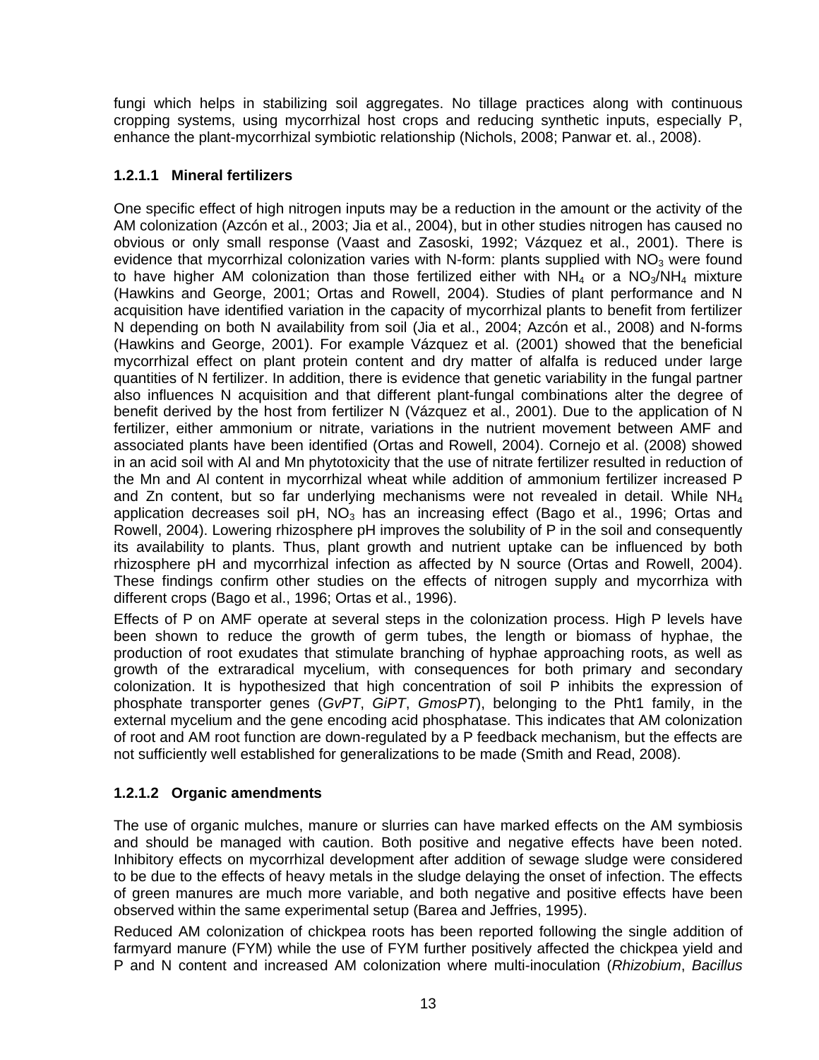fungi which helps in stabilizing soil aggregates. No tillage practices along with continuous cropping systems, using mycorrhizal host crops and reducing synthetic inputs, especially P, enhance the plant-mycorrhizal symbiotic relationship (Nichols, 2008; Panwar et. al., 2008).

#### 1.2.1.1 Mineral fertilizers

One specific effect of high nitrogen inputs may be a reduction in the amount or the activity of the AM colonization (Azcón et al., 2003; Jia et al., 2004), but in other studies nitrogen has caused no obvious or only small response (Vaast and Zasoski, 1992; Vázquez et al., 2001). There is evidence that mycorrhizal colonization varies with N-form: plants supplied with $NO_3$ were found to have higher AM colonization than those fertilized either with $NH_4$ or a $NO_3/NH_4$ mixture (Hawkins and George, 2001; Ortas and Rowell, 2004). Studies of plant performance and N acquisition have identified variation in the capacity of mycorrhizal plants to benefit from fertilizer N depending on both N availability from soil (Jia et al., 2004; Azcón et al., 2008) and N-forms (Hawkins and George, 2001). For example Vázquez et al. (2001) showed that the beneficial mycorrhizal effect on plant protein content and dry matter of alfalfa is reduced under large quantities of N fertilizer. In addition, there is evidence that genetic variability in the fungal partner also influences N acquisition and that different plant-fungal combinations alter the degree of benefit derived by the host from fertilizer N (Vázquez et al., 2001). Due to the application of N fertilizer, either ammonium or nitrate, variations in the nutrient movement between AMF and associated plants have been identified (Ortas and Rowell, 2004). Cornejo et al. (2008) showed in an acid soil with Al and Mn phytotoxicity that the use of nitrate fertilizer resulted in reduction of the Mn and Al content in mycorrhizal wheat while addition of ammonium fertilizer increased P and Zn content, but so far underlying mechanisms were not revealed in detail. While $NH_4$ application decreases soil pH, $NO_3$ has an increasing effect (Bago et al., 1996; Ortas and Rowell, 2004). Lowering rhizosphere pH improves the solubility of P in the soil and consequently its availability to plants. Thus, plant growth and nutrient uptake can be influenced by both rhizosphere pH and mycorrhizal infection as affected by N source (Ortas and Rowell, 2004). These findings confirm other studies on the effects of nitrogen supply and mycorrhiza with different crops (Bago et al., 1996; Ortas et al., 1996).

Effects of P on AMF operate at several steps in the colonization process. High P levels have been shown to reduce the growth of germ tubes, the length or biomass of hyphae, the production of root exudates that stimulate branching of hyphae approaching roots, as well as growth of the extraradical mycelium, with consequences for both primary and secondary colonization. It is hypothesized that high concentration of soil P inhibits the expression of phosphate transporter genes (*GvPT*, *GiPT*, *GmosPT*), belonging to the Pht1 family, in the external mycelium and the gene encoding acid phosphatase. This indicates that AM colonization of root and AM root function are down-regulated by a P feedback mechanism, but the effects are not sufficiently well established for generalizations to be made (Smith and Read, 2008).

#### 1.2.1.2 Organic amendments

The use of organic mulches, manure or slurries can have marked effects on the AM symbiosis and should be managed with caution. Both positive and negative effects have been noted. Inhibitory effects on mycorrhizal development after addition of sewage sludge were considered to be due to the effects of heavy metals in the sludge delaying the onset of infection. The effects of green manures are much more variable, and both negative and positive effects have been observed within the same experimental setup (Barea and Jeffries, 1995).

Reduced AM colonization of chickpea roots has been reported following the single addition of farmyard manure (FYM) while the use of FYM further positively affected the chickpea yield and P and N content and increased AM colonization where multi-inoculation (*Rhizobium*, *Bacillus*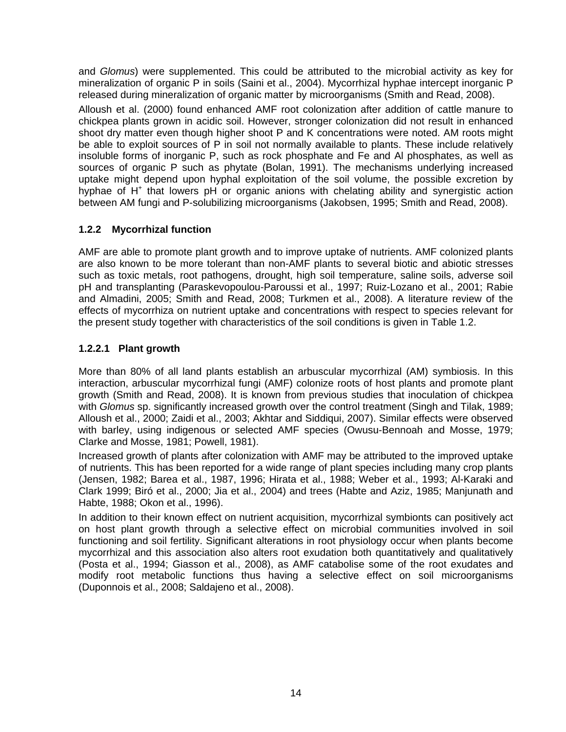and *Glomus*) were supplemented. This could be attributed to the microbial activity as key for mineralization of organic P in soils (Saini et al., 2004). Mycorrhizal hyphae intercept inorganic P released during mineralization of organic matter by microorganisms (Smith and Read, 2008).

Alloush et al. (2000) found enhanced AMF root colonization after addition of cattle manure to chickpea plants grown in acidic soil. However, stronger colonization did not result in enhanced shoot dry matter even though higher shoot P and K concentrations were noted. AM roots might be able to exploit sources of P in soil not normally available to plants. These include relatively insoluble forms of inorganic P, such as rock phosphate and Fe and Al phosphates, as well as sources of organic P such as phytate (Bolan, 1991). The mechanisms underlying increased uptake might depend upon hyphal exploitation of the soil volume, the possible excretion by hyphae of $H^+$ that lowers pH or organic anions with chelating ability and synergistic action between AM fungi and P-solubilizing microorganisms (Jakobsen, 1995; Smith and Read, 2008).

### 1.2.2 Mycorrhizal function

AMF are able to promote plant growth and to improve uptake of nutrients. AMF colonized plants are also known to be more tolerant than non-AMF plants to several biotic and abiotic stresses such as toxic metals, root pathogens, drought, high soil temperature, saline soils, adverse soil pH and transplanting (Paraskevopoulou-Paroussi et al., 1997; Ruiz-Lozano et al., 2001; Rabie and Almadini, 2005; Smith and Read, 2008; Turkmen et al., 2008). A literature review of the effects of mycorrhiza on nutrient uptake and concentrations with respect to species relevant for the present study together with characteristics of the soil conditions is given in Table 1.2.

#### 1.2.2.1 Plant growth

More than 80% of all land plants establish an arbuscular mycorrhizal (AM) symbiosis. In this interaction, arbuscular mycorrhizal fungi (AMF) colonize roots of host plants and promote plant growth (Smith and Read, 2008). It is known from previous studies that inoculation of chickpea with *Glomus* sp. significantly increased growth over the control treatment (Singh and Tilak, 1989; Alloush et al., 2000; Zaidi et al., 2003; Akhtar and Siddiqui, 2007). Similar effects were observed with barley, using indigenous or selected AMF species (Owusu-Bennoah and Mosse, 1979; Clarke and Mosse, 1981; Powell, 1981).

Increased growth of plants after colonization with AMF may be attributed to the improved uptake of nutrients. This has been reported for a wide range of plant species including many crop plants (Jensen, 1982; Barea et al., 1987, 1996; Hirata et al., 1988; Weber et al., 1993; Al-Karaki and Clark 1999; Biró et al., 2000; Jia et al., 2004) and trees (Habte and Aziz, 1985; Manjunath and Habte, 1988; Okon et al., 1996).

In addition to their known effect on nutrient acquisition, mycorrhizal symbionts can positively act on host plant growth through a selective effect on microbial communities involved in soil functioning and soil fertility. Significant alterations in root physiology occur when plants become mycorrhizal and this association also alters root exudation both quantitatively and qualitatively (Posta et al., 1994; Giasson et al., 2008), as AMF catabolise some of the root exudates and modify root metabolic functions thus having a selective effect on soil microorganisms (Duponnois et al., 2008; Saldajeno et al., 2008).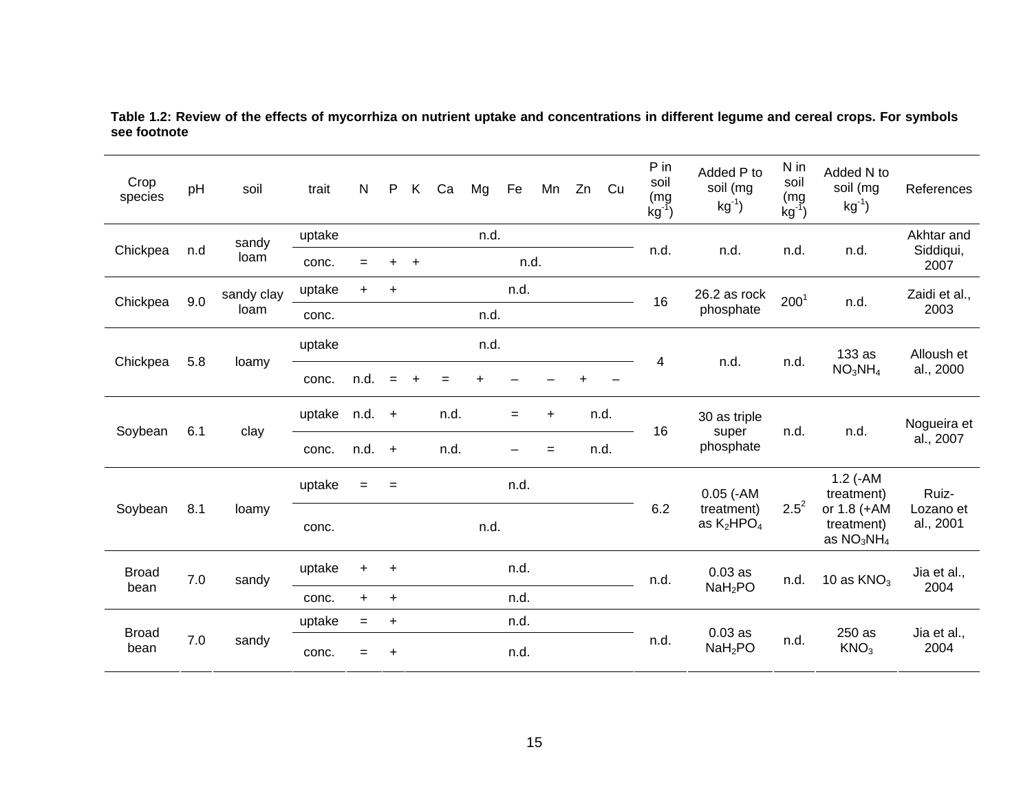**Table 1.2: Review of the effects of mycorrhiza on nutrient uptake and concentrations in different legume and cereal crops. For symbols see footnote**

| Crop species | pH | soil | trait | N | P | K | Ca | Mg | Fe | Mn | Zn | Cu | P in soil (mg $kg^{-1}$) | Added P to soil (mg $kg^{-1}$) | N in soil (mg $kg^{-1}$) | Added N to soil (mg $kg^{-1}$) | References |
|---|---|---|---|---|---|---|---|---|---|---|---|---|---|---|---|---|---|
| Chickpea | n.d | sandy loam | uptake | n.d. | | | | | | | | | n.d. | n.d. | n.d. | n.d. | Akhtar and Siddiqui, 2007 |
| | | | conc. | = | + | + | n.d. | | | | | | | | | | |
| Chickpea | 9.0 | sandy clay loam | uptake | + | + | n.d. | | | | | | | 16 | 26.2 as rock phosphate | 200[1] | n.d. | Zaidi et al., 2003 |
| | | | conc. | n.d. | | | | | | | | | | | | | |
| Chickpea | 5.8 | loamy | uptake | n.d. | | | | | | | | | 4 | n.d. | n.d. | 133 as $NO_3NH_4$ | Alloush et al., 2000 |
| | | | conc. | n.d. | = | + | = | + | – | – | + | – | | | | | |
| Soybean | 6.1 | clay | uptake | n.d. | + | n.d. | | | = | + | n.d. | | 16 | 30 as triple super phosphate | n.d. | n.d. | Nogueira et al., 2007 |
| | | | conc. | n.d. | + | n.d. | | | – | = | n.d. | | | | | | |
| Soybean | 8.1 | loamy | uptake | = | = | n.d. | | | | | | | 6.2 | 0.05 (-AM treatment) as $K_2HPO_4$ | 2.5[2] | 1.2 (-AM treatment) or 1.8 (+AM treatment) as $NO_3NH_4$ | Ruiz-Lozano et al., 2001 |
| | | | conc. | n.d. | | | | | | | | | | | | | |
| Broad bean | 7.0 | sandy | uptake | + | + | n.d. | | | | | | | n.d. | 0.03 as $NaH_2PO$ | n.d. | 10 as $KNO_3$ | Jia et al., 2004 |
| | | | conc. | + | + | n.d. | | | | | | | | | | | |
| Broad bean | 7.0 | sandy | uptake | = | + | n.d. | | | | | | | n.d. | 0.03 as $NaH_2PO$ | n.d. | 250 as $KNO_3$ | Jia et al., 2004 |
| | | | conc. | = | + | n.d. | | | | | | | | | | | |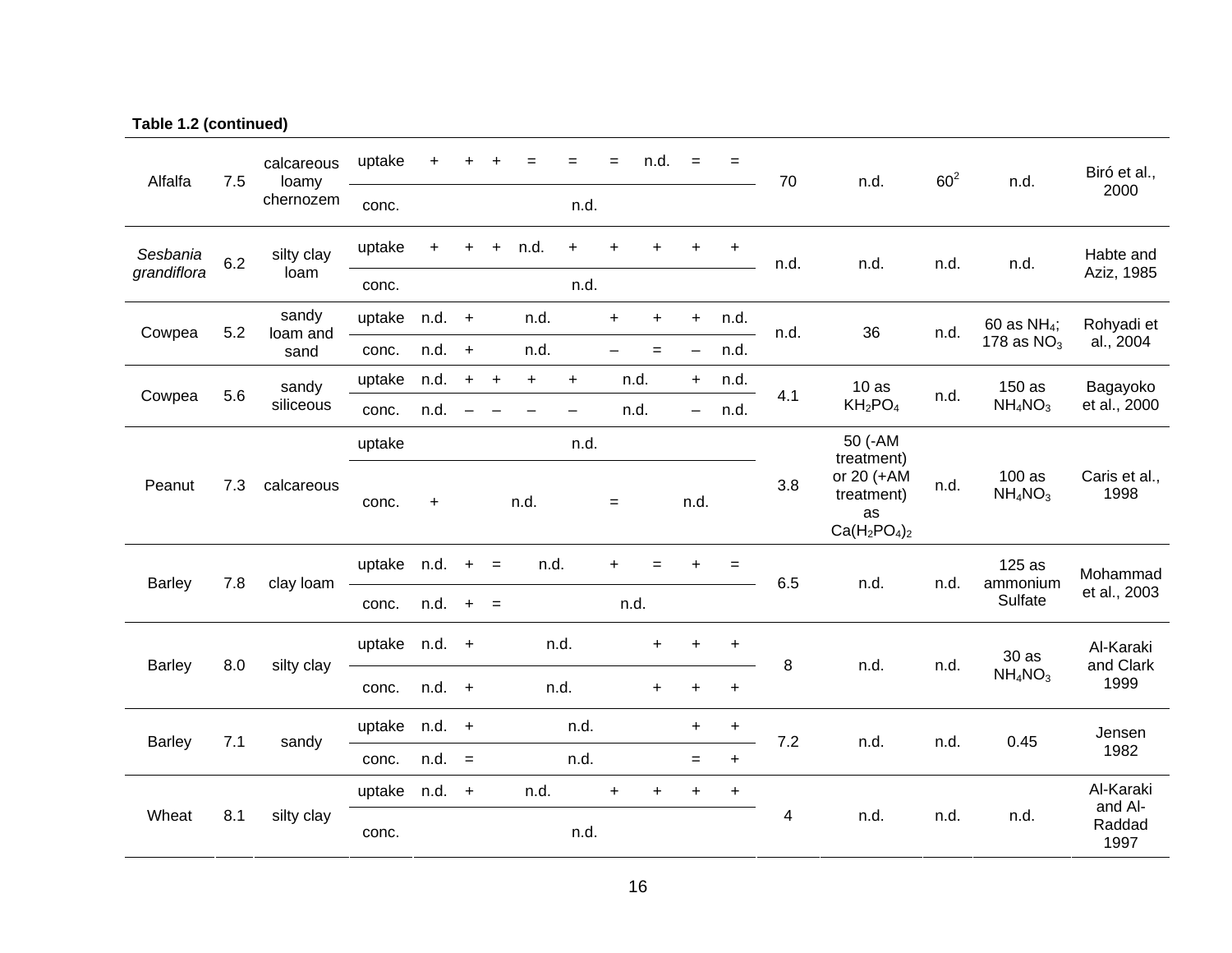**Table 1.2 (continued)**

| | | | | | | | | | | | | | | | | | |
|---|---|---|---|---|---|---|---|---|---|---|---|---|---|---|---|---|---|
| Alfalfa | 7.5 | calcareous loamy chernozem | uptake | + | + | + | = | = | = | n.d. | = | = | 70 | n.d. | 60[2] | n.d. | Biró et al., 2000 |
| | | | conc. | | | | | n.d. | | | | | | | | | |
| *Sesbania grandiflora* | 6.2 | silty clay loam | uptake | + | + | + | n.d. | + | + | + | + | + | n.d. | n.d. | n.d. | n.d. | Habte and Aziz, 1985 |
| | | | conc. | | | | | n.d. | | | | | | | | | |
| Cowpea | 5.2 | sandy loam and sand | uptake | n.d. | + | | n.d. | | + | + | + | n.d. | n.d. | 36 | n.d. | 60 as $NH_4$; 178 as $NO_3$ | Rohyadi et al., 2004 |
| | | | conc. | n.d. | + | | n.d. | | – | = | – | n.d. | | | | | |
| Cowpea | 5.6 | sandy siliceous | uptake | n.d. | + | + | + | + | n.d. | | + | n.d. | 4.1 | 10 as $KH_2PO_4$ | n.d. | 150 as $NH_4NO_3$ | Bagayoko et al., 2000 |
| | | | conc. | n.d. | – | – | – | – | n.d. | | – | n.d. | | | | | |
| Peanut | 7.3 | calcareous | uptake | | | | | n.d. | | | | | 3.8 | 50 (-AM treatment) or 20 (+AM treatment) as $Ca(H_2PO_4)_2$ | n.d. | 100 as $NH_4NO_3$ | Caris et al., 1998 |
| | | | conc. | + | | | n.d. | | = | | n.d. | | | | | | |
| Barley | 7.8 | clay loam | uptake | n.d. | + | = | n.d. | | + | = | + | = | 6.5 | n.d. | n.d. | 125 as ammonium Sulfate | Mohammad et al., 2003 |
| | | | conc. | n.d. | + | = | | | n.d. | | | | | | | | |
| Barley | 8.0 | silty clay | uptake | n.d. | + | | | n.d. | | + | + | + | 8 | n.d. | n.d. | 30 as $NH_4NO_3$ | Al-Karaki and Clark 1999 |
| | | | conc. | n.d. | + | | | n.d. | | + | + | + | | | | | |
| Barley | 7.1 | sandy | uptake | n.d. | + | | | n.d. | | | + | + | 7.2 | n.d. | n.d. | 0.45 | Jensen 1982 |
| | | | conc. | n.d. | = | | | n.d. | | | = | + | | | | | |
| Wheat | 8.1 | silty clay | uptake | n.d. | + | | n.d. | | + | + | + | + | 4 | n.d. | n.d. | n.d. | Al-Karaki and Al-Raddad 1997 |
| | | | conc. | | | | | n.d. | | | | | | | | | |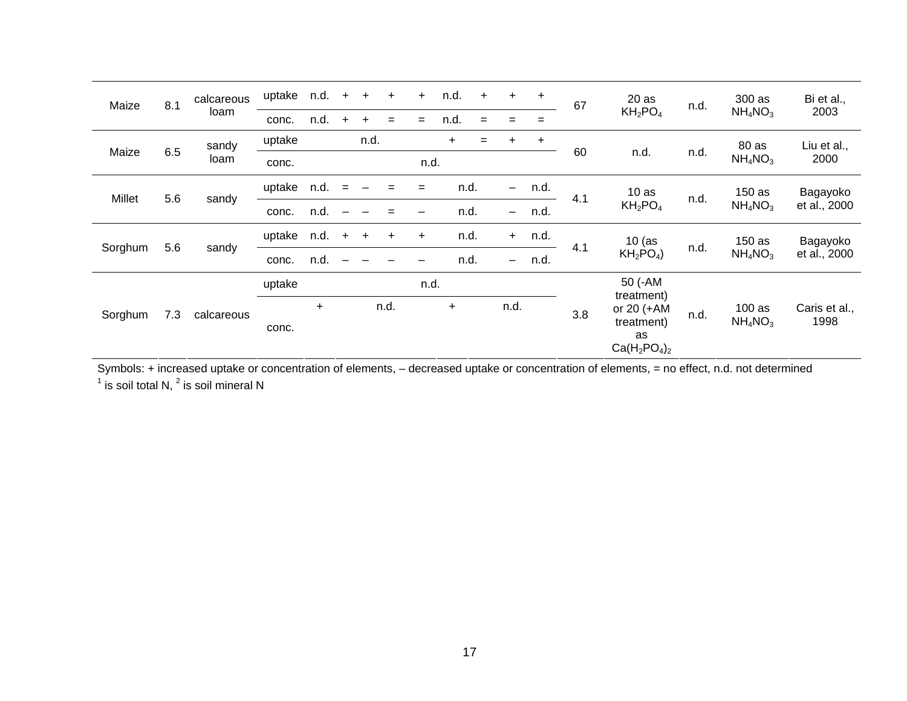| | | | | | | | | | | | | | | | | | |
|---|---|---|---|---|---|---|---|---|---|---|---|---|---|---|---|---|---|
| Maize | 8.1 | calcareous loam | uptake | n.d. | + | + | + | + | n.d. | + | + | + | 67 | 20 as $KH_2PO_4$ | n.d. | 300 as $NH_4NO_3$ | Bi et al., 2003 |
| | | | conc. | n.d. | + | + | = | = | n.d. | = | = | = | | | | | |
| Maize | 6.5 | sandy loam | uptake | n.d. | | | | | + | = | + | + | 60 | n.d. | n.d. | 80 as $NH_4NO_3$ | Liu et al., 2000 |
| | | | conc. | n.d. | | | | | | | | | | | | | |
| Millet | 5.6 | sandy | uptake | n.d. | = | – | = | = | n.d. | | – | n.d. | 4.1 | 10 as $KH_2PO_4$ | n.d. | 150 as $NH_4NO_3$ | Bagayoko et al., 2000 |
| | | | conc. | n.d. | – | – | = | – | n.d. | | – | n.d. | | | | | |
| Sorghum | 5.6 | sandy | uptake | n.d. | + | + | + | + | n.d. | | + | n.d. | 4.1 | 10 (as $KH_2PO_4$) | n.d. | 150 as $NH_4NO_3$ | Bagayoko et al., 2000 |
| | | | conc. | n.d. | – | – | – | – | n.d. | | – | n.d. | | | | | |
| Sorghum | 7.3 | calcareous | uptake | n.d. | | | | | | | | | 3.8 | 50 (-AM treatment) or 20 (+AM treatment) as $Ca(H_2PO_4)_2$ | n.d. | 100 as $NH_4NO_3$ | Caris et al., 1998 |
| | | | conc. | + | n.d. | | | | + | n.d. | | | | | | | |

Symbols: + increased uptake or concentration of elements, – decreased uptake or concentration of elements, = no effect, n.d. not determined

[1] is soil total N, [2] is soil mineral N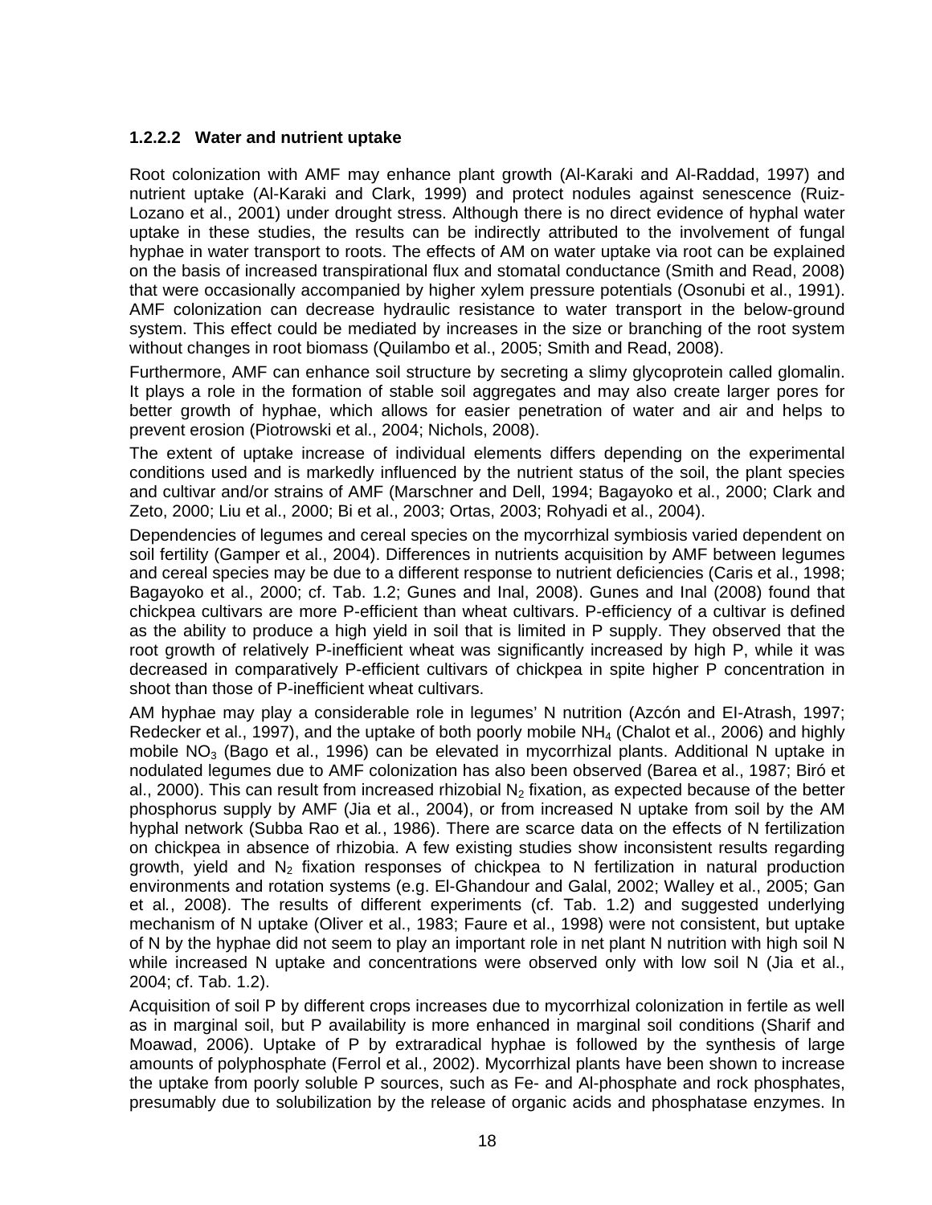#### 1.2.2.2 Water and nutrient uptake

Root colonization with AMF may enhance plant growth (Al-Karaki and Al-Raddad, 1997) and nutrient uptake (Al-Karaki and Clark, 1999) and protect nodules against senescence (Ruiz-Lozano et al., 2001) under drought stress. Although there is no direct evidence of hyphal water uptake in these studies, the results can be indirectly attributed to the involvement of fungal hyphae in water transport to roots. The effects of AM on water uptake via root can be explained on the basis of increased transpirational flux and stomatal conductance (Smith and Read, 2008) that were occasionally accompanied by higher xylem pressure potentials (Osonubi et al., 1991). AMF colonization can decrease hydraulic resistance to water transport in the below-ground system. This effect could be mediated by increases in the size or branching of the root system without changes in root biomass (Quilambo et al., 2005; Smith and Read, 2008).

Furthermore, AMF can enhance soil structure by secreting a slimy glycoprotein called glomalin. It plays a role in the formation of stable soil aggregates and may also create larger pores for better growth of hyphae, which allows for easier penetration of water and air and helps to prevent erosion (Piotrowski et al., 2004; Nichols, 2008).

The extent of uptake increase of individual elements differs depending on the experimental conditions used and is markedly influenced by the nutrient status of the soil, the plant species and cultivar and/or strains of AMF (Marschner and Dell, 1994; Bagayoko et al., 2000; Clark and Zeto, 2000; Liu et al., 2000; Bi et al., 2003; Ortas, 2003; Rohyadi et al., 2004).

Dependencies of legumes and cereal species on the mycorrhizal symbiosis varied dependent on soil fertility (Gamper et al., 2004). Differences in nutrients acquisition by AMF between legumes and cereal species may be due to a different response to nutrient deficiencies (Caris et al., 1998; Bagayoko et al., 2000; cf. Tab. 1.2; Gunes and Inal, 2008). Gunes and Inal (2008) found that chickpea cultivars are more P-efficient than wheat cultivars. P-efficiency of a cultivar is defined as the ability to produce a high yield in soil that is limited in P supply. They observed that the root growth of relatively P-inefficient wheat was significantly increased by high P, while it was decreased in comparatively P-efficient cultivars of chickpea in spite higher P concentration in shoot than those of P-inefficient wheat cultivars.

AM hyphae may play a considerable role in legumes' N nutrition (Azcón and El-Atrash, 1997; Redecker et al., 1997), and the uptake of both poorly mobile $NH_4$ (Chalot et al., 2006) and highly mobile $NO_3$ (Bago et al., 1996) can be elevated in mycorrhizal plants. Additional N uptake in nodulated legumes due to AMF colonization has also been observed (Barea et al., 1987; Biró et al., 2000). This can result from increased rhizobial $N_2$ fixation, as expected because of the better phosphorus supply by AMF (Jia et al., 2004), or from increased N uptake from soil by the AM hyphal network (Subba Rao et al., 1986). There are scarce data on the effects of N fertilization on chickpea in absence of rhizobia. A few existing studies show inconsistent results regarding growth, yield and $N_2$ fixation responses of chickpea to N fertilization in natural production environments and rotation systems (e.g. El-Ghandour and Galal, 2002; Walley et al., 2005; Gan et al., 2008). The results of different experiments (cf. Tab. 1.2) and suggested underlying mechanism of N uptake (Oliver et al., 1983; Faure et al., 1998) were not consistent, but uptake of N by the hyphae did not seem to play an important role in net plant N nutrition with high soil N while increased N uptake and concentrations were observed only with low soil N (Jia et al., 2004; cf. Tab. 1.2).

Acquisition of soil P by different crops increases due to mycorrhizal colonization in fertile as well as in marginal soil, but P availability is more enhanced in marginal soil conditions (Sharif and Moawad, 2006). Uptake of P by extraradical hyphae is followed by the synthesis of large amounts of polyphosphate (Ferrol et al., 2002). Mycorrhizal plants have been shown to increase the uptake from poorly soluble P sources, such as Fe- and Al-phosphate and rock phosphates, presumably due to solubilization by the release of organic acids and phosphatase enzymes. In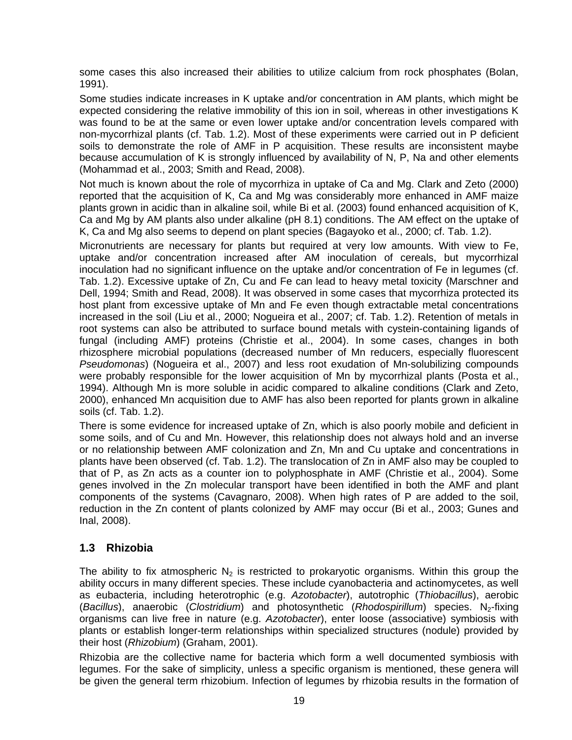some cases this also increased their abilities to utilize calcium from rock phosphates (Bolan, 1991).

Some studies indicate increases in K uptake and/or concentration in AM plants, which might be expected considering the relative immobility of this ion in soil, whereas in other investigations K was found to be at the same or even lower uptake and/or concentration levels compared with non-mycorrhizal plants (cf. Tab. 1.2). Most of these experiments were carried out in P deficient soils to demonstrate the role of AMF in P acquisition. These results are inconsistent maybe because accumulation of K is strongly influenced by availability of N, P, Na and other elements (Mohammad et al., 2003; Smith and Read, 2008).

Not much is known about the role of mycorrhiza in uptake of Ca and Mg. Clark and Zeto (2000) reported that the acquisition of K, Ca and Mg was considerably more enhanced in AMF maize plants grown in acidic than in alkaline soil, while Bi et al. (2003) found enhanced acquisition of K, Ca and Mg by AM plants also under alkaline (pH 8.1) conditions. The AM effect on the uptake of K, Ca and Mg also seems to depend on plant species (Bagayoko et al., 2000; cf. Tab. 1.2).

Micronutrients are necessary for plants but required at very low amounts. With view to Fe, uptake and/or concentration increased after AM inoculation of cereals, but mycorrhizal inoculation had no significant influence on the uptake and/or concentration of Fe in legumes (cf. Tab. 1.2). Excessive uptake of Zn, Cu and Fe can lead to heavy metal toxicity (Marschner and Dell, 1994; Smith and Read, 2008). It was observed in some cases that mycorrhiza protected its host plant from excessive uptake of Mn and Fe even though extractable metal concentrations increased in the soil (Liu et al., 2000; Nogueira et al., 2007; cf. Tab. 1.2). Retention of metals in root systems can also be attributed to surface bound metals with cystein-containing ligands of fungal (including AMF) proteins (Christie et al., 2004). In some cases, changes in both rhizosphere microbial populations (decreased number of Mn reducers, especially fluorescent *Pseudomonas*) (Nogueira et al., 2007) and less root exudation of Mn-solubilizing compounds were probably responsible for the lower acquisition of Mn by mycorrhizal plants (Posta et al., 1994). Although Mn is more soluble in acidic compared to alkaline conditions (Clark and Zeto, 2000), enhanced Mn acquisition due to AMF has also been reported for plants grown in alkaline soils (cf. Tab. 1.2).

There is some evidence for increased uptake of Zn, which is also poorly mobile and deficient in some soils, and of Cu and Mn. However, this relationship does not always hold and an inverse or no relationship between AMF colonization and Zn, Mn and Cu uptake and concentrations in plants have been observed (cf. Tab. 1.2). The translocation of Zn in AMF also may be coupled to that of P, as Zn acts as a counter ion to polyphosphate in AMF (Christie et al., 2004). Some genes involved in the Zn molecular transport have been identified in both the AMF and plant components of the systems (Cavagnaro, 2008). When high rates of P are added to the soil, reduction in the Zn content of plants colonized by AMF may occur (Bi et al., 2003; Gunes and Inal, 2008).

## 1.3 Rhizobia

The ability to fix atmospheric $N_2$ is restricted to prokaryotic organisms. Within this group the ability occurs in many different species. These include cyanobacteria and actinomycetes, as well as eubacteria, including heterotrophic (e.g. *Azotobacter*), autotrophic (*Thiobacillus*), aerobic (*Bacillus*), anaerobic (*Clostridium*) and photosynthetic (*Rhodospirillum*) species. $N_2$-fixing organisms can live free in nature (e.g. *Azotobacter*), enter loose (associative) symbiosis with plants or establish longer-term relationships within specialized structures (nodule) provided by their host (*Rhizobium*) (Graham, 2001).

Rhizobia are the collective name for bacteria which form a well documented symbiosis with legumes. For the sake of simplicity, unless a specific organism is mentioned, these genera will be given the general term rhizobium. Infection of legumes by rhizobia results in the formation of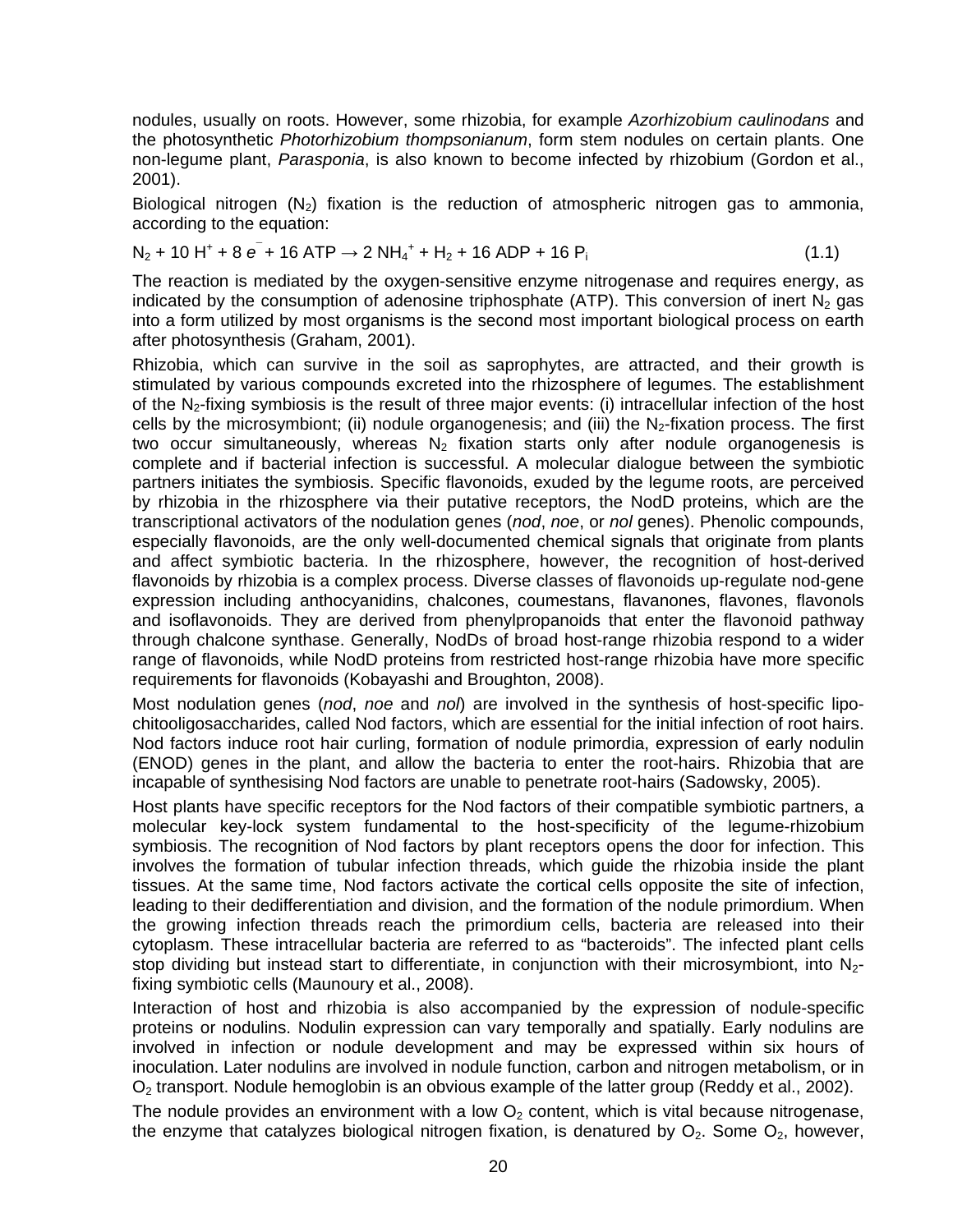nodules, usually on roots. However, some rhizobia, for example *Azorhizobium caulinodans* and the photosynthetic *Photorhizobium thompsonianum*, form stem nodules on certain plants. One non-legume plant, *Parasponia*, is also known to become infected by rhizobium (Gordon et al., 2001).

Biological nitrogen ($N_2$) fixation is the reduction of atmospheric nitrogen gas to ammonia, according to the equation:

$$N_2 + 10\ H^+ + 8\ e^- + 16\ ATP \rightarrow 2\ NH_4^+ + H_2 + 16\ ADP + 16\ P_i \qquad (1.1)$$

The reaction is mediated by the oxygen-sensitive enzyme nitrogenase and requires energy, as indicated by the consumption of adenosine triphosphate (ATP). This conversion of inert $N_2$ gas into a form utilized by most organisms is the second most important biological process on earth after photosynthesis (Graham, 2001).

Rhizobia, which can survive in the soil as saprophytes, are attracted, and their growth is stimulated by various compounds excreted into the rhizosphere of legumes. The establishment of the $N_2$-fixing symbiosis is the result of three major events: (i) intracellular infection of the host cells by the microsymbiont; (ii) nodule organogenesis; and (iii) the $N_2$-fixation process. The first two occur simultaneously, whereas $N_2$ fixation starts only after nodule organogenesis is complete and if bacterial infection is successful. A molecular dialogue between the symbiotic partners initiates the symbiosis. Specific flavonoids, exuded by the legume roots, are perceived by rhizobia in the rhizosphere via their putative receptors, the NodD proteins, which are the transcriptional activators of the nodulation genes (*nod*, *noe*, or *nol* genes). Phenolic compounds, especially flavonoids, are the only well-documented chemical signals that originate from plants and affect symbiotic bacteria. In the rhizosphere, however, the recognition of host-derived flavonoids by rhizobia is a complex process. Diverse classes of flavonoids up-regulate nod-gene expression including anthocyanidins, chalcones, coumestans, flavanones, flavones, flavonols and isoflavonoids. They are derived from phenylpropanoids that enter the flavonoid pathway through chalcone synthase. Generally, NodDs of broad host-range rhizobia respond to a wider range of flavonoids, while NodD proteins from restricted host-range rhizobia have more specific requirements for flavonoids (Kobayashi and Broughton, 2008).

Most nodulation genes (*nod*, *noe* and *nol*) are involved in the synthesis of host-specific lipo-chitooligosaccharides, called Nod factors, which are essential for the initial infection of root hairs. Nod factors induce root hair curling, formation of nodule primordia, expression of early nodulin (ENOD) genes in the plant, and allow the bacteria to enter the root-hairs. Rhizobia that are incapable of synthesising Nod factors are unable to penetrate root-hairs (Sadowsky, 2005).

Host plants have specific receptors for the Nod factors of their compatible symbiotic partners, a molecular key-lock system fundamental to the host-specificity of the legume-rhizobium symbiosis. The recognition of Nod factors by plant receptors opens the door for infection. This involves the formation of tubular infection threads, which guide the rhizobia inside the plant tissues. At the same time, Nod factors activate the cortical cells opposite the site of infection, leading to their dedifferentiation and division, and the formation of the nodule primordium. When the growing infection threads reach the primordium cells, bacteria are released into their cytoplasm. These intracellular bacteria are referred to as "bacteroids". The infected plant cells stop dividing but instead start to differentiate, in conjunction with their microsymbiont, into $N_2$-fixing symbiotic cells (Maunoury et al., 2008).

Interaction of host and rhizobia is also accompanied by the expression of nodule-specific proteins or nodulins. Nodulin expression can vary temporally and spatially. Early nodulins are involved in infection or nodule development and may be expressed within six hours of inoculation. Later nodulins are involved in nodule function, carbon and nitrogen metabolism, or in $O_2$ transport. Nodule hemoglobin is an obvious example of the latter group (Reddy et al., 2002).

The nodule provides an environment with a low $O_2$ content, which is vital because nitrogenase, the enzyme that catalyzes biological nitrogen fixation, is denatured by $O_2$. Some $O_2$, however,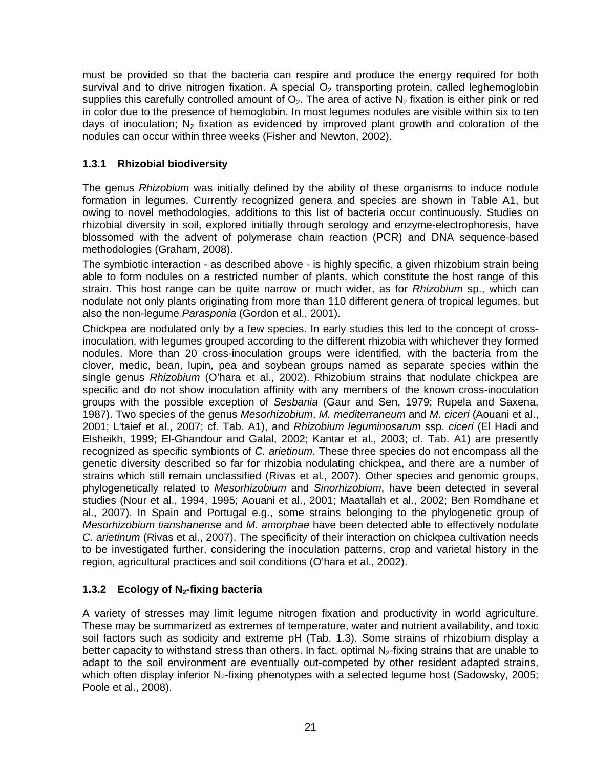must be provided so that the bacteria can respire and produce the energy required for both survival and to drive nitrogen fixation. A special $O_2$ transporting protein, called leghemoglobin supplies this carefully controlled amount of $O_2$. The area of active $N_2$ fixation is either pink or red in color due to the presence of hemoglobin. In most legumes nodules are visible within six to ten days of inoculation; $N_2$ fixation as evidenced by improved plant growth and coloration of the nodules can occur within three weeks (Fisher and Newton, 2002).

### 1.3.1 Rhizobial biodiversity

The genus *Rhizobium* was initially defined by the ability of these organisms to induce nodule formation in legumes. Currently recognized genera and species are shown in Table A1, but owing to novel methodologies, additions to this list of bacteria occur continuously. Studies on rhizobial diversity in soil, explored initially through serology and enzyme-electrophoresis, have blossomed with the advent of polymerase chain reaction (PCR) and DNA sequence-based methodologies (Graham, 2008).

The symbiotic interaction - as described above - is highly specific, a given rhizobium strain being able to form nodules on a restricted number of plants, which constitute the host range of this strain. This host range can be quite narrow or much wider, as for *Rhizobium* sp., which can nodulate not only plants originating from more than 110 different genera of tropical legumes, but also the non-legume *Parasponia* (Gordon et al., 2001).

Chickpea are nodulated only by a few species. In early studies this led to the concept of cross-inoculation, with legumes grouped according to the different rhizobia with whichever they formed nodules. More than 20 cross-inoculation groups were identified, with the bacteria from the clover, medic, bean, lupin, pea and soybean groups named as separate species within the single genus *Rhizobium* (O'hara et al., 2002). Rhizobium strains that nodulate chickpea are specific and do not show inoculation affinity with any members of the known cross-inoculation groups with the possible exception of *Sesbania* (Gaur and Sen, 1979; Rupela and Saxena, 1987). Two species of the genus *Mesorhizobium*, *M. mediterraneum* and *M. ciceri* (Aouani et al., 2001; L'taief et al., 2007; cf. Tab. A1), and *Rhizobium leguminosarum* ssp. *ciceri* (El Hadi and Elsheikh, 1999; El-Ghandour and Galal, 2002; Kantar et al., 2003; cf. Tab. A1) are presently recognized as specific symbionts of *C. arietinum*. These three species do not encompass all the genetic diversity described so far for rhizobia nodulating chickpea, and there are a number of strains which still remain unclassified (Rivas et al., 2007). Other species and genomic groups, phylogenetically related to *Mesorhizobium* and *Sinorhizobium*, have been detected in several studies (Nour et al., 1994, 1995; Aouani et al., 2001; Maatallah et al., 2002; Ben Romdhane et al., 2007). In Spain and Portugal e.g., some strains belonging to the phylogenetic group of *Mesorhizobium tianshanense* and *M. amorphae* have been detected able to effectively nodulate *C. arietinum* (Rivas et al., 2007). The specificity of their interaction on chickpea cultivation needs to be investigated further, considering the inoculation patterns, crop and varietal history in the region, agricultural practices and soil conditions (O'hara et al., 2002).

### 1.3.2 Ecology of $N_2$-fixing bacteria

A variety of stresses may limit legume nitrogen fixation and productivity in world agriculture. These may be summarized as extremes of temperature, water and nutrient availability, and toxic soil factors such as sodicity and extreme pH (Tab. 1.3). Some strains of rhizobium display a better capacity to withstand stress than others. In fact, optimal $N_2$-fixing strains that are unable to adapt to the soil environment are eventually out-competed by other resident adapted strains, which often display inferior $N_2$-fixing phenotypes with a selected legume host (Sadowsky, 2005; Poole et al., 2008).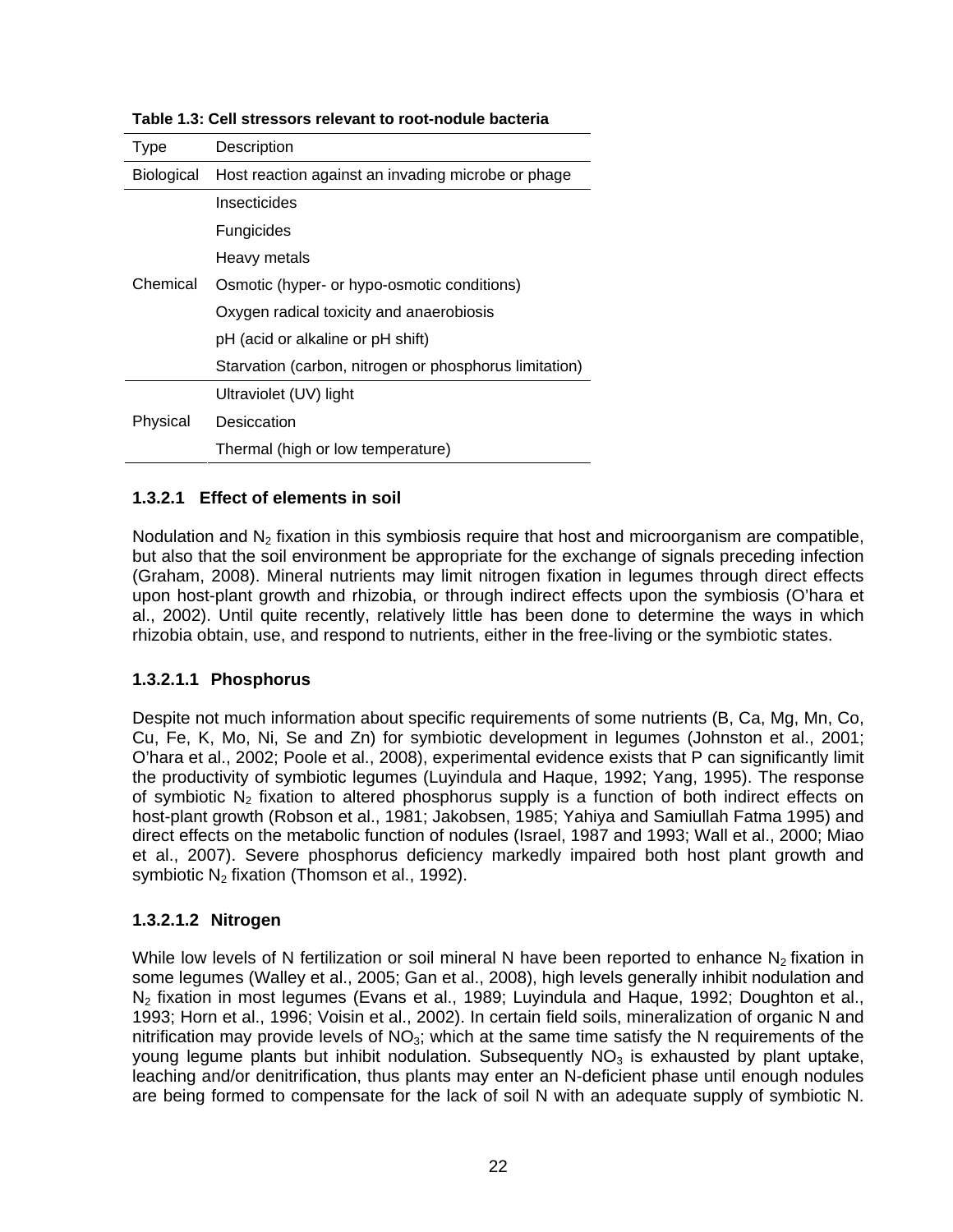**Table 1.3: Cell stressors relevant to root-nodule bacteria**

| Type | Description |
|---|---|
| Biological | Host reaction against an invading microbe or phage |
| Chemical | Insecticides |
| | Fungicides |
| | Heavy metals |
| | Osmotic (hyper- or hypo-osmotic conditions) |
| | Oxygen radical toxicity and anaerobiosis |
| | pH (acid or alkaline or pH shift) |
| | Starvation (carbon, nitrogen or phosphorus limitation) |
| Physical | Ultraviolet (UV) light |
| | Desiccation |
| | Thermal (high or low temperature) |

#### 1.3.2.1 Effect of elements in soil

Nodulation and $N_2$ fixation in this symbiosis require that host and microorganism are compatible, but also that the soil environment be appropriate for the exchange of signals preceding infection (Graham, 2008). Mineral nutrients may limit nitrogen fixation in legumes through direct effects upon host-plant growth and rhizobia, or through indirect effects upon the symbiosis (O'hara et al., 2002). Until quite recently, relatively little has been done to determine the ways in which rhizobia obtain, use, and respond to nutrients, either in the free-living or the symbiotic states.

##### 1.3.2.1.1 Phosphorus

Despite not much information about specific requirements of some nutrients (B, Ca, Mg, Mn, Co, Cu, Fe, K, Mo, Ni, Se and Zn) for symbiotic development in legumes (Johnston et al., 2001; O'hara et al., 2002; Poole et al., 2008), experimental evidence exists that P can significantly limit the productivity of symbiotic legumes (Luyindula and Haque, 1992; Yang, 1995). The response of symbiotic $N_2$ fixation to altered phosphorus supply is a function of both indirect effects on host-plant growth (Robson et al., 1981; Jakobsen, 1985; Yahiya and Samiullah Fatma 1995) and direct effects on the metabolic function of nodules (Israel, 1987 and 1993; Wall et al., 2000; Miao et al., 2007). Severe phosphorus deficiency markedly impaired both host plant growth and symbiotic $N_2$ fixation (Thomson et al., 1992).

##### 1.3.2.1.2 Nitrogen

While low levels of N fertilization or soil mineral N have been reported to enhance $N_2$ fixation in some legumes (Walley et al., 2005; Gan et al., 2008), high levels generally inhibit nodulation and $N_2$ fixation in most legumes (Evans et al., 1989; Luyindula and Haque, 1992; Doughton et al., 1993; Horn et al., 1996; Voisin et al., 2002). In certain field soils, mineralization of organic N and nitrification may provide levels of $NO_3$; which at the same time satisfy the N requirements of the young legume plants but inhibit nodulation. Subsequently $NO_3$ is exhausted by plant uptake, leaching and/or denitrification, thus plants may enter an N-deficient phase until enough nodules are being formed to compensate for the lack of soil N with an adequate supply of symbiotic N.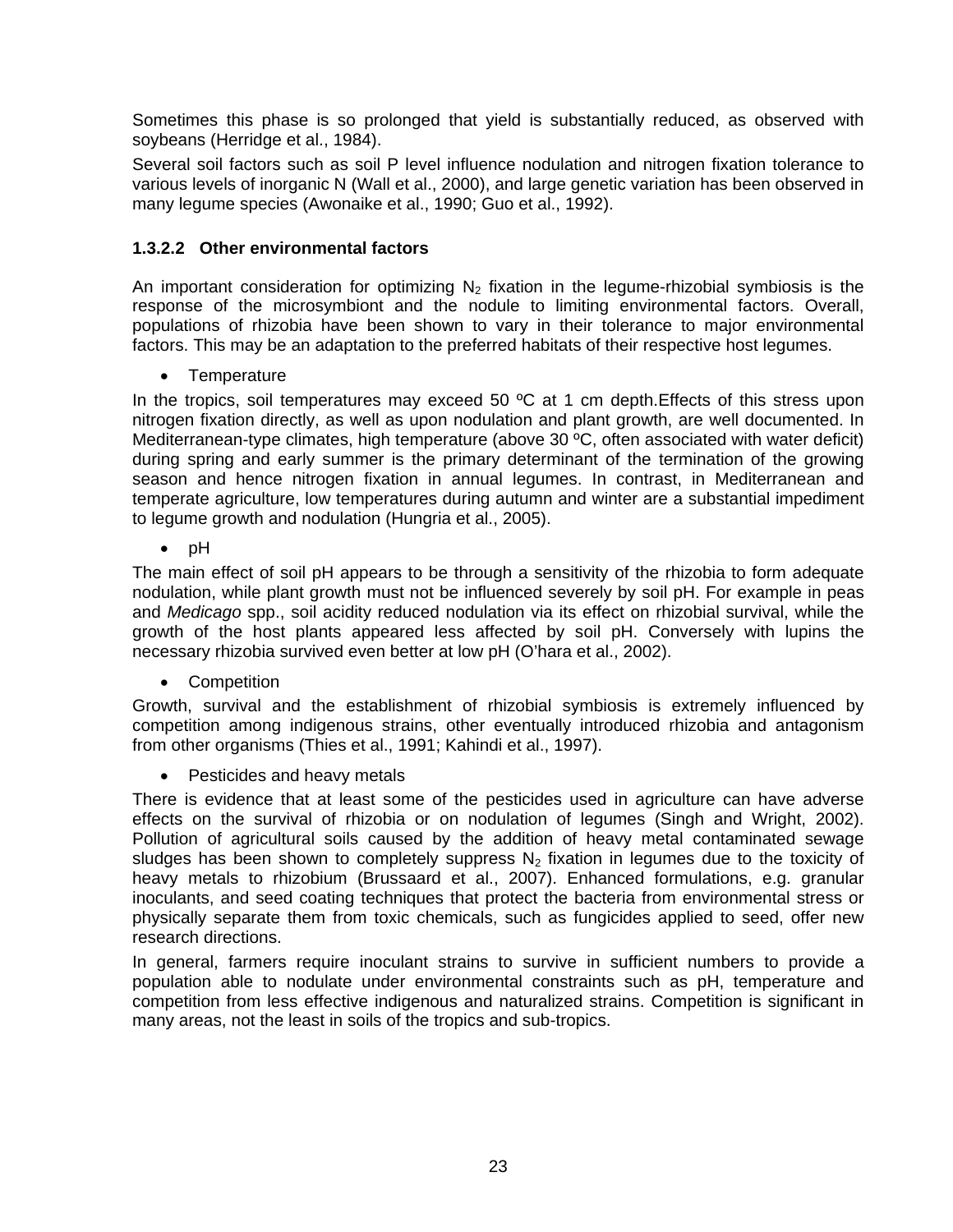Sometimes this phase is so prolonged that yield is substantially reduced, as observed with soybeans (Herridge et al., 1984).

Several soil factors such as soil P level influence nodulation and nitrogen fixation tolerance to various levels of inorganic N (Wall et al., 2000), and large genetic variation has been observed in many legume species (Awonaike et al., 1990; Guo et al., 1992).

#### 1.3.2.2 Other environmental factors

An important consideration for optimizing $N_2$ fixation in the legume-rhizobial symbiosis is the response of the microsymbiont and the nodule to limiting environmental factors. Overall, populations of rhizobia have been shown to vary in their tolerance to major environmental factors. This may be an adaptation to the preferred habitats of their respective host legumes.

- Temperature

In the tropics, soil temperatures may exceed 50 ºC at 1 cm depth.Effects of this stress upon nitrogen fixation directly, as well as upon nodulation and plant growth, are well documented. In Mediterranean-type climates, high temperature (above 30 ºC, often associated with water deficit) during spring and early summer is the primary determinant of the termination of the growing season and hence nitrogen fixation in annual legumes. In contrast, in Mediterranean and temperate agriculture, low temperatures during autumn and winter are a substantial impediment to legume growth and nodulation (Hungria et al., 2005).

- pH

The main effect of soil pH appears to be through a sensitivity of the rhizobia to form adequate nodulation, while plant growth must not be influenced severely by soil pH. For example in peas and *Medicago* spp., soil acidity reduced nodulation via its effect on rhizobial survival, while the growth of the host plants appeared less affected by soil pH. Conversely with lupins the necessary rhizobia survived even better at low pH (O'hara et al., 2002).

- Competition

Growth, survival and the establishment of rhizobial symbiosis is extremely influenced by competition among indigenous strains, other eventually introduced rhizobia and antagonism from other organisms (Thies et al., 1991; Kahindi et al., 1997).

- Pesticides and heavy metals

There is evidence that at least some of the pesticides used in agriculture can have adverse effects on the survival of rhizobia or on nodulation of legumes (Singh and Wright, 2002). Pollution of agricultural soils caused by the addition of heavy metal contaminated sewage sludges has been shown to completely suppress $N_2$ fixation in legumes due to the toxicity of heavy metals to rhizobium (Brussaard et al., 2007). Enhanced formulations, e.g. granular inoculants, and seed coating techniques that protect the bacteria from environmental stress or physically separate them from toxic chemicals, such as fungicides applied to seed, offer new research directions.

In general, farmers require inoculant strains to survive in sufficient numbers to provide a population able to nodulate under environmental constraints such as pH, temperature and competition from less effective indigenous and naturalized strains. Competition is significant in many areas, not the least in soils of the tropics and sub-tropics.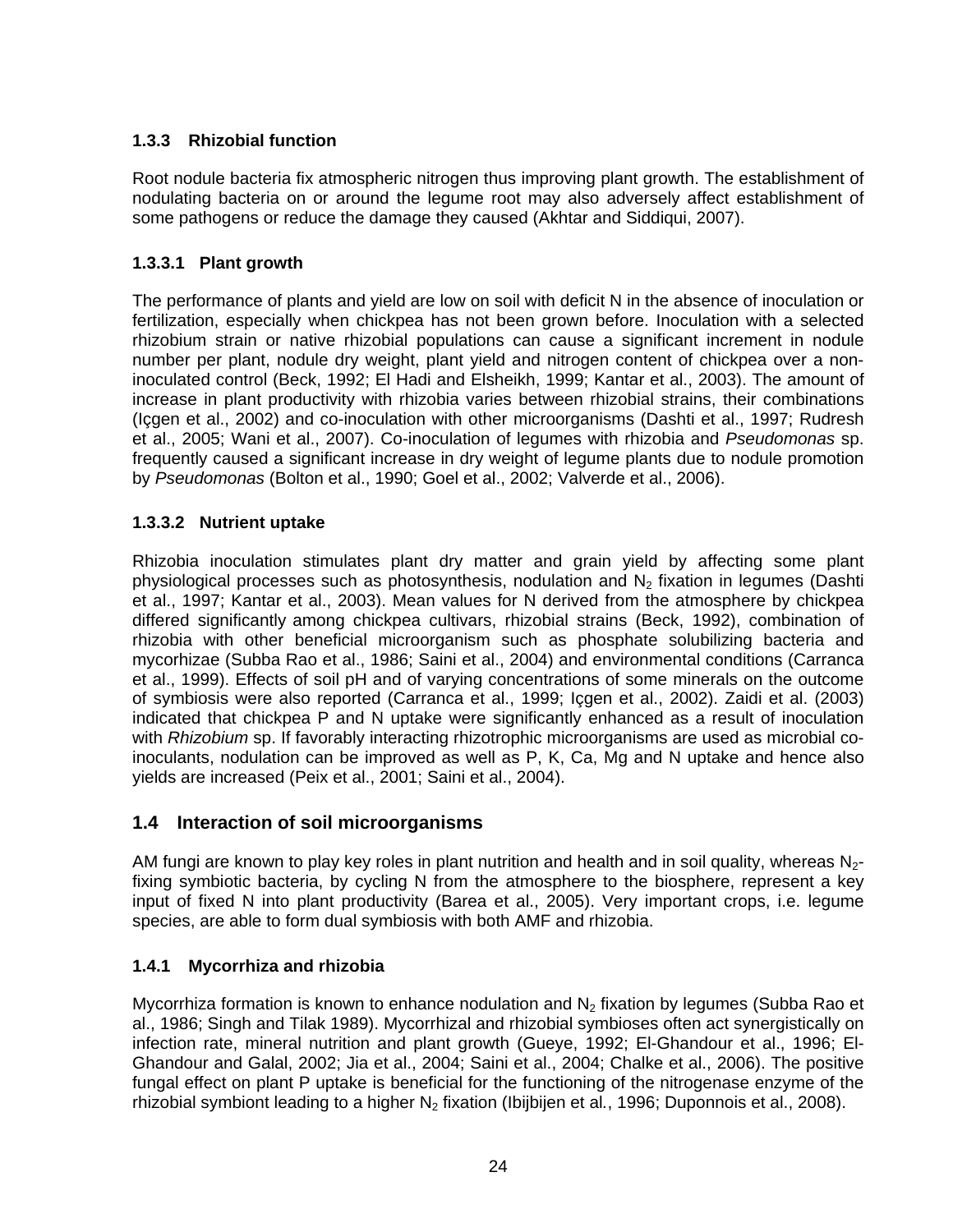### 1.3.3 Rhizobial function

Root nodule bacteria fix atmospheric nitrogen thus improving plant growth. The establishment of nodulating bacteria on or around the legume root may also adversely affect establishment of some pathogens or reduce the damage they caused (Akhtar and Siddiqui, 2007).

#### 1.3.3.1 Plant growth

The performance of plants and yield are low on soil with deficit N in the absence of inoculation or fertilization, especially when chickpea has not been grown before. Inoculation with a selected rhizobium strain or native rhizobial populations can cause a significant increment in nodule number per plant, nodule dry weight, plant yield and nitrogen content of chickpea over a non-inoculated control (Beck, 1992; El Hadi and Elsheikh, 1999; Kantar et al., 2003). The amount of increase in plant productivity with rhizobia varies between rhizobial strains, their combinations (Içgen et al., 2002) and co-inoculation with other microorganisms (Dashti et al., 1997; Rudresh et al., 2005; Wani et al., 2007). Co-inoculation of legumes with rhizobia and *Pseudomonas* sp. frequently caused a significant increase in dry weight of legume plants due to nodule promotion by *Pseudomonas* (Bolton et al., 1990; Goel et al., 2002; Valverde et al., 2006).

#### 1.3.3.2 Nutrient uptake

Rhizobia inoculation stimulates plant dry matter and grain yield by affecting some plant physiological processes such as photosynthesis, nodulation and $N_2$ fixation in legumes (Dashti et al., 1997; Kantar et al., 2003). Mean values for N derived from the atmosphere by chickpea differed significantly among chickpea cultivars, rhizobial strains (Beck, 1992), combination of rhizobia with other beneficial microorganism such as phosphate solubilizing bacteria and mycorhizae (Subba Rao et al., 1986; Saini et al., 2004) and environmental conditions (Carranca et al., 1999). Effects of soil pH and of varying concentrations of some minerals on the outcome of symbiosis were also reported (Carranca et al., 1999; Içgen et al., 2002). Zaidi et al. (2003) indicated that chickpea P and N uptake were significantly enhanced as a result of inoculation with *Rhizobium* sp. If favorably interacting rhizotrophic microorganisms are used as microbial co-inoculants, nodulation can be improved as well as P, K, Ca, Mg and N uptake and hence also yields are increased (Peix et al., 2001; Saini et al., 2004).

## 1.4 Interaction of soil microorganisms

AM fungi are known to play key roles in plant nutrition and health and in soil quality, whereas $N_2$-fixing symbiotic bacteria, by cycling N from the atmosphere to the biosphere, represent a key input of fixed N into plant productivity (Barea et al., 2005). Very important crops, i.e. legume species, are able to form dual symbiosis with both AMF and rhizobia.

### 1.4.1 Mycorrhiza and rhizobia

Mycorrhiza formation is known to enhance nodulation and $N_2$ fixation by legumes (Subba Rao et al., 1986; Singh and Tilak 1989). Mycorrhizal and rhizobial symbioses often act synergistically on infection rate, mineral nutrition and plant growth (Gueye, 1992; El-Ghandour et al., 1996; El-Ghandour and Galal, 2002; Jia et al., 2004; Saini et al., 2004; Chalke et al., 2006). The positive fungal effect on plant P uptake is beneficial for the functioning of the nitrogenase enzyme of the rhizobial symbiont leading to a higher $N_2$ fixation (Ibijbijen et al*.*, 1996; Duponnois et al., 2008).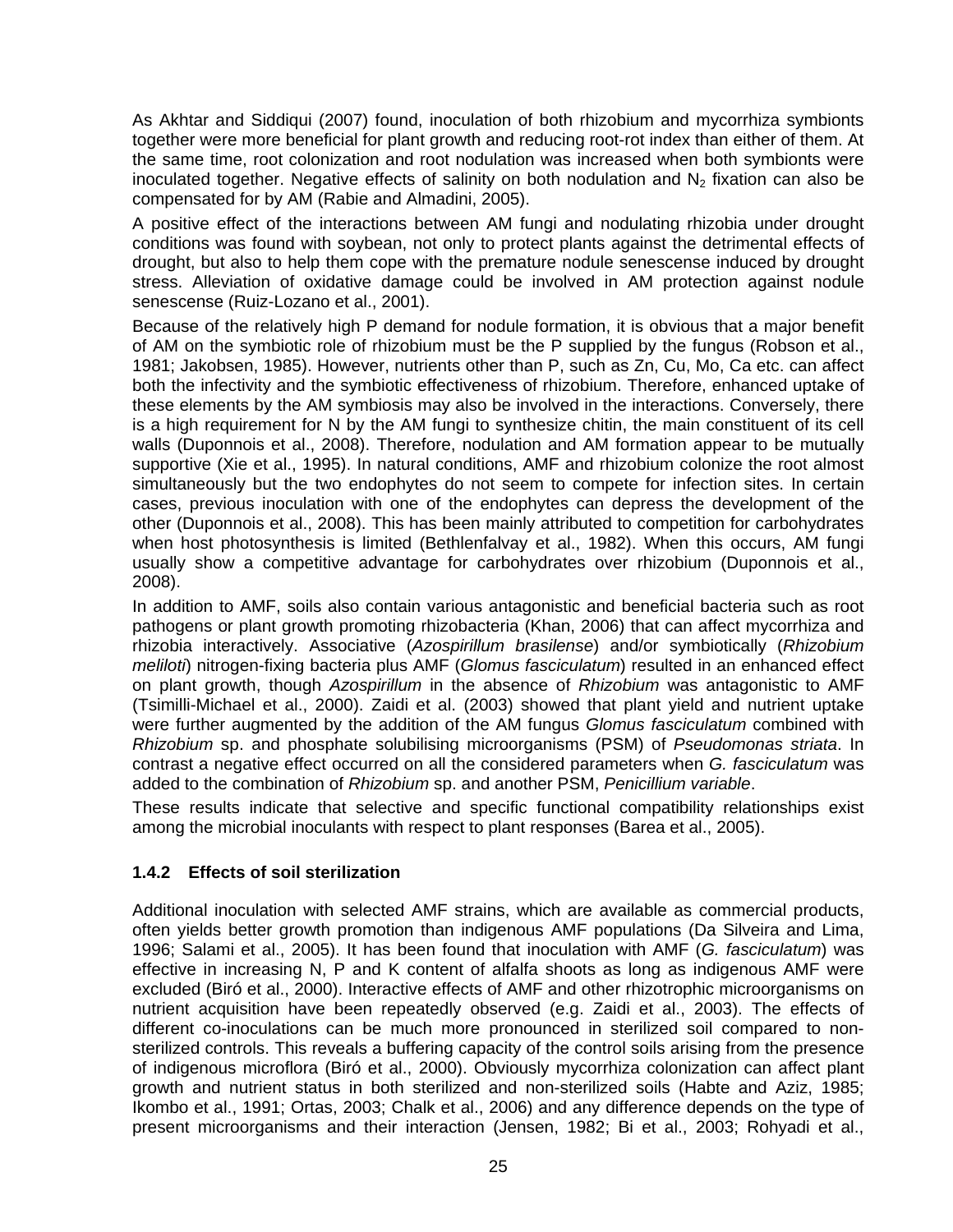As Akhtar and Siddiqui (2007) found, inoculation of both rhizobium and mycorrhiza symbionts together were more beneficial for plant growth and reducing root-rot index than either of them. At the same time, root colonization and root nodulation was increased when both symbionts were inoculated together. Negative effects of salinity on both nodulation and $N_2$ fixation can also be compensated for by AM (Rabie and Almadini, 2005).

A positive effect of the interactions between AM fungi and nodulating rhizobia under drought conditions was found with soybean, not only to protect plants against the detrimental effects of drought, but also to help them cope with the premature nodule senescense induced by drought stress. Alleviation of oxidative damage could be involved in AM protection against nodule senescense (Ruiz-Lozano et al., 2001).

Because of the relatively high P demand for nodule formation, it is obvious that a major benefit of AM on the symbiotic role of rhizobium must be the P supplied by the fungus (Robson et al., 1981; Jakobsen, 1985). However, nutrients other than P, such as Zn, Cu, Mo, Ca etc. can affect both the infectivity and the symbiotic effectiveness of rhizobium. Therefore, enhanced uptake of these elements by the AM symbiosis may also be involved in the interactions. Conversely, there is a high requirement for N by the AM fungi to synthesize chitin, the main constituent of its cell walls (Duponnois et al., 2008). Therefore, nodulation and AM formation appear to be mutually supportive (Xie et al., 1995). In natural conditions, AMF and rhizobium colonize the root almost simultaneously but the two endophytes do not seem to compete for infection sites. In certain cases, previous inoculation with one of the endophytes can depress the development of the other (Duponnois et al., 2008). This has been mainly attributed to competition for carbohydrates when host photosynthesis is limited (Bethlenfalvay et al., 1982). When this occurs, AM fungi usually show a competitive advantage for carbohydrates over rhizobium (Duponnois et al., 2008).

In addition to AMF, soils also contain various antagonistic and beneficial bacteria such as root pathogens or plant growth promoting rhizobacteria (Khan, 2006) that can affect mycorrhiza and rhizobia interactively. Associative (*Azospirillum brasilense*) and/or symbiotically (*Rhizobium meliloti*) nitrogen-fixing bacteria plus AMF (*Glomus fasciculatum*) resulted in an enhanced effect on plant growth, though *Azospirillum* in the absence of *Rhizobium* was antagonistic to AMF (Tsimilli-Michael et al., 2000). Zaidi et al. (2003) showed that plant yield and nutrient uptake were further augmented by the addition of the AM fungus *Glomus fasciculatum* combined with *Rhizobium* sp. and phosphate solubilising microorganisms (PSM) of *Pseudomonas striata*. In contrast a negative effect occurred on all the considered parameters when *G. fasciculatum* was added to the combination of *Rhizobium* sp. and another PSM, *Penicillium variable*.

These results indicate that selective and specific functional compatibility relationships exist among the microbial inoculants with respect to plant responses (Barea et al., 2005).

### 1.4.2 Effects of soil sterilization

Additional inoculation with selected AMF strains, which are available as commercial products, often yields better growth promotion than indigenous AMF populations (Da Silveira and Lima, 1996; Salami et al., 2005). It has been found that inoculation with AMF (*G. fasciculatum*) was effective in increasing N, P and K content of alfalfa shoots as long as indigenous AMF were excluded (Biró et al., 2000). Interactive effects of AMF and other rhizotrophic microorganisms on nutrient acquisition have been repeatedly observed (e.g. Zaidi et al., 2003). The effects of different co-inoculations can be much more pronounced in sterilized soil compared to non-sterilized controls. This reveals a buffering capacity of the control soils arising from the presence of indigenous microflora (Biró et al., 2000). Obviously mycorrhiza colonization can affect plant growth and nutrient status in both sterilized and non-sterilized soils (Habte and Aziz, 1985; Ikombo et al., 1991; Ortas, 2003; Chalk et al., 2006) and any difference depends on the type of present microorganisms and their interaction (Jensen, 1982; Bi et al., 2003; Rohyadi et al.,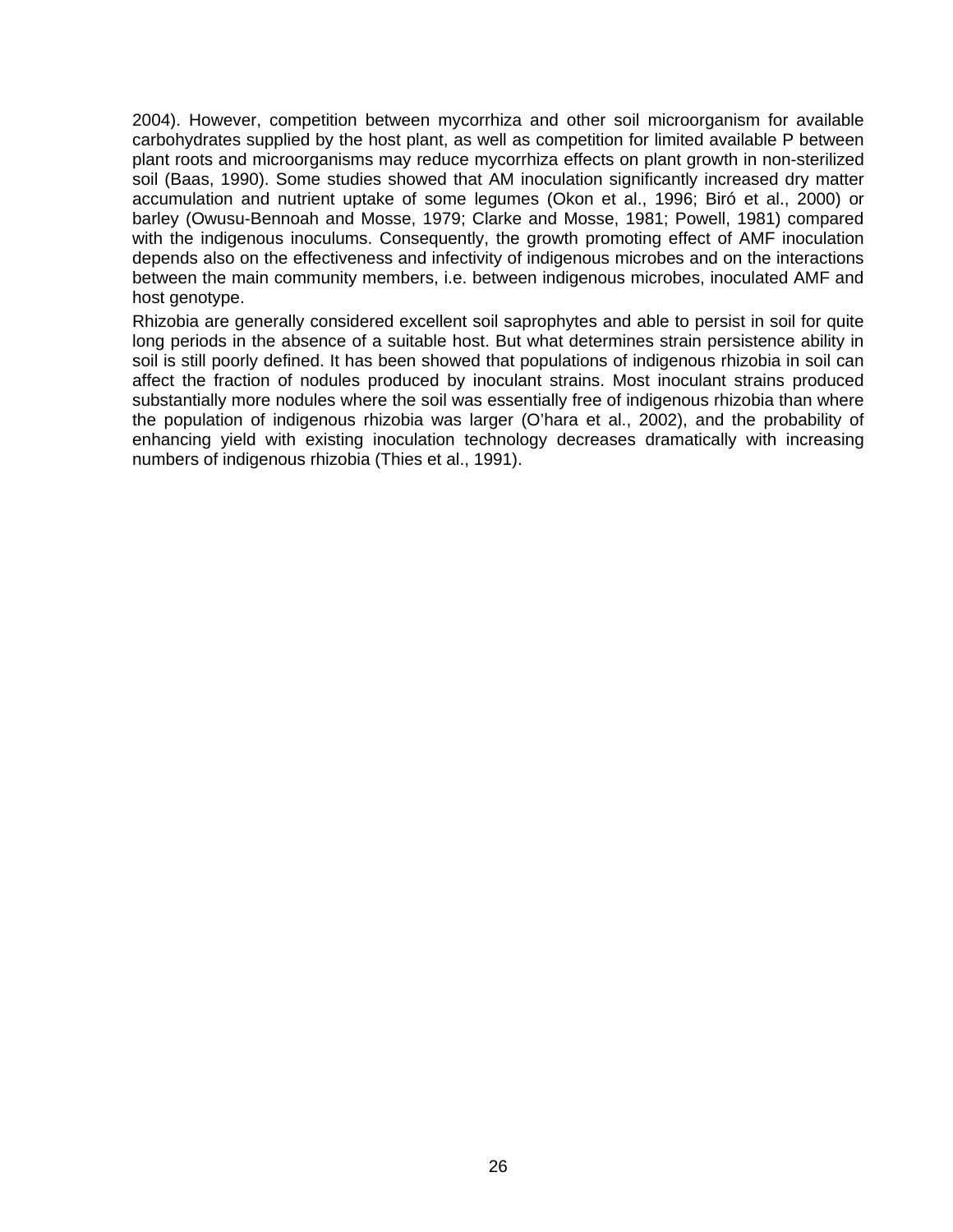2004). However, competition between mycorrhiza and other soil microorganism for available carbohydrates supplied by the host plant, as well as competition for limited available P between plant roots and microorganisms may reduce mycorrhiza effects on plant growth in non-sterilized soil (Baas, 1990). Some studies showed that AM inoculation significantly increased dry matter accumulation and nutrient uptake of some legumes (Okon et al., 1996; Biró et al., 2000) or barley (Owusu-Bennoah and Mosse, 1979; Clarke and Mosse, 1981; Powell, 1981) compared with the indigenous inoculums. Consequently, the growth promoting effect of AMF inoculation depends also on the effectiveness and infectivity of indigenous microbes and on the interactions between the main community members, i.e. between indigenous microbes, inoculated AMF and host genotype.

Rhizobia are generally considered excellent soil saprophytes and able to persist in soil for quite long periods in the absence of a suitable host. But what determines strain persistence ability in soil is still poorly defined. It has been showed that populations of indigenous rhizobia in soil can affect the fraction of nodules produced by inoculant strains. Most inoculant strains produced substantially more nodules where the soil was essentially free of indigenous rhizobia than where the population of indigenous rhizobia was larger (O'hara et al., 2002), and the probability of enhancing yield with existing inoculation technology decreases dramatically with increasing numbers of indigenous rhizobia (Thies et al., 1991).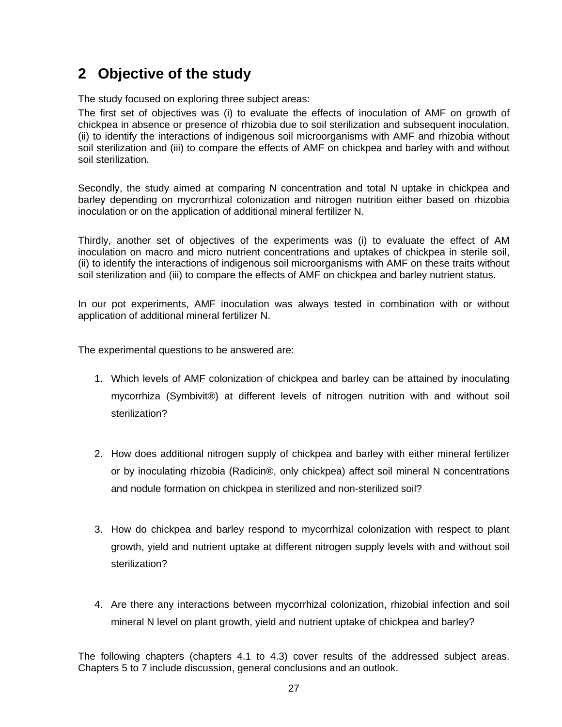# 2 Objective of the study

The study focused on exploring three subject areas:

The first set of objectives was (i) to evaluate the effects of inoculation of AMF on growth of chickpea in absence or presence of rhizobia due to soil sterilization and subsequent inoculation, (ii) to identify the interactions of indigenous soil microorganisms with AMF and rhizobia without soil sterilization and (iii) to compare the effects of AMF on chickpea and barley with and without soil sterilization.

Secondly, the study aimed at comparing N concentration and total N uptake in chickpea and barley depending on mycrorrhizal colonization and nitrogen nutrition either based on rhizobia inoculation or on the application of additional mineral fertilizer N.

Thirdly, another set of objectives of the experiments was (i) to evaluate the effect of AM inoculation on macro and micro nutrient concentrations and uptakes of chickpea in sterile soil, (ii) to identify the interactions of indigenous soil microorganisms with AMF on these traits without soil sterilization and (iii) to compare the effects of AMF on chickpea and barley nutrient status.

In our pot experiments, AMF inoculation was always tested in combination with or without application of additional mineral fertilizer N.

The experimental questions to be answered are:

1. Which levels of AMF colonization of chickpea and barley can be attained by inoculating mycorrhiza (Symbivit®) at different levels of nitrogen nutrition with and without soil sterilization?

2. How does additional nitrogen supply of chickpea and barley with either mineral fertilizer or by inoculating rhizobia (Radicin®, only chickpea) affect soil mineral N concentrations and nodule formation on chickpea in sterilized and non-sterilized soil?

3. How do chickpea and barley respond to mycorrhizal colonization with respect to plant growth, yield and nutrient uptake at different nitrogen supply levels with and without soil sterilization?

4. Are there any interactions between mycorrhizal colonization, rhizobial infection and soil mineral N level on plant growth, yield and nutrient uptake of chickpea and barley?

The following chapters (chapters 4.1 to 4.3) cover results of the addressed subject areas. Chapters 5 to 7 include discussion, general conclusions and an outlook.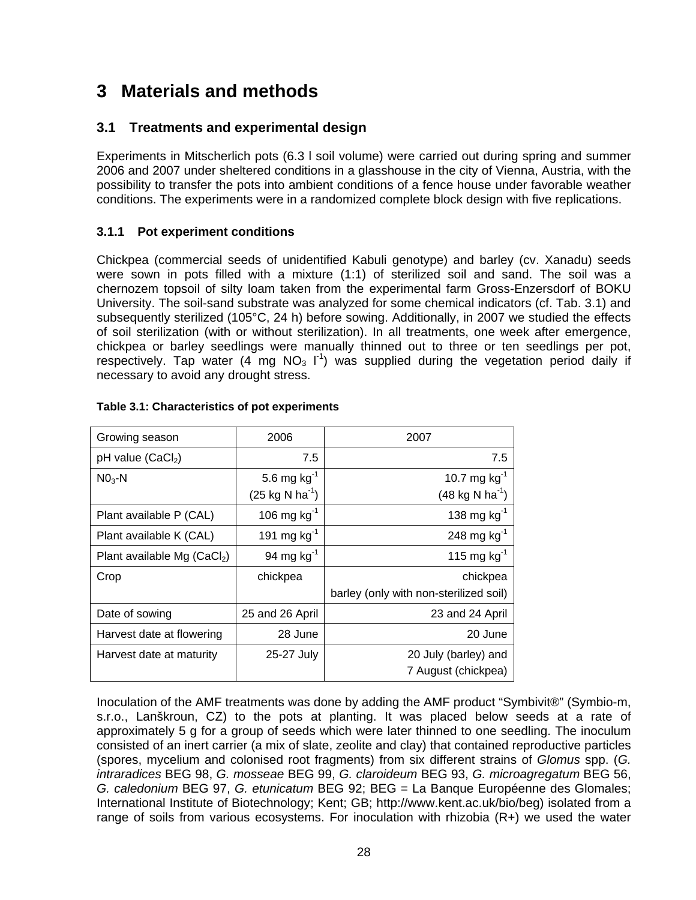# 3 Materials and methods

## 3.1 Treatments and experimental design

Experiments in Mitscherlich pots (6.3 l soil volume) were carried out during spring and summer 2006 and 2007 under sheltered conditions in a glasshouse in the city of Vienna, Austria, with the possibility to transfer the pots into ambient conditions of a fence house under favorable weather conditions. The experiments were in a randomized complete block design with five replications.

### 3.1.1 Pot experiment conditions

Chickpea (commercial seeds of unidentified Kabuli genotype) and barley (cv. Xanadu) seeds were sown in pots filled with a mixture (1:1) of sterilized soil and sand. The soil was a chernozem topsoil of silty loam taken from the experimental farm Gross-Enzersdorf of BOKU University. The soil-sand substrate was analyzed for some chemical indicators (cf. Tab. 3.1) and subsequently sterilized (105°C, 24 h) before sowing. Additionally, in 2007 we studied the effects of soil sterilization (with or without sterilization). In all treatments, one week after emergence, chickpea or barley seedlings were manually thinned out to three or ten seedlings per pot, respectively. Tap water (4 mg $NO_3$ $l^{-1}$) was supplied during the vegetation period daily if necessary to avoid any drought stress.

**Table 3.1: Characteristics of pot experiments**

| Growing season | 2006 | 2007 |
|---|---|---|
| pH value ($CaCl_2$) | 7.5 | 7.5 |
| $N0_3$-N | 5.6 mg $kg^{-1}$ (25 kg N $ha^{-1}$) | 10.7 mg $kg^{-1}$ (48 kg N $ha^{-1}$) |
| Plant available P (CAL) | 106 mg $kg^{-1}$ | 138 mg $kg^{-1}$ |
| Plant available K (CAL) | 191 mg $kg^{-1}$ | 248 mg $kg^{-1}$ |
| Plant available Mg ($CaCl_2$) | 94 mg $kg^{-1}$ | 115 mg $kg^{-1}$ |
| Crop | chickpea | chickpea barley (only with non-sterilized soil) |
| Date of sowing | 25 and 26 April | 23 and 24 April |
| Harvest date at flowering | 28 June | 20 June |
| Harvest date at maturity | 25-27 July | 20 July (barley) and 7 August (chickpea) |

Inoculation of the AMF treatments was done by adding the AMF product "Symbivit®" (Symbio-m, s.r.o., Lanškroun, CZ) to the pots at planting. It was placed below seeds at a rate of approximately 5 g for a group of seeds which were later thinned to one seedling. The inoculum consisted of an inert carrier (a mix of slate, zeolite and clay) that contained reproductive particles (spores, mycelium and colonised root fragments) from six different strains of *Glomus* spp. (*G. intraradices* BEG 98, *G. mosseae* BEG 99, *G. claroideum* BEG 93, *G. microagregatum* BEG 56, *G. caledonium* BEG 97, *G. etunicatum* BEG 92; BEG = La Banque Européenne des Glomales; International Institute of Biotechnology; Kent; GB; http://www.kent.ac.uk/bio/beg) isolated from a range of soils from various ecosystems. For inoculation with rhizobia (R+) we used the water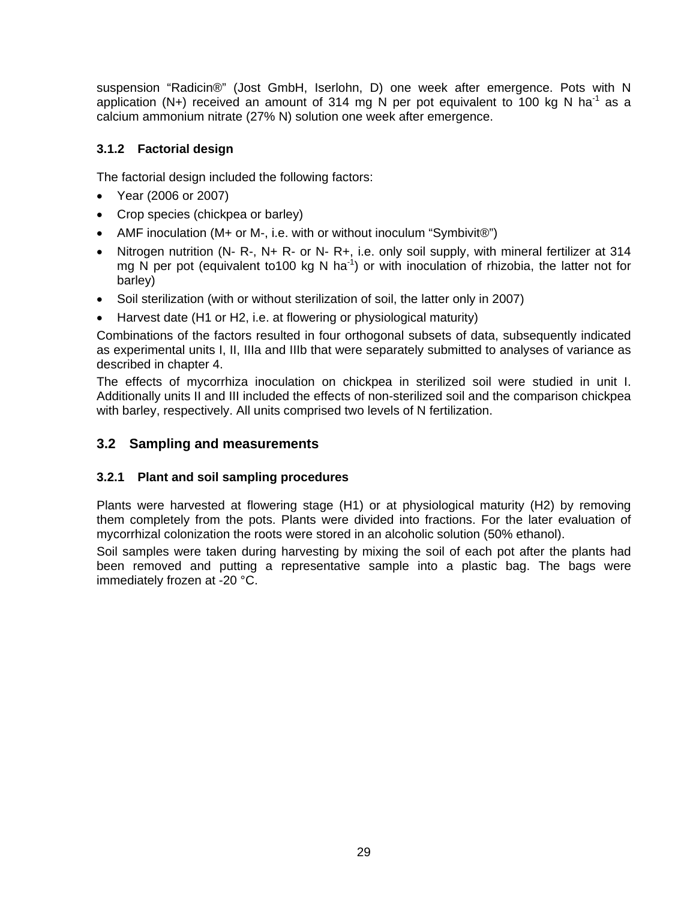suspension “Radicin®” (Jost GmbH, Iserlohn, D) one week after emergence. Pots with N application (N+) received an amount of 314 mg N per pot equivalent to 100 kg N $ha^{-1}$ as a calcium ammonium nitrate (27% N) solution one week after emergence.

### 3.1.2 Factorial design

The factorial design included the following factors:

- Year (2006 or 2007)
- Crop species (chickpea or barley)
- AMF inoculation (M+ or M-, i.e. with or without inoculum “Symbivit®”)
- Nitrogen nutrition (N- R-, N+ R- or N- R+, i.e. only soil supply, with mineral fertilizer at 314 mg N per pot (equivalent to100 kg N $ha^{-1}$) or with inoculation of rhizobia, the latter not for barley)
- Soil sterilization (with or without sterilization of soil, the latter only in 2007)
- Harvest date (H1 or H2, i.e. at flowering or physiological maturity)

Combinations of the factors resulted in four orthogonal subsets of data, subsequently indicated as experimental units I, II, IIIa and IIIb that were separately submitted to analyses of variance as described in chapter 4.

The effects of mycorrhiza inoculation on chickpea in sterilized soil were studied in unit I. Additionally units II and III included the effects of non-sterilized soil and the comparison chickpea with barley, respectively. All units comprised two levels of N fertilization.

## 3.2 Sampling and measurements

### 3.2.1 Plant and soil sampling procedures

Plants were harvested at flowering stage (H1) or at physiological maturity (H2) by removing them completely from the pots. Plants were divided into fractions. For the later evaluation of mycorrhizal colonization the roots were stored in an alcoholic solution (50% ethanol).

Soil samples were taken during harvesting by mixing the soil of each pot after the plants had been removed and putting a representative sample into a plastic bag. The bags were immediately frozen at -20 °C.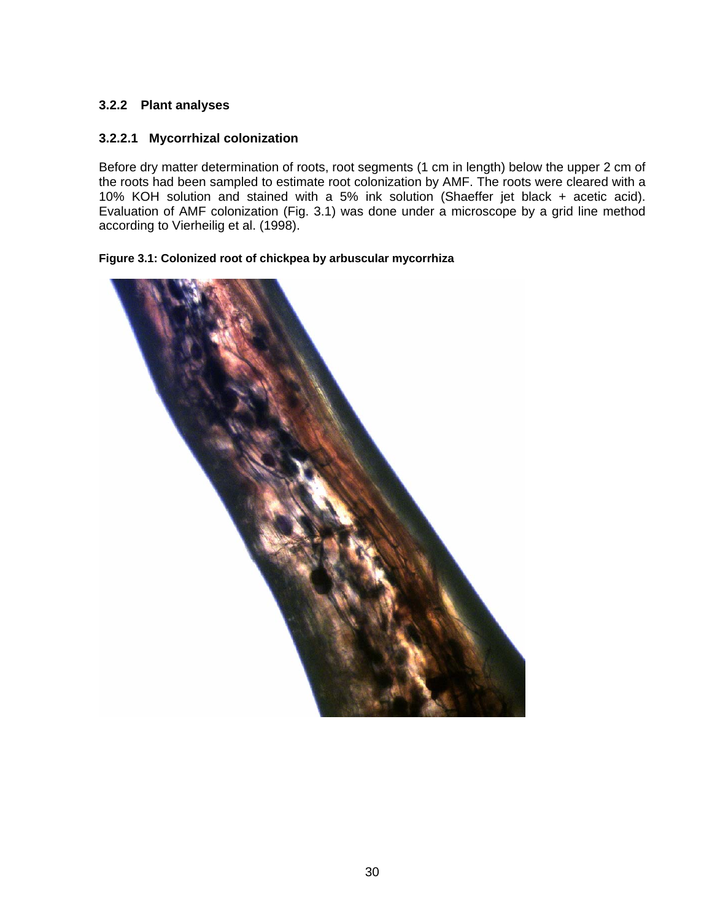### 3.2.2 Plant analyses

#### 3.2.2.1 Mycorrhizal colonization

Before dry matter determination of roots, root segments (1 cm in length) below the upper 2 cm of the roots had been sampled to estimate root colonization by AMF. The roots were cleared with a 10% KOH solution and stained with a 5% ink solution (Shaeffer jet black + acetic acid). Evaluation of AMF colonization (Fig. 3.1) was done under a microscope by a grid line method according to Vierheilig et al. (1998).

**Figure 3.1: Colonized root of chickpea by arbuscular mycorrhiza**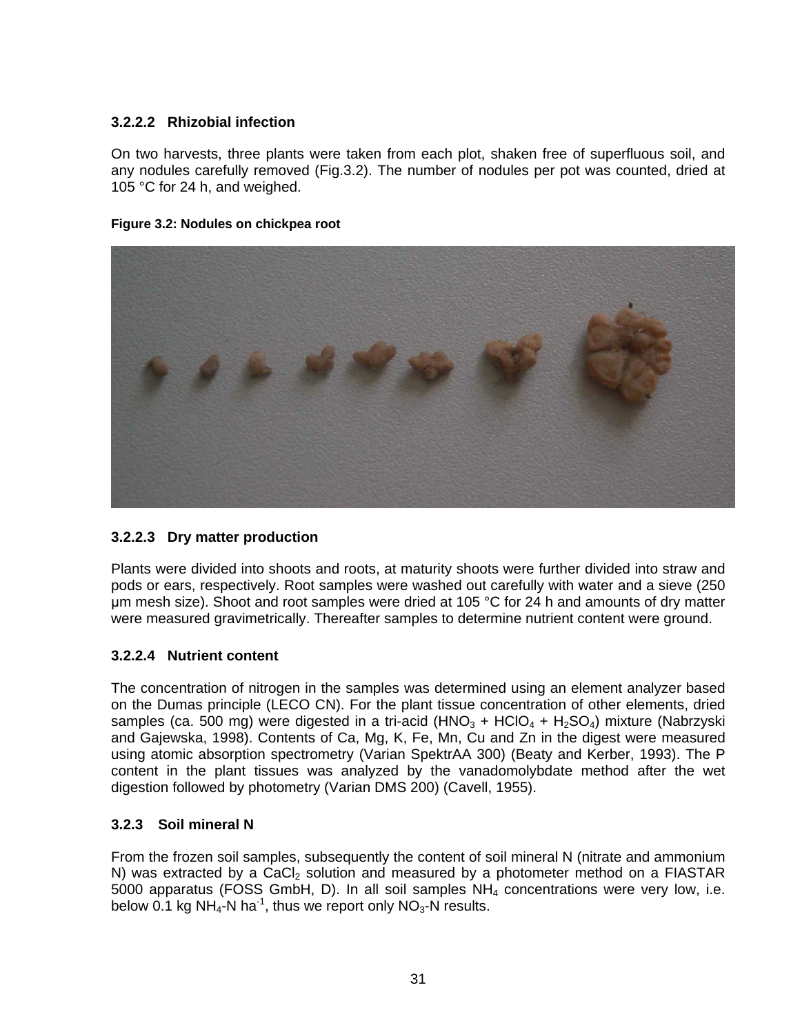#### 3.2.2.2 Rhizobial infection

On two harvests, three plants were taken from each plot, shaken free of superfluous soil, and any nodules carefully removed (Fig.3.2). The number of nodules per pot was counted, dried at 105 °C for 24 h, and weighed.

**Figure 3.2: Nodules on chickpea root**

#### 3.2.2.3 Dry matter production

Plants were divided into shoots and roots, at maturity shoots were further divided into straw and pods or ears, respectively. Root samples were washed out carefully with water and a sieve (250 µm mesh size). Shoot and root samples were dried at 105 °C for 24 h and amounts of dry matter were measured gravimetrically. Thereafter samples to determine nutrient content were ground.

#### 3.2.2.4 Nutrient content

The concentration of nitrogen in the samples was determined using an element analyzer based on the Dumas principle (LECO CN). For the plant tissue concentration of other elements, dried samples (ca. 500 mg) were digested in a tri-acid ($HNO_3$ + $HClO_4$ + $H_2SO_4$) mixture (Nabrzyski and Gajewska, 1998). Contents of Ca, Mg, K, Fe, Mn, Cu and Zn in the digest were measured using atomic absorption spectrometry (Varian SpektrAA 300) (Beaty and Kerber, 1993). The P content in the plant tissues was analyzed by the vanadomolybdate method after the wet digestion followed by photometry (Varian DMS 200) (Cavell, 1955).

### 3.2.3 Soil mineral N

From the frozen soil samples, subsequently the content of soil mineral N (nitrate and ammonium N) was extracted by a $CaCl_2$ solution and measured by a photometer method on a FIASTAR 5000 apparatus (FOSS GmbH, D). In all soil samples $NH_4$ concentrations were very low, i.e. below 0.1 kg $NH_4$-N $ha^{-1}$, thus we report only $NO_3$-N results.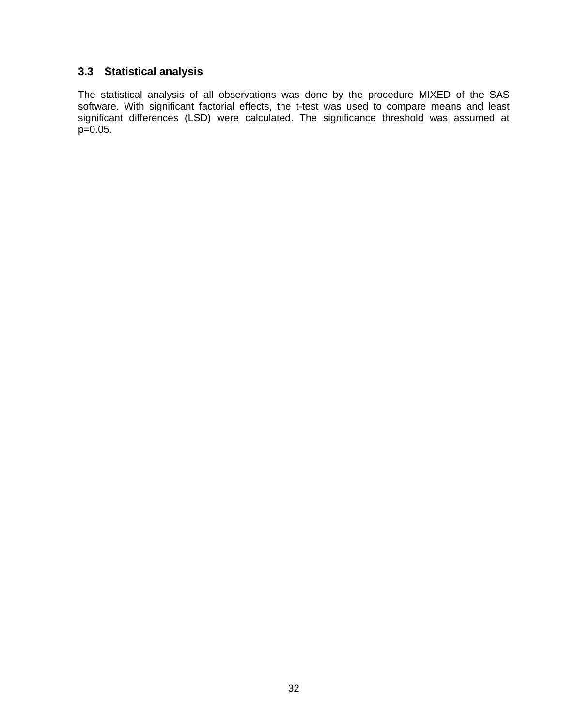### 3.3 Statistical analysis

The statistical analysis of all observations was done by the procedure MIXED of the SAS software. With significant factorial effects, the t-test was used to compare means and least significant differences (LSD) were calculated. The significance threshold was assumed at p=0.05.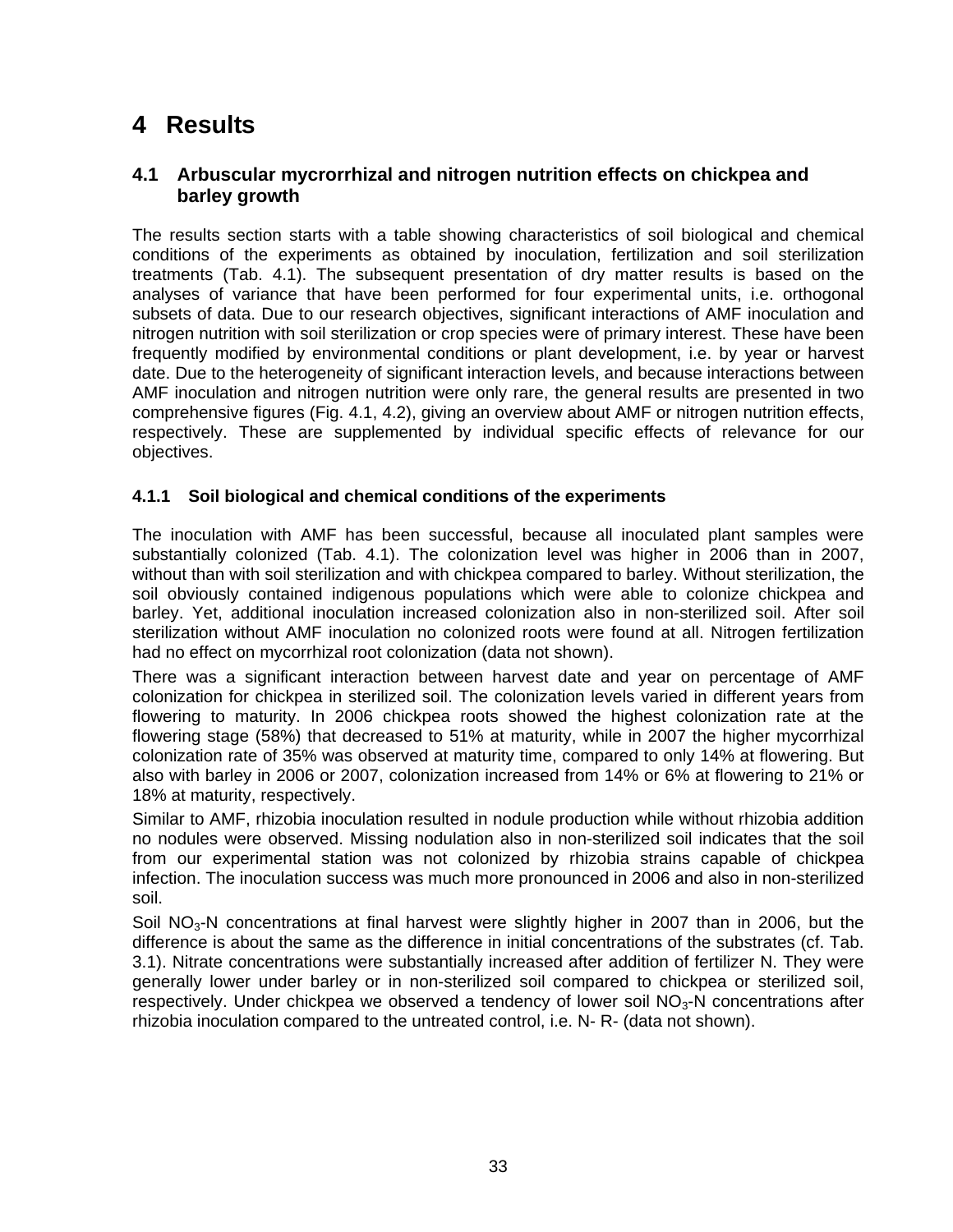# 4 Results

## 4.1 Arbuscular mycrorrhizal and nitrogen nutrition effects on chickpea and barley growth

The results section starts with a table showing characteristics of soil biological and chemical conditions of the experiments as obtained by inoculation, fertilization and soil sterilization treatments (Tab. 4.1). The subsequent presentation of dry matter results is based on the analyses of variance that have been performed for four experimental units, i.e. orthogonal subsets of data. Due to our research objectives, significant interactions of AMF inoculation and nitrogen nutrition with soil sterilization or crop species were of primary interest. These have been frequently modified by environmental conditions or plant development, i.e. by year or harvest date. Due to the heterogeneity of significant interaction levels, and because interactions between AMF inoculation and nitrogen nutrition were only rare, the general results are presented in two comprehensive figures (Fig. 4.1, 4.2), giving an overview about AMF or nitrogen nutrition effects, respectively. These are supplemented by individual specific effects of relevance for our objectives.

### 4.1.1 Soil biological and chemical conditions of the experiments

The inoculation with AMF has been successful, because all inoculated plant samples were substantially colonized (Tab. 4.1). The colonization level was higher in 2006 than in 2007, without than with soil sterilization and with chickpea compared to barley. Without sterilization, the soil obviously contained indigenous populations which were able to colonize chickpea and barley. Yet, additional inoculation increased colonization also in non-sterilized soil. After soil sterilization without AMF inoculation no colonized roots were found at all. Nitrogen fertilization had no effect on mycorrhizal root colonization (data not shown).

There was a significant interaction between harvest date and year on percentage of AMF colonization for chickpea in sterilized soil. The colonization levels varied in different years from flowering to maturity. In 2006 chickpea roots showed the highest colonization rate at the flowering stage (58%) that decreased to 51% at maturity, while in 2007 the higher mycorrhizal colonization rate of 35% was observed at maturity time, compared to only 14% at flowering. But also with barley in 2006 or 2007, colonization increased from 14% or 6% at flowering to 21% or 18% at maturity, respectively.

Similar to AMF, rhizobia inoculation resulted in nodule production while without rhizobia addition no nodules were observed. Missing nodulation also in non-sterilized soil indicates that the soil from our experimental station was not colonized by rhizobia strains capable of chickpea infection. The inoculation success was much more pronounced in 2006 and also in non-sterilized soil.

Soil $NO_3$-N concentrations at final harvest were slightly higher in 2007 than in 2006, but the difference is about the same as the difference in initial concentrations of the substrates (cf. Tab. 3.1). Nitrate concentrations were substantially increased after addition of fertilizer N. They were generally lower under barley or in non-sterilized soil compared to chickpea or sterilized soil, respectively. Under chickpea we observed a tendency of lower soil $NO_3$-N concentrations after rhizobia inoculation compared to the untreated control, i.e. N- R- (data not shown).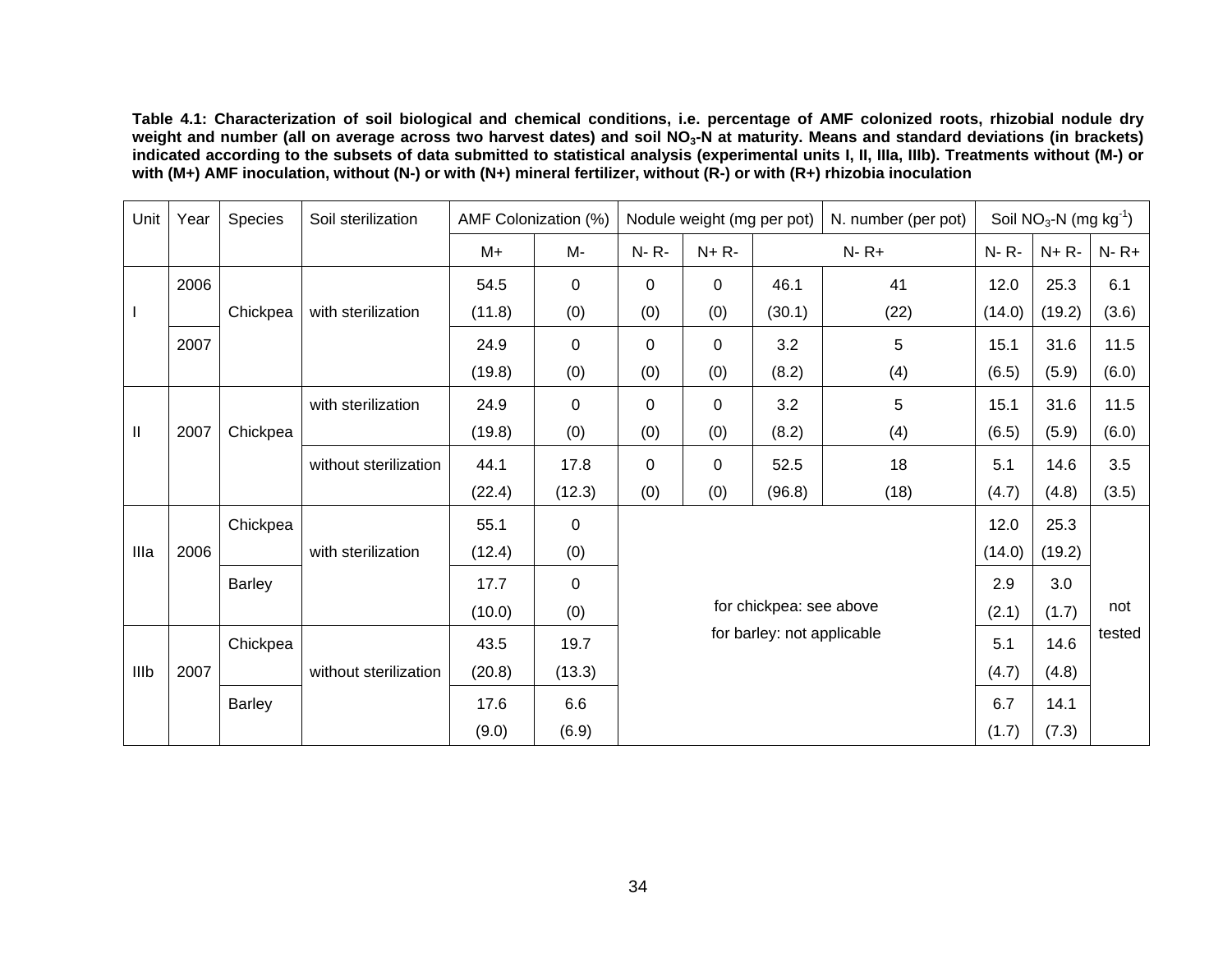**Table 4.1: Characterization of soil biological and chemical conditions, i.e. percentage of AMF colonized roots, rhizobial nodule dry weight and number (all on average across two harvest dates) and soil $NO_3$-N at maturity. Means and standard deviations (in brackets) indicated according to the subsets of data submitted to statistical analysis (experimental units I, II, IIIa, IIIb). Treatments without (M-) or with (M+) AMF inoculation, without (N-) or with (N+) mineral fertilizer, without (R-) or with (R+) rhizobia inoculation**

| Unit | Year | Species | Soil sterilization | AMF Colonization (%) | | Nodule weight (mg per pot) | | | N. number (per pot) | Soil $NO_3$-N (mg $kg^{-1}$) | | |
|---|---|---|---|---|---|---|---|---|---|---|---|---|
| | | | | M+ | M- | N- R- | N+ R- | N- R+ | | N- R- | N+ R- | N- R+ |
| I | 2006 | Chickpea | with sterilization | 54.5 (11.8) | 0 (0) | 0 (0) | 0 (0) | 46.1 (30.1) | 41 (22) | 12.0 (14.0) | 25.3 (19.2) | 6.1 (3.6) |
| | 2007 | | | 24.9 (19.8) | 0 (0) | 0 (0) | 0 (0) | 3.2 (8.2) | 5 (4) | 15.1 (6.5) | 31.6 (5.9) | 11.5 (6.0) |
| II | 2007 | Chickpea | with sterilization | 24.9 (19.8) | 0 (0) | 0 (0) | 0 (0) | 3.2 (8.2) | 5 (4) | 15.1 (6.5) | 31.6 (5.9) | 11.5 (6.0) |
| | | | without sterilization | 44.1 (22.4) | 17.8 (12.3) | 0 (0) | 0 (0) | 52.5 (96.8) | 18 (18) | 5.1 (4.7) | 14.6 (4.8) | 3.5 (3.5) |
| IIIa | 2006 | Chickpea | with sterilization | 55.1 (12.4) | 0 (0) | for chickpea: see above for barley: not applicable | | | | 12.0 (14.0) | 25.3 (19.2) | not tested |
| | | Barley | | 17.7 (10.0) | 0 (0) | | | | | 2.9 (2.1) | 3.0 (1.7) | |
| IIIb | 2007 | Chickpea | without sterilization | 43.5 (20.8) | 19.7 (13.3) | | | | | 5.1 (4.7) | 14.6 (4.8) | |
| | | Barley | | 17.6 (9.0) | 6.6 (6.9) | | | | | 6.7 (1.7) | 14.1 (7.3) | |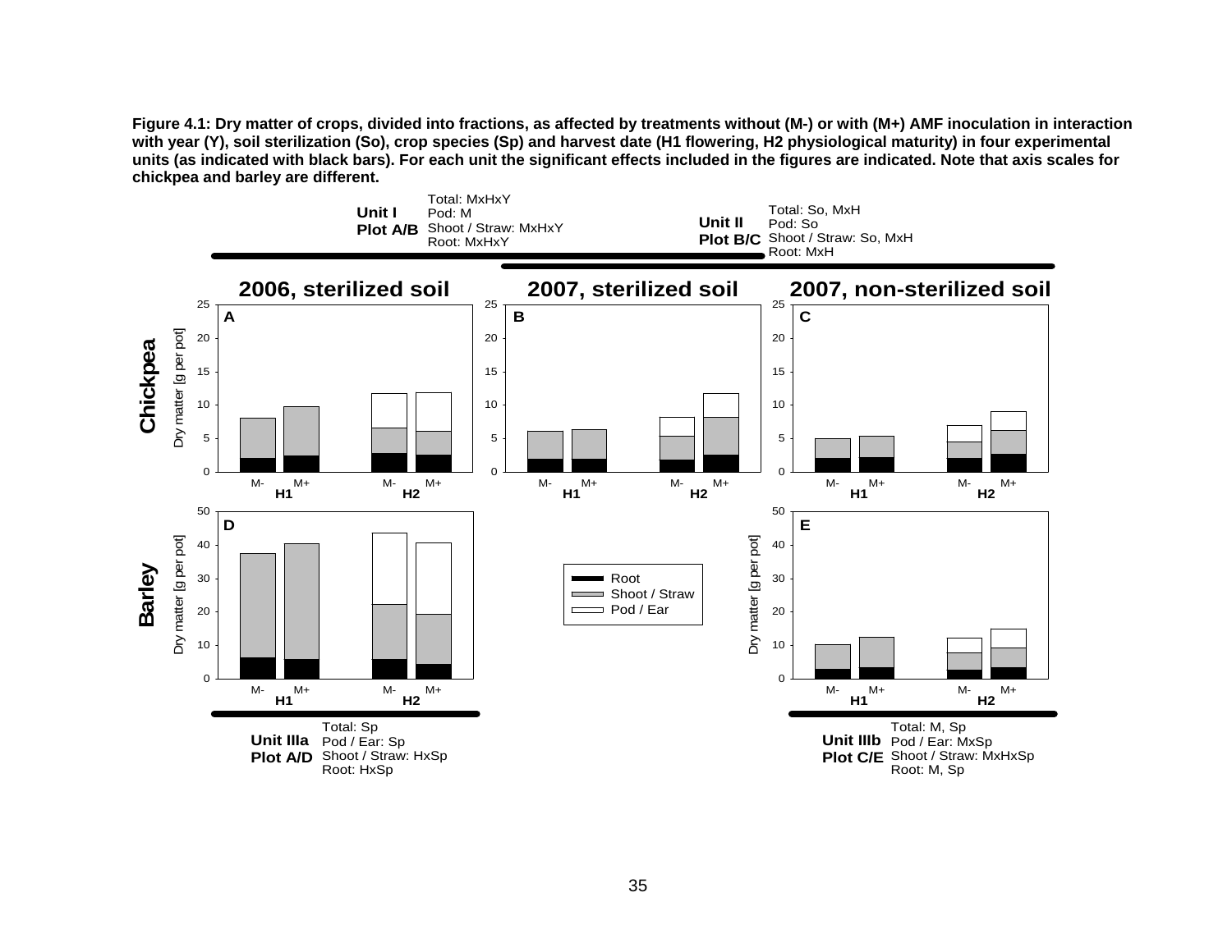**Figure 4.1: Dry matter of crops, divided into fractions, as affected by treatments without (M-) or with (M+) AMF inoculation in interaction with year (Y), soil sterilization (So), crop species (Sp) and harvest date (H1 flowering, H2 physiological maturity) in four experimental units (as indicated with black bars). For each unit the significant effects included in the figures are indicated. Note that axis scales for chickpea and barley are different.**

**Unit I**
**Plot A/B**
Total: MxHxY
Pod: M
Shoot / Straw: MxHxY
Root: MxHxY

**Unit II**
**Plot B/C**
Total: So, MxH
Pod: So
Shoot / Straw: So, MxH
Root: MxH

**2006, sterilized soil**

**2007, sterilized soil**

**2007, non-sterilized soil**

**Chickpea**

Dry matter [g per pot]

**A**

**B**

**C**

0
5
10
15
20
25

M- M+
**H1**
M- M+
**H2**

**Barley**

Dry matter [g per pot]

**D**

**E**

0
10
20
30
40
50

M- M+
**H1**
M- M+
**H2**

Root
Shoot / Straw
Pod / Ear

**Unit IIIa**
**Plot A/D**
Total: Sp
Pod / Ear: Sp
Shoot / Straw: HxSp
Root: HxSp

**Unit IIIb**
**Plot C/E**
Total: M, Sp
Pod / Ear: MxSp
Shoot / Straw: MxHxSp
Root: M, Sp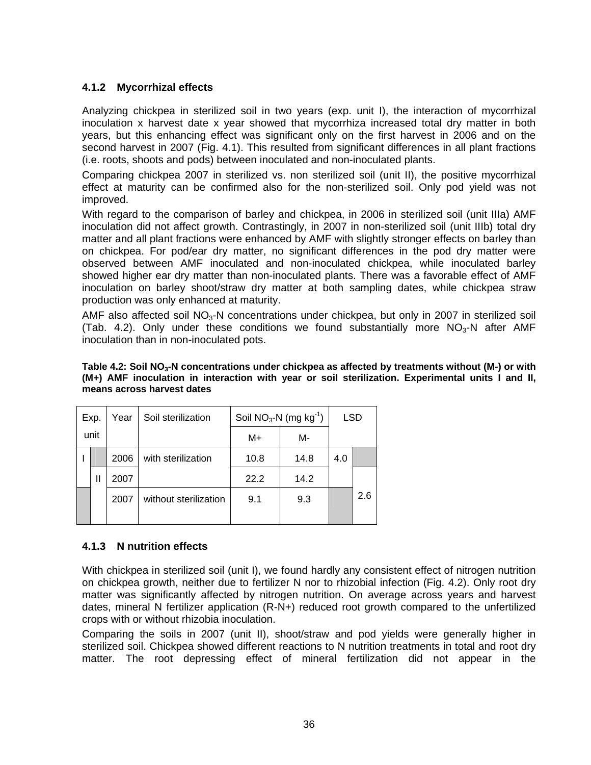### 4.1.2 Mycorrhizal effects

Analyzing chickpea in sterilized soil in two years (exp. unit I), the interaction of mycorrhizal inoculation x harvest date x year showed that mycorrhiza increased total dry matter in both years, but this enhancing effect was significant only on the first harvest in 2006 and on the second harvest in 2007 (Fig. 4.1). This resulted from significant differences in all plant fractions (i.e. roots, shoots and pods) between inoculated and non-inoculated plants.

Comparing chickpea 2007 in sterilized vs. non sterilized soil (unit II), the positive mycorrhizal effect at maturity can be confirmed also for the non-sterilized soil. Only pod yield was not improved.

With regard to the comparison of barley and chickpea, in 2006 in sterilized soil (unit IIIa) AMF inoculation did not affect growth. Contrastingly, in 2007 in non-sterilized soil (unit IIIb) total dry matter and all plant fractions were enhanced by AMF with slightly stronger effects on barley than on chickpea. For pod/ear dry matter, no significant differences in the pod dry matter were observed between AMF inoculated and non-inoculated chickpea, while inoculated barley showed higher ear dry matter than non-inoculated plants. There was a favorable effect of AMF inoculation on barley shoot/straw dry matter at both sampling dates, while chickpea straw production was only enhanced at maturity.

AMF also affected soil $NO_3$-N concentrations under chickpea, but only in 2007 in sterilized soil (Tab. 4.2). Only under these conditions we found substantially more $NO_3$-N after AMF inoculation than in non-inoculated pots.

**Table 4.2: Soil $NO_3$-N concentrations under chickpea as affected by treatments without (M-) or with (M+) AMF inoculation in interaction with year or soil sterilization. Experimental units I and II, means across harvest dates**

| Exp. unit | | Year | Soil sterilization | Soil $NO_3$-N (mg $kg^{-1}$) | | LSD | |
|---|---|---|---|---|---|---|---|
| | | | | M+ | M- | | |
| I | | 2006 | with sterilization | 10.8 | 14.8 | 4.0 | |
| | II | 2007 | | 22.2 | 14.2 | | |
| | | 2007 | without sterilization | 9.1 | 9.3 | | 2.6 |

### 4.1.3 N nutrition effects

With chickpea in sterilized soil (unit I), we found hardly any consistent effect of nitrogen nutrition on chickpea growth, neither due to fertilizer N nor to rhizobial infection (Fig. 4.2). Only root dry matter was significantly affected by nitrogen nutrition. On average across years and harvest dates, mineral N fertilizer application (R-N+) reduced root growth compared to the unfertilized crops with or without rhizobia inoculation.

Comparing the soils in 2007 (unit II), shoot/straw and pod yields were generally higher in sterilized soil. Chickpea showed different reactions to N nutrition treatments in total and root dry matter. The root depressing effect of mineral fertilization did not appear in the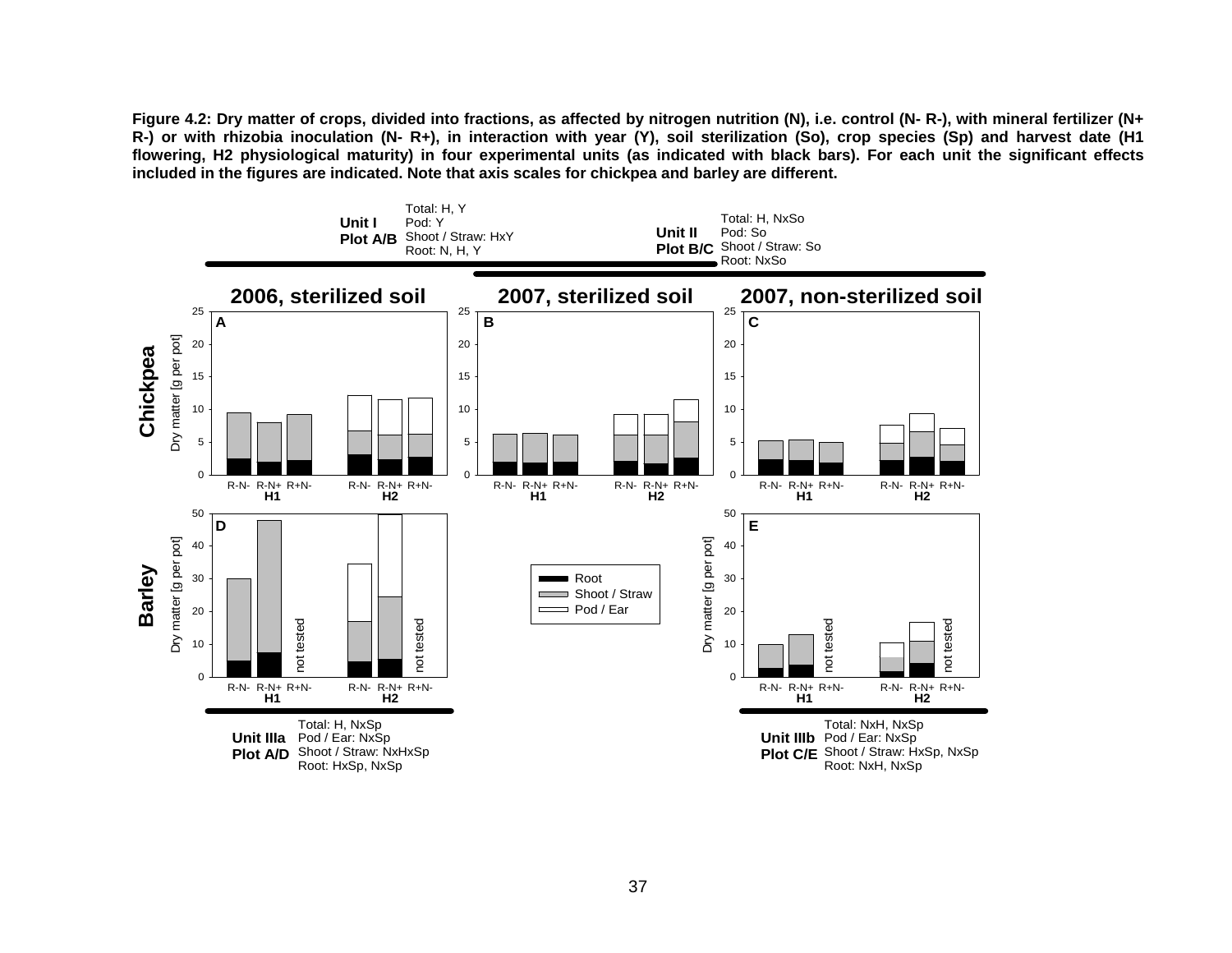**Figure 4.2: Dry matter of crops, divided into fractions, as affected by nitrogen nutrition (N), i.e. control (N- R-), with mineral fertilizer (N+ R-) or with rhizobia inoculation (N- R+), in interaction with year (Y), soil sterilization (So), crop species (Sp) and harvest date (H1 flowering, H2 physiological maturity) in four experimental units (as indicated with black bars). For each unit the significant effects included in the figures are indicated. Note that axis scales for chickpea and barley are different.**

Unit I
Plot A/B
Total: H, Y
Pod: Y
Shoot / Straw: HxY
Root: N, H, Y

Unit II
Plot B/C
Total: H, NxSo
Pod: So
Shoot / Straw: So
Root: NxSo

2006, sterilized soil

2007, sterilized soil

2007, non-sterilized soil

Chickpea

Dry matter [g per pot]

A

B

C

0
5
10
15
20
25

R-N- R-N+ R+N-
H1

R-N- R-N+ R+N-
H2

Barley

Dry matter [g per pot]

D

E

0
10
20
30
40
50

not tested

Root
Shoot / Straw
Pod / Ear

Unit IIIa
Plot A/D
Total: H, NxSp
Pod / Ear: NxSp
Shoot / Straw: NxHxSp
Root: HxSp, NxSp

Unit IIIb
Plot C/E
Total: NxH, NxSp
Pod / Ear: NxSp
Shoot / Straw: HxSp, NxSp
Root: NxH, NxSp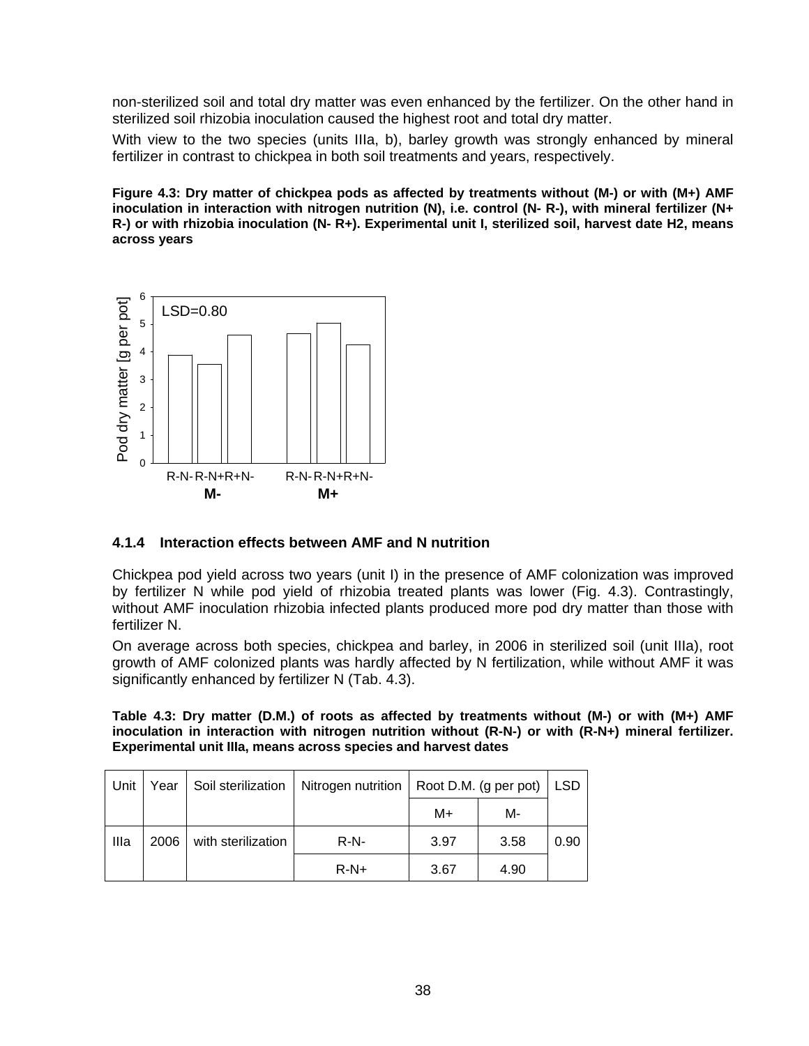non-sterilized soil and total dry matter was even enhanced by the fertilizer. On the other hand in sterilized soil rhizobia inoculation caused the highest root and total dry matter.

With view to the two species (units IIIa, b), barley growth was strongly enhanced by mineral fertilizer in contrast to chickpea in both soil treatments and years, respectively.

**Figure 4.3: Dry matter of chickpea pods as affected by treatments without (M-) or with (M+) AMF inoculation in interaction with nitrogen nutrition (N), i.e. control (N- R-), with mineral fertilizer (N+ R-) or with rhizobia inoculation (N- R+). Experimental unit I, sterilized soil, harvest date H2, means across years**

Pod dry matter [g per pot]

0
1
2
3
4
5
6

LSD=0.80

R-N- R-N+ R+N-
**M-**

R-N- R-N+ R+N-
**M+**

### 4.1.4 Interaction effects between AMF and N nutrition

Chickpea pod yield across two years (unit I) in the presence of AMF colonization was improved by fertilizer N while pod yield of rhizobia treated plants was lower (Fig. 4.3). Contrastingly, without AMF inoculation rhizobia infected plants produced more pod dry matter than those with fertilizer N.

On average across both species, chickpea and barley, in 2006 in sterilized soil (unit IIIa), root growth of AMF colonized plants was hardly affected by N fertilization, while without AMF it was significantly enhanced by fertilizer N (Tab. 4.3).

**Table 4.3: Dry matter (D.M.) of roots as affected by treatments without (M-) or with (M+) AMF inoculation in interaction with nitrogen nutrition without (R-N-) or with (R-N+) mineral fertilizer. Experimental unit IIIa, means across species and harvest dates**

| Unit | Year | Soil sterilization | Nitrogen nutrition | Root D.M. (g per pot) | | LSD |
|---|---|---|---|---|---|---|
| | | | | M+ | M- | |
| IIIa | 2006 | with sterilization | R-N- | 3.97 | 3.58 | 0.90 |
| | | | R-N+ | 3.67 | 4.90 | |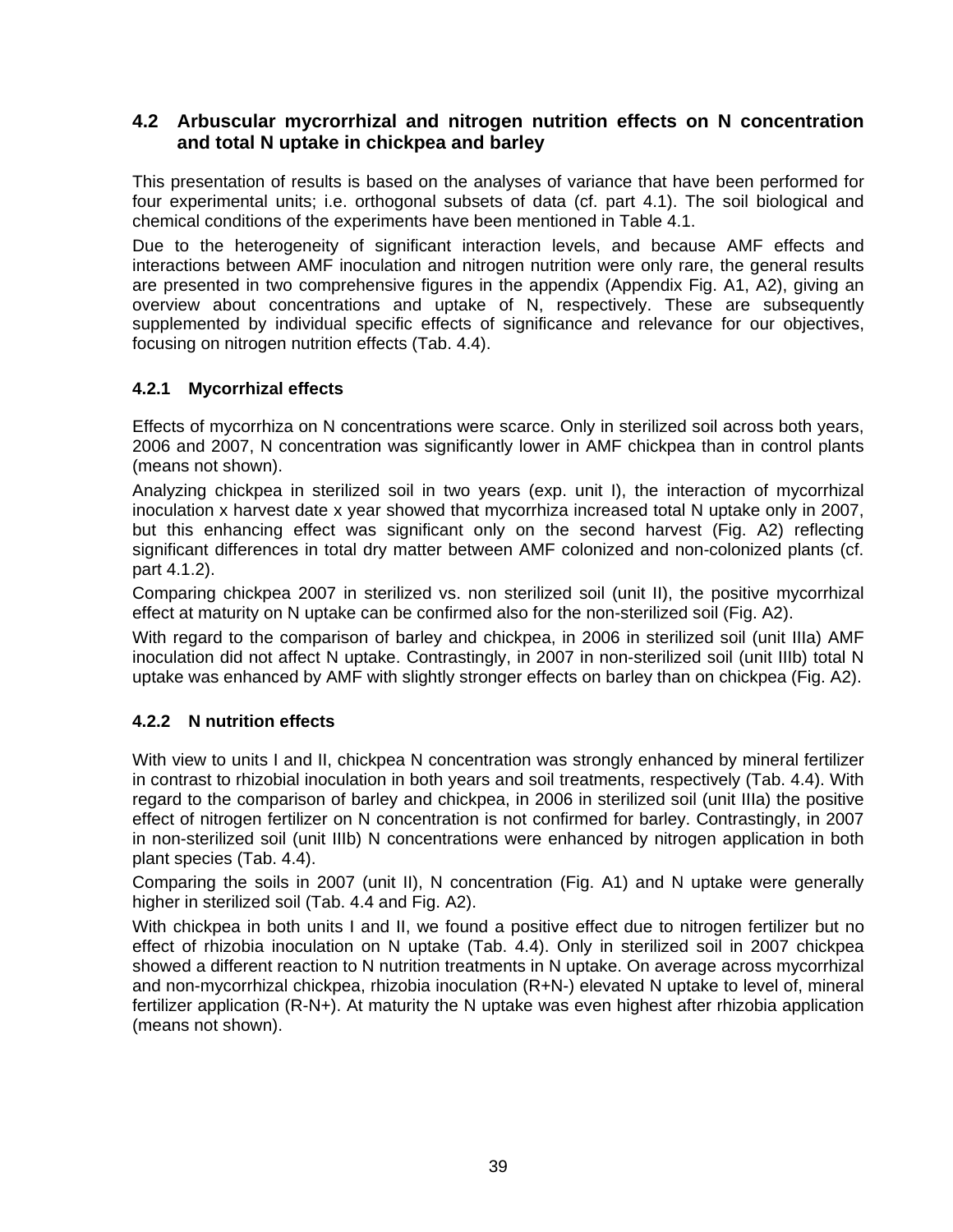## 4.2 Arbuscular mycrorrhizal and nitrogen nutrition effects on N concentration and total N uptake in chickpea and barley

This presentation of results is based on the analyses of variance that have been performed for four experimental units; i.e. orthogonal subsets of data (cf. part 4.1). The soil biological and chemical conditions of the experiments have been mentioned in Table 4.1.

Due to the heterogeneity of significant interaction levels, and because AMF effects and interactions between AMF inoculation and nitrogen nutrition were only rare, the general results are presented in two comprehensive figures in the appendix (Appendix Fig. A1, A2), giving an overview about concentrations and uptake of N, respectively. These are subsequently supplemented by individual specific effects of significance and relevance for our objectives, focusing on nitrogen nutrition effects (Tab. 4.4).

### 4.2.1 Mycorrhizal effects

Effects of mycorrhiza on N concentrations were scarce. Only in sterilized soil across both years, 2006 and 2007, N concentration was significantly lower in AMF chickpea than in control plants (means not shown).

Analyzing chickpea in sterilized soil in two years (exp. unit I), the interaction of mycorrhizal inoculation x harvest date x year showed that mycorrhiza increased total N uptake only in 2007, but this enhancing effect was significant only on the second harvest (Fig. A2) reflecting significant differences in total dry matter between AMF colonized and non-colonized plants (cf. part 4.1.2).

Comparing chickpea 2007 in sterilized vs. non sterilized soil (unit II), the positive mycorrhizal effect at maturity on N uptake can be confirmed also for the non-sterilized soil (Fig. A2).

With regard to the comparison of barley and chickpea, in 2006 in sterilized soil (unit IIIa) AMF inoculation did not affect N uptake. Contrastingly, in 2007 in non-sterilized soil (unit IIIb) total N uptake was enhanced by AMF with slightly stronger effects on barley than on chickpea (Fig. A2).

### 4.2.2 N nutrition effects

With view to units I and II, chickpea N concentration was strongly enhanced by mineral fertilizer in contrast to rhizobial inoculation in both years and soil treatments, respectively (Tab. 4.4). With regard to the comparison of barley and chickpea, in 2006 in sterilized soil (unit IIIa) the positive effect of nitrogen fertilizer on N concentration is not confirmed for barley. Contrastingly, in 2007 in non-sterilized soil (unit IIIb) N concentrations were enhanced by nitrogen application in both plant species (Tab. 4.4).

Comparing the soils in 2007 (unit II), N concentration (Fig. A1) and N uptake were generally higher in sterilized soil (Tab. 4.4 and Fig. A2).

With chickpea in both units I and II, we found a positive effect due to nitrogen fertilizer but no effect of rhizobia inoculation on N uptake (Tab. 4.4). Only in sterilized soil in 2007 chickpea showed a different reaction to N nutrition treatments in N uptake. On average across mycorrhizal and non-mycorrhizal chickpea, rhizobia inoculation (R+N-) elevated N uptake to level of, mineral fertilizer application (R-N+). At maturity the N uptake was even highest after rhizobia application (means not shown).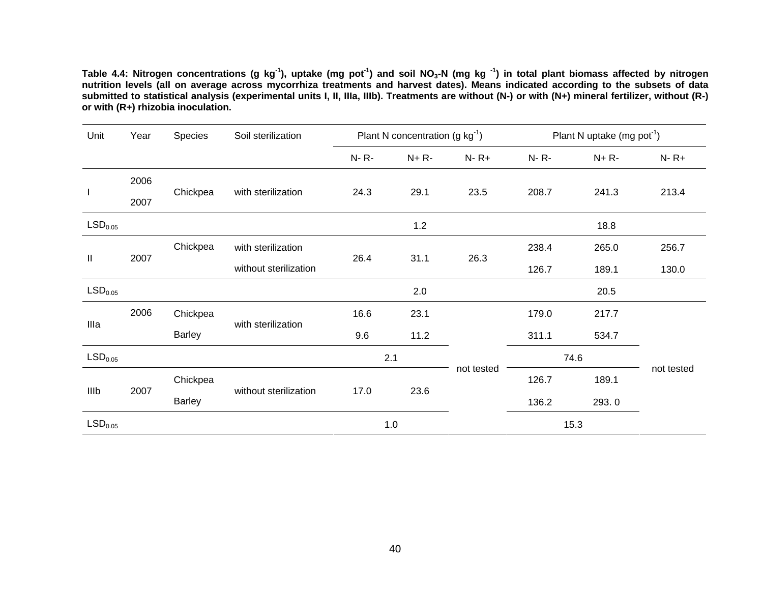**Table 4.4: Nitrogen concentrations (g kg$^{-1}$), uptake (mg pot$^{-1}$) and soil $NO_3$-N (mg kg $^{-1}$) in total plant biomass affected by nitrogen nutrition levels (all on average across mycorrhiza treatments and harvest dates). Means indicated according to the subsets of data submitted to statistical analysis (experimental units I, II, IIIa, IIIb). Treatments are without (N-) or with (N+) mineral fertilizer, without (R-) or with (R+) rhizobia inoculation.**

| Unit | Year | Species | Soil sterilization | Plant N concentration (g kg$^{-1}$) | | | Plant N uptake (mg pot$^{-1}$) | | |
|---|---|---|---|---|---|---|---|---|---|
| | | | | N- R- | N+ R- | N- R+ | N- R- | N+ R- | N- R+ |
| I | 2006<br>2007 | Chickpea | with sterilization | 24.3 | 29.1 | 23.5 | 208.7 | 241.3 | 213.4 |
| $LSD_{0.05}$ | | | | | 1.2 | | | 18.8 | |
| II | 2007 | Chickpea | with sterilization | 26.4 | 31.1 | 26.3 | 238.4 | 265.0 | 256.7 |
| | | | without sterilization | | | | 126.7 | 189.1 | 130.0 |
| $LSD_{0.05}$ | | | | | 2.0 | | | 20.5 | |
| IIIa | 2006 | Chickpea | with sterilization | 16.6 | 23.1 | not tested | 179.0 | 217.7 | not tested |
| | | Barley | | 9.6 | 11.2 | | 311.1 | 534.7 | |
| $LSD_{0.05}$ | | | | 2.1 | | | 74.6 | | |
| IIIb | 2007 | Chickpea | without sterilization | 17.0 | 23.6 | | 126.7 | 189.1 | |
| | | Barley | | | | | 136.2 | 293. 0 | |
| $LSD_{0.05}$ | | | | 1.0 | | | 15.3 | | |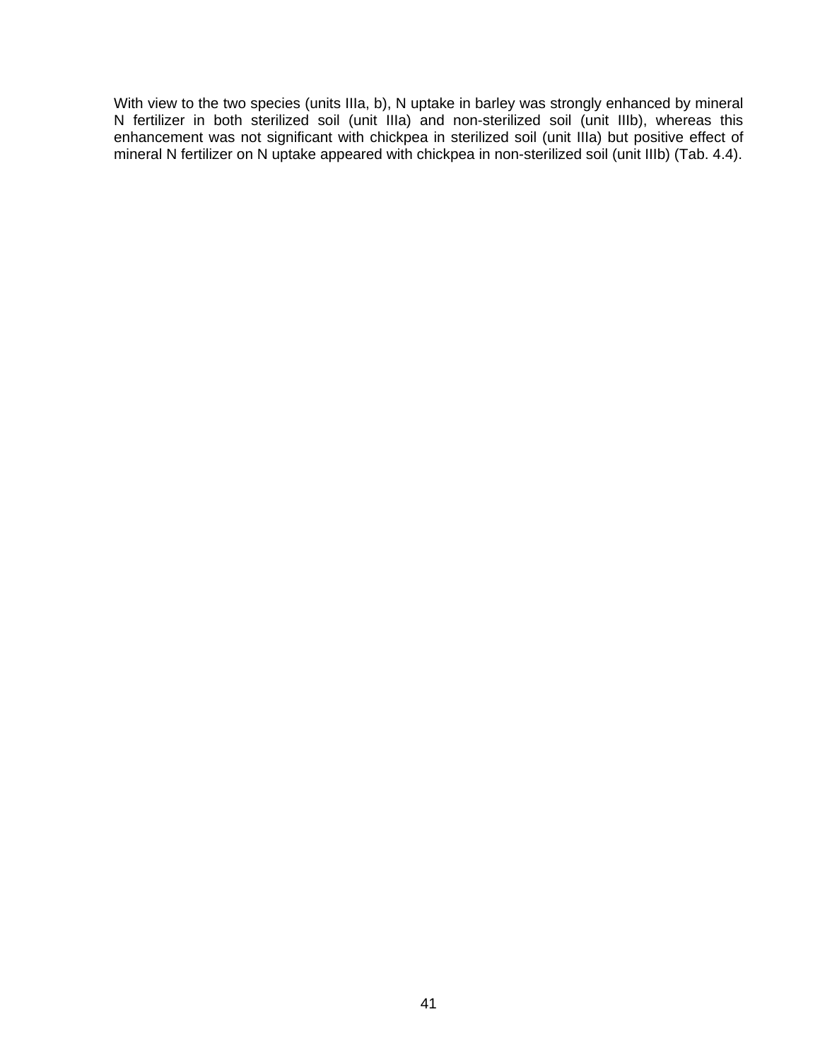With view to the two species (units IIIa, b), N uptake in barley was strongly enhanced by mineral N fertilizer in both sterilized soil (unit IIIa) and non-sterilized soil (unit IIIb), whereas this enhancement was not significant with chickpea in sterilized soil (unit IIIa) but positive effect of mineral N fertilizer on N uptake appeared with chickpea in non-sterilized soil (unit IIIb) (Tab. 4.4).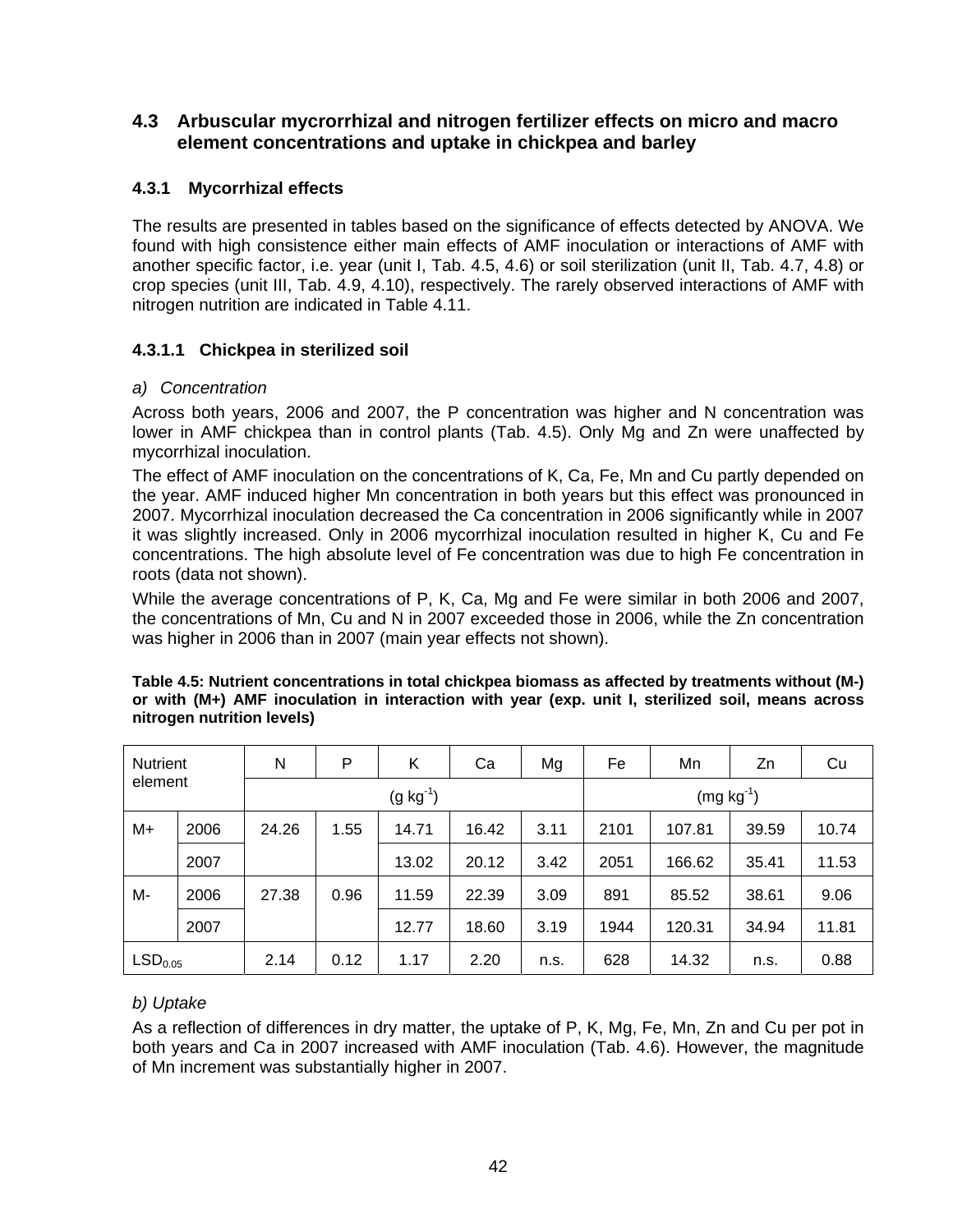## 4.3 Arbuscular mycrorrhizal and nitrogen fertilizer effects on micro and macro element concentrations and uptake in chickpea and barley

### 4.3.1 Mycorrhizal effects

The results are presented in tables based on the significance of effects detected by ANOVA. We found with high consistence either main effects of AMF inoculation or interactions of AMF with another specific factor, i.e. year (unit I, Tab. 4.5, 4.6) or soil sterilization (unit II, Tab. 4.7, 4.8) or crop species (unit III, Tab. 4.9, 4.10), respectively. The rarely observed interactions of AMF with nitrogen nutrition are indicated in Table 4.11.

#### 4.3.1.1 Chickpea in sterilized soil

*a) Concentration*

Across both years, 2006 and 2007, the P concentration was higher and N concentration was lower in AMF chickpea than in control plants (Tab. 4.5). Only Mg and Zn were unaffected by mycorrhizal inoculation.

The effect of AMF inoculation on the concentrations of K, Ca, Fe, Mn and Cu partly depended on the year. AMF induced higher Mn concentration in both years but this effect was pronounced in 2007. Mycorrhizal inoculation decreased the Ca concentration in 2006 significantly while in 2007 it was slightly increased. Only in 2006 mycorrhizal inoculation resulted in higher K, Cu and Fe concentrations. The high absolute level of Fe concentration was due to high Fe concentration in roots (data not shown).

While the average concentrations of P, K, Ca, Mg and Fe were similar in both 2006 and 2007, the concentrations of Mn, Cu and N in 2007 exceeded those in 2006, while the Zn concentration was higher in 2006 than in 2007 (main year effects not shown).

**Table 4.5: Nutrient concentrations in total chickpea biomass as affected by treatments without (M-) or with (M+) AMF inoculation in interaction with year (exp. unit I, sterilized soil, means across nitrogen nutrition levels)**

| Nutrient element | | N | P | K | Ca | Mg | Fe | Mn | Zn | Cu |
|---|---|---|---|---|---|---|---|---|---|---|
| | | (g kg$^{-1}$) | | | | | (mg kg$^{-1}$) | | | |
| M+ | 2006 | 24.26 | 1.55 | 14.71 | 16.42 | 3.11 | 2101 | 107.81 | 39.59 | 10.74 |
| | 2007 | | | 13.02 | 20.12 | 3.42 | 2051 | 166.62 | 35.41 | 11.53 |
| M- | 2006 | 27.38 | 0.96 | 11.59 | 22.39 | 3.09 | 891 | 85.52 | 38.61 | 9.06 |
| | 2007 | | | 12.77 | 18.60 | 3.19 | 1944 | 120.31 | 34.94 | 11.81 |
| $LSD_{0.05}$ | | 2.14 | 0.12 | 1.17 | 2.20 | n.s. | 628 | 14.32 | n.s. | 0.88 |

*b) Uptake*

As a reflection of differences in dry matter, the uptake of P, K, Mg, Fe, Mn, Zn and Cu per pot in both years and Ca in 2007 increased with AMF inoculation (Tab. 4.6). However, the magnitude of Mn increment was substantially higher in 2007.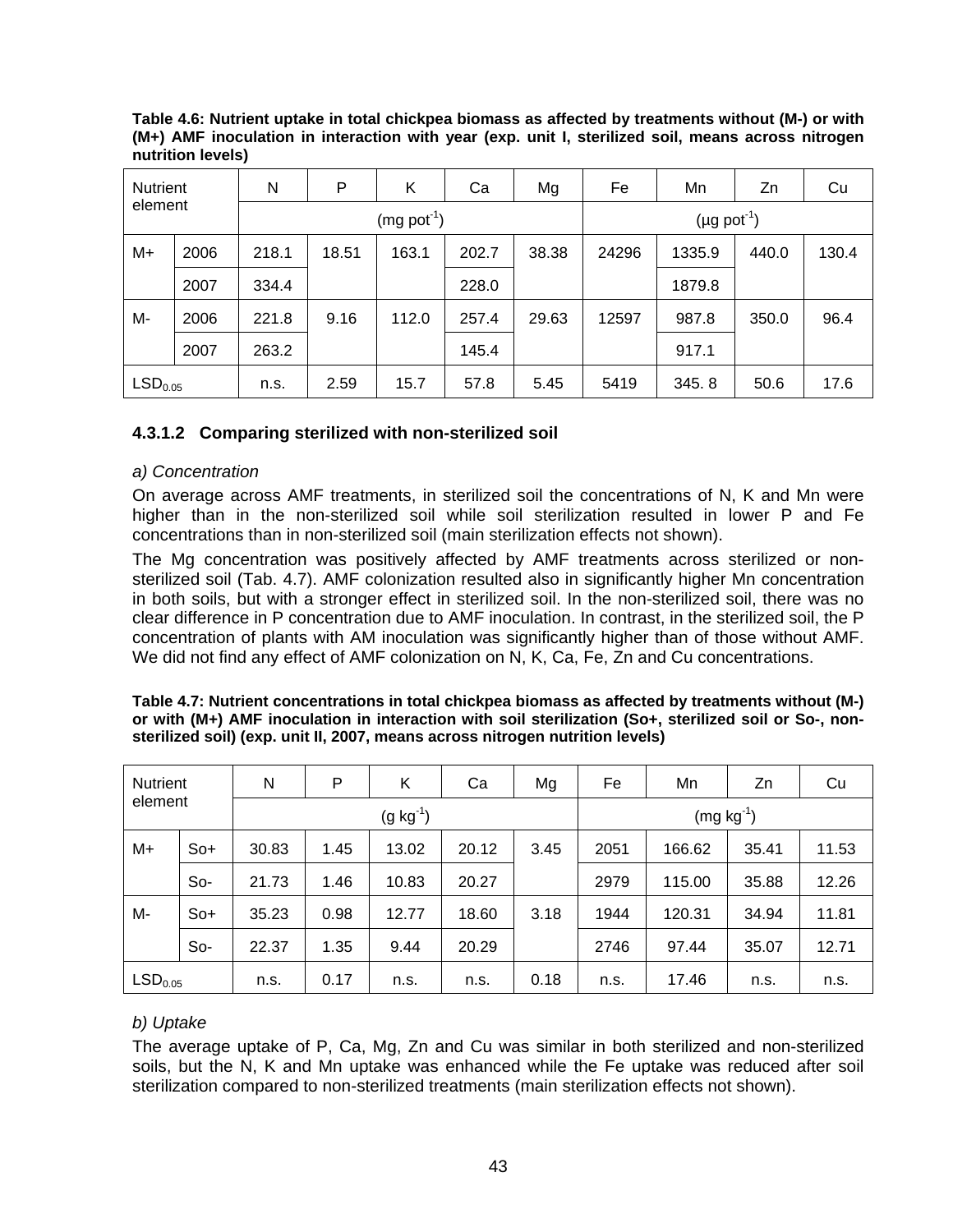**Table 4.6: Nutrient uptake in total chickpea biomass as affected by treatments without (M-) or with (M+) AMF inoculation in interaction with year (exp. unit I, sterilized soil, means across nitrogen nutrition levels)**

| Nutrient element | | N | P | K | Ca | Mg | Fe | Mn | Zn | Cu |
|---|---|---|---|---|---|---|---|---|---|---|
| | | (mg pot$^{-1}$) | | | | | (µg pot$^{-1}$) | | | |
| M+ | 2006 | 218.1 | 18.51 | 163.1 | 202.7 | 38.38 | 24296 | 1335.9 | 440.0 | 130.4 |
| | 2007 | 334.4 | | | 228.0 | | | 1879.8 | | |
| M- | 2006 | 221.8 | 9.16 | 112.0 | 257.4 | 29.63 | 12597 | 987.8 | 350.0 | 96.4 |
| | 2007 | 263.2 | | | 145.4 | | | 917.1 | | |
| $LSD_{0.05}$ | | n.s. | 2.59 | 15.7 | 57.8 | 5.45 | 5419 | 345. 8 | 50.6 | 17.6 |

### 4.3.1.2 Comparing sterilized with non-sterilized soil

*a) Concentration*

On average across AMF treatments, in sterilized soil the concentrations of N, K and Mn were higher than in the non-sterilized soil while soil sterilization resulted in lower P and Fe concentrations than in non-sterilized soil (main sterilization effects not shown).

The Mg concentration was positively affected by AMF treatments across sterilized or non-sterilized soil (Tab. 4.7). AMF colonization resulted also in significantly higher Mn concentration in both soils, but with a stronger effect in sterilized soil. In the non-sterilized soil, there was no clear difference in P concentration due to AMF inoculation. In contrast, in the sterilized soil, the P concentration of plants with AM inoculation was significantly higher than of those without AMF. We did not find any effect of AMF colonization on N, K, Ca, Fe, Zn and Cu concentrations.

**Table 4.7: Nutrient concentrations in total chickpea biomass as affected by treatments without (M-) or with (M+) AMF inoculation in interaction with soil sterilization (So+, sterilized soil or So-, non-sterilized soil) (exp. unit II, 2007, means across nitrogen nutrition levels)**

| Nutrient element | | N | P | K | Ca | Mg | Fe | Mn | Zn | Cu |
|---|---|---|---|---|---|---|---|---|---|---|
| | | (g kg$^{-1}$) | | | | | (mg kg$^{-1}$) | | | |
| M+ | So+ | 30.83 | 1.45 | 13.02 | 20.12 | 3.45 | 2051 | 166.62 | 35.41 | 11.53 |
| | So- | 21.73 | 1.46 | 10.83 | 20.27 | | 2979 | 115.00 | 35.88 | 12.26 |
| M- | So+ | 35.23 | 0.98 | 12.77 | 18.60 | 3.18 | 1944 | 120.31 | 34.94 | 11.81 |
| | So- | 22.37 | 1.35 | 9.44 | 20.29 | | 2746 | 97.44 | 35.07 | 12.71 |
| $LSD_{0.05}$ | | n.s. | 0.17 | n.s. | n.s. | 0.18 | n.s. | 17.46 | n.s. | n.s. |

*b) Uptake*

The average uptake of P, Ca, Mg, Zn and Cu was similar in both sterilized and non-sterilized soils, but the N, K and Mn uptake was enhanced while the Fe uptake was reduced after soil sterilization compared to non-sterilized treatments (main sterilization effects not shown).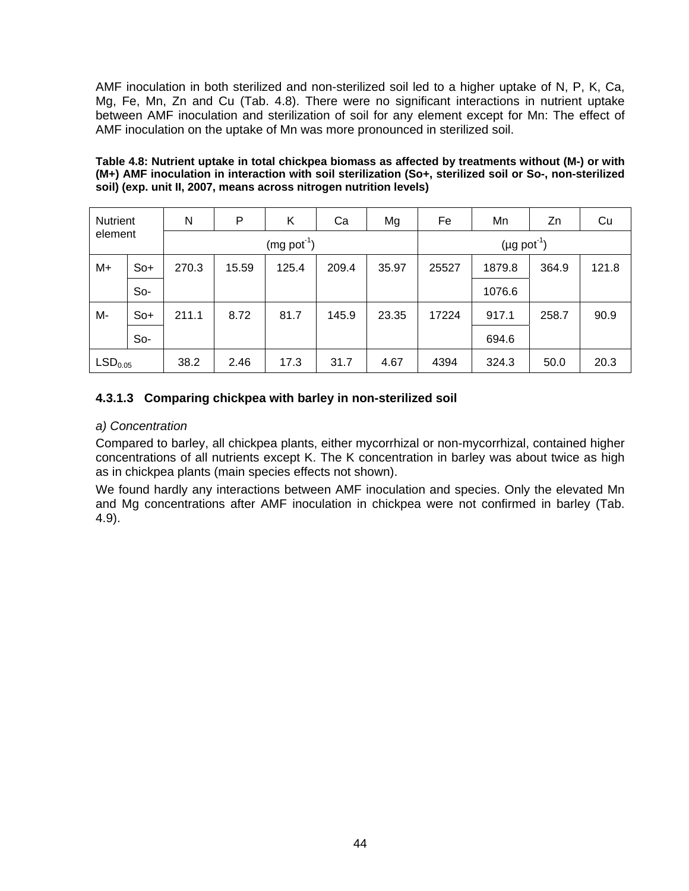AMF inoculation in both sterilized and non-sterilized soil led to a higher uptake of N, P, K, Ca, Mg, Fe, Mn, Zn and Cu (Tab. 4.8). There were no significant interactions in nutrient uptake between AMF inoculation and sterilization of soil for any element except for Mn: The effect of AMF inoculation on the uptake of Mn was more pronounced in sterilized soil.

**Table 4.8: Nutrient uptake in total chickpea biomass as affected by treatments without (M-) or with (M+) AMF inoculation in interaction with soil sterilization (So+, sterilized soil or So-, non-sterilized soil) (exp. unit II, 2007, means across nitrogen nutrition levels)**

| Nutrient element | | N | P | K | Ca | Mg | Fe | Mn | Zn | Cu |
|---|---|---|---|---|---|---|---|---|---|---|
| | | (mg pot$^{-1}$) | | | | | (µg pot$^{-1}$) | | | |
| M+ | So+ | 270.3 | 15.59 | 125.4 | 209.4 | 35.97 | 25527 | 1879.8 | 364.9 | 121.8 |
| | So- | | | | | | | 1076.6 | | |
| M- | So+ | 211.1 | 8.72 | 81.7 | 145.9 | 23.35 | 17224 | 917.1 | 258.7 | 90.9 |
| | So- | | | | | | | 694.6 | | |
| $LSD_{0.05}$ | | 38.2 | 2.46 | 17.3 | 31.7 | 4.67 | 4394 | 324.3 | 50.0 | 20.3 |

#### 4.3.1.3 Comparing chickpea with barley in non-sterilized soil

*a) Concentration*

Compared to barley, all chickpea plants, either mycorrhizal or non-mycorrhizal, contained higher concentrations of all nutrients except K. The K concentration in barley was about twice as high as in chickpea plants (main species effects not shown).

We found hardly any interactions between AMF inoculation and species. Only the elevated Mn and Mg concentrations after AMF inoculation in chickpea were not confirmed in barley (Tab. 4.9).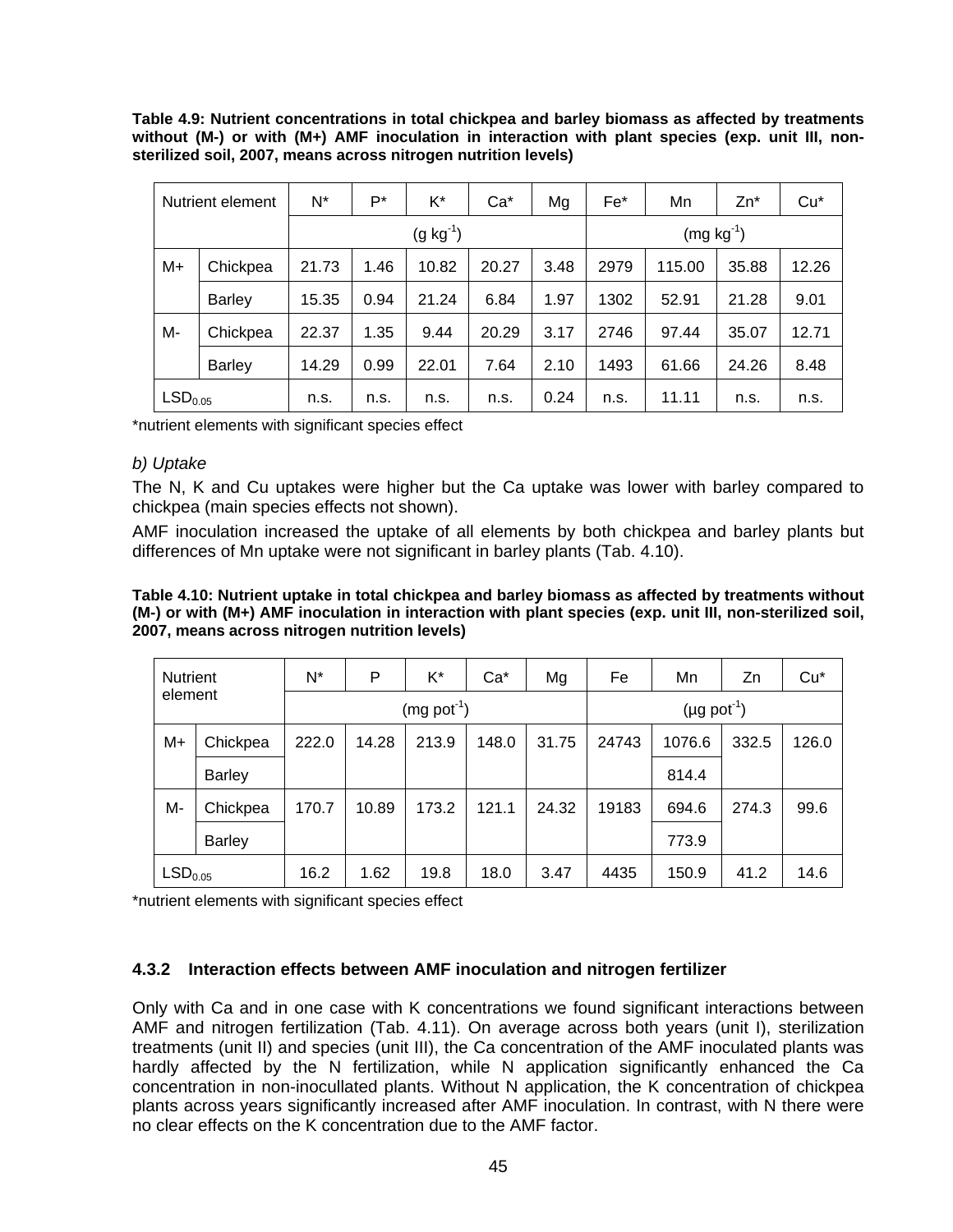**Table 4.9: Nutrient concentrations in total chickpea and barley biomass as affected by treatments without (M-) or with (M+) AMF inoculation in interaction with plant species (exp. unit III, non-sterilized soil, 2007, means across nitrogen nutrition levels)**

| Nutrient element | | N* | P* | K* | Ca* | Mg | Fe* | Mn | Zn* | Cu* |
|---|---|---|---|---|---|---|---|---|---|---|
| | | $(g\ kg^{-1})$ | | | | | $(mg\ kg^{-1})$ | | | |
| M+ | Chickpea | 21.73 | 1.46 | 10.82 | 20.27 | 3.48 | 2979 | 115.00 | 35.88 | 12.26 |
| | Barley | 15.35 | 0.94 | 21.24 | 6.84 | 1.97 | 1302 | 52.91 | 21.28 | 9.01 |
| M- | Chickpea | 22.37 | 1.35 | 9.44 | 20.29 | 3.17 | 2746 | 97.44 | 35.07 | 12.71 |
| | Barley | 14.29 | 0.99 | 22.01 | 7.64 | 2.10 | 1493 | 61.66 | 24.26 | 8.48 |
| $LSD_{0.05}$ | | n.s. | n.s. | n.s. | n.s. | 0.24 | n.s. | 11.11 | n.s. | n.s. |

*nutrient elements with significant species effect

*b) Uptake*

The N, K and Cu uptakes were higher but the Ca uptake was lower with barley compared to chickpea (main species effects not shown).

AMF inoculation increased the uptake of all elements by both chickpea and barley plants but differences of Mn uptake were not significant in barley plants (Tab. 4.10).

**Table 4.10: Nutrient uptake in total chickpea and barley biomass as affected by treatments without (M-) or with (M+) AMF inoculation in interaction with plant species (exp. unit III, non-sterilized soil, 2007, means across nitrogen nutrition levels)**

| Nutrient element | | N* | P | K* | Ca* | Mg | Fe | Mn | Zn | Cu* |
|---|---|---|---|---|---|---|---|---|---|---|
| | | $(mg\ pot^{-1})$ | | | | | $(\mu g\ pot^{-1})$ | | | |
| M+ | Chickpea | 222.0 | 14.28 | 213.9 | 148.0 | 31.75 | 24743 | 1076.6 | 332.5 | 126.0 |
| | Barley | | | | | | | 814.4 | | |
| M- | Chickpea | 170.7 | 10.89 | 173.2 | 121.1 | 24.32 | 19183 | 694.6 | 274.3 | 99.6 |
| | Barley | | | | | | | 773.9 | | |
| $LSD_{0.05}$ | | 16.2 | 1.62 | 19.8 | 18.0 | 3.47 | 4435 | 150.9 | 41.2 | 14.6 |

*nutrient elements with significant species effect

### 4.3.2 Interaction effects between AMF inoculation and nitrogen fertilizer

Only with Ca and in one case with K concentrations we found significant interactions between AMF and nitrogen fertilization (Tab. 4.11). On average across both years (unit I), sterilization treatments (unit II) and species (unit III), the Ca concentration of the AMF inoculated plants was hardly affected by the N fertilization, while N application significantly enhanced the Ca concentration in non-inocullated plants. Without N application, the K concentration of chickpea plants across years significantly increased after AMF inoculation. In contrast, with N there were no clear effects on the K concentration due to the AMF factor.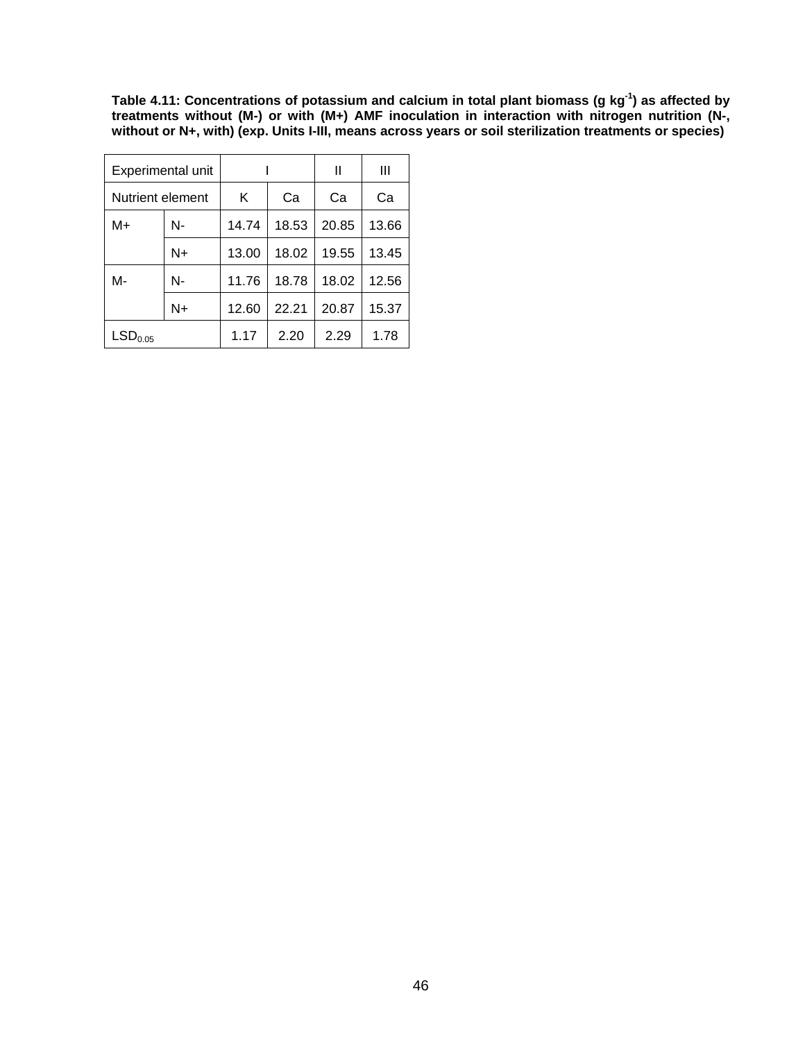**Table 4.11: Concentrations of potassium and calcium in total plant biomass (g $kg^{-1}$) as affected by treatments without (M-) or with (M+) AMF inoculation in interaction with nitrogen nutrition (N-, without or N+, with) (exp. Units I-III, means across years or soil sterilization treatments or species)**

| Experimental unit | | I | | II | III |
|---|---|---|---|---|---|
| Nutrient element | | K | Ca | Ca | Ca |
| M+ | N- | 14.74 | 18.53 | 20.85 | 13.66 |
| | N+ | 13.00 | 18.02 | 19.55 | 13.45 |
| M- | N- | 11.76 | 18.78 | 18.02 | 12.56 |
| | N+ | 12.60 | 22.21 | 20.87 | 15.37 |
| $LSD_{0.05}$ | | 1.17 | 2.20 | 2.29 | 1.78 |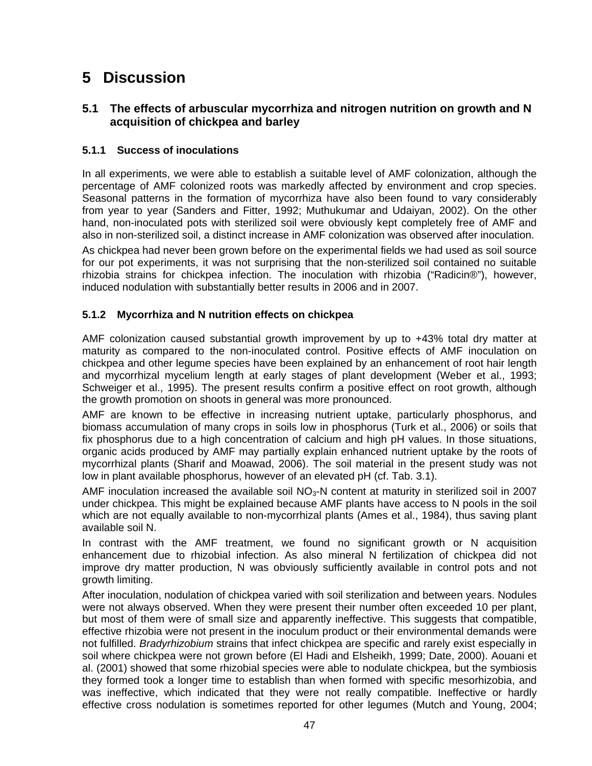# 5 Discussion

## 5.1 The effects of arbuscular mycorrhiza and nitrogen nutrition on growth and N acquisition of chickpea and barley

### 5.1.1 Success of inoculations

In all experiments, we were able to establish a suitable level of AMF colonization, although the percentage of AMF colonized roots was markedly affected by environment and crop species. Seasonal patterns in the formation of mycorrhiza have also been found to vary considerably from year to year (Sanders and Fitter, 1992; Muthukumar and Udaiyan, 2002). On the other hand, non-inoculated pots with sterilized soil were obviously kept completely free of AMF and also in non-sterilized soil, a distinct increase in AMF colonization was observed after inoculation.

As chickpea had never been grown before on the experimental fields we had used as soil source for our pot experiments, it was not surprising that the non-sterilized soil contained no suitable rhizobia strains for chickpea infection. The inoculation with rhizobia (“Radicin®”), however, induced nodulation with substantially better results in 2006 and in 2007.

### 5.1.2 Mycorrhiza and N nutrition effects on chickpea

AMF colonization caused substantial growth improvement by up to +43% total dry matter at maturity as compared to the non-inoculated control. Positive effects of AMF inoculation on chickpea and other legume species have been explained by an enhancement of root hair length and mycorrhizal mycelium length at early stages of plant development (Weber et al., 1993; Schweiger et al., 1995). The present results confirm a positive effect on root growth, although the growth promotion on shoots in general was more pronounced.

AMF are known to be effective in increasing nutrient uptake, particularly phosphorus, and biomass accumulation of many crops in soils low in phosphorus (Turk et al., 2006) or soils that fix phosphorus due to a high concentration of calcium and high pH values. In those situations, organic acids produced by AMF may partially explain enhanced nutrient uptake by the roots of mycorrhizal plants (Sharif and Moawad, 2006). The soil material in the present study was not low in plant available phosphorus, however of an elevated pH (cf. Tab. 3.1).

AMF inoculation increased the available soil $NO_3$-N content at maturity in sterilized soil in 2007 under chickpea. This might be explained because AMF plants have access to N pools in the soil which are not equally available to non-mycorrhizal plants (Ames et al., 1984), thus saving plant available soil N.

In contrast with the AMF treatment, we found no significant growth or N acquisition enhancement due to rhizobial infection. As also mineral N fertilization of chickpea did not improve dry matter production, N was obviously sufficiently available in control pots and not growth limiting.

After inoculation, nodulation of chickpea varied with soil sterilization and between years. Nodules were not always observed. When they were present their number often exceeded 10 per plant, but most of them were of small size and apparently ineffective. This suggests that compatible, effective rhizobia were not present in the inoculum product or their environmental demands were not fulfilled. *Bradyrhizobium* strains that infect chickpea are specific and rarely exist especially in soil where chickpea were not grown before (El Hadi and Elsheikh, 1999; Date, 2000). Aouani et al. (2001) showed that some rhizobial species were able to nodulate chickpea, but the symbiosis they formed took a longer time to establish than when formed with specific mesorhizobia, and was ineffective, which indicated that they were not really compatible. Ineffective or hardly effective cross nodulation is sometimes reported for other legumes (Mutch and Young, 2004;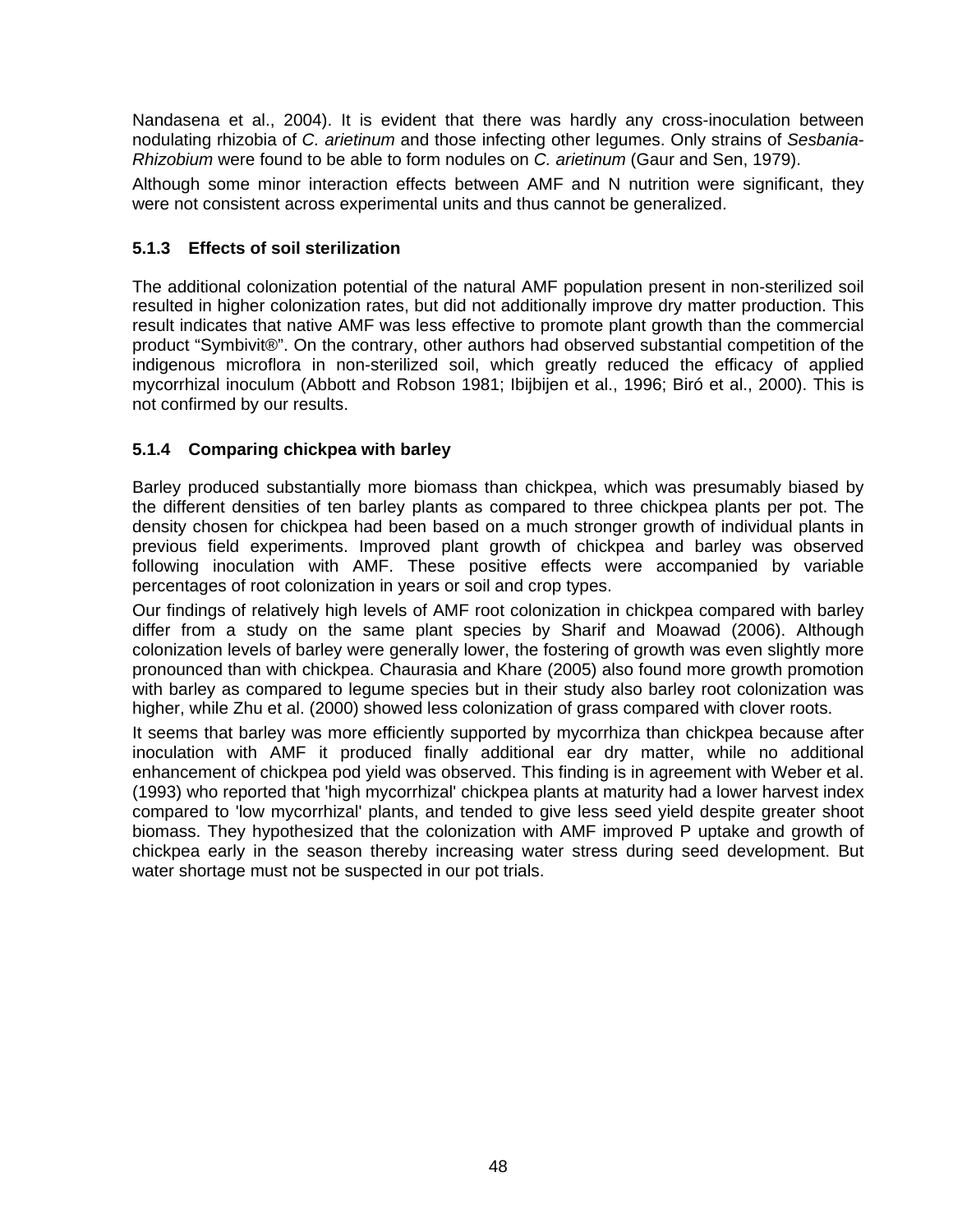Nandasena et al., 2004). It is evident that there was hardly any cross-inoculation between nodulating rhizobia of *C. arietinum* and those infecting other legumes. Only strains of *Sesbania-Rhizobium* were found to be able to form nodules on *C. arietinum* (Gaur and Sen, 1979).

Although some minor interaction effects between AMF and N nutrition were significant, they were not consistent across experimental units and thus cannot be generalized.

### 5.1.3 Effects of soil sterilization

The additional colonization potential of the natural AMF population present in non-sterilized soil resulted in higher colonization rates, but did not additionally improve dry matter production. This result indicates that native AMF was less effective to promote plant growth than the commercial product "Symbivit®". On the contrary, other authors had observed substantial competition of the indigenous microflora in non-sterilized soil, which greatly reduced the efficacy of applied mycorrhizal inoculum (Abbott and Robson 1981; Ibijbijen et al., 1996; Biró et al., 2000). This is not confirmed by our results.

### 5.1.4 Comparing chickpea with barley

Barley produced substantially more biomass than chickpea, which was presumably biased by the different densities of ten barley plants as compared to three chickpea plants per pot. The density chosen for chickpea had been based on a much stronger growth of individual plants in previous field experiments. Improved plant growth of chickpea and barley was observed following inoculation with AMF. These positive effects were accompanied by variable percentages of root colonization in years or soil and crop types.

Our findings of relatively high levels of AMF root colonization in chickpea compared with barley differ from a study on the same plant species by Sharif and Moawad (2006). Although colonization levels of barley were generally lower, the fostering of growth was even slightly more pronounced than with chickpea. Chaurasia and Khare (2005) also found more growth promotion with barley as compared to legume species but in their study also barley root colonization was higher, while Zhu et al. (2000) showed less colonization of grass compared with clover roots.

It seems that barley was more efficiently supported by mycorrhiza than chickpea because after inoculation with AMF it produced finally additional ear dry matter, while no additional enhancement of chickpea pod yield was observed. This finding is in agreement with Weber et al. (1993) who reported that 'high mycorrhizal' chickpea plants at maturity had a lower harvest index compared to 'low mycorrhizal' plants, and tended to give less seed yield despite greater shoot biomass. They hypothesized that the colonization with AMF improved P uptake and growth of chickpea early in the season thereby increasing water stress during seed development. But water shortage must not be suspected in our pot trials.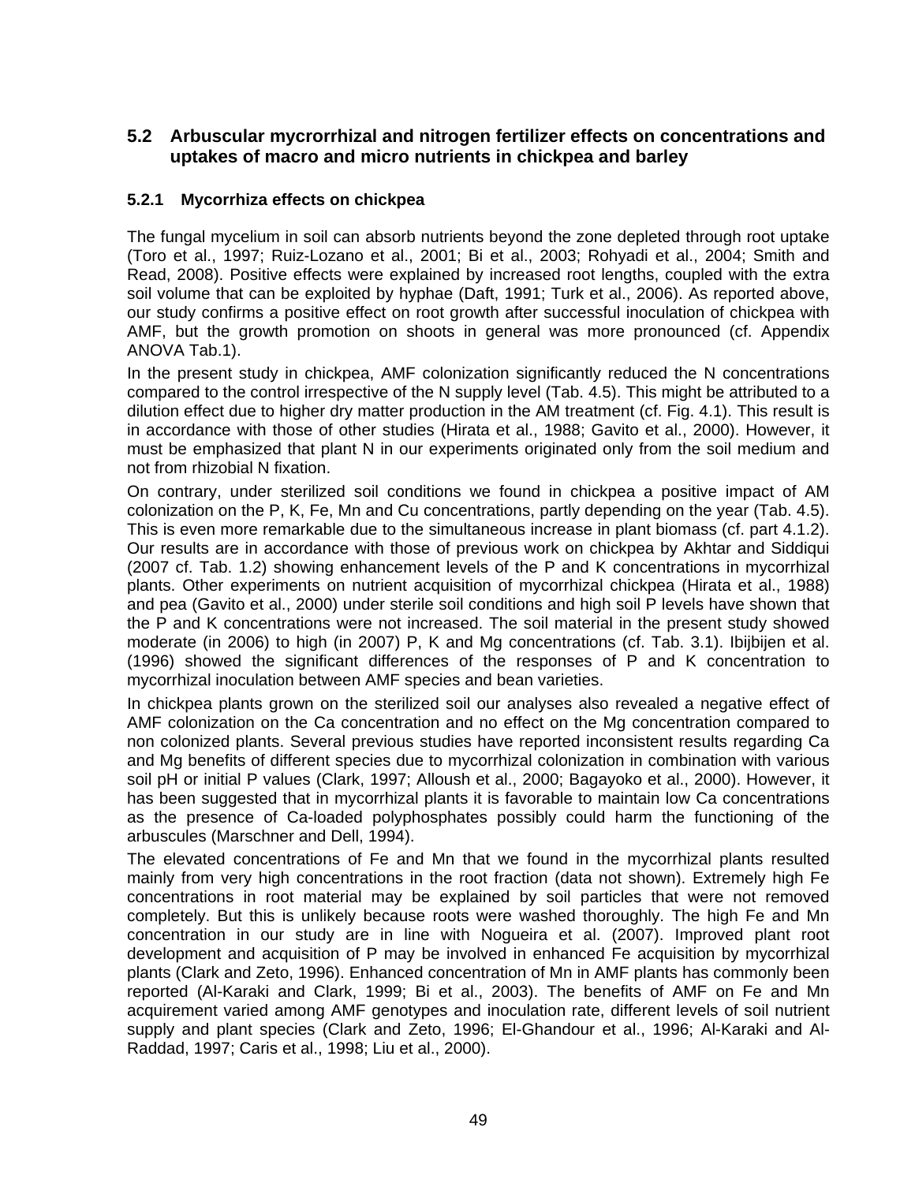## 5.2 Arbuscular mycrorrhizal and nitrogen fertilizer effects on concentrations and uptakes of macro and micro nutrients in chickpea and barley

### 5.2.1 Mycorrhiza effects on chickpea

The fungal mycelium in soil can absorb nutrients beyond the zone depleted through root uptake (Toro et al., 1997; Ruiz-Lozano et al., 2001; Bi et al., 2003; Rohyadi et al., 2004; Smith and Read, 2008). Positive effects were explained by increased root lengths, coupled with the extra soil volume that can be exploited by hyphae (Daft, 1991; Turk et al., 2006). As reported above, our study confirms a positive effect on root growth after successful inoculation of chickpea with AMF, but the growth promotion on shoots in general was more pronounced (cf. Appendix ANOVA Tab.1).

In the present study in chickpea, AMF colonization significantly reduced the N concentrations compared to the control irrespective of the N supply level (Tab. 4.5). This might be attributed to a dilution effect due to higher dry matter production in the AM treatment (cf. Fig. 4.1). This result is in accordance with those of other studies (Hirata et al., 1988; Gavito et al., 2000). However, it must be emphasized that plant N in our experiments originated only from the soil medium and not from rhizobial N fixation.

On contrary, under sterilized soil conditions we found in chickpea a positive impact of AM colonization on the P, K, Fe, Mn and Cu concentrations, partly depending on the year (Tab. 4.5). This is even more remarkable due to the simultaneous increase in plant biomass (cf. part 4.1.2). Our results are in accordance with those of previous work on chickpea by Akhtar and Siddiqui (2007 cf. Tab. 1.2) showing enhancement levels of the P and K concentrations in mycorrhizal plants. Other experiments on nutrient acquisition of mycorrhizal chickpea (Hirata et al., 1988) and pea (Gavito et al., 2000) under sterile soil conditions and high soil P levels have shown that the P and K concentrations were not increased. The soil material in the present study showed moderate (in 2006) to high (in 2007) P, K and Mg concentrations (cf. Tab. 3.1). Ibijbijen et al. (1996) showed the significant differences of the responses of P and K concentration to mycorrhizal inoculation between AMF species and bean varieties.

In chickpea plants grown on the sterilized soil our analyses also revealed a negative effect of AMF colonization on the Ca concentration and no effect on the Mg concentration compared to non colonized plants. Several previous studies have reported inconsistent results regarding Ca and Mg benefits of different species due to mycorrhizal colonization in combination with various soil pH or initial P values (Clark, 1997; Alloush et al., 2000; Bagayoko et al., 2000). However, it has been suggested that in mycorrhizal plants it is favorable to maintain low Ca concentrations as the presence of Ca-loaded polyphosphates possibly could harm the functioning of the arbuscules (Marschner and Dell, 1994).

The elevated concentrations of Fe and Mn that we found in the mycorrhizal plants resulted mainly from very high concentrations in the root fraction (data not shown). Extremely high Fe concentrations in root material may be explained by soil particles that were not removed completely. But this is unlikely because roots were washed thoroughly. The high Fe and Mn concentration in our study are in line with Nogueira et al. (2007). Improved plant root development and acquisition of P may be involved in enhanced Fe acquisition by mycorrhizal plants (Clark and Zeto, 1996). Enhanced concentration of Mn in AMF plants has commonly been reported (Al-Karaki and Clark, 1999; Bi et al., 2003). The benefits of AMF on Fe and Mn acquirement varied among AMF genotypes and inoculation rate, different levels of soil nutrient supply and plant species (Clark and Zeto, 1996; El-Ghandour et al., 1996; Al-Karaki and Al-Raddad, 1997; Caris et al., 1998; Liu et al., 2000).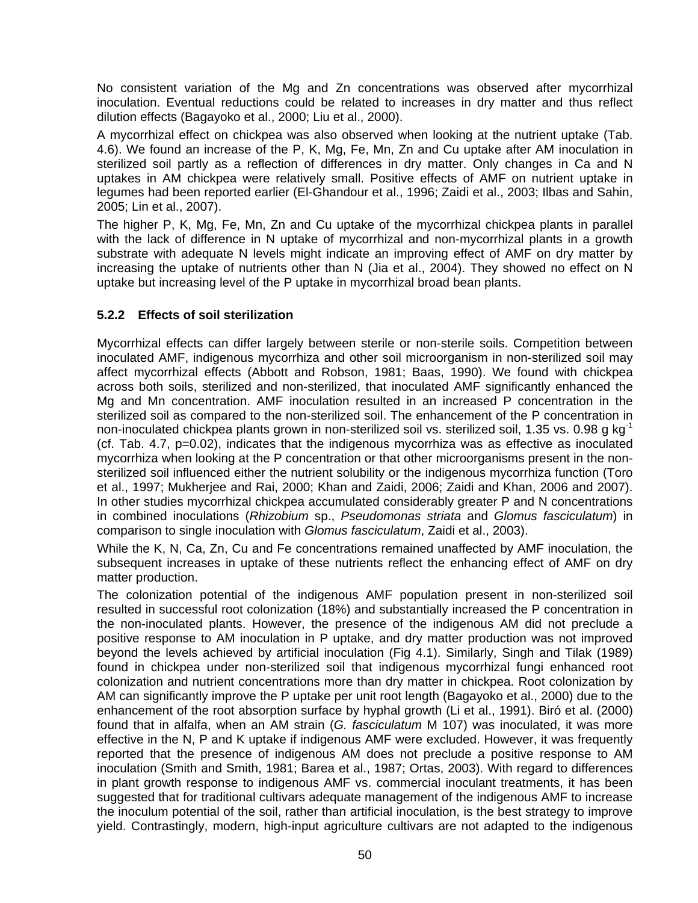No consistent variation of the Mg and Zn concentrations was observed after mycorrhizal inoculation. Eventual reductions could be related to increases in dry matter and thus reflect dilution effects (Bagayoko et al., 2000; Liu et al., 2000).

A mycorrhizal effect on chickpea was also observed when looking at the nutrient uptake (Tab. 4.6). We found an increase of the P, K, Mg, Fe, Mn, Zn and Cu uptake after AM inoculation in sterilized soil partly as a reflection of differences in dry matter. Only changes in Ca and N uptakes in AM chickpea were relatively small. Positive effects of AMF on nutrient uptake in legumes had been reported earlier (El-Ghandour et al., 1996; Zaidi et al., 2003; Ilbas and Sahin, 2005; Lin et al., 2007).

The higher P, K, Mg, Fe, Mn, Zn and Cu uptake of the mycorrhizal chickpea plants in parallel with the lack of difference in N uptake of mycorrhizal and non-mycorrhizal plants in a growth substrate with adequate N levels might indicate an improving effect of AMF on dry matter by increasing the uptake of nutrients other than N (Jia et al., 2004). They showed no effect on N uptake but increasing level of the P uptake in mycorrhizal broad bean plants.

### 5.2.2 Effects of soil sterilization

Mycorrhizal effects can differ largely between sterile or non-sterile soils. Competition between inoculated AMF, indigenous mycorrhiza and other soil microorganism in non-sterilized soil may affect mycorrhizal effects (Abbott and Robson, 1981; Baas, 1990). We found with chickpea across both soils, sterilized and non-sterilized, that inoculated AMF significantly enhanced the Mg and Mn concentration. AMF inoculation resulted in an increased P concentration in the sterilized soil as compared to the non-sterilized soil. The enhancement of the P concentration in non-inoculated chickpea plants grown in non-sterilized soil vs. sterilized soil, 1.35 vs. 0.98 g $kg^{-1}$ (cf. Tab. 4.7, $p=0.02$), indicates that the indigenous mycorrhiza was as effective as inoculated mycorrhiza when looking at the P concentration or that other microorganisms present in the non-sterilized soil influenced either the nutrient solubility or the indigenous mycorrhiza function (Toro et al., 1997; Mukherjee and Rai, 2000; Khan and Zaidi, 2006; Zaidi and Khan, 2006 and 2007). In other studies mycorrhizal chickpea accumulated considerably greater P and N concentrations in combined inoculations (*Rhizobium* sp., *Pseudomonas striata* and *Glomus fasciculatum*) in comparison to single inoculation with *Glomus fasciculatum*, Zaidi et al., 2003).

While the K, N, Ca, Zn, Cu and Fe concentrations remained unaffected by AMF inoculation, the subsequent increases in uptake of these nutrients reflect the enhancing effect of AMF on dry matter production.

The colonization potential of the indigenous AMF population present in non-sterilized soil resulted in successful root colonization (18%) and substantially increased the P concentration in the non-inoculated plants. However, the presence of the indigenous AM did not preclude a positive response to AM inoculation in P uptake, and dry matter production was not improved beyond the levels achieved by artificial inoculation (Fig 4.1). Similarly, Singh and Tilak (1989) found in chickpea under non-sterilized soil that indigenous mycorrhizal fungi enhanced root colonization and nutrient concentrations more than dry matter in chickpea. Root colonization by AM can significantly improve the P uptake per unit root length (Bagayoko et al., 2000) due to the enhancement of the root absorption surface by hyphal growth (Li et al., 1991). Biró et al. (2000) found that in alfalfa, when an AM strain (*G. fasciculatum* M 107) was inoculated, it was more effective in the N, P and K uptake if indigenous AMF were excluded. However, it was frequently reported that the presence of indigenous AM does not preclude a positive response to AM inoculation (Smith and Smith, 1981; Barea et al., 1987; Ortas, 2003). With regard to differences in plant growth response to indigenous AMF vs. commercial inoculant treatments, it has been suggested that for traditional cultivars adequate management of the indigenous AMF to increase the inoculum potential of the soil, rather than artificial inoculation, is the best strategy to improve yield. Contrastingly, modern, high-input agriculture cultivars are not adapted to the indigenous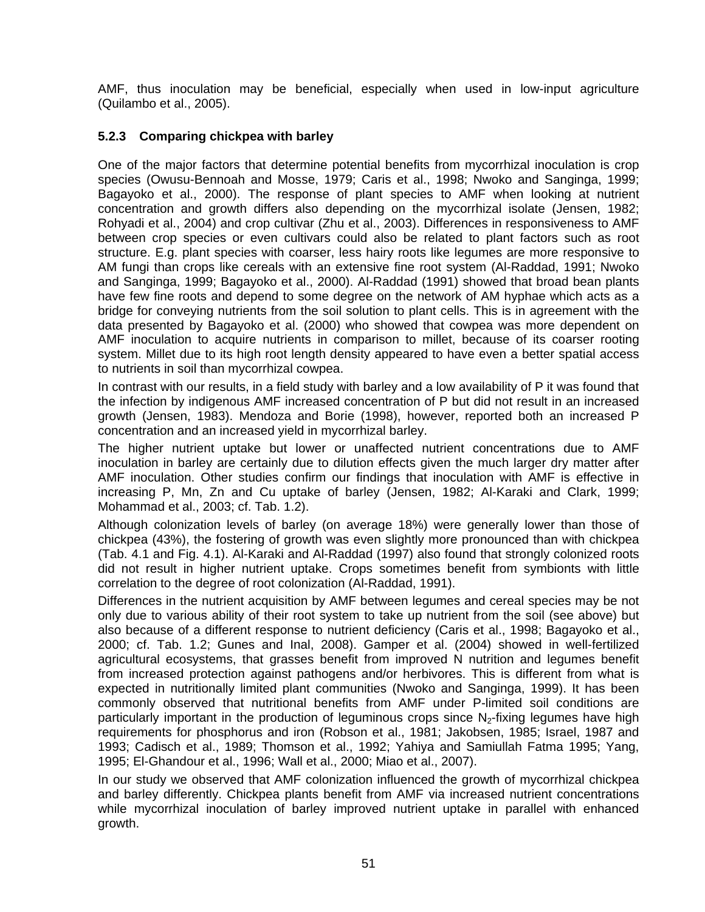AMF, thus inoculation may be beneficial, especially when used in low-input agriculture (Quilambo et al., 2005).

### 5.2.3 Comparing chickpea with barley

One of the major factors that determine potential benefits from mycorrhizal inoculation is crop species (Owusu-Bennoah and Mosse, 1979; Caris et al., 1998; Nwoko and Sanginga, 1999; Bagayoko et al., 2000). The response of plant species to AMF when looking at nutrient concentration and growth differs also depending on the mycorrhizal isolate (Jensen, 1982; Rohyadi et al., 2004) and crop cultivar (Zhu et al., 2003). Differences in responsiveness to AMF between crop species or even cultivars could also be related to plant factors such as root structure. E.g. plant species with coarser, less hairy roots like legumes are more responsive to AM fungi than crops like cereals with an extensive fine root system (Al-Raddad, 1991; Nwoko and Sanginga, 1999; Bagayoko et al., 2000). Al-Raddad (1991) showed that broad bean plants have few fine roots and depend to some degree on the network of AM hyphae which acts as a bridge for conveying nutrients from the soil solution to plant cells. This is in agreement with the data presented by Bagayoko et al. (2000) who showed that cowpea was more dependent on AMF inoculation to acquire nutrients in comparison to millet, because of its coarser rooting system. Millet due to its high root length density appeared to have even a better spatial access to nutrients in soil than mycorrhizal cowpea.

In contrast with our results, in a field study with barley and a low availability of P it was found that the infection by indigenous AMF increased concentration of P but did not result in an increased growth (Jensen, 1983). Mendoza and Borie (1998), however, reported both an increased P concentration and an increased yield in mycorrhizal barley.

The higher nutrient uptake but lower or unaffected nutrient concentrations due to AMF inoculation in barley are certainly due to dilution effects given the much larger dry matter after AMF inoculation. Other studies confirm our findings that inoculation with AMF is effective in increasing P, Mn, Zn and Cu uptake of barley (Jensen, 1982; Al-Karaki and Clark, 1999; Mohammad et al., 2003; cf. Tab. 1.2).

Although colonization levels of barley (on average 18%) were generally lower than those of chickpea (43%), the fostering of growth was even slightly more pronounced than with chickpea (Tab. 4.1 and Fig. 4.1). Al-Karaki and Al-Raddad (1997) also found that strongly colonized roots did not result in higher nutrient uptake. Crops sometimes benefit from symbionts with little correlation to the degree of root colonization (Al-Raddad, 1991).

Differences in the nutrient acquisition by AMF between legumes and cereal species may be not only due to various ability of their root system to take up nutrient from the soil (see above) but also because of a different response to nutrient deficiency (Caris et al., 1998; Bagayoko et al., 2000; cf. Tab. 1.2; Gunes and Inal, 2008). Gamper et al. (2004) showed in well-fertilized agricultural ecosystems, that grasses benefit from improved N nutrition and legumes benefit from increased protection against pathogens and/or herbivores. This is different from what is expected in nutritionally limited plant communities (Nwoko and Sanginga, 1999). It has been commonly observed that nutritional benefits from AMF under P-limited soil conditions are particularly important in the production of leguminous crops since $N_2$-fixing legumes have high requirements for phosphorus and iron (Robson et al., 1981; Jakobsen, 1985; Israel, 1987 and 1993; Cadisch et al., 1989; Thomson et al., 1992; Yahiya and Samiullah Fatma 1995; Yang, 1995; El-Ghandour et al., 1996; Wall et al., 2000; Miao et al., 2007).

In our study we observed that AMF colonization influenced the growth of mycorrhizal chickpea and barley differently. Chickpea plants benefit from AMF via increased nutrient concentrations while mycorrhizal inoculation of barley improved nutrient uptake in parallel with enhanced growth.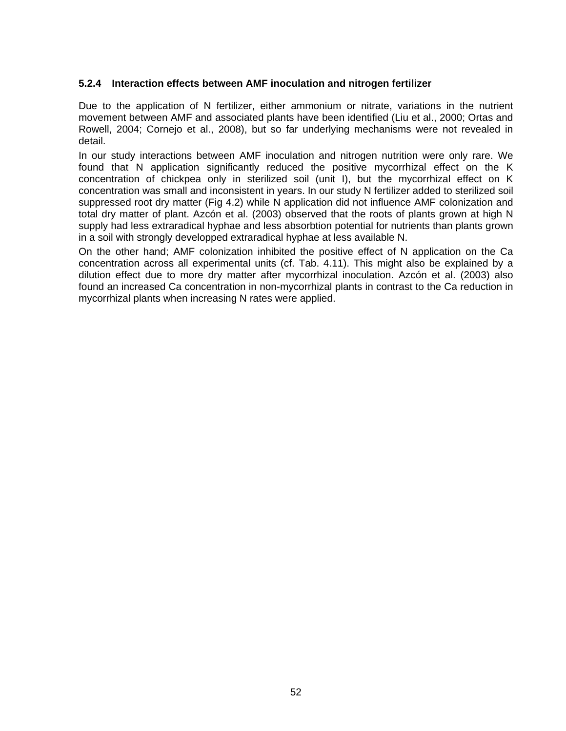### 5.2.4 Interaction effects between AMF inoculation and nitrogen fertilizer

Due to the application of N fertilizer, either ammonium or nitrate, variations in the nutrient movement between AMF and associated plants have been identified (Liu et al., 2000; Ortas and Rowell, 2004; Cornejo et al., 2008), but so far underlying mechanisms were not revealed in detail.

In our study interactions between AMF inoculation and nitrogen nutrition were only rare. We found that N application significantly reduced the positive mycorrhizal effect on the K concentration of chickpea only in sterilized soil (unit I), but the mycorrhizal effect on K concentration was small and inconsistent in years. In our study N fertilizer added to sterilized soil suppressed root dry matter (Fig 4.2) while N application did not influence AMF colonization and total dry matter of plant. Azcón et al. (2003) observed that the roots of plants grown at high N supply had less extraradical hyphae and less absorbtion potential for nutrients than plants grown in a soil with strongly developped extraradical hyphae at less available N.

On the other hand; AMF colonization inhibited the positive effect of N application on the Ca concentration across all experimental units (cf. Tab. 4.11). This might also be explained by a dilution effect due to more dry matter after mycorrhizal inoculation. Azcón et al. (2003) also found an increased Ca concentration in non-mycorrhizal plants in contrast to the Ca reduction in mycorrhizal plants when increasing N rates were applied.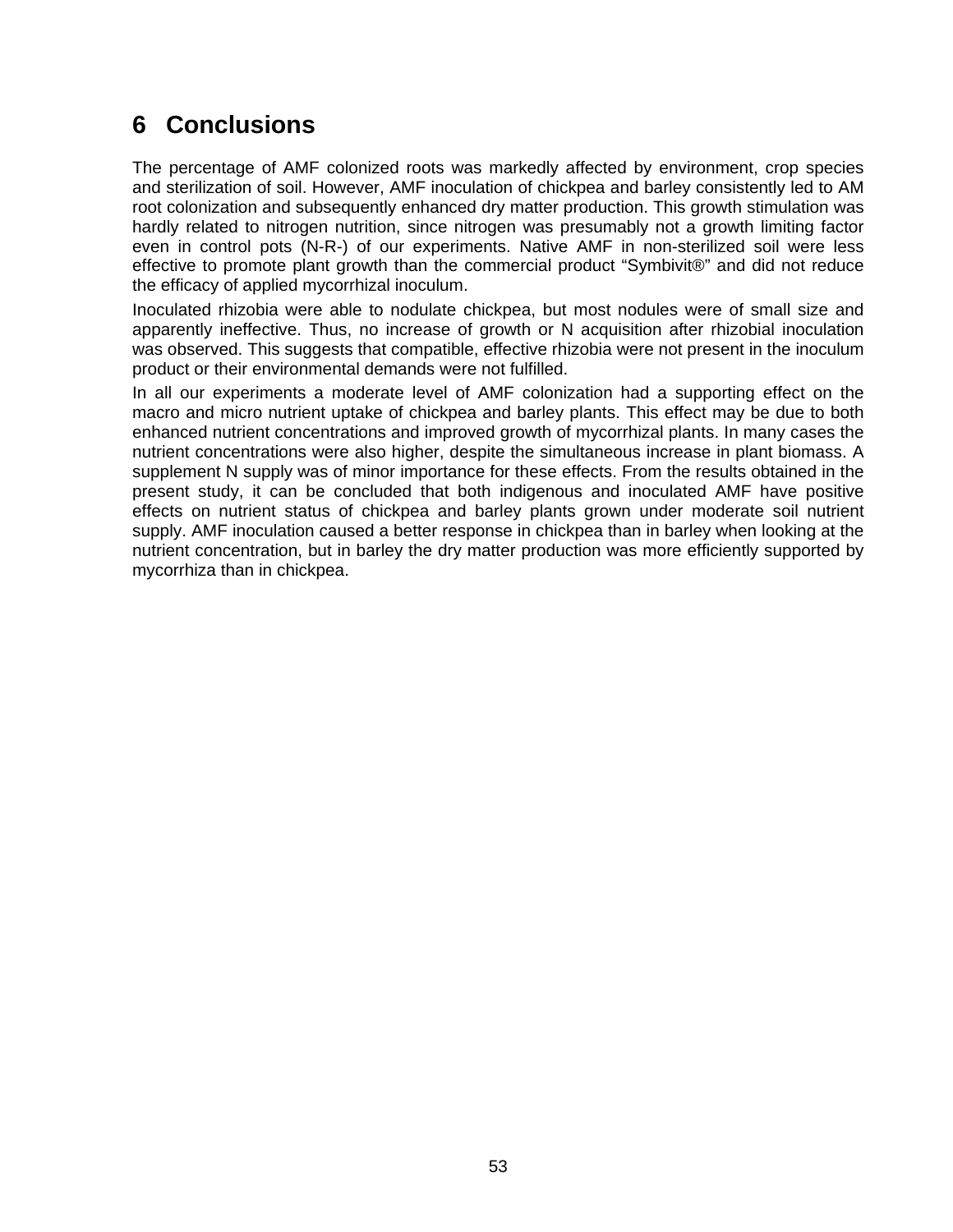# 6 Conclusions

The percentage of AMF colonized roots was markedly affected by environment, crop species and sterilization of soil. However, AMF inoculation of chickpea and barley consistently led to AM root colonization and subsequently enhanced dry matter production. This growth stimulation was hardly related to nitrogen nutrition, since nitrogen was presumably not a growth limiting factor even in control pots (N-R-) of our experiments. Native AMF in non-sterilized soil were less effective to promote plant growth than the commercial product "Symbivit®" and did not reduce the efficacy of applied mycorrhizal inoculum.

Inoculated rhizobia were able to nodulate chickpea, but most nodules were of small size and apparently ineffective. Thus, no increase of growth or N acquisition after rhizobial inoculation was observed. This suggests that compatible, effective rhizobia were not present in the inoculum product or their environmental demands were not fulfilled.

In all our experiments a moderate level of AMF colonization had a supporting effect on the macro and micro nutrient uptake of chickpea and barley plants. This effect may be due to both enhanced nutrient concentrations and improved growth of mycorrhizal plants. In many cases the nutrient concentrations were also higher, despite the simultaneous increase in plant biomass. A supplement N supply was of minor importance for these effects. From the results obtained in the present study, it can be concluded that both indigenous and inoculated AMF have positive effects on nutrient status of chickpea and barley plants grown under moderate soil nutrient supply. AMF inoculation caused a better response in chickpea than in barley when looking at the nutrient concentration, but in barley the dry matter production was more efficiently supported by mycorrhiza than in chickpea.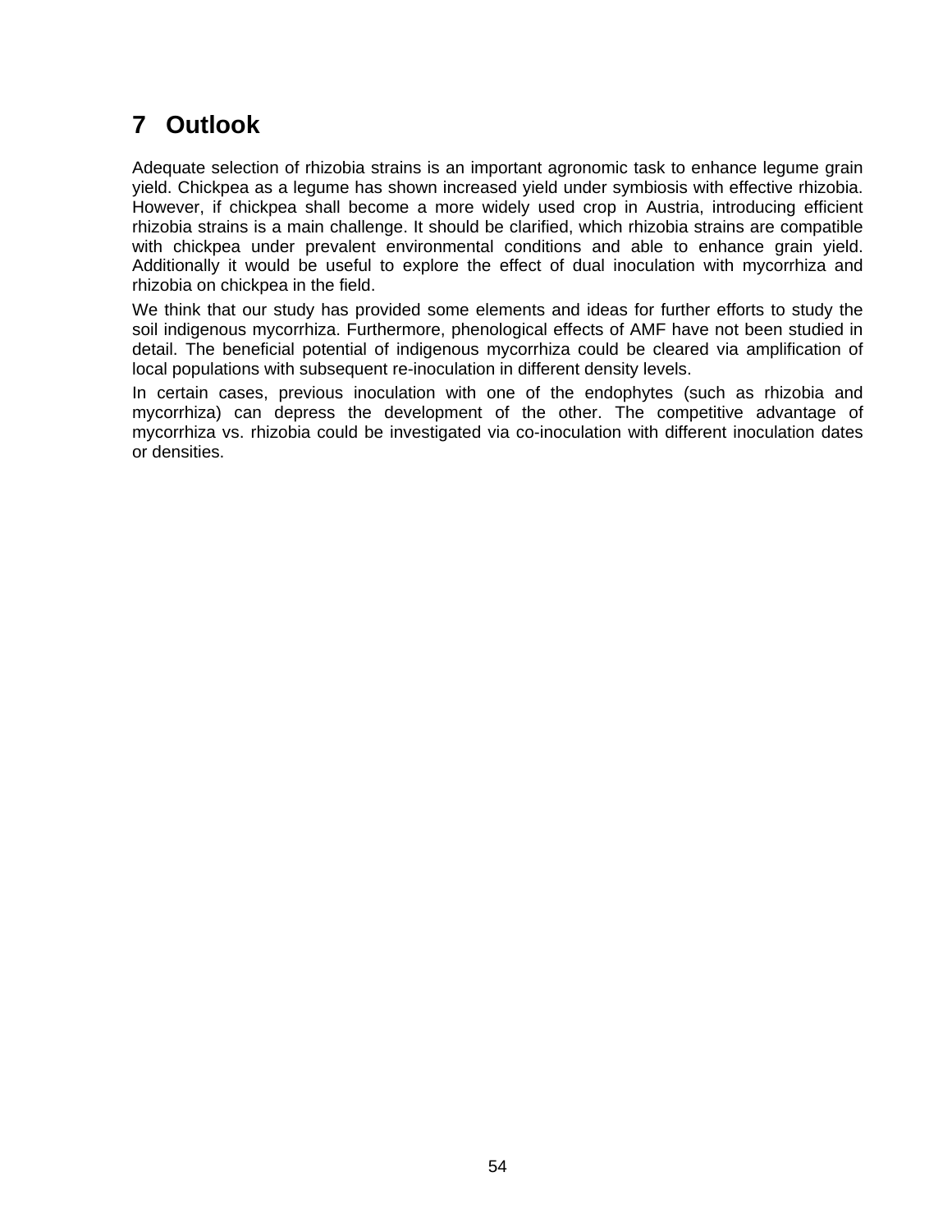# 7 Outlook

Adequate selection of rhizobia strains is an important agronomic task to enhance legume grain yield. Chickpea as a legume has shown increased yield under symbiosis with effective rhizobia. However, if chickpea shall become a more widely used crop in Austria, introducing efficient rhizobia strains is a main challenge. It should be clarified, which rhizobia strains are compatible with chickpea under prevalent environmental conditions and able to enhance grain yield. Additionally it would be useful to explore the effect of dual inoculation with mycorrhiza and rhizobia on chickpea in the field.

We think that our study has provided some elements and ideas for further efforts to study the soil indigenous mycorrhiza. Furthermore, phenological effects of AMF have not been studied in detail. The beneficial potential of indigenous mycorrhiza could be cleared via amplification of local populations with subsequent re-inoculation in different density levels.

In certain cases, previous inoculation with one of the endophytes (such as rhizobia and mycorrhiza) can depress the development of the other. The competitive advantage of mycorrhiza vs. rhizobia could be investigated via co-inoculation with different inoculation dates or densities.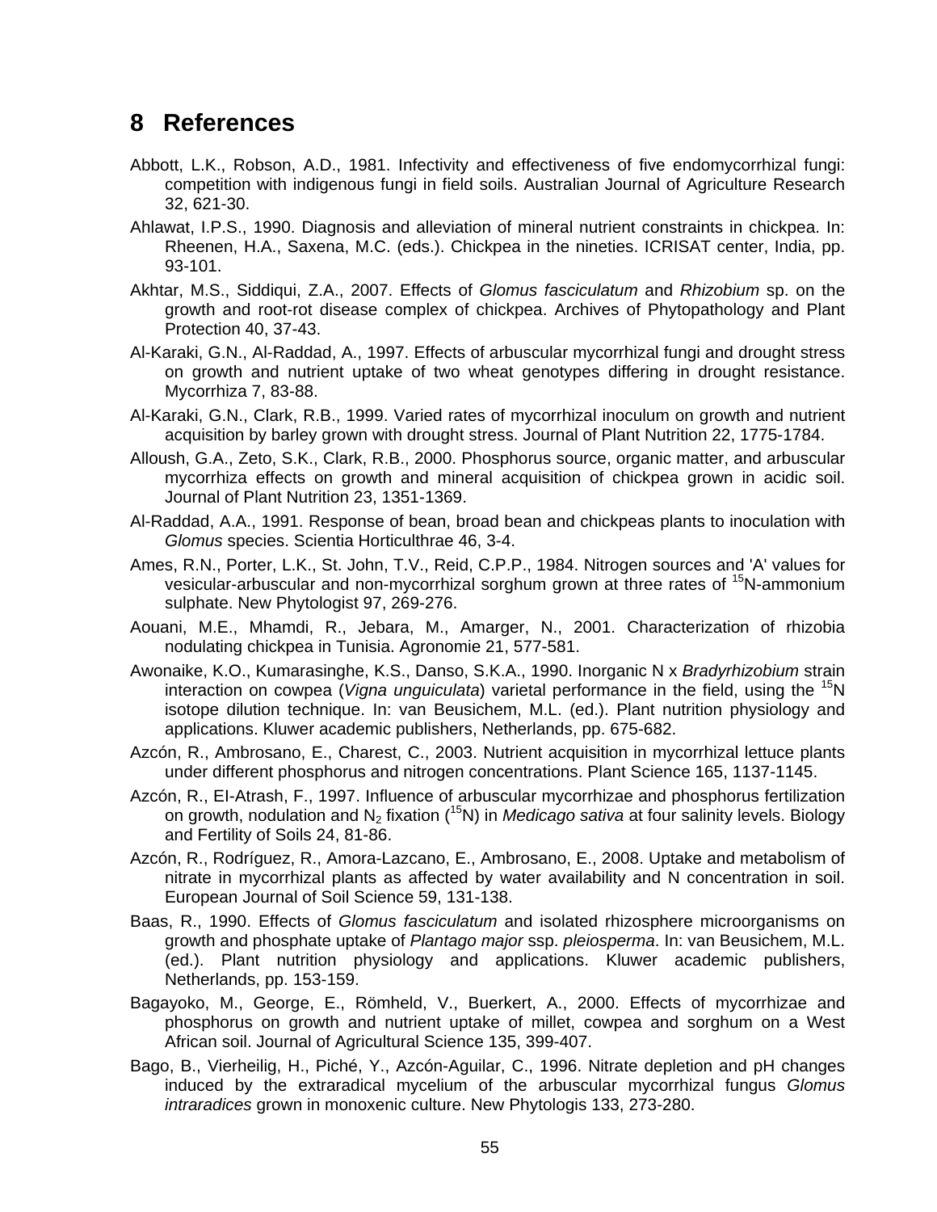# 8 References

Abbott, L.K., Robson, A.D., 1981. Infectivity and effectiveness of five endomycorrhizal fungi: competition with indigenous fungi in field soils. Australian Journal of Agriculture Research 32, 621-30.

Ahlawat, I.P.S., 1990. Diagnosis and alleviation of mineral nutrient constraints in chickpea. In: Rheenen, H.A., Saxena, M.C. (eds.). Chickpea in the nineties. ICRISAT center, India, pp. 93-101.

Akhtar, M.S., Siddiqui, Z.A., 2007. Effects of *Glomus fasciculatum* and *Rhizobium* sp. on the growth and root-rot disease complex of chickpea. Archives of Phytopathology and Plant Protection 40, 37-43.

Al-Karaki, G.N., Al-Raddad, A., 1997. Effects of arbuscular mycorrhizal fungi and drought stress on growth and nutrient uptake of two wheat genotypes differing in drought resistance. Mycorrhiza 7, 83-88.

Al-Karaki, G.N., Clark, R.B., 1999. Varied rates of mycorrhizal inoculum on growth and nutrient acquisition by barley grown with drought stress. Journal of Plant Nutrition 22, 1775-1784.

Alloush, G.A., Zeto, S.K., Clark, R.B., 2000. Phosphorus source, organic matter, and arbuscular mycorrhiza effects on growth and mineral acquisition of chickpea grown in acidic soil. Journal of Plant Nutrition 23, 1351-1369.

Al-Raddad, A.A., 1991. Response of bean, broad bean and chickpeas plants to inoculation with *Glomus* species. Scientia Horticulthrae 46, 3-4.

Ames, R.N., Porter, L.K., St. John, T.V., Reid, C.P.P., 1984. Nitrogen sources and 'A' values for vesicular-arbuscular and non-mycorrhizal sorghum grown at three rates of $^{15}$N-ammonium sulphate. New Phytologist 97, 269-276.

Aouani, M.E., Mhamdi, R., Jebara, M., Amarger, N., 2001. Characterization of rhizobia nodulating chickpea in Tunisia. Agronomie 21, 577-581.

Awonaike, K.O., Kumarasinghe, K.S., Danso, S.K.A., 1990. Inorganic N x *Bradyrhizobium* strain interaction on cowpea (*Vigna unguiculata*) varietal performance in the field, using the $^{15}$N isotope dilution technique. In: van Beusichem, M.L. (ed.). Plant nutrition physiology and applications. Kluwer academic publishers, Netherlands, pp. 675-682.

Azcón, R., Ambrosano, E., Charest, C., 2003. Nutrient acquisition in mycorrhizal lettuce plants under different phosphorus and nitrogen concentrations. Plant Science 165, 1137-1145.

Azcón, R., El-Atrash, F., 1997. Influence of arbuscular mycorrhizae and phosphorus fertilization on growth, nodulation and $N_2$ fixation ($^{15}$N) in *Medicago sativa* at four salinity levels. Biology and Fertility of Soils 24, 81-86.

Azcón, R., Rodríguez, R., Amora-Lazcano, E., Ambrosano, E., 2008. Uptake and metabolism of nitrate in mycorrhizal plants as affected by water availability and N concentration in soil. European Journal of Soil Science 59, 131-138.

Baas, R., 1990. Effects of *Glomus fasciculatum* and isolated rhizosphere microorganisms on growth and phosphate uptake of *Plantago major* ssp. *pleiosperma*. In: van Beusichem, M.L. (ed.). Plant nutrition physiology and applications. Kluwer academic publishers, Netherlands, pp. 153-159.

Bagayoko, M., George, E., Römheld, V., Buerkert, A., 2000. Effects of mycorrhizae and phosphorus on growth and nutrient uptake of millet, cowpea and sorghum on a West African soil. Journal of Agricultural Science 135, 399-407.

Bago, B., Vierheilig, H., Piché, Y., Azcón-Aguilar, C., 1996. Nitrate depletion and pH changes induced by the extraradical mycelium of the arbuscular mycorrhizal fungus *Glomus intraradices* grown in monoxenic culture. New Phytologis 133, 273-280.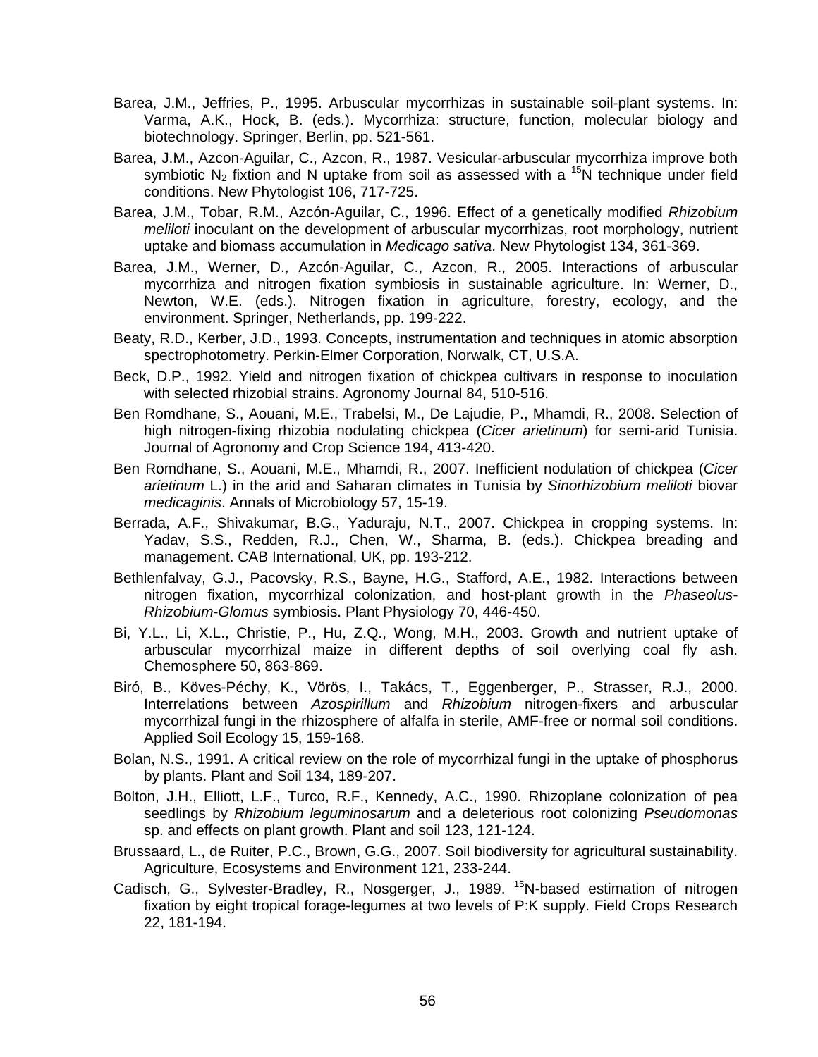Barea, J.M., Jeffries, P., 1995. Arbuscular mycorrhizas in sustainable soil-plant systems. In: Varma, A.K., Hock, B. (eds.). Mycorrhiza: structure, function, molecular biology and biotechnology. Springer, Berlin, pp. 521-561.

Barea, J.M., Azcon-Aguilar, C., Azcon, R., 1987. Vesicular-arbuscular mycorrhiza improve both symbiotic $N_2$ fixtion and N uptake from soil as assessed with a $^{15}N$ technique under field conditions. New Phytologist 106, 717-725.

Barea, J.M., Tobar, R.M., Azcón-Aguilar, C., 1996. Effect of a genetically modified *Rhizobium meliloti* inoculant on the development of arbuscular mycorrhizas, root morphology, nutrient uptake and biomass accumulation in *Medicago sativa*. New Phytologist 134, 361-369.

Barea, J.M., Werner, D., Azcón-Aguilar, C., Azcon, R., 2005. Interactions of arbuscular mycorrhiza and nitrogen fixation symbiosis in sustainable agriculture. In: Werner, D., Newton, W.E. (eds.). Nitrogen fixation in agriculture, forestry, ecology, and the environment. Springer, Netherlands, pp. 199-222.

Beaty, R.D., Kerber, J.D., 1993. Concepts, instrumentation and techniques in atomic absorption spectrophotometry. Perkin-Elmer Corporation, Norwalk, CT, U.S.A.

Beck, D.P., 1992. Yield and nitrogen fixation of chickpea cultivars in response to inoculation with selected rhizobial strains. Agronomy Journal 84, 510-516.

Ben Romdhane, S., Aouani, M.E., Trabelsi, M., De Lajudie, P., Mhamdi, R., 2008. Selection of high nitrogen-fixing rhizobia nodulating chickpea (*Cicer arietinum*) for semi-arid Tunisia. Journal of Agronomy and Crop Science 194, 413-420.

Ben Romdhane, S., Aouani, M.E., Mhamdi, R., 2007. Inefficient nodulation of chickpea (*Cicer arietinum* L.) in the arid and Saharan climates in Tunisia by *Sinorhizobium meliloti* biovar *medicaginis*. Annals of Microbiology 57, 15-19.

Berrada, A.F., Shivakumar, B.G., Yaduraju, N.T., 2007. Chickpea in cropping systems. In: Yadav, S.S., Redden, R.J., Chen, W., Sharma, B. (eds.). Chickpea breading and management. CAB International, UK, pp. 193-212.

Bethlenfalvay, G.J., Pacovsky, R.S., Bayne, H.G., Stafford, A.E., 1982. Interactions between nitrogen fixation, mycorrhizal colonization, and host-plant growth in the *Phaseolus-Rhizobium-Glomus* symbiosis. Plant Physiology 70, 446-450.

Bi, Y.L., Li, X.L., Christie, P., Hu, Z.Q., Wong, M.H., 2003. Growth and nutrient uptake of arbuscular mycorrhizal maize in different depths of soil overlying coal fly ash. Chemosphere 50, 863-869.

Biró, B., Köves-Péchy, K., Vörös, I., Takács, T., Eggenberger, P., Strasser, R.J., 2000. Interrelations between *Azospirillum* and *Rhizobium* nitrogen-fixers and arbuscular mycorrhizal fungi in the rhizosphere of alfalfa in sterile, AMF-free or normal soil conditions. Applied Soil Ecology 15, 159-168.

Bolan, N.S., 1991. A critical review on the role of mycorrhizal fungi in the uptake of phosphorus by plants. Plant and Soil 134, 189-207.

Bolton, J.H., Elliott, L.F., Turco, R.F., Kennedy, A.C., 1990. Rhizoplane colonization of pea seedlings by *Rhizobium leguminosarum* and a deleterious root colonizing *Pseudomonas* sp. and effects on plant growth. Plant and soil 123, 121-124.

Brussaard, L., de Ruiter, P.C., Brown, G.G., 2007. Soil biodiversity for agricultural sustainability. Agriculture, Ecosystems and Environment 121, 233-244.

Cadisch, G., Sylvester-Bradley, R., Nosgerger, J., 1989. $^{15}N$-based estimation of nitrogen fixation by eight tropical forage-legumes at two levels of P:K supply. Field Crops Research 22, 181-194.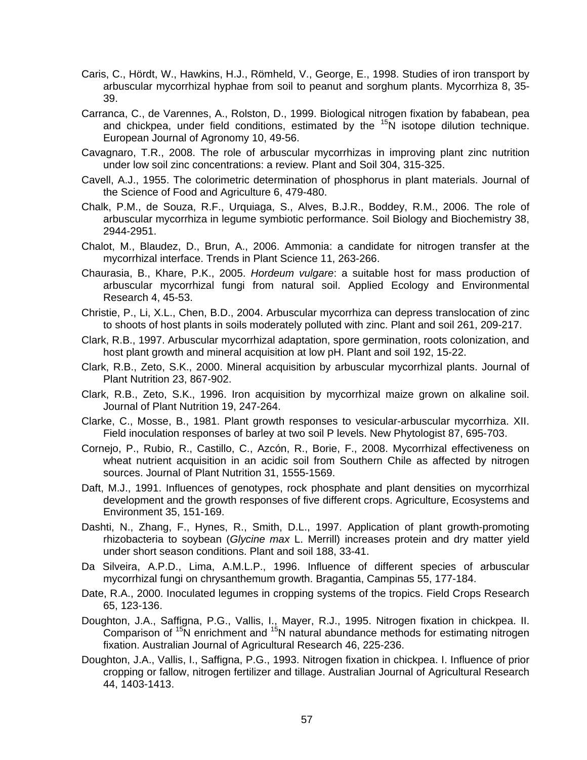Caris, C., Hördt, W., Hawkins, H.J., Römheld, V., George, E., 1998. Studies of iron transport by arbuscular mycorrhizal hyphae from soil to peanut and sorghum plants. Mycorrhiza 8, 35-39.

Carranca, C., de Varennes, A., Rolston, D., 1999. Biological nitrogen fixation by fababean, pea and chickpea, under field conditions, estimated by the $^{15}N$ isotope dilution technique. European Journal of Agronomy 10, 49-56.

Cavagnaro, T.R., 2008. The role of arbuscular mycorrhizas in improving plant zinc nutrition under low soil zinc concentrations: a review. Plant and Soil 304, 315-325.

Cavell, A.J., 1955. The colorimetric determination of phosphorus in plant materials. Journal of the Science of Food and Agriculture 6, 479-480.

Chalk, P.M., de Souza, R.F., Urquiaga, S., Alves, B.J.R., Boddey, R.M., 2006. The role of arbuscular mycorrhiza in legume symbiotic performance. Soil Biology and Biochemistry 38, 2944-2951.

Chalot, M., Blaudez, D., Brun, A., 2006. Ammonia: a candidate for nitrogen transfer at the mycorrhizal interface. Trends in Plant Science 11, 263-266.

Chaurasia, B., Khare, P.K., 2005. *Hordeum vulgare*: a suitable host for mass production of arbuscular mycorrhizal fungi from natural soil. Applied Ecology and Environmental Research 4, 45-53.

Christie, P., Li, X.L., Chen, B.D., 2004. Arbuscular mycorrhiza can depress translocation of zinc to shoots of host plants in soils moderately polluted with zinc. Plant and soil 261, 209-217.

Clark, R.B., 1997. Arbuscular mycorrhizal adaptation, spore germination, roots colonization, and host plant growth and mineral acquisition at low pH. Plant and soil 192, 15-22.

Clark, R.B., Zeto, S.K., 2000. Mineral acquisition by arbuscular mycorrhizal plants. Journal of Plant Nutrition 23, 867-902.

Clark, R.B., Zeto, S.K., 1996. Iron acquisition by mycorrhizal maize grown on alkaline soil. Journal of Plant Nutrition 19, 247-264.

Clarke, C., Mosse, B., 1981. Plant growth responses to vesicular-arbuscular mycorrhiza. XII. Field inoculation responses of barley at two soil P levels. New Phytologist 87, 695-703.

Cornejo, P., Rubio, R., Castillo, C., Azcón, R., Borie, F., 2008. Mycorrhizal effectiveness on wheat nutrient acquisition in an acidic soil from Southern Chile as affected by nitrogen sources. Journal of Plant Nutrition 31, 1555-1569.

Daft, M.J., 1991. Influences of genotypes, rock phosphate and plant densities on mycorrhizal development and the growth responses of five different crops. Agriculture, Ecosystems and Environment 35, 151-169.

Dashti, N., Zhang, F., Hynes, R., Smith, D.L., 1997. Application of plant growth-promoting rhizobacteria to soybean (*Glycine max* L. Merrill) increases protein and dry matter yield under short season conditions. Plant and soil 188, 33-41.

Da Silveira, A.P.D., Lima, A.M.L.P., 1996. Influence of different species of arbuscular mycorrhizal fungi on chrysanthemum growth. Bragantia, Campinas 55, 177-184.

Date, R.A., 2000. Inoculated legumes in cropping systems of the tropics. Field Crops Research 65, 123-136.

Doughton, J.A., Saffigna, P.G., Vallis, I., Mayer, R.J., 1995. Nitrogen fixation in chickpea. II. Comparison of $^{15}N$ enrichment and $^{15}N$ natural abundance methods for estimating nitrogen fixation. Australian Journal of Agricultural Research 46, 225-236.

Doughton, J.A., Vallis, I., Saffigna, P.G., 1993. Nitrogen fixation in chickpea. I. Influence of prior cropping or fallow, nitrogen fertilizer and tillage. Australian Journal of Agricultural Research 44, 1403-1413.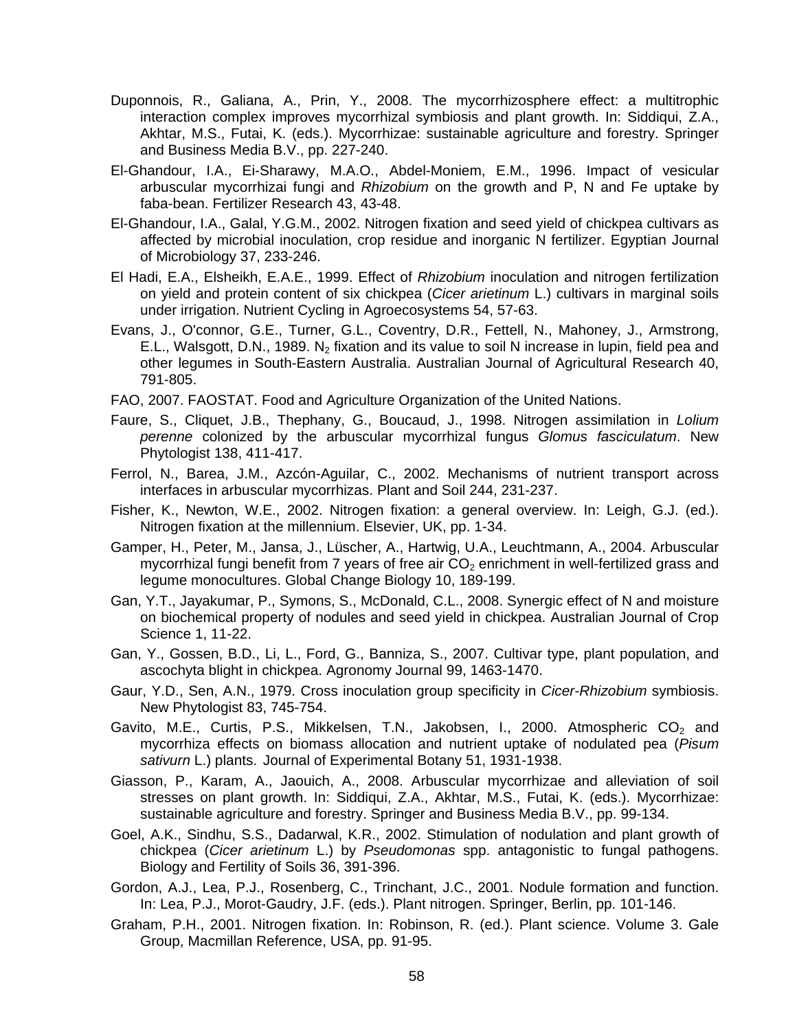Duponnois, R., Galiana, A., Prin, Y., 2008. The mycorrhizosphere effect: a multitrophic interaction complex improves mycorrhizal symbiosis and plant growth. In: Siddiqui, Z.A., Akhtar, M.S., Futai, K. (eds.). Mycorrhizae: sustainable agriculture and forestry. Springer and Business Media B.V., pp. 227-240.

El-Ghandour, I.A., Ei-Sharawy, M.A.O., Abdel-Moniem, E.M., 1996. Impact of vesicular arbuscular mycorrhizai fungi and *Rhizobium* on the growth and P, N and Fe uptake by faba-bean. Fertilizer Research 43, 43-48.

El-Ghandour, I.A., Galal, Y.G.M., 2002. Nitrogen fixation and seed yield of chickpea cultivars as affected by microbial inoculation, crop residue and inorganic N fertilizer. Egyptian Journal of Microbiology 37, 233-246.

El Hadi, E.A., Elsheikh, E.A.E., 1999. Effect of *Rhizobium* inoculation and nitrogen fertilization on yield and protein content of six chickpea (*Cicer arietinum* L.) cultivars in marginal soils under irrigation. Nutrient Cycling in Agroecosystems 54, 57-63.

Evans, J., O'connor, G.E., Turner, G.L., Coventry, D.R., Fettell, N., Mahoney, J., Armstrong, E.L., Walsgott, D.N., 1989. $N_2$ fixation and its value to soil N increase in lupin, field pea and other legumes in South-Eastern Australia. Australian Journal of Agricultural Research 40, 791-805.

FAO, 2007. FAOSTAT. Food and Agriculture Organization of the United Nations.

Faure, S., Cliquet, J.B., Thephany, G., Boucaud, J., 1998. Nitrogen assimilation in *Lolium perenne* colonized by the arbuscular mycorrhizal fungus *Glomus fasciculatum*. New Phytologist 138, 411-417.

Ferrol, N., Barea, J.M., Azcón-Aguilar, C., 2002. Mechanisms of nutrient transport across interfaces in arbuscular mycorrhizas. Plant and Soil 244, 231-237.

Fisher, K., Newton, W.E., 2002. Nitrogen fixation: a general overview. In: Leigh, G.J. (ed.). Nitrogen fixation at the millennium. Elsevier, UK, pp. 1-34.

Gamper, H., Peter, M., Jansa, J., Lüscher, A., Hartwig, U.A., Leuchtmann, A., 2004. Arbuscular mycorrhizal fungi benefit from 7 years of free air $CO_2$ enrichment in well-fertilized grass and legume monocultures. Global Change Biology 10, 189-199.

Gan, Y.T., Jayakumar, P., Symons, S., McDonald, C.L., 2008. Synergic effect of N and moisture on biochemical property of nodules and seed yield in chickpea. Australian Journal of Crop Science 1, 11-22.

Gan, Y., Gossen, B.D., Li, L., Ford, G., Banniza, S., 2007. Cultivar type, plant population, and ascochyta blight in chickpea. Agronomy Journal 99, 1463-1470.

Gaur, Y.D., Sen, A.N., 1979. Cross inoculation group specificity in *Cicer-Rhizobium* symbiosis. New Phytologist 83, 745-754.

Gavito, M.E., Curtis, P.S., Mikkelsen, T.N., Jakobsen, I., 2000. Atmospheric $CO_2$ and mycorrhiza effects on biomass allocation and nutrient uptake of nodulated pea (*Pisum sativurn* L.) plants. Journal of Experimental Botany 51, 1931-1938.

Giasson, P., Karam, A., Jaouich, A., 2008. Arbuscular mycorrhizae and alleviation of soil stresses on plant growth. In: Siddiqui, Z.A., Akhtar, M.S., Futai, K. (eds.). Mycorrhizae: sustainable agriculture and forestry. Springer and Business Media B.V., pp. 99-134.

Goel, A.K., Sindhu, S.S., Dadarwal, K.R., 2002. Stimulation of nodulation and plant growth of chickpea (*Cicer arietinum* L.) by *Pseudomonas* spp. antagonistic to fungal pathogens. Biology and Fertility of Soils 36, 391-396.

Gordon, A.J., Lea, P.J., Rosenberg, C., Trinchant, J.C., 2001. Nodule formation and function. In: Lea, P.J., Morot-Gaudry, J.F. (eds.). Plant nitrogen. Springer, Berlin, pp. 101-146.

Graham, P.H., 2001. Nitrogen fixation. In: Robinson, R. (ed.). Plant science. Volume 3. Gale Group, Macmillan Reference, USA, pp. 91-95.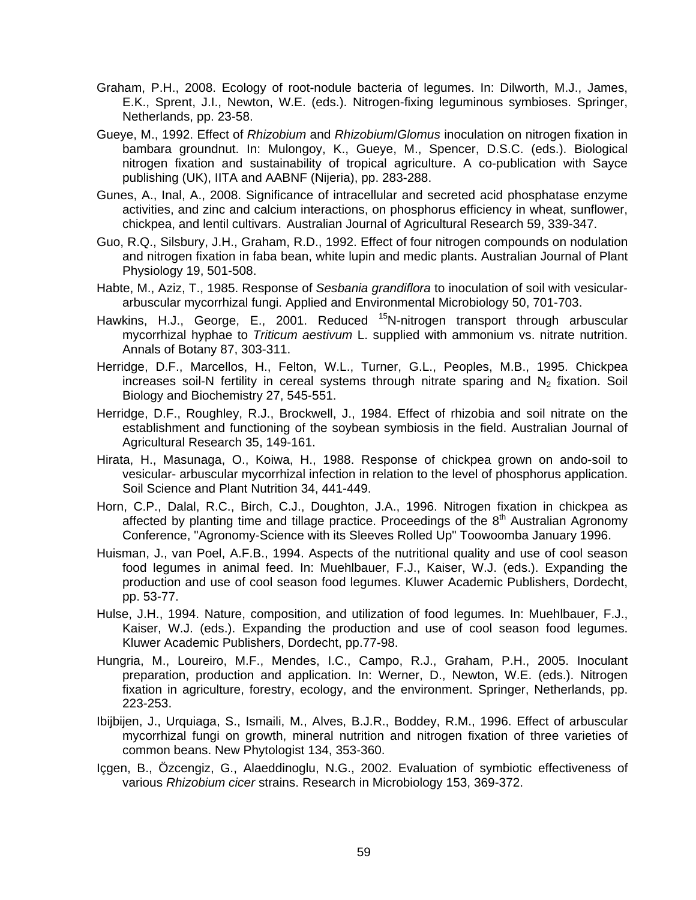Graham, P.H., 2008. Ecology of root-nodule bacteria of legumes. In: Dilworth, M.J., James, E.K., Sprent, J.I., Newton, W.E. (eds.). Nitrogen-fixing leguminous symbioses. Springer, Netherlands, pp. 23-58.

Gueye, M., 1992. Effect of *Rhizobium* and *Rhizobium*/*Glomus* inoculation on nitrogen fixation in bambara groundnut. In: Mulongoy, K., Gueye, M., Spencer, D.S.C. (eds.). Biological nitrogen fixation and sustainability of tropical agriculture. A co-publication with Sayce publishing (UK), IITA and AABNF (Nijeria), pp. 283-288.

Gunes, A., Inal, A., 2008. Significance of intracellular and secreted acid phosphatase enzyme activities, and zinc and calcium interactions, on phosphorus efficiency in wheat, sunflower, chickpea, and lentil cultivars. Australian Journal of Agricultural Research 59, 339-347.

Guo, R.Q., Silsbury, J.H., Graham, R.D., 1992. Effect of four nitrogen compounds on nodulation and nitrogen fixation in faba bean, white lupin and medic plants. Australian Journal of Plant Physiology 19, 501-508.

Habte, M., Aziz, T., 1985. Response of *Sesbania grandiflora* to inoculation of soil with vesicular-arbuscular mycorrhizal fungi. Applied and Environmental Microbiology 50, 701-703.

Hawkins, H.J., George, E., 2001. Reduced $^{15}$N-nitrogen transport through arbuscular mycorrhizal hyphae to *Triticum aestivum* L. supplied with ammonium vs. nitrate nutrition. Annals of Botany 87, 303-311.

Herridge, D.F., Marcellos, H., Felton, W.L., Turner, G.L., Peoples, M.B., 1995. Chickpea increases soil-N fertility in cereal systems through nitrate sparing and $N_2$ fixation. Soil Biology and Biochemistry 27, 545-551.

Herridge, D.F., Roughley, R.J., Brockwell, J., 1984. Effect of rhizobia and soil nitrate on the establishment and functioning of the soybean symbiosis in the field. Australian Journal of Agricultural Research 35, 149-161.

Hirata, H., Masunaga, O., Koiwa, H., 1988. Response of chickpea grown on ando-soil to vesicular- arbuscular mycorrhizal infection in relation to the level of phosphorus application. Soil Science and Plant Nutrition 34, 441-449.

Horn, C.P., Dalal, R.C., Birch, C.J., Doughton, J.A., 1996. Nitrogen fixation in chickpea as affected by planting time and tillage practice. Proceedings of the 8$^{th}$ Australian Agronomy Conference, "Agronomy-Science with its Sleeves Rolled Up" Toowoomba January 1996.

Huisman, J., van Poel, A.F.B., 1994. Aspects of the nutritional quality and use of cool season food legumes in animal feed. In: Muehlbauer, F.J., Kaiser, W.J. (eds.). Expanding the production and use of cool season food legumes. Kluwer Academic Publishers, Dordecht, pp. 53-77.

Hulse, J.H., 1994. Nature, composition, and utilization of food legumes. In: Muehlbauer, F.J., Kaiser, W.J. (eds.). Expanding the production and use of cool season food legumes. Kluwer Academic Publishers, Dordecht, pp.77-98.

Hungria, M., Loureiro, M.F., Mendes, I.C., Campo, R.J., Graham, P.H., 2005. Inoculant preparation, production and application. In: Werner, D., Newton, W.E. (eds.). Nitrogen fixation in agriculture, forestry, ecology, and the environment. Springer, Netherlands, pp. 223-253.

Ibijbijen, J., Urquiaga, S., Ismaili, M., Alves, B.J.R., Boddey, R.M., 1996. Effect of arbuscular mycorrhizal fungi on growth, mineral nutrition and nitrogen fixation of three varieties of common beans. New Phytologist 134, 353-360.

Içgen, B., Özcengiz, G., Alaeddinoglu, N.G., 2002. Evaluation of symbiotic effectiveness of various *Rhizobium cicer* strains. Research in Microbiology 153, 369-372.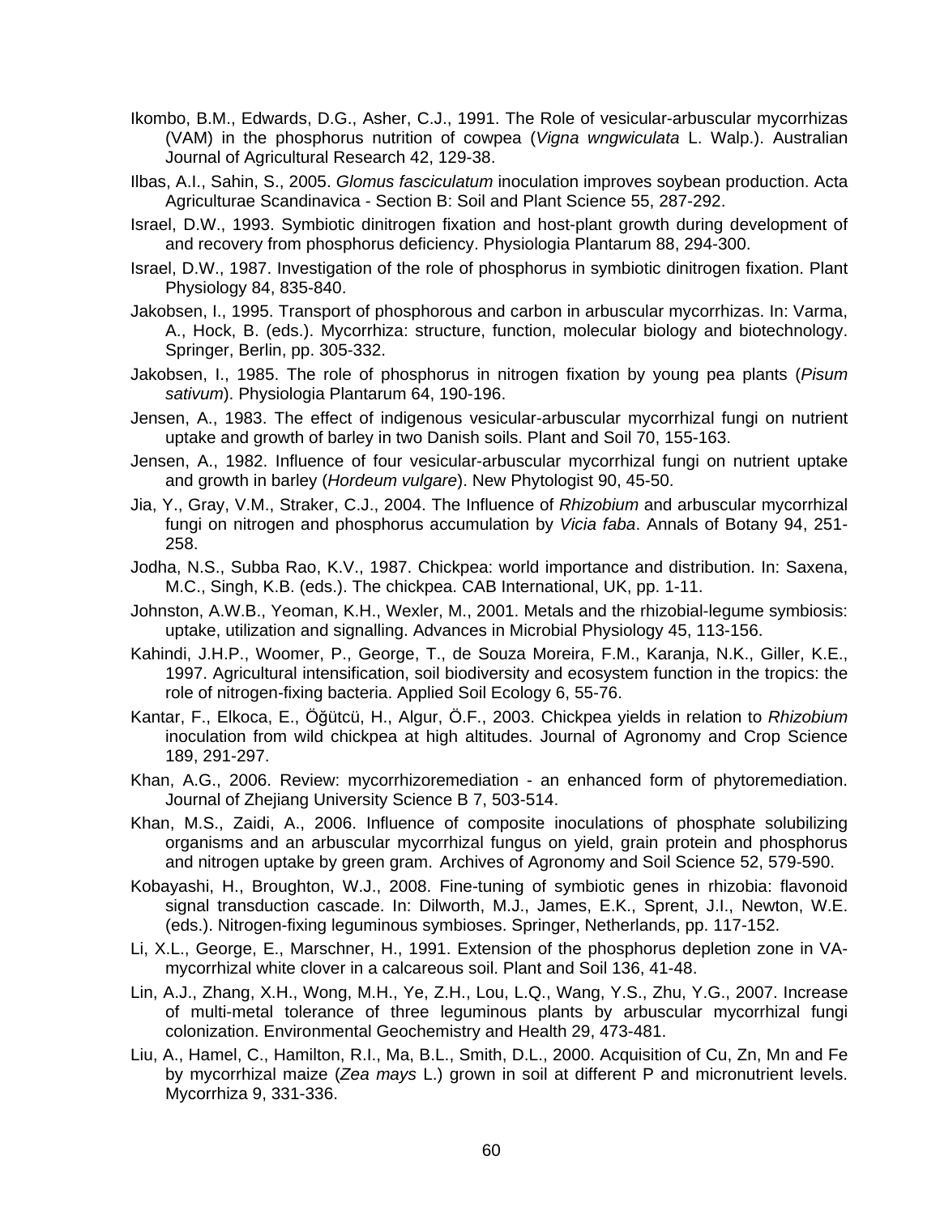Ikombo, B.M., Edwards, D.G., Asher, C.J., 1991. The Role of vesicular-arbuscular mycorrhizas (VAM) in the phosphorus nutrition of cowpea (*Vigna wngwiculata* L. Walp.). Australian Journal of Agricultural Research 42, 129-38.

Ilbas, A.I., Sahin, S., 2005. *Glomus fasciculatum* inoculation improves soybean production. Acta Agriculturae Scandinavica - Section B: Soil and Plant Science 55, 287-292.

Israel, D.W., 1993. Symbiotic dinitrogen fixation and host-plant growth during development of and recovery from phosphorus deficiency. Physiologia Plantarum 88, 294-300.

Israel, D.W., 1987. Investigation of the role of phosphorus in symbiotic dinitrogen fixation. Plant Physiology 84, 835-840.

Jakobsen, I., 1995. Transport of phosphorous and carbon in arbuscular mycorrhizas. In: Varma, A., Hock, B. (eds.). Mycorrhiza: structure, function, molecular biology and biotechnology. Springer, Berlin, pp. 305-332.

Jakobsen, I., 1985. The role of phosphorus in nitrogen fixation by young pea plants (*Pisum sativum*). Physiologia Plantarum 64, 190-196.

Jensen, A., 1983. The effect of indigenous vesicular-arbuscular mycorrhizal fungi on nutrient uptake and growth of barley in two Danish soils. Plant and Soil 70, 155-163.

Jensen, A., 1982. Influence of four vesicular-arbuscular mycorrhizal fungi on nutrient uptake and growth in barley (*Hordeum vulgare*). New Phytologist 90, 45-50.

Jia, Y., Gray, V.M., Straker, C.J., 2004. The Influence of *Rhizobium* and arbuscular mycorrhizal fungi on nitrogen and phosphorus accumulation by *Vicia faba*. Annals of Botany 94, 251-258.

Jodha, N.S., Subba Rao, K.V., 1987. Chickpea: world importance and distribution. In: Saxena, M.C., Singh, K.B. (eds.). The chickpea. CAB International, UK, pp. 1-11.

Johnston, A.W.B., Yeoman, K.H., Wexler, M., 2001. Metals and the rhizobial-legume symbiosis: uptake, utilization and signalling. Advances in Microbial Physiology 45, 113-156.

Kahindi, J.H.P., Woomer, P., George, T., de Souza Moreira, F.M., Karanja, N.K., Giller, K.E., 1997. Agricultural intensification, soil biodiversity and ecosystem function in the tropics: the role of nitrogen-fixing bacteria. Applied Soil Ecology 6, 55-76.

Kantar, F., Elkoca, E., Öğütcü, H., Algur, Ö.F., 2003. Chickpea yields in relation to *Rhizobium* inoculation from wild chickpea at high altitudes. Journal of Agronomy and Crop Science 189, 291-297.

Khan, A.G., 2006. Review: mycorrhizoremediation - an enhanced form of phytoremediation. Journal of Zhejiang University Science B 7, 503-514.

Khan, M.S., Zaidi, A., 2006. Influence of composite inoculations of phosphate solubilizing organisms and an arbuscular mycorrhizal fungus on yield, grain protein and phosphorus and nitrogen uptake by green gram. Archives of Agronomy and Soil Science 52, 579-590.

Kobayashi, H., Broughton, W.J., 2008. Fine-tuning of symbiotic genes in rhizobia: flavonoid signal transduction cascade. In: Dilworth, M.J., James, E.K., Sprent, J.I., Newton, W.E. (eds.). Nitrogen-fixing leguminous symbioses. Springer, Netherlands, pp. 117-152.

Li, X.L., George, E., Marschner, H., 1991. Extension of the phosphorus depletion zone in VA-mycorrhizal white clover in a calcareous soil. Plant and Soil 136, 41-48.

Lin, A.J., Zhang, X.H., Wong, M.H., Ye, Z.H., Lou, L.Q., Wang, Y.S., Zhu, Y.G., 2007. Increase of multi-metal tolerance of three leguminous plants by arbuscular mycorrhizal fungi colonization. Environmental Geochemistry and Health 29, 473-481.

Liu, A., Hamel, C., Hamilton, R.I., Ma, B.L., Smith, D.L., 2000. Acquisition of Cu, Zn, Mn and Fe by mycorrhizal maize (*Zea mays* L.) grown in soil at different P and micronutrient levels. Mycorrhiza 9, 331-336.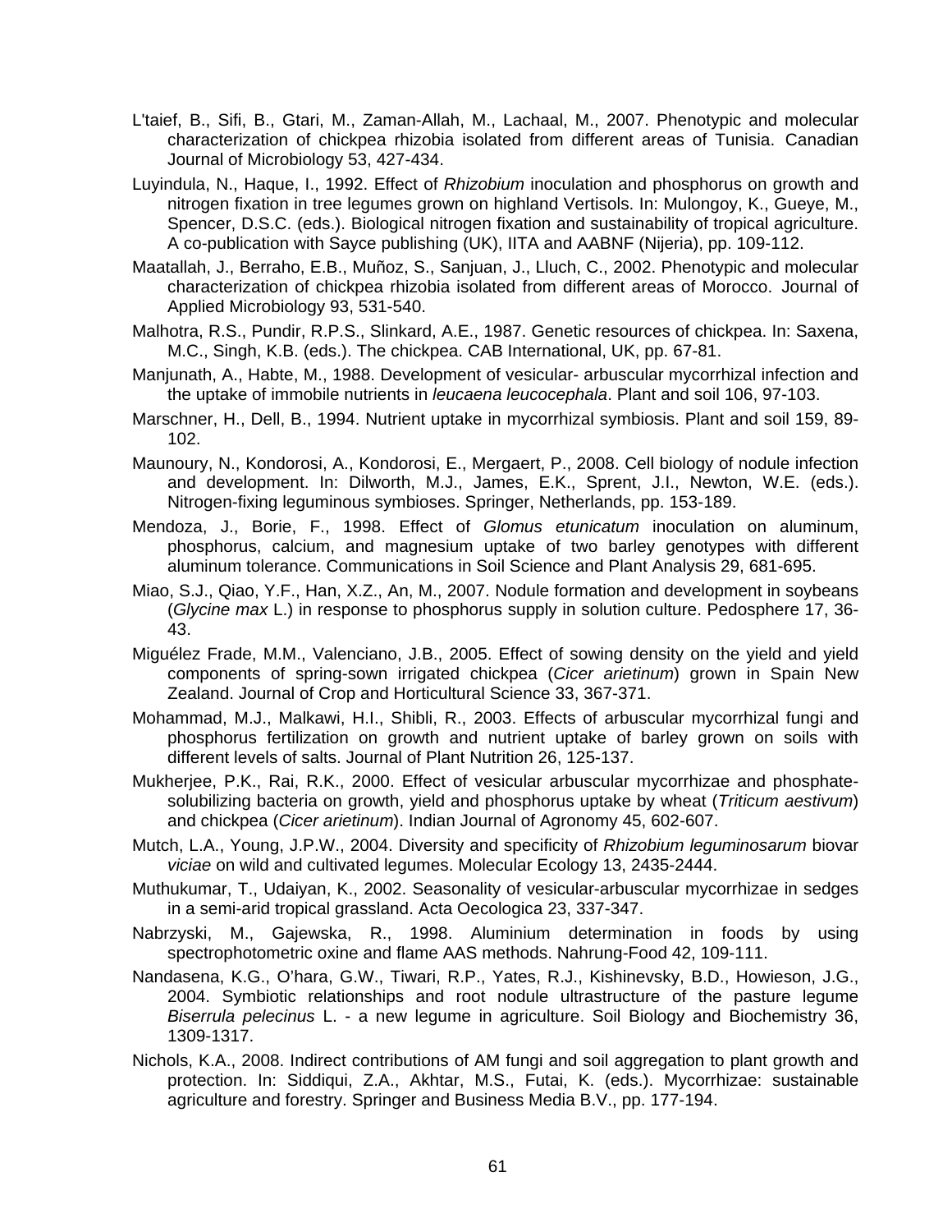L'taief, B., Sifi, B., Gtari, M., Zaman-Allah, M., Lachaal, M., 2007. Phenotypic and molecular characterization of chickpea rhizobia isolated from different areas of Tunisia. Canadian Journal of Microbiology 53, 427-434.

Luyindula, N., Haque, I., 1992. Effect of *Rhizobium* inoculation and phosphorus on growth and nitrogen fixation in tree legumes grown on highland Vertisols. In: Mulongoy, K., Gueye, M., Spencer, D.S.C. (eds.). Biological nitrogen fixation and sustainability of tropical agriculture. A co-publication with Sayce publishing (UK), IITA and AABNF (Nijeria), pp. 109-112.

Maatallah, J., Berraho, E.B., Muñoz, S., Sanjuan, J., Lluch, C., 2002. Phenotypic and molecular characterization of chickpea rhizobia isolated from different areas of Morocco. Journal of Applied Microbiology 93, 531-540.

Malhotra, R.S., Pundir, R.P.S., Slinkard, A.E., 1987. Genetic resources of chickpea. In: Saxena, M.C., Singh, K.B. (eds.). The chickpea. CAB International, UK, pp. 67-81.

Manjunath, A., Habte, M., 1988. Development of vesicular- arbuscular mycorrhizal infection and the uptake of immobile nutrients in *leucaena leucocephala*. Plant and soil 106, 97-103.

Marschner, H., Dell, B., 1994. Nutrient uptake in mycorrhizal symbiosis. Plant and soil 159, 89-102.

Maunoury, N., Kondorosi, A., Kondorosi, E., Mergaert, P., 2008. Cell biology of nodule infection and development. In: Dilworth, M.J., James, E.K., Sprent, J.I., Newton, W.E. (eds.). Nitrogen-fixing leguminous symbioses. Springer, Netherlands, pp. 153-189.

Mendoza, J., Borie, F., 1998. Effect of *Glomus etunicatum* inoculation on aluminum, phosphorus, calcium, and magnesium uptake of two barley genotypes with different aluminum tolerance. Communications in Soil Science and Plant Analysis 29, 681-695.

Miao, S.J., Qiao, Y.F., Han, X.Z., An, M., 2007. Nodule formation and development in soybeans (*Glycine max* L.) in response to phosphorus supply in solution culture. Pedosphere 17, 36-43.

Miguélez Frade, M.M., Valenciano, J.B., 2005. Effect of sowing density on the yield and yield components of spring-sown irrigated chickpea (*Cicer arietinum*) grown in Spain New Zealand. Journal of Crop and Horticultural Science 33, 367-371.

Mohammad, M.J., Malkawi, H.I., Shibli, R., 2003. Effects of arbuscular mycorrhizal fungi and phosphorus fertilization on growth and nutrient uptake of barley grown on soils with different levels of salts. Journal of Plant Nutrition 26, 125-137.

Mukherjee, P.K., Rai, R.K., 2000. Effect of vesicular arbuscular mycorrhizae and phosphate-solubilizing bacteria on growth, yield and phosphorus uptake by wheat (*Triticum aestivum*) and chickpea (*Cicer arietinum*). Indian Journal of Agronomy 45, 602-607.

Mutch, L.A., Young, J.P.W., 2004. Diversity and specificity of *Rhizobium leguminosarum* biovar *viciae* on wild and cultivated legumes. Molecular Ecology 13, 2435-2444.

Muthukumar, T., Udaiyan, K., 2002. Seasonality of vesicular-arbuscular mycorrhizae in sedges in a semi-arid tropical grassland. Acta Oecologica 23, 337-347.

Nabrzyski, M., Gajewska, R., 1998. Aluminium determination in foods by using spectrophotometric oxine and flame AAS methods. Nahrung-Food 42, 109-111.

Nandasena, K.G., O'hara, G.W., Tiwari, R.P., Yates, R.J., Kishinevsky, B.D., Howieson, J.G., 2004. Symbiotic relationships and root nodule ultrastructure of the pasture legume *Biserrula pelecinus* L. - a new legume in agriculture. Soil Biology and Biochemistry 36, 1309-1317.

Nichols, K.A., 2008. Indirect contributions of AM fungi and soil aggregation to plant growth and protection. In: Siddiqui, Z.A., Akhtar, M.S., Futai, K. (eds.). Mycorrhizae: sustainable agriculture and forestry. Springer and Business Media B.V., pp. 177-194.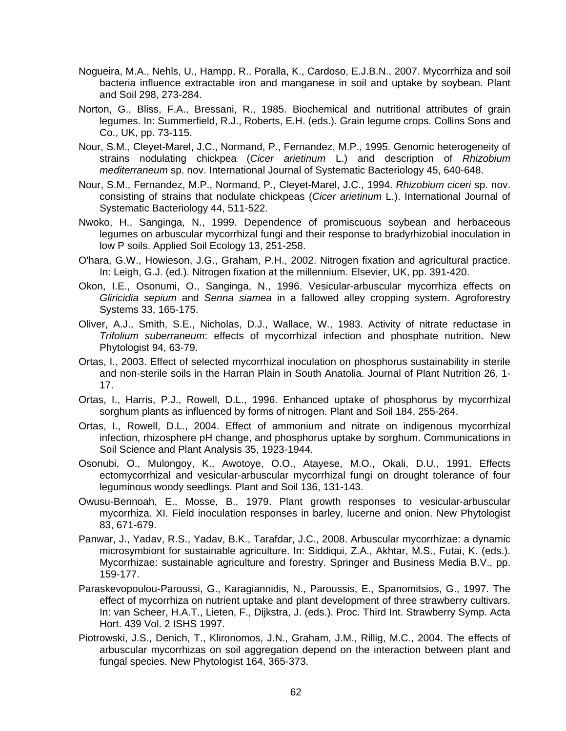Nogueira, M.A., Nehls, U., Hampp, R., Poralla, K., Cardoso, E.J.B.N., 2007. Mycorrhiza and soil bacteria influence extractable iron and manganese in soil and uptake by soybean. Plant and Soil 298, 273-284.

Norton, G., Bliss, F.A., Bressani, R., 1985. Biochemical and nutritional attributes of grain legumes. In: Summerfield, R.J., Roberts, E.H. (eds.). Grain legume crops. Collins Sons and Co., UK, pp. 73-115.

Nour, S.M., Cleyet-Marel, J.C., Normand, P., Fernandez, M.P., 1995. Genomic heterogeneity of strains nodulating chickpea (*Cicer arietinum* L.) and description of *Rhizobium mediterraneum* sp. nov. International Journal of Systematic Bacteriology 45, 640-648.

Nour, S.M., Fernandez, M.P., Normand, P., Cleyet-Marel, J.C., 1994. *Rhizobium ciceri* sp. nov. consisting of strains that nodulate chickpeas (*Cicer arietinum* L.). International Journal of Systematic Bacteriology 44, 511-522.

Nwoko, H., Sanginga, N., 1999. Dependence of promiscuous soybean and herbaceous legumes on arbuscular mycorrhizal fungi and their response to bradyrhizobial inoculation in low P soils. Applied Soil Ecology 13, 251-258.

O'hara, G.W., Howieson, J.G., Graham, P.H., 2002. Nitrogen fixation and agricultural practice. In: Leigh, G.J. (ed.). Nitrogen fixation at the millennium. Elsevier, UK, pp. 391-420.

Okon, I.E., Osonumi, O., Sanginga, N., 1996. Vesicular-arbuscular mycorrhiza effects on *Gliricidia sepium* and *Senna siamea* in a fallowed alley cropping system. Agroforestry Systems 33, 165-175.

Oliver, A.J., Smith, S.E., Nicholas, D.J., Wallace, W., 1983. Activity of nitrate reductase in *Trifolium suberraneum*: effects of mycorrhizal infection and phosphate nutrition. New Phytologist 94, 63-79.

Ortas, I., 2003. Effect of selected mycorrhizal inoculation on phosphorus sustainability in sterile and non-sterile soils in the Harran Plain in South Anatolia. Journal of Plant Nutrition 26, 1-17.

Ortas, I., Harris, P.J., Rowell, D.L., 1996. Enhanced uptake of phosphorus by mycorrhizal sorghum plants as influenced by forms of nitrogen. Plant and Soil 184, 255-264.

Ortas, I., Rowell, D.L., 2004. Effect of ammonium and nitrate on indigenous mycorrhizal infection, rhizosphere pH change, and phosphorus uptake by sorghum. Communications in Soil Science and Plant Analysis 35, 1923-1944.

Osonubi, O., Mulongoy, K., Awotoye, O.O., Atayese, M.O., Okali, D.U., 1991. Effects ectomycorrhizal and vesicular-arbuscular mycorrhizal fungi on drought tolerance of four leguminous woody seedlings. Plant and Soil 136, 131-143.

Owusu-Bennoah, E., Mosse, B., 1979. Plant growth responses to vesicular-arbuscular mycorrhiza. XI. Field inoculation responses in barley, lucerne and onion. New Phytologist 83, 671-679.

Panwar, J., Yadav, R.S., Yadav, B.K., Tarafdar, J.C., 2008. Arbuscular mycorrhizae: a dynamic microsymbiont for sustainable agriculture. In: Siddiqui, Z.A., Akhtar, M.S., Futai, K. (eds.). Mycorrhizae: sustainable agriculture and forestry. Springer and Business Media B.V., pp. 159-177.

Paraskevopoulou-Paroussi, G., Karagiannidis, N., Paroussis, E., Spanomitsios, G., 1997. The effect of mycorrhiza on nutrient uptake and plant development of three strawberry cultivars. In: van Scheer, H.A.T., Lieten, F., Dijkstra, J. (eds.). Proc. Third Int. Strawberry Symp. Acta Hort. 439 Vol. 2 ISHS 1997.

Piotrowski, J.S., Denich, T., Klironomos, J.N., Graham, J.M., Rillig, M.C., 2004. The effects of arbuscular mycorrhizas on soil aggregation depend on the interaction between plant and fungal species. New Phytologist 164, 365-373.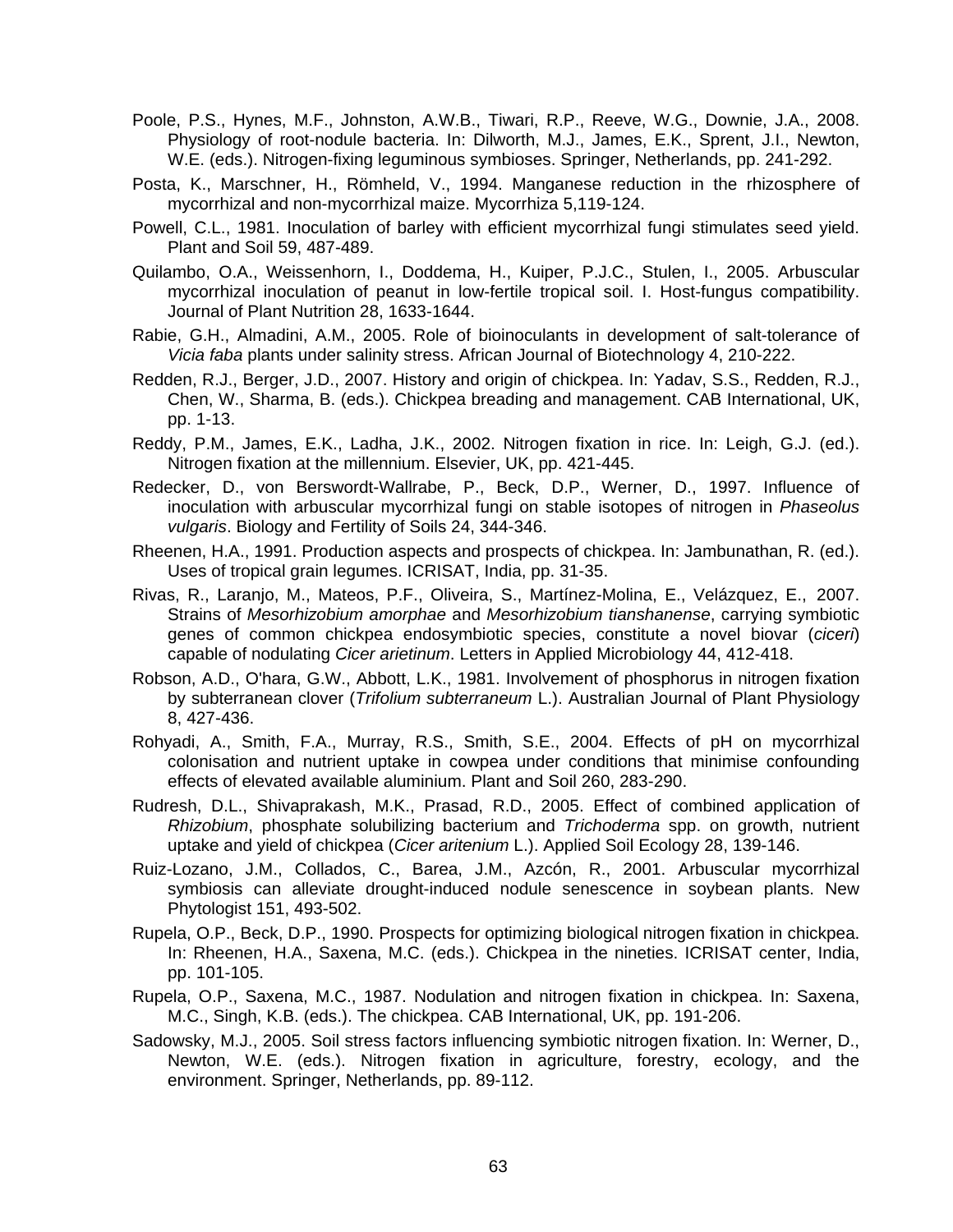Poole, P.S., Hynes, M.F., Johnston, A.W.B., Tiwari, R.P., Reeve, W.G., Downie, J.A., 2008. Physiology of root-nodule bacteria. In: Dilworth, M.J., James, E.K., Sprent, J.I., Newton, W.E. (eds.). Nitrogen-fixing leguminous symbioses. Springer, Netherlands, pp. 241-292.

Posta, K., Marschner, H., Römheld, V., 1994. Manganese reduction in the rhizosphere of mycorrhizal and non-mycorrhizal maize. Mycorrhiza 5,119-124.

Powell, C.L., 1981. Inoculation of barley with efficient mycorrhizal fungi stimulates seed yield. Plant and Soil 59, 487-489.

Quilambo, O.A., Weissenhorn, I., Doddema, H., Kuiper, P.J.C., Stulen, I., 2005. Arbuscular mycorrhizal inoculation of peanut in low-fertile tropical soil. I. Host-fungus compatibility. Journal of Plant Nutrition 28, 1633-1644.

Rabie, G.H., Almadini, A.M., 2005. Role of bioinoculants in development of salt-tolerance of *Vicia faba* plants under salinity stress. African Journal of Biotechnology 4, 210-222.

Redden, R.J., Berger, J.D., 2007. History and origin of chickpea. In: Yadav, S.S., Redden, R.J., Chen, W., Sharma, B. (eds.). Chickpea breading and management. CAB International, UK, pp. 1-13.

Reddy, P.M., James, E.K., Ladha, J.K., 2002. Nitrogen fixation in rice. In: Leigh, G.J. (ed.). Nitrogen fixation at the millennium. Elsevier, UK, pp. 421-445.

Redecker, D., von Berswordt-Wallrabe, P., Beck, D.P., Werner, D., 1997. Influence of inoculation with arbuscular mycorrhizal fungi on stable isotopes of nitrogen in *Phaseolus vulgaris*. Biology and Fertility of Soils 24, 344-346.

Rheenen, H.A., 1991. Production aspects and prospects of chickpea. In: Jambunathan, R. (ed.). Uses of tropical grain legumes. ICRISAT, India, pp. 31-35.

Rivas, R., Laranjo, M., Mateos, P.F., Oliveira, S., Martínez-Molina, E., Velázquez, E., 2007. Strains of *Mesorhizobium amorphae* and *Mesorhizobium tianshanense*, carrying symbiotic genes of common chickpea endosymbiotic species, constitute a novel biovar (*ciceri*) capable of nodulating *Cicer arietinum*. Letters in Applied Microbiology 44, 412-418.

Robson, A.D., O'hara, G.W., Abbott, L.K., 1981. Involvement of phosphorus in nitrogen fixation by subterranean clover (*Trifolium subterraneum* L.). Australian Journal of Plant Physiology 8, 427-436.

Rohyadi, A., Smith, F.A., Murray, R.S., Smith, S.E., 2004. Effects of pH on mycorrhizal colonisation and nutrient uptake in cowpea under conditions that minimise confounding effects of elevated available aluminium. Plant and Soil 260, 283-290.

Rudresh, D.L., Shivaprakash, M.K., Prasad, R.D., 2005. Effect of combined application of *Rhizobium*, phosphate solubilizing bacterium and *Trichoderma* spp. on growth, nutrient uptake and yield of chickpea (*Cicer aritenium* L.). Applied Soil Ecology 28, 139-146.

Ruiz-Lozano, J.M., Collados, C., Barea, J.M., Azcón, R., 2001. Arbuscular mycorrhizal symbiosis can alleviate drought-induced nodule senescence in soybean plants. New Phytologist 151, 493-502.

Rupela, O.P., Beck, D.P., 1990. Prospects for optimizing biological nitrogen fixation in chickpea. In: Rheenen, H.A., Saxena, M.C. (eds.). Chickpea in the nineties. ICRISAT center, India, pp. 101-105.

Rupela, O.P., Saxena, M.C., 1987. Nodulation and nitrogen fixation in chickpea. In: Saxena, M.C., Singh, K.B. (eds.). The chickpea. CAB International, UK, pp. 191-206.

Sadowsky, M.J., 2005. Soil stress factors influencing symbiotic nitrogen fixation. In: Werner, D., Newton, W.E. (eds.). Nitrogen fixation in agriculture, forestry, ecology, and the environment. Springer, Netherlands, pp. 89-112.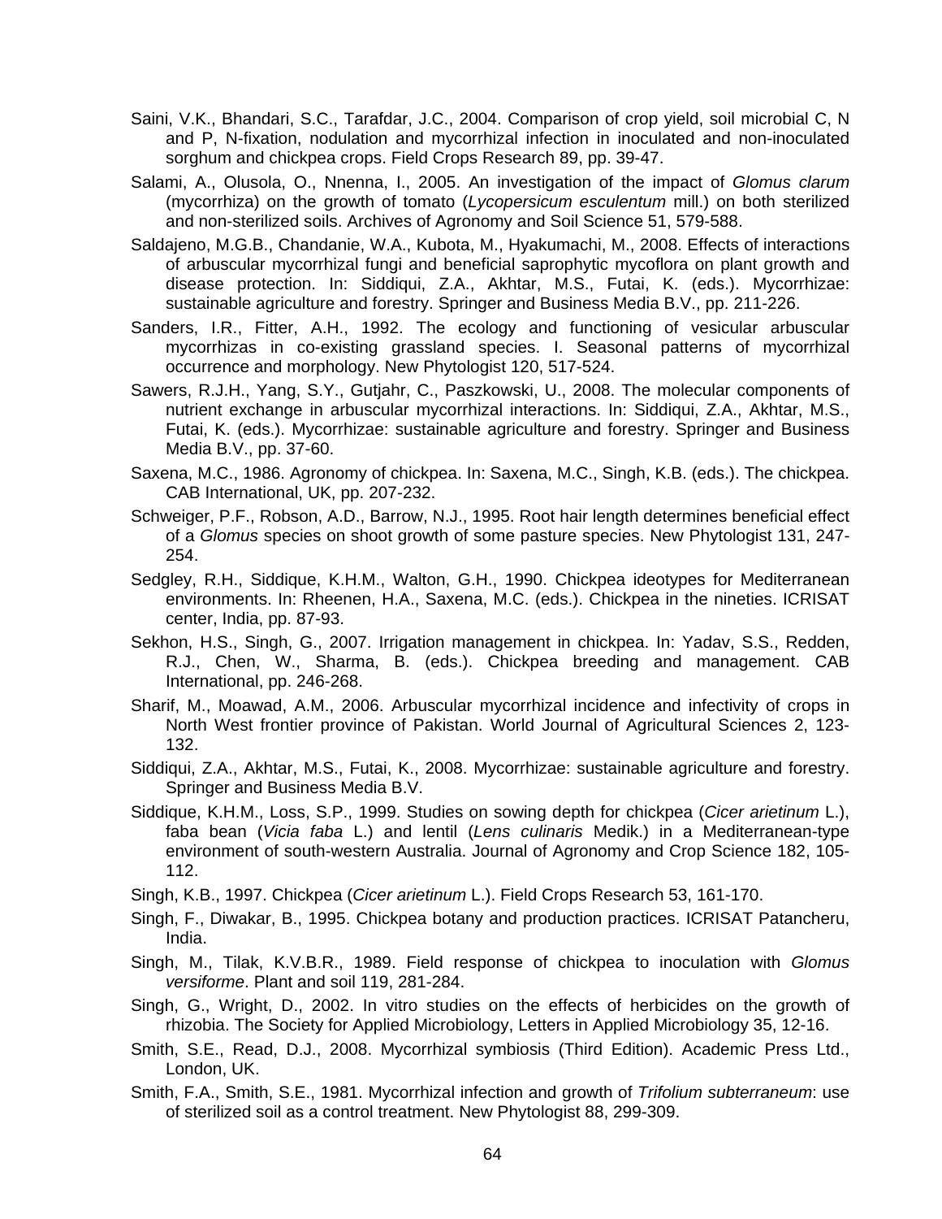Saini, V.K., Bhandari, S.C., Tarafdar, J.C., 2004. Comparison of crop yield, soil microbial C, N and P, N-fixation, nodulation and mycorrhizal infection in inoculated and non-inoculated sorghum and chickpea crops. Field Crops Research 89, pp. 39-47.

Salami, A., Olusola, O., Nnenna, I., 2005. An investigation of the impact of *Glomus clarum* (mycorrhiza) on the growth of tomato (*Lycopersicum esculentum* mill.) on both sterilized and non-sterilized soils. Archives of Agronomy and Soil Science 51, 579-588.

Saldajeno, M.G.B., Chandanie, W.A., Kubota, M., Hyakumachi, M., 2008. Effects of interactions of arbuscular mycorrhizal fungi and beneficial saprophytic mycoflora on plant growth and disease protection. In: Siddiqui, Z.A., Akhtar, M.S., Futai, K. (eds.). Mycorrhizae: sustainable agriculture and forestry. Springer and Business Media B.V., pp. 211-226.

Sanders, I.R., Fitter, A.H., 1992. The ecology and functioning of vesicular arbuscular mycorrhizas in co-existing grassland species. I. Seasonal patterns of mycorrhizal occurrence and morphology. New Phytologist 120, 517-524.

Sawers, R.J.H., Yang, S.Y., Gutjahr, C., Paszkowski, U., 2008. The molecular components of nutrient exchange in arbuscular mycorrhizal interactions. In: Siddiqui, Z.A., Akhtar, M.S., Futai, K. (eds.). Mycorrhizae: sustainable agriculture and forestry. Springer and Business Media B.V., pp. 37-60.

Saxena, M.C., 1986. Agronomy of chickpea. In: Saxena, M.C., Singh, K.B. (eds.). The chickpea. CAB International, UK, pp. 207-232.

Schweiger, P.F., Robson, A.D., Barrow, N.J., 1995. Root hair length determines beneficial effect of a *Glomus* species on shoot growth of some pasture species. New Phytologist 131, 247-254.

Sedgley, R.H., Siddique, K.H.M., Walton, G.H., 1990. Chickpea ideotypes for Mediterranean environments. In: Rheenen, H.A., Saxena, M.C. (eds.). Chickpea in the nineties. ICRISAT center, India, pp. 87-93.

Sekhon, H.S., Singh, G., 2007. Irrigation management in chickpea. In: Yadav, S.S., Redden, R.J., Chen, W., Sharma, B. (eds.). Chickpea breeding and management. CAB International, pp. 246-268.

Sharif, M., Moawad, A.M., 2006. Arbuscular mycorrhizal incidence and infectivity of crops in North West frontier province of Pakistan. World Journal of Agricultural Sciences 2, 123-132.

Siddiqui, Z.A., Akhtar, M.S., Futai, K., 2008. Mycorrhizae: sustainable agriculture and forestry. Springer and Business Media B.V.

Siddique, K.H.M., Loss, S.P., 1999. Studies on sowing depth for chickpea (*Cicer arietinum* L.), faba bean (*Vicia faba* L.) and lentil (*Lens culinaris* Medik.) in a Mediterranean-type environment of south-western Australia. Journal of Agronomy and Crop Science 182, 105-112.

Singh, K.B., 1997. Chickpea (*Cicer arietinum* L.). Field Crops Research 53, 161-170.

Singh, F., Diwakar, B., 1995. Chickpea botany and production practices. ICRISAT Patancheru, India.

Singh, M., Tilak, K.V.B.R., 1989. Field response of chickpea to inoculation with *Glomus versiforme*. Plant and soil 119, 281-284.

Singh, G., Wright, D., 2002. In vitro studies on the effects of herbicides on the growth of rhizobia. The Society for Applied Microbiology, Letters in Applied Microbiology 35, 12-16.

Smith, S.E., Read, D.J., 2008. Mycorrhizal symbiosis (Third Edition). Academic Press Ltd., London, UK.

Smith, F.A., Smith, S.E., 1981. Mycorrhizal infection and growth of *Trifolium subterraneum*: use of sterilized soil as a control treatment. New Phytologist 88, 299-309.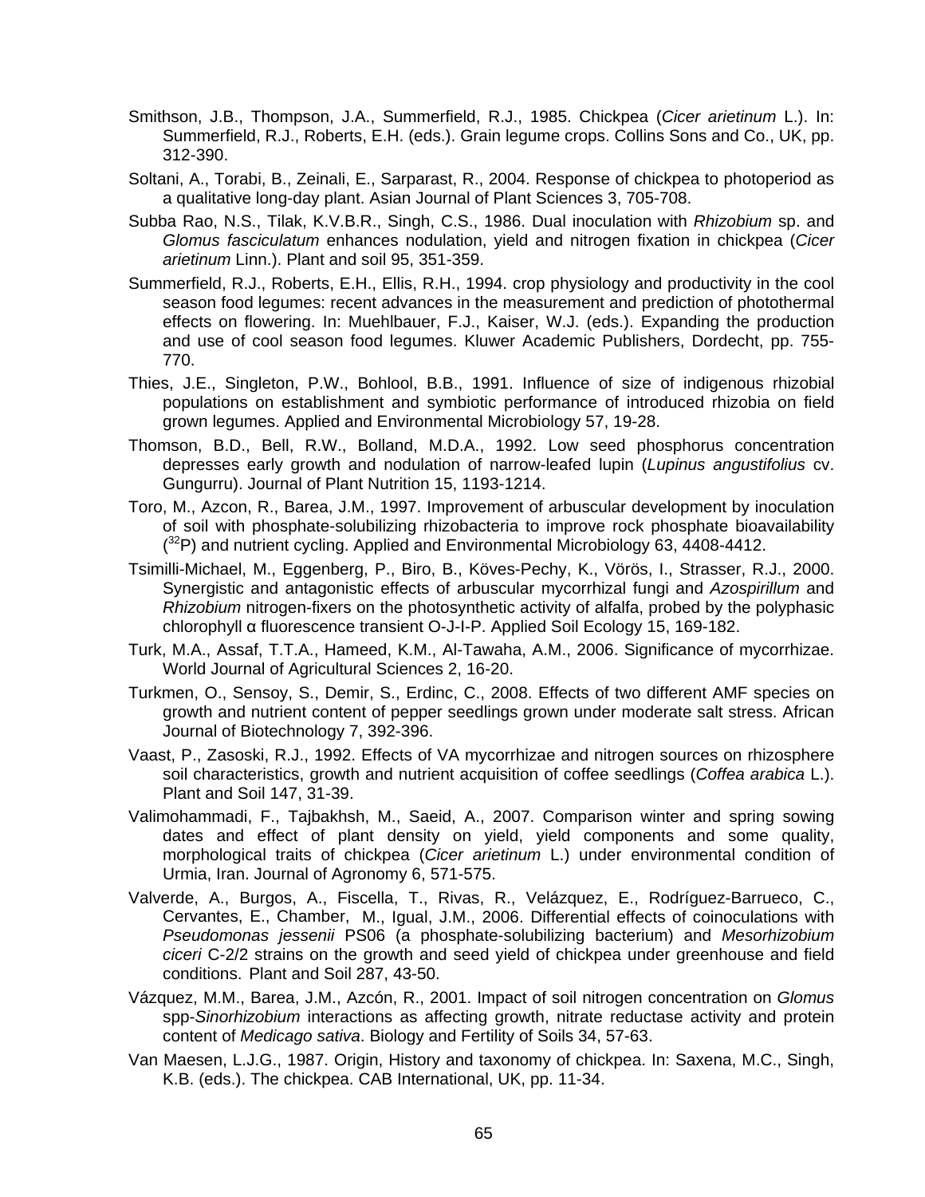Smithson, J.B., Thompson, J.A., Summerfield, R.J., 1985. Chickpea (*Cicer arietinum* L.). In: Summerfield, R.J., Roberts, E.H. (eds.). Grain legume crops. Collins Sons and Co., UK, pp. 312-390.

Soltani, A., Torabi, B., Zeinali, E., Sarparast, R., 2004. Response of chickpea to photoperiod as a qualitative long-day plant. Asian Journal of Plant Sciences 3, 705-708.

Subba Rao, N.S., Tilak, K.V.B.R., Singh, C.S., 1986. Dual inoculation with *Rhizobium* sp. and *Glomus fasciculatum* enhances nodulation, yield and nitrogen fixation in chickpea (*Cicer arietinum* Linn.). Plant and soil 95, 351-359.

Summerfield, R.J., Roberts, E.H., Ellis, R.H., 1994. crop physiology and productivity in the cool season food legumes: recent advances in the measurement and prediction of photothermal effects on flowering. In: Muehlbauer, F.J., Kaiser, W.J. (eds.). Expanding the production and use of cool season food legumes. Kluwer Academic Publishers, Dordecht, pp. 755-770.

Thies, J.E., Singleton, P.W., Bohlool, B.B., 1991. Influence of size of indigenous rhizobial populations on establishment and symbiotic performance of introduced rhizobia on field grown legumes. Applied and Environmental Microbiology 57, 19-28.

Thomson, B.D., Bell, R.W., Bolland, M.D.A., 1992. Low seed phosphorus concentration depresses early growth and nodulation of narrow-leafed lupin (*Lupinus angustifolius* cv. Gungurru). Journal of Plant Nutrition 15, 1193-1214.

Toro, M., Azcon, R., Barea, J.M., 1997. Improvement of arbuscular development by inoculation of soil with phosphate-solubilizing rhizobacteria to improve rock phosphate bioavailability ($^{32}P$) and nutrient cycling. Applied and Environmental Microbiology 63, 4408-4412.

Tsimilli-Michael, M., Eggenberg, P., Biro, B., Köves-Pechy, K., Vörös, I., Strasser, R.J., 2000. Synergistic and antagonistic effects of arbuscular mycorrhizal fungi and *Azospirillum* and *Rhizobium* nitrogen-fixers on the photosynthetic activity of alfalfa, probed by the polyphasic chlorophyll α fluorescence transient O-J-I-P. Applied Soil Ecology 15, 169-182.

Turk, M.A., Assaf, T.T.A., Hameed, K.M., Al-Tawaha, A.M., 2006. Significance of mycorrhizae. World Journal of Agricultural Sciences 2, 16-20.

Turkmen, O., Sensoy, S., Demir, S., Erdinc, C., 2008. Effects of two different AMF species on growth and nutrient content of pepper seedlings grown under moderate salt stress. African Journal of Biotechnology 7, 392-396.

Vaast, P., Zasoski, R.J., 1992. Effects of VA mycorrhizae and nitrogen sources on rhizosphere soil characteristics, growth and nutrient acquisition of coffee seedlings (*Coffea arabica* L.). Plant and Soil 147, 31-39.

Valimohammadi, F., Tajbakhsh, M., Saeid, A., 2007. Comparison winter and spring sowing dates and effect of plant density on yield, yield components and some quality, morphological traits of chickpea (*Cicer arietinum* L.) under environmental condition of Urmia, Iran. Journal of Agronomy 6, 571-575.

Valverde, A., Burgos, A., Fiscella, T., Rivas, R., Velázquez, E., Rodríguez-Barrueco, C., Cervantes, E., Chamber, M., Igual, J.M., 2006. Differential effects of coinoculations with *Pseudomonas jessenii* PS06 (a phosphate-solubilizing bacterium) and *Mesorhizobium ciceri* C-2/2 strains on the growth and seed yield of chickpea under greenhouse and field conditions. Plant and Soil 287, 43-50.

Vázquez, M.M., Barea, J.M., Azcón, R., 2001. Impact of soil nitrogen concentration on *Glomus* spp-*Sinorhizobium* interactions as affecting growth, nitrate reductase activity and protein content of *Medicago sativa*. Biology and Fertility of Soils 34, 57-63.

Van Maesen, L.J.G., 1987. Origin, History and taxonomy of chickpea. In: Saxena, M.C., Singh, K.B. (eds.). The chickpea. CAB International, UK, pp. 11-34.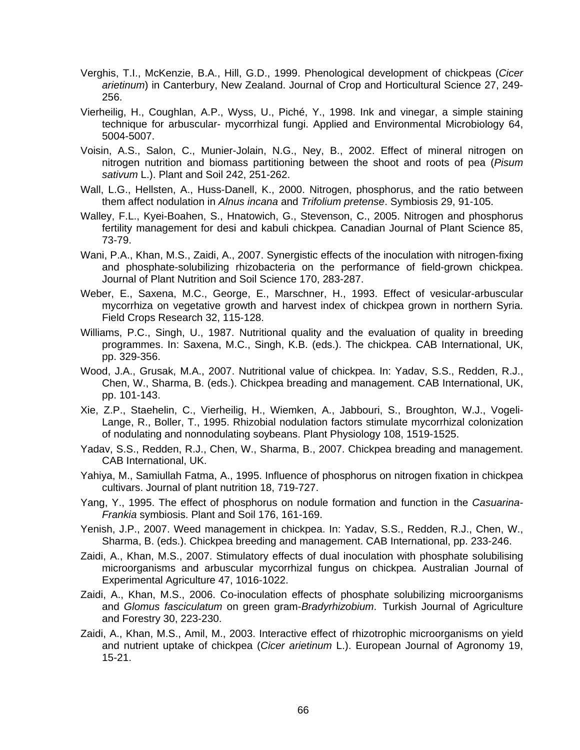Verghis, T.I., McKenzie, B.A., Hill, G.D., 1999. Phenological development of chickpeas (*Cicer arietinum*) in Canterbury, New Zealand. Journal of Crop and Horticultural Science 27, 249-256.

Vierheilig, H., Coughlan, A.P., Wyss, U., Piché, Y., 1998. Ink and vinegar, a simple staining technique for arbuscular- mycorrhizal fungi. Applied and Environmental Microbiology 64, 5004-5007.

Voisin, A.S., Salon, C., Munier-Jolain, N.G., Ney, B., 2002. Effect of mineral nitrogen on nitrogen nutrition and biomass partitioning between the shoot and roots of pea (*Pisum sativum* L.). Plant and Soil 242, 251-262.

Wall, L.G., Hellsten, A., Huss-Danell, K., 2000. Nitrogen, phosphorus, and the ratio between them affect nodulation in *Alnus incana* and *Trifolium pretense*. Symbiosis 29, 91-105.

Walley, F.L., Kyei-Boahen, S., Hnatowich, G., Stevenson, C., 2005. Nitrogen and phosphorus fertility management for desi and kabuli chickpea. Canadian Journal of Plant Science 85, 73-79.

Wani, P.A., Khan, M.S., Zaidi, A., 2007. Synergistic effects of the inoculation with nitrogen-fixing and phosphate-solubilizing rhizobacteria on the performance of field-grown chickpea. Journal of Plant Nutrition and Soil Science 170, 283-287.

Weber, E., Saxena, M.C., George, E., Marschner, H., 1993. Effect of vesicular-arbuscular mycorrhiza on vegetative growth and harvest index of chickpea grown in northern Syria. Field Crops Research 32, 115-128.

Williams, P.C., Singh, U., 1987. Nutritional quality and the evaluation of quality in breeding programmes. In: Saxena, M.C., Singh, K.B. (eds.). The chickpea. CAB International, UK, pp. 329-356.

Wood, J.A., Grusak, M.A., 2007. Nutritional value of chickpea. In: Yadav, S.S., Redden, R.J., Chen, W., Sharma, B. (eds.). Chickpea breading and management. CAB International, UK, pp. 101-143.

Xie, Z.P., Staehelin, C., Vierheilig, H., Wiemken, A., Jabbouri, S., Broughton, W.J., Vogeli-Lange, R., Boller, T., 1995. Rhizobial nodulation factors stimulate mycorrhizal colonization of nodulating and nonnodulating soybeans. Plant Physiology 108, 1519-1525.

Yadav, S.S., Redden, R.J., Chen, W., Sharma, B., 2007. Chickpea breading and management. CAB International, UK.

Yahiya, M., Samiullah Fatma, A., 1995. Influence of phosphorus on nitrogen fixation in chickpea cultivars. Journal of plant nutrition 18, 719-727.

Yang, Y., 1995. The effect of phosphorus on nodule formation and function in the *Casuarina-Frankia* symbiosis. Plant and Soil 176, 161-169.

Yenish, J.P., 2007. Weed management in chickpea. In: Yadav, S.S., Redden, R.J., Chen, W., Sharma, B. (eds.). Chickpea breading and management. CAB International, pp. 233-246.

Zaidi, A., Khan, M.S., 2007. Stimulatory effects of dual inoculation with phosphate solubilising microorganisms and arbuscular mycorrhizal fungus on chickpea. Australian Journal of Experimental Agriculture 47, 1016-1022.

Zaidi, A., Khan, M.S., 2006. Co-inoculation effects of phosphate solubilizing microorganisms and *Glomus fasciculatum* on green gram-*Bradyrhizobium*. Turkish Journal of Agriculture and Forestry 30, 223-230.

Zaidi, A., Khan, M.S., Amil, M., 2003. Interactive effect of rhizotrophic microorganisms on yield and nutrient uptake of chickpea (*Cicer arietinum* L.). European Journal of Agronomy 19, 15-21.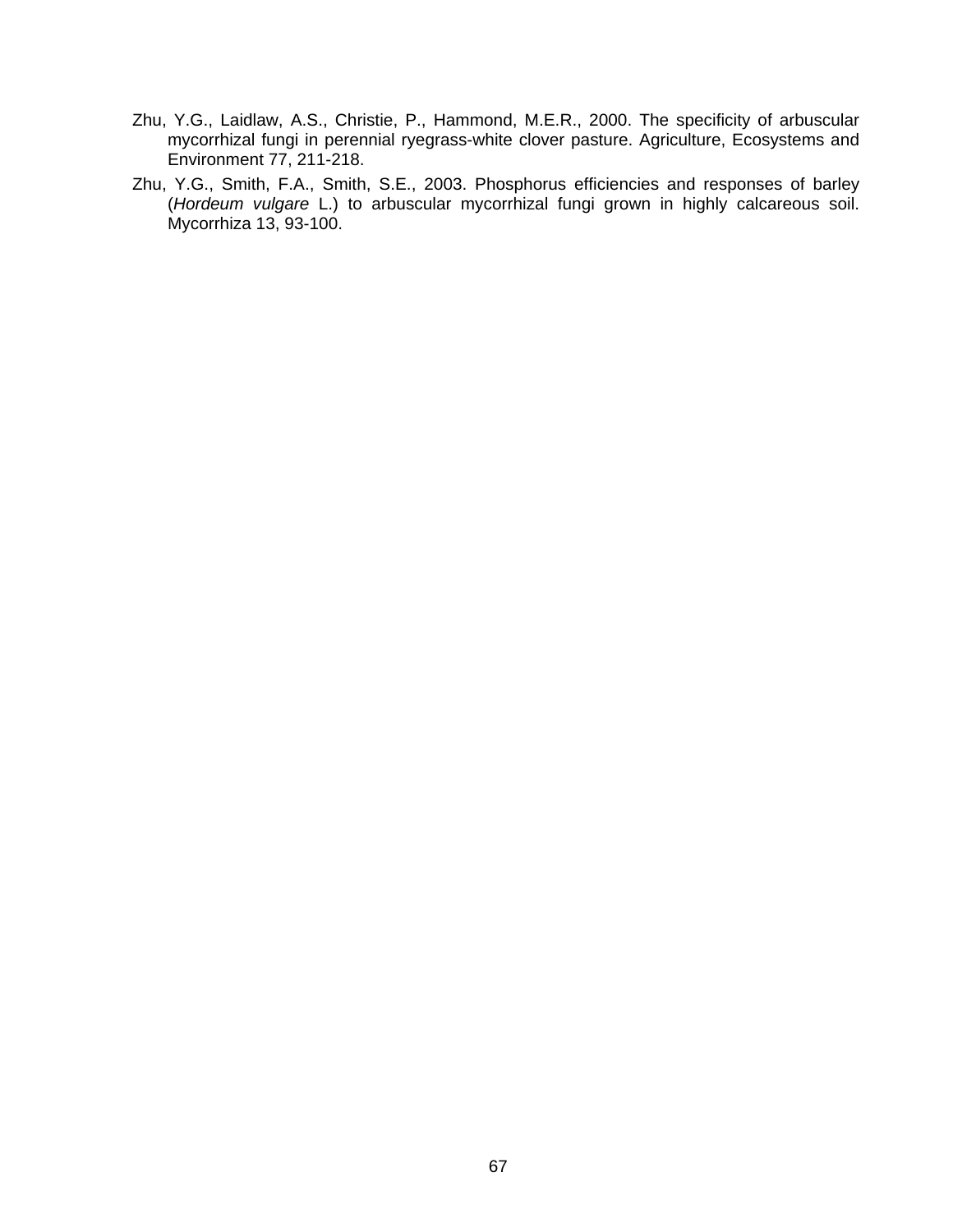Zhu, Y.G., Laidlaw, A.S., Christie, P., Hammond, M.E.R., 2000. The specificity of arbuscular mycorrhizal fungi in perennial ryegrass-white clover pasture. Agriculture, Ecosystems and Environment 77, 211-218.

Zhu, Y.G., Smith, F.A., Smith, S.E., 2003. Phosphorus efficiencies and responses of barley (*Hordeum vulgare* L.) to arbuscular mycorrhizal fungi grown in highly calcareous soil. Mycorrhiza 13, 93-100.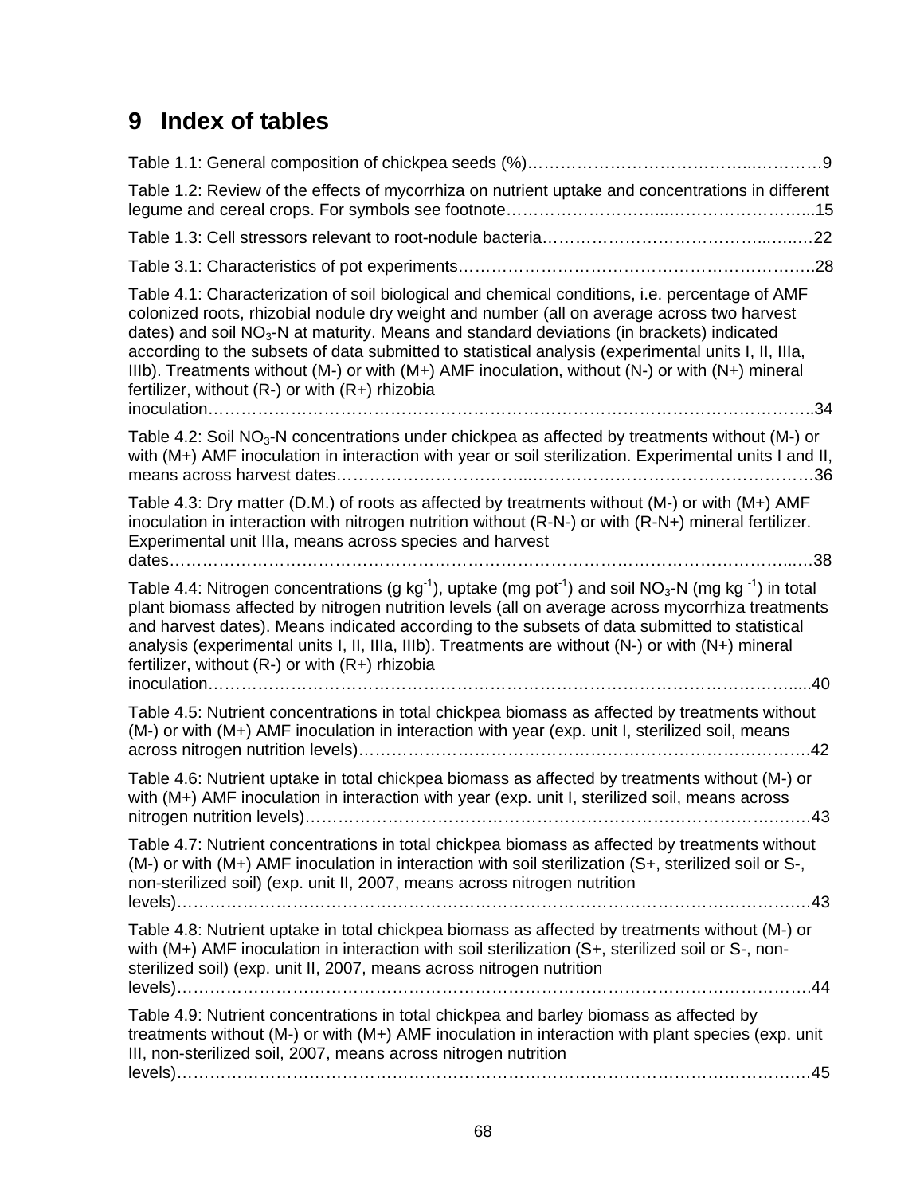# 9 Index of tables

Table 1.1: General composition of chickpea seeds (%)…………………………………...…………9

Table 1.2: Review of the effects of mycorrhiza on nutrient uptake and concentrations in different legume and cereal crops. For symbols see footnote………………………...……………………...15

Table 1.3: Cell stressors relevant to root-nodule bacteria……………………………………...…..…22

Table 3.1: Characteristics of pot experiments……………………………………………………….28

Table 4.1: Characterization of soil biological and chemical conditions, i.e. percentage of AMF colonized roots, rhizobial nodule dry weight and number (all on average across two harvest dates) and soil $NO_3$-N at maturity. Means and standard deviations (in brackets) indicated according to the subsets of data submitted to statistical analysis (experimental units I, II, IIIa, IIIb). Treatments without (M-) or with (M+) AMF inoculation, without (N-) or with (N+) mineral fertilizer, without (R-) or with (R+) rhizobia inoculation…………………………………………………………………………………………..34

Table 4.2: Soil $NO_3$-N concentrations under chickpea as affected by treatments without (M-) or with (M+) AMF inoculation in interaction with year or soil sterilization. Experimental units I and II, means across harvest dates……………………………...……………………………………………36

Table 4.3: Dry matter (D.M.) of roots as affected by treatments without (M-) or with (M+) AMF inoculation in interaction with nitrogen nutrition without (R-N-) or with (R-N+) mineral fertilizer. Experimental unit IIIa, means across species and harvest dates……………………………………………………………………………………………..…38

Table 4.4: Nitrogen concentrations (g $kg^{-1}$), uptake (mg $pot^{-1}$) and soil $NO_3$-N (mg $kg^{-1}$) in total plant biomass affected by nitrogen nutrition levels (all on average across mycorrhiza treatments and harvest dates). Means indicated according to the subsets of data submitted to statistical analysis (experimental units I, II, IIIa, IIIb). Treatments are without (N-) or with (N+) mineral fertilizer, without (R-) or with (R+) rhizobia inoculation……………………………………………………………………………………….....40

Table 4.5: Nutrient concentrations in total chickpea biomass as affected by treatments without (M-) or with (M+) AMF inoculation in interaction with year (exp. unit I, sterilized soil, means across nitrogen nutrition levels)………………………………………………………………….42

Table 4.6: Nutrient uptake in total chickpea biomass as affected by treatments without (M-) or with (M+) AMF inoculation in interaction with year (exp. unit I, sterilized soil, means across nitrogen nutrition levels)……………………………………………………………………………43

Table 4.7: Nutrient concentrations in total chickpea biomass as affected by treatments without (M-) or with (M+) AMF inoculation in interaction with soil sterilization (S+, sterilized soil or S-, non-sterilized soil) (exp. unit II, 2007, means across nitrogen nutrition levels)……………………………………………………………………………………………….43

Table 4.8: Nutrient uptake in total chickpea biomass as affected by treatments without (M-) or with (M+) AMF inoculation in interaction with soil sterilization (S+, sterilized soil or S-, non-sterilized soil) (exp. unit II, 2007, means across nitrogen nutrition levels)……………………………………………………………………………………………….44

Table 4.9: Nutrient concentrations in total chickpea and barley biomass as affected by treatments without (M-) or with (M+) AMF inoculation in interaction with plant species (exp. unit III, non-sterilized soil, 2007, means across nitrogen nutrition levels)……………………………………………………………………………………………….45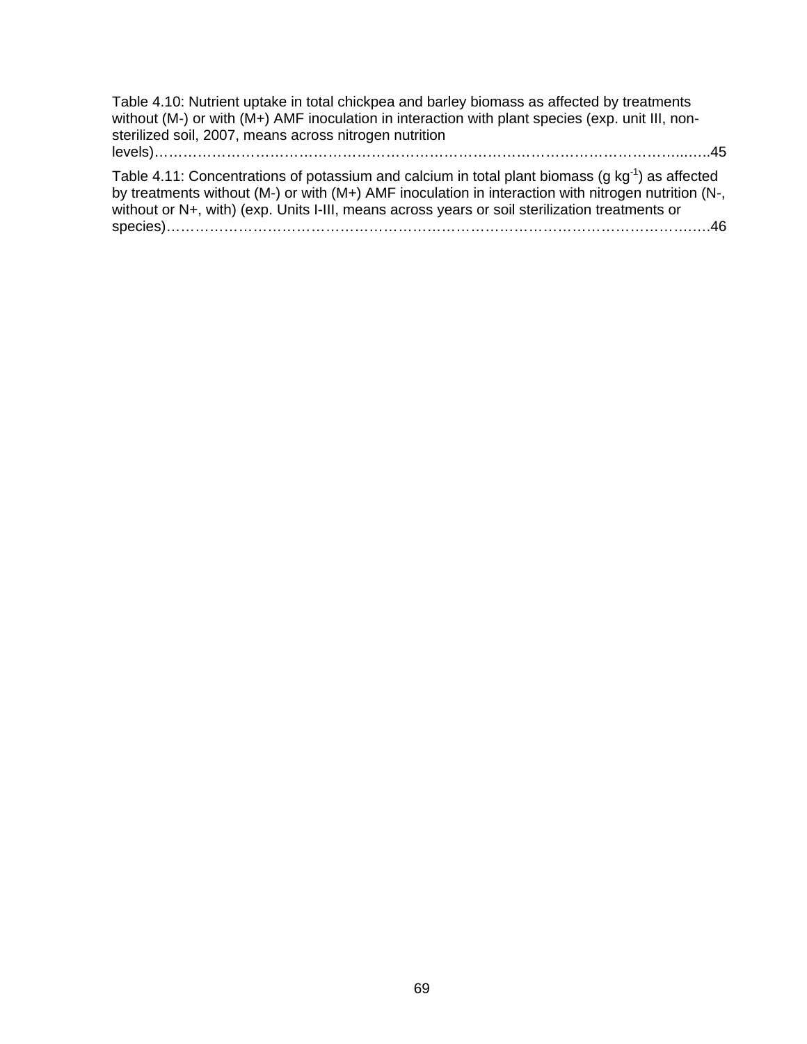Table 4.10: Nutrient uptake in total chickpea and barley biomass as affected by treatments without (M-) or with (M+) AMF inoculation in interaction with plant species (exp. unit III, non-sterilized soil, 2007, means across nitrogen nutrition levels)……………………………………………………………………………………………..…..45

Table 4.11: Concentrations of potassium and calcium in total plant biomass (g $kg^{-1}$) as affected by treatments without (M-) or with (M+) AMF inoculation in interaction with nitrogen nutrition (N-, without or N+, with) (exp. Units I-III, means across years or soil sterilization treatments or species)………………………………………………………………………………………………46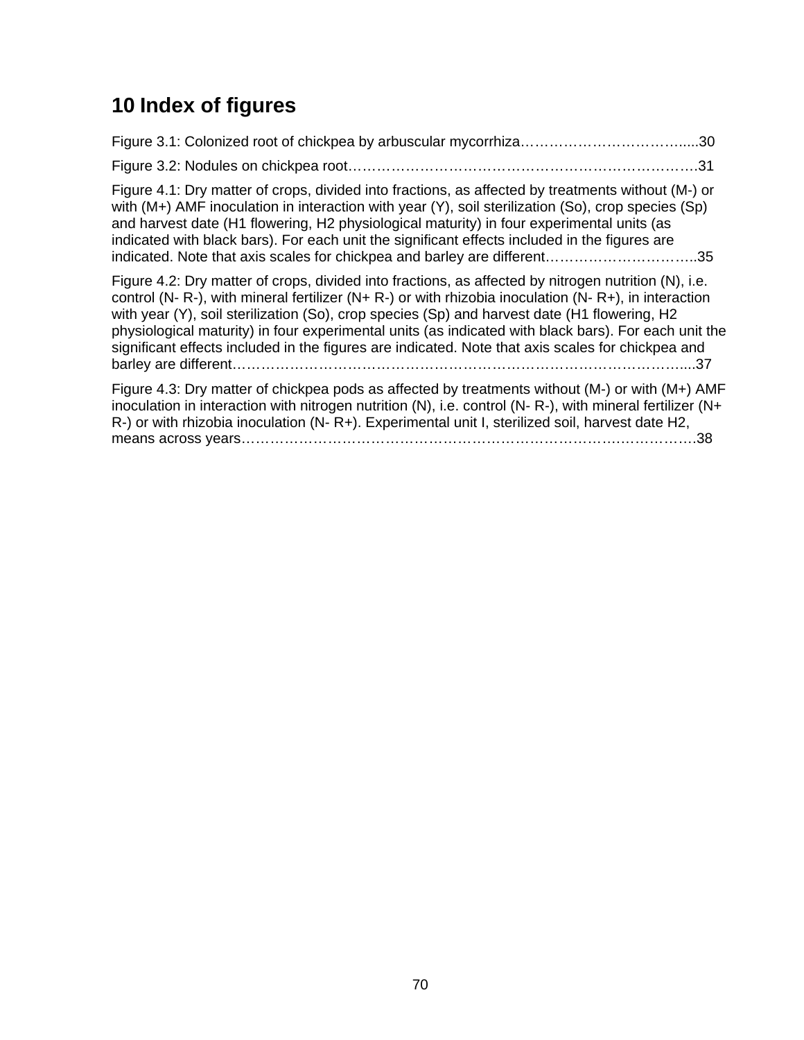# 10 Index of figures

Figure 3.1: Colonized root of chickpea by arbuscular mycorrhiza…………………………….....30

Figure 3.2: Nodules on chickpea root………………………………………………………………….31

Figure 4.1: Dry matter of crops, divided into fractions, as affected by treatments without (M-) or with (M+) AMF inoculation in interaction with year (Y), soil sterilization (So), crop species (Sp) and harvest date (H1 flowering, H2 physiological maturity) in four experimental units (as indicated with black bars). For each unit the significant effects included in the figures are indicated. Note that axis scales for chickpea and barley are different…………………………..35

Figure 4.2: Dry matter of crops, divided into fractions, as affected by nitrogen nutrition (N), i.e. control (N- R-), with mineral fertilizer (N+ R-) or with rhizobia inoculation (N- R+), in interaction with year (Y), soil sterilization (So), crop species (Sp) and harvest date (H1 flowering, H2 physiological maturity) in four experimental units (as indicated with black bars). For each unit the significant effects included in the figures are indicated. Note that axis scales for chickpea and barley are different……………………………………………………………………………….....37

Figure 4.3: Dry matter of chickpea pods as affected by treatments without (M-) or with (M+) AMF inoculation in interaction with nitrogen nutrition (N), i.e. control (N- R-), with mineral fertilizer (N+ R-) or with rhizobia inoculation (N- R+). Experimental unit I, sterilized soil, harvest date H2, means across years……………………………………………………………………….…………….38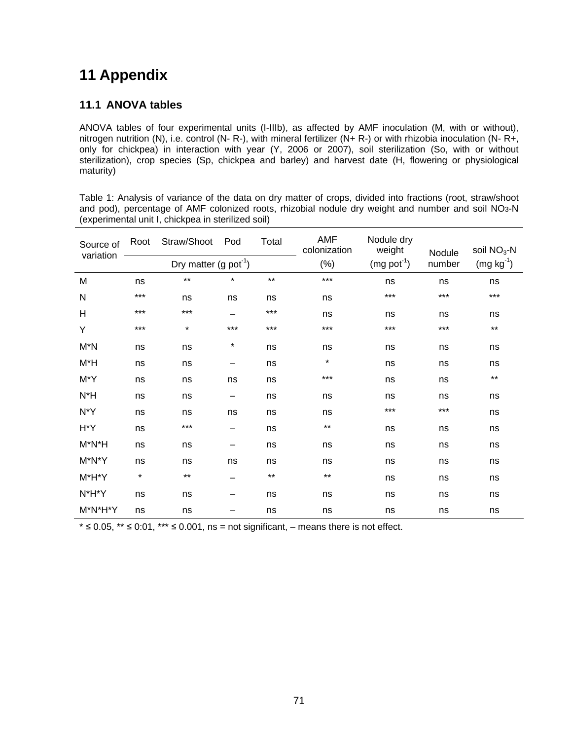# 11 Appendix

## 11.1 ANOVA tables

ANOVA tables of four experimental units (I-IIIb), as affected by AMF inoculation (M, with or without), nitrogen nutrition (N), i.e. control (N- R-), with mineral fertilizer (N+ R-) or with rhizobia inoculation (N- R+, only for chickpea) in interaction with year (Y, 2006 or 2007), soil sterilization (So, with or without sterilization), crop species (Sp, chickpea and barley) and harvest date (H, flowering or physiological maturity)

Table 1: Analysis of variance of the data on dry matter of crops, divided into fractions (root, straw/shoot and pod), percentage of AMF colonized roots, rhizobial nodule dry weight and number and soil $NO_3$-N (experimental unit I, chickpea in sterilized soil)

| Source of variation | Root | Straw/Shoot | Pod | Total | AMF colonization | Nodule dry weight | Nodule number | soil $NO_3$-N |
|---|---|---|---|---|---|---|---|---|
| | Dry matter (g pot$^{-1}$) | | | | (%) | (mg pot$^{-1}$) | | (mg kg$^{-1}$) |
| M | ns | ** | * | ** | *** | ns | ns | ns |
| N | *** | ns | ns | ns | ns | *** | *** | *** |
| H | *** | *** | – | *** | ns | ns | ns | ns |
| Y | *** | * | *** | *** | *** | *** | *** | ** |
| M*N | ns | ns | * | ns | ns | ns | ns | ns |
| M*H | ns | ns | – | ns | * | ns | ns | ns |
| M*Y | ns | ns | ns | ns | *** | ns | ns | ** |
| N*H | ns | ns | – | ns | ns | ns | ns | ns |
| N*Y | ns | ns | ns | ns | ns | *** | *** | ns |
| H*Y | ns | *** | – | ns | ** | ns | ns | ns |
| M*N*H | ns | ns | – | ns | ns | ns | ns | ns |
| M*N*Y | ns | ns | ns | ns | ns | ns | ns | ns |
| M*H*Y | * | ** | – | ** | ** | ns | ns | ns |
| N*H*Y | ns | ns | – | ns | ns | ns | ns | ns |
| M*N*H*Y | ns | ns | – | ns | ns | ns | ns | ns |

* ≤ 0.05, ** ≤ 0:01, *** ≤ 0.001, ns = not significant, – means there is not effect.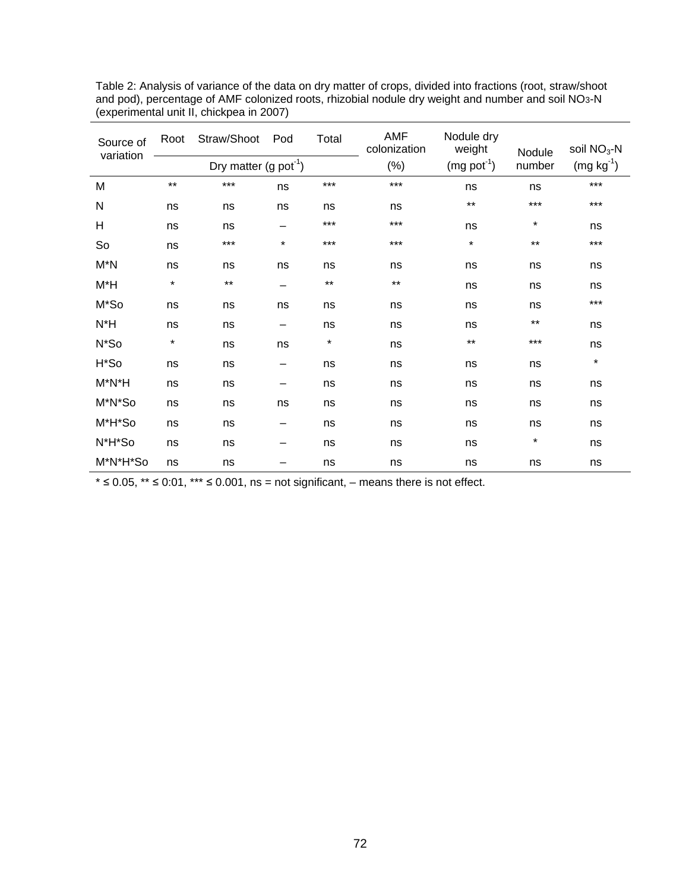Table 2: Analysis of variance of the data on dry matter of crops, divided into fractions (root, straw/shoot and pod), percentage of AMF colonized roots, rhizobial nodule dry weight and number and soil $NO_3$-N (experimental unit II, chickpea in 2007)

| Source of variation | Root | Straw/Shoot | Pod | Total | AMF colonization | Nodule dry weight | Nodule number | soil $NO_3$-N |
|---|---|---|---|---|---|---|---|---|
| | Dry matter (g pot$^{-1}$) | | | | (%) | (mg pot$^{-1}$) | | (mg kg$^{-1}$) |
| M | ** | *** | ns | *** | *** | ns | ns | *** |
| N | ns | ns | ns | ns | ns | ** | *** | *** |
| H | ns | ns | – | *** | *** | ns | * | ns |
| So | ns | *** | * | *** | *** | * | ** | *** |
| M*N | ns | ns | ns | ns | ns | ns | ns | ns |
| M*H | * | ** | – | ** | ** | ns | ns | ns |
| M*So | ns | ns | ns | ns | ns | ns | ns | *** |
| N*H | ns | ns | – | ns | ns | ns | ** | ns |
| N*So | * | ns | ns | * | ns | ** | *** | ns |
| H*So | ns | ns | – | ns | ns | ns | ns | * |
| M*N*H | ns | ns | – | ns | ns | ns | ns | ns |
| M*N*So | ns | ns | ns | ns | ns | ns | ns | ns |
| M*H*So | ns | ns | – | ns | ns | ns | ns | ns |
| N*H*So | ns | ns | – | ns | ns | ns | * | ns |
| M*N*H*So | ns | ns | – | ns | ns | ns | ns | ns |

* ≤ 0.05, ** ≤ 0:01, *** ≤ 0.001, ns = not significant, – means there is not effect.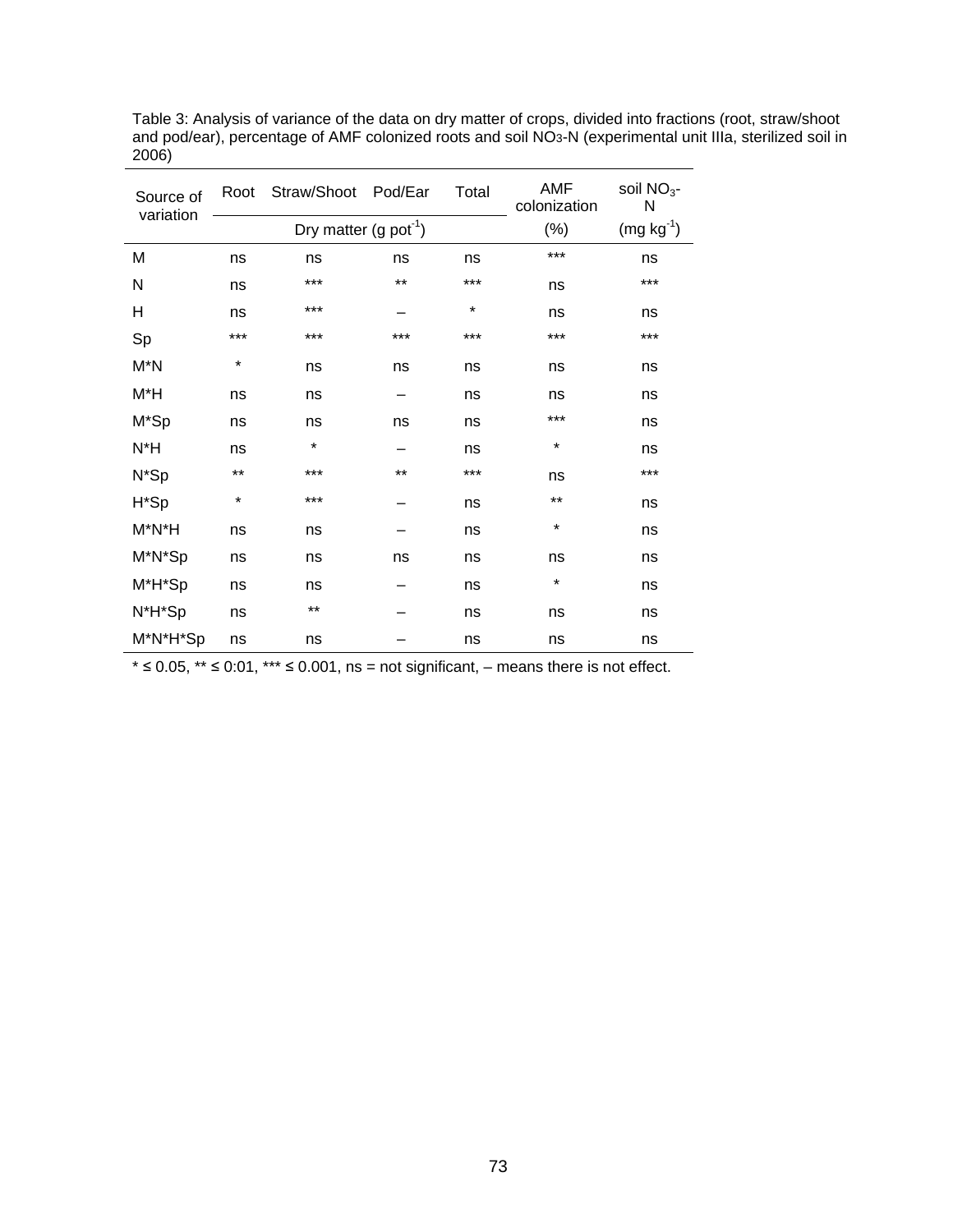Table 3: Analysis of variance of the data on dry matter of crops, divided into fractions (root, straw/shoot and pod/ear), percentage of AMF colonized roots and soil $NO_3$-N (experimental unit IIIa, sterilized soil in 2006)

| Source of variation | Root | Straw/Shoot | Pod/Ear | Total | AMF colonization | soil $NO_3$-N |
|---|---|---|---|---|---|---|
| | Dry matter (g pot$^{-1}$) | | | | (%) | (mg kg$^{-1}$) |
| M | ns | ns | ns | ns | *** | ns |
| N | ns | *** | ** | *** | ns | *** |
| H | ns | *** | – | * | ns | ns |
| Sp | *** | *** | *** | *** | *** | *** |
| M*N | * | ns | ns | ns | ns | ns |
| M*H | ns | ns | – | ns | ns | ns |
| M*Sp | ns | ns | ns | ns | *** | ns |
| N*H | ns | * | – | ns | * | ns |
| N*Sp | ** | *** | ** | *** | ns | *** |
| H*Sp | * | *** | – | ns | ** | ns |
| M*N*H | ns | ns | – | ns | * | ns |
| M*N*Sp | ns | ns | ns | ns | ns | ns |
| M*H*Sp | ns | ns | – | ns | * | ns |
| N*H*Sp | ns | ** | – | ns | ns | ns |
| M*N*H*Sp | ns | ns | – | ns | ns | ns |

* ≤ 0.05, ** ≤ 0:01, *** ≤ 0.001, ns = not significant, – means there is not effect.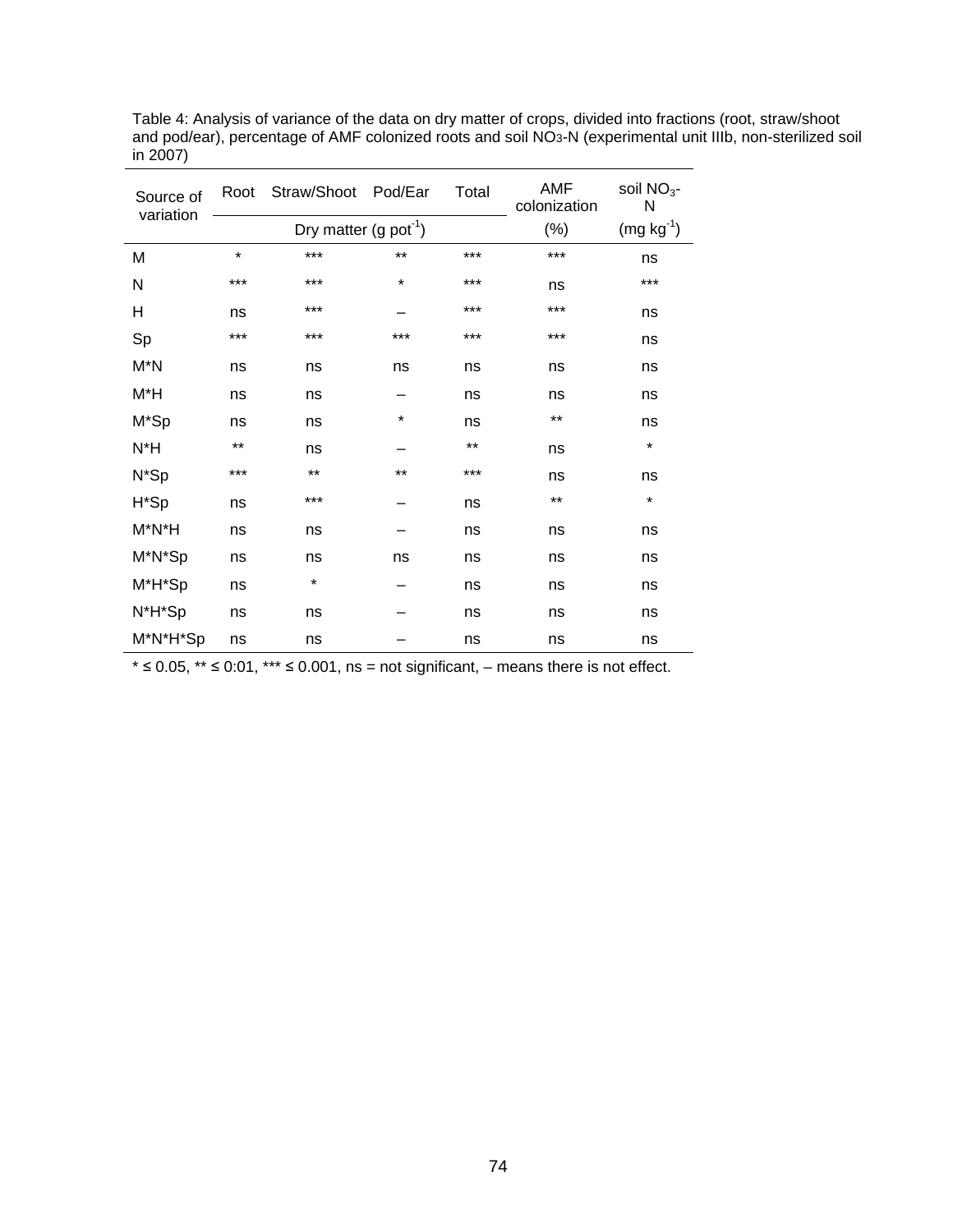Table 4: Analysis of variance of the data on dry matter of crops, divided into fractions (root, straw/shoot and pod/ear), percentage of AMF colonized roots and soil $NO_3$-N (experimental unit IIIb, non-sterilized soil in 2007)

| Source of variation | Root | Straw/Shoot | Pod/Ear | Total | AMF colonization | soil $NO_3$-N |
|---|---|---|---|---|---|---|
| | Dry matter (g $pot^{-1}$) | | | | (%) | (mg $kg^{-1}$) |
| M | * | *** | ** | *** | *** | ns |
| N | *** | *** | * | *** | ns | *** |
| H | ns | *** | – | *** | *** | ns |
| Sp | *** | *** | *** | *** | *** | ns |
| M*N | ns | ns | ns | ns | ns | ns |
| M*H | ns | ns | – | ns | ns | ns |
| M*Sp | ns | ns | * | ns | ** | ns |
| N*H | ** | ns | – | ** | ns | * |
| N*Sp | *** | ** | ** | *** | ns | ns |
| H*Sp | ns | *** | – | ns | ** | * |
| M*N*H | ns | ns | – | ns | ns | ns |
| M*N*Sp | ns | ns | ns | ns | ns | ns |
| M*H*Sp | ns | * | – | ns | ns | ns |
| N*H*Sp | ns | ns | – | ns | ns | ns |
| M*N*H*Sp | ns | ns | – | ns | ns | ns |

* ≤ 0.05, ** ≤ 0:01, *** ≤ 0.001, ns = not significant, – means there is not effect.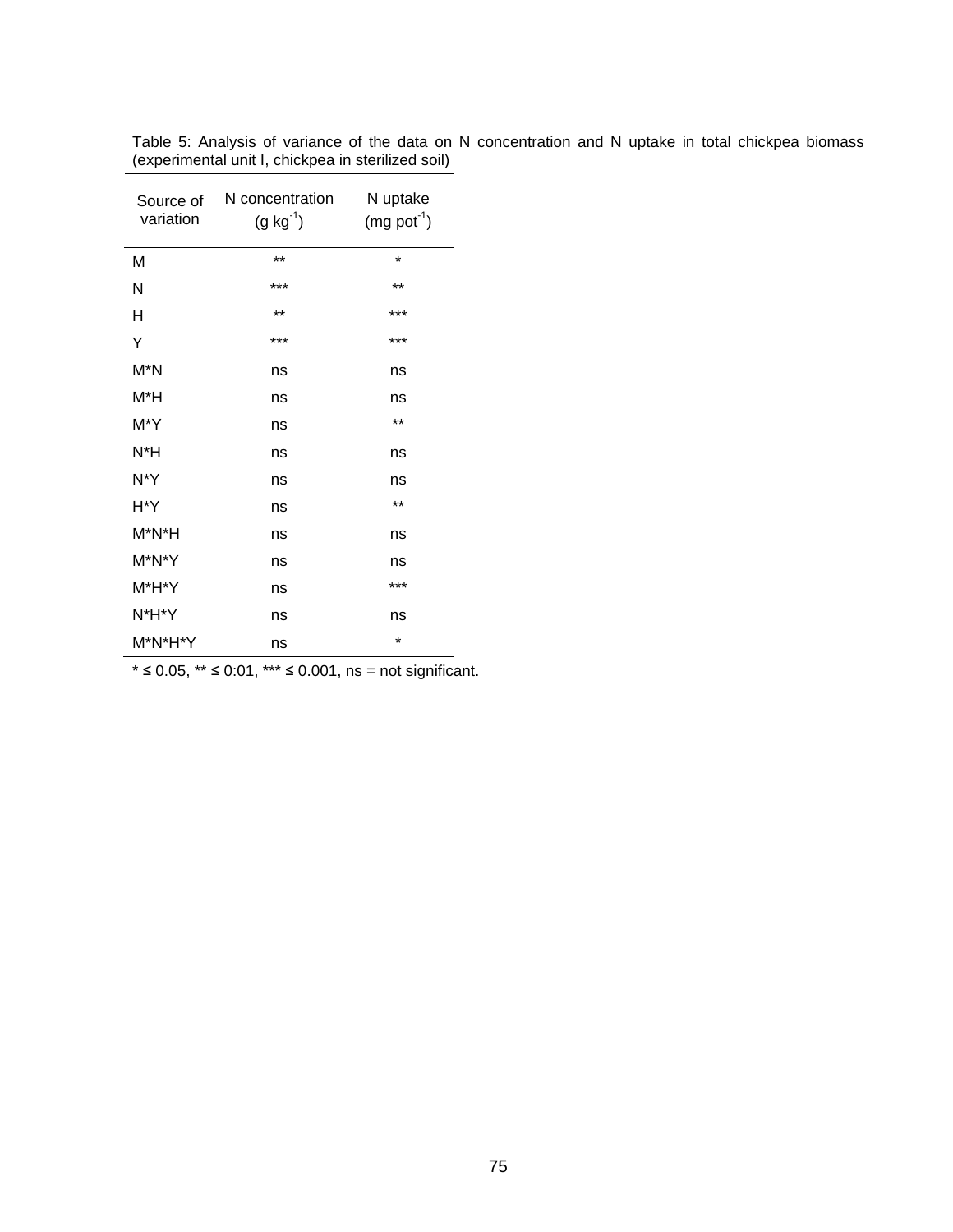Table 5: Analysis of variance of the data on N concentration and N uptake in total chickpea biomass (experimental unit I, chickpea in sterilized soil)

| Source of variation | N concentration (g $kg^{-1}$) | N uptake (mg $pot^{-1}$) |
|---|---|---|
| M | ** | * |
| N | *** | ** |
| H | ** | *** |
| Y | *** | *** |
| M*N | ns | ns |
| M*H | ns | ns |
| M*Y | ns | ** |
| N*H | ns | ns |
| N*Y | ns | ns |
| H*Y | ns | ** |
| M*N*H | ns | ns |
| M*N*Y | ns | ns |
| M*H*Y | ns | *** |
| N*H*Y | ns | ns |
| M*N*H*Y | ns | * |

* ≤ 0.05, ** ≤ 0:01, *** ≤ 0.001, ns = not significant.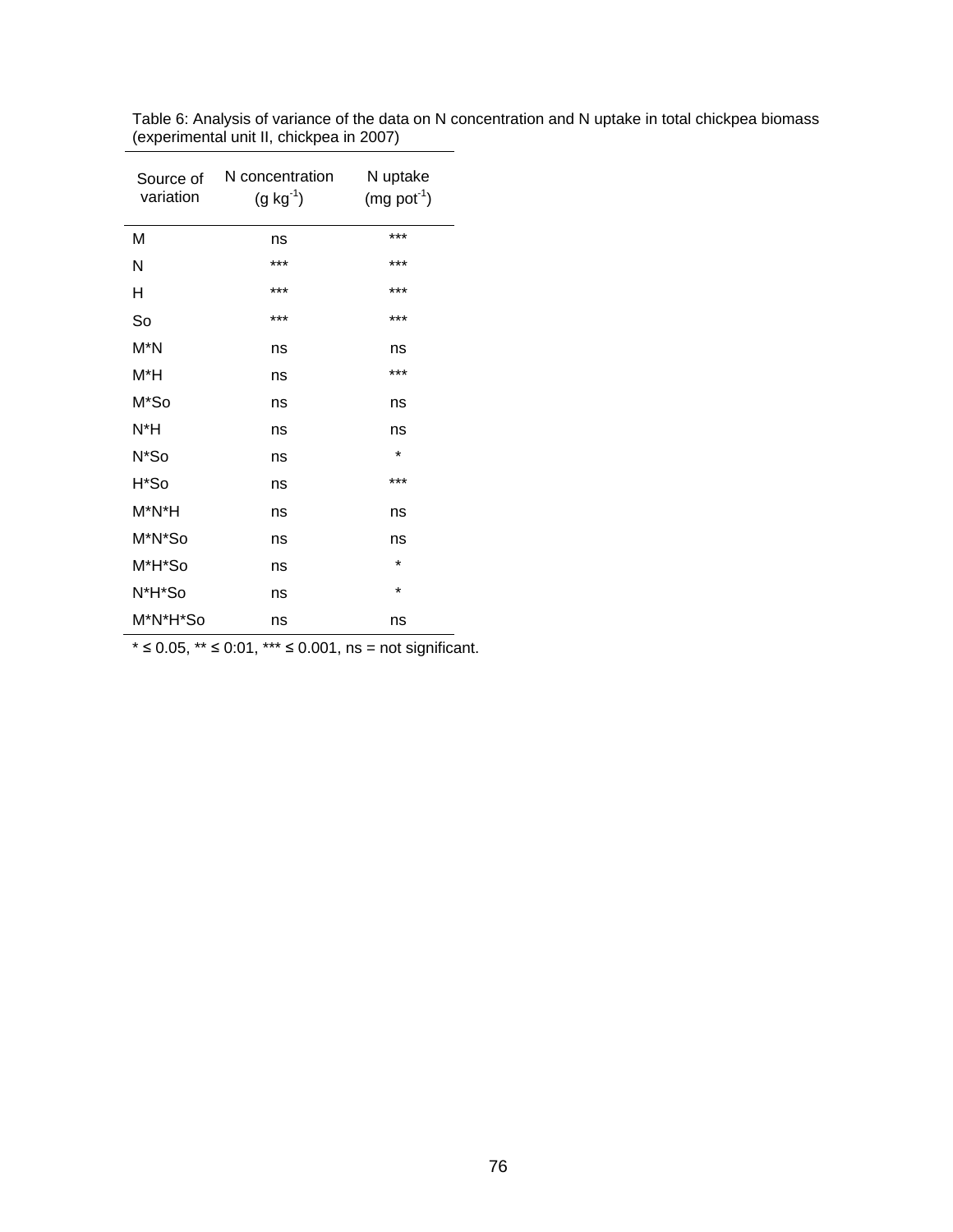Table 6: Analysis of variance of the data on N concentration and N uptake in total chickpea biomass (experimental unit II, chickpea in 2007)

| Source of variation | N concentration ($g\ kg^{-1}$) | N uptake ($mg\ pot^{-1}$) |
|---|---|---|
| M | ns | *** |
| N | *** | *** |
| H | *** | *** |
| So | *** | *** |
| M*N | ns | ns |
| M*H | ns | *** |
| M*So | ns | ns |
| N*H | ns | ns |
| N*So | ns | * |
| H*So | ns | *** |
| M*N*H | ns | ns |
| M*N*So | ns | ns |
| M*H*So | ns | * |
| N*H*So | ns | * |
| M*N*H*So | ns | ns |

* ≤ 0.05, ** ≤ 0:01, *** ≤ 0.001, ns = not significant.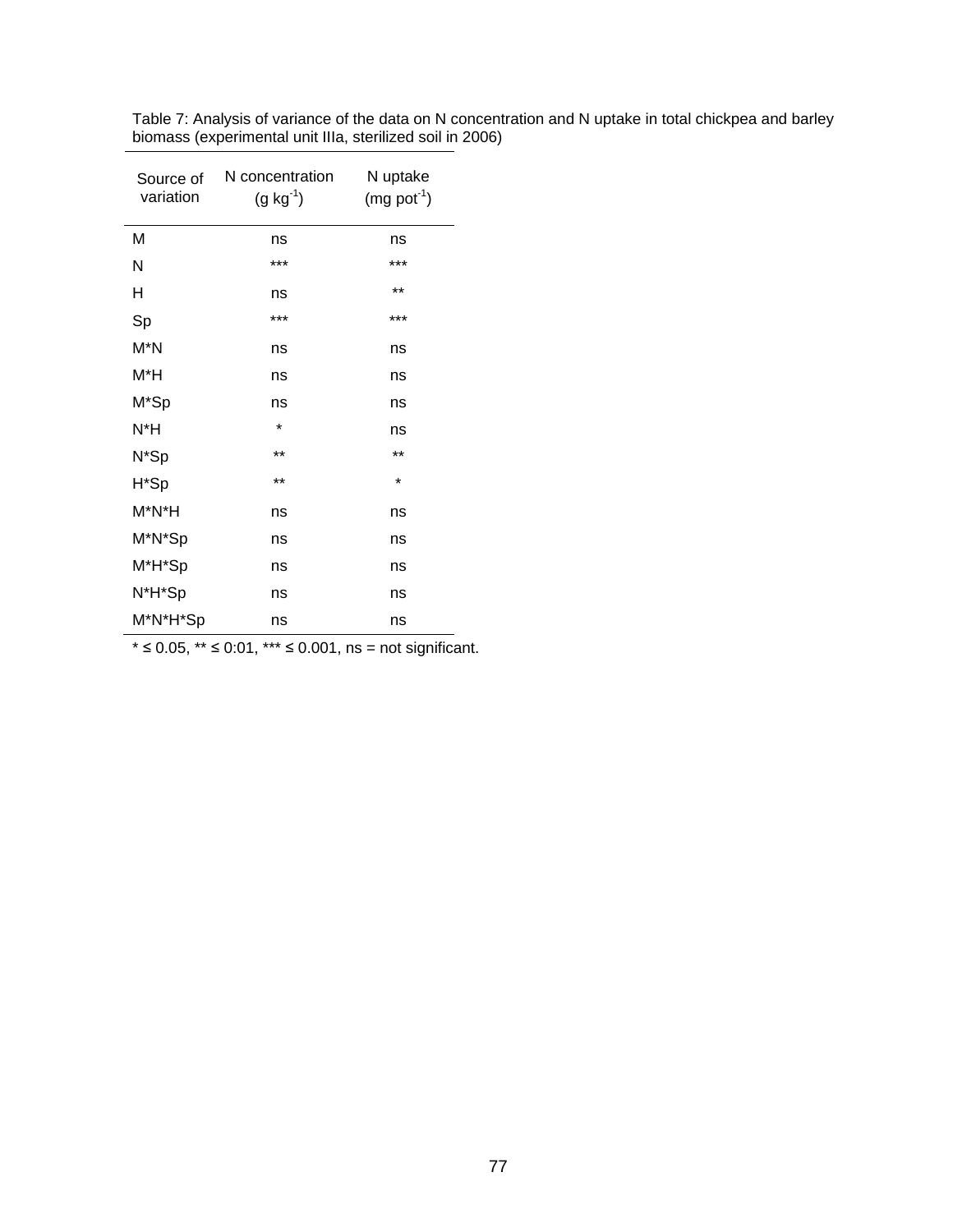Table 7: Analysis of variance of the data on N concentration and N uptake in total chickpea and barley biomass (experimental unit IIIa, sterilized soil in 2006)

| Source of variation | N concentration (g $kg^{-1}$) | N uptake (mg $pot^{-1}$) |
|---|---|---|
| M | ns | ns |
| N | *** | *** |
| H | ns | ** |
| Sp | *** | *** |
| M*N | ns | ns |
| M*H | ns | ns |
| M*Sp | ns | ns |
| N*H | * | ns |
| N*Sp | ** | ** |
| H*Sp | ** | * |
| M*N*H | ns | ns |
| M*N*Sp | ns | ns |
| M*H*Sp | ns | ns |
| N*H*Sp | ns | ns |
| M*N*H*Sp | ns | ns |

* ≤ 0.05, ** ≤ 0:01, *** ≤ 0.001, ns = not significant.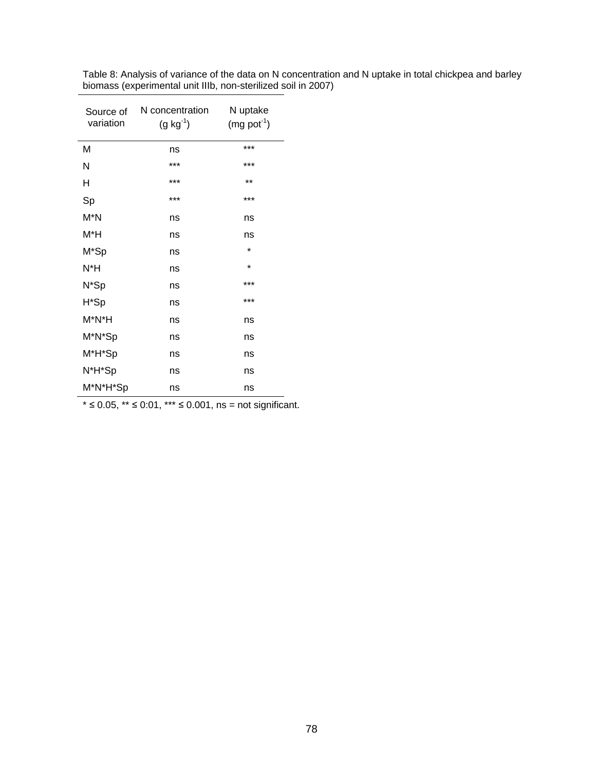Table 8: Analysis of variance of the data on N concentration and N uptake in total chickpea and barley biomass (experimental unit IIIb, non-sterilized soil in 2007)

| Source of variation | N concentration (g kg$^{-1}$) | N uptake (mg pot$^{-1}$) |
|---|---|---|
| M | ns | *** |
| N | *** | *** |
| H | *** | ** |
| Sp | *** | *** |
| M*N | ns | ns |
| M*H | ns | ns |
| M*Sp | ns | * |
| N*H | ns | * |
| N*Sp | ns | *** |
| H*Sp | ns | *** |
| M*N*H | ns | ns |
| M*N*Sp | ns | ns |
| M*H*Sp | ns | ns |
| N*H*Sp | ns | ns |
| M*N*H*Sp | ns | ns |

* ≤ 0.05, ** ≤ 0:01, *** ≤ 0.001, ns = not significant.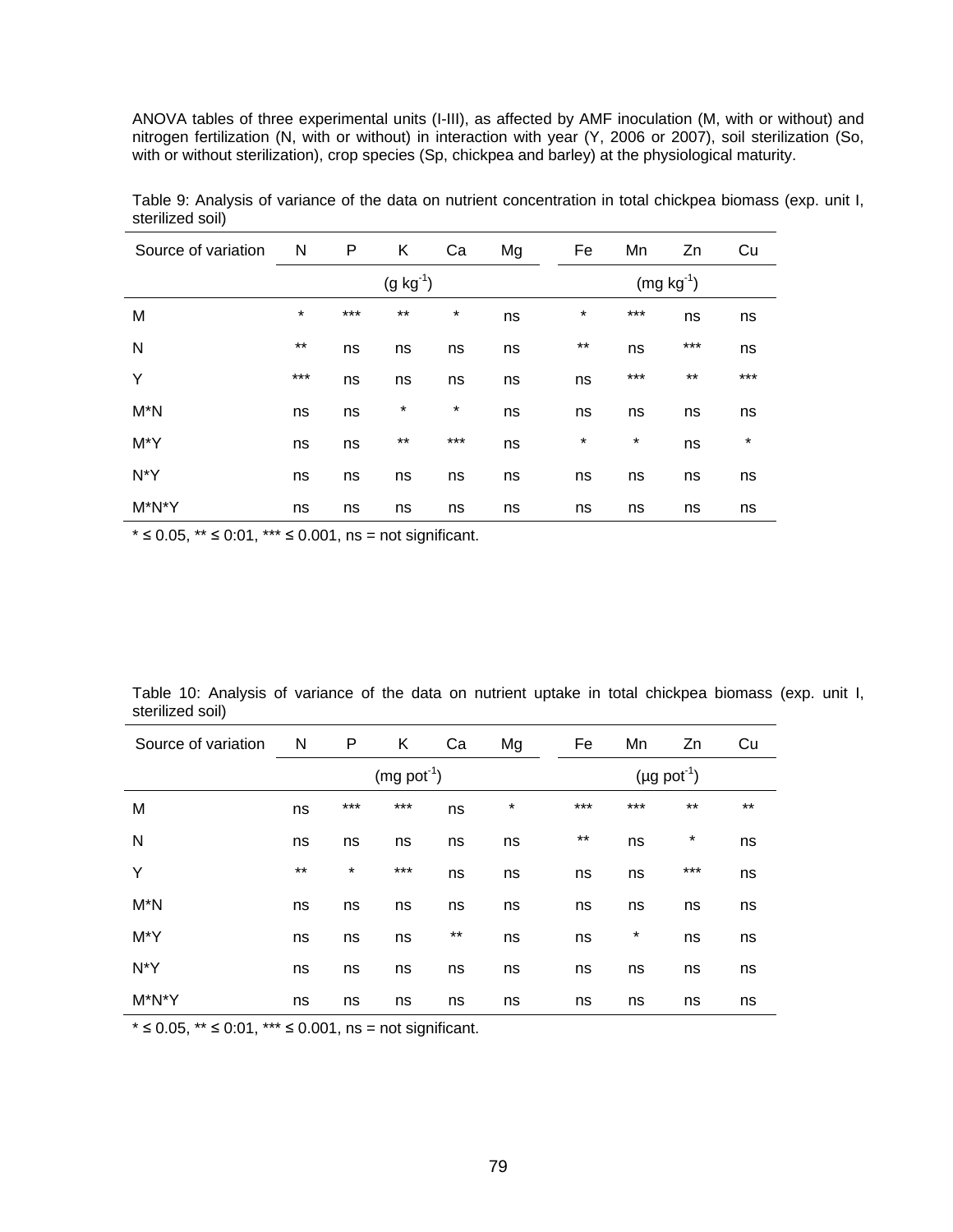ANOVA tables of three experimental units (I-III), as affected by AMF inoculation (M, with or without) and nitrogen fertilization (N, with or without) in interaction with year (Y, 2006 or 2007), soil sterilization (So, with or without sterilization), crop species (Sp, chickpea and barley) at the physiological maturity.

Table 9: Analysis of variance of the data on nutrient concentration in total chickpea biomass (exp. unit I, sterilized soil)

| Source of variation | N | P | K | Ca | Mg | Fe | Mn | Zn | Cu |
|---|---|---|---|---|---|---|---|---|---|
| | (g kg$^{-1}$) | | | | | (mg kg$^{-1}$) | | | |
| M | * | *** | ** | * | ns | * | *** | ns | ns |
| N | ** | ns | ns | ns | ns | ** | ns | *** | ns |
| Y | *** | ns | ns | ns | ns | ns | *** | ** | *** |
| M*N | ns | ns | * | * | ns | ns | ns | ns | ns |
| M*Y | ns | ns | ** | *** | ns | * | * | ns | * |
| N*Y | ns | ns | ns | ns | ns | ns | ns | ns | ns |
| M*N*Y | ns | ns | ns | ns | ns | ns | ns | ns | ns |

* ≤ 0.05, ** ≤ 0:01, *** ≤ 0.001, ns = not significant.

Table 10: Analysis of variance of the data on nutrient uptake in total chickpea biomass (exp. unit I, sterilized soil)

| Source of variation | N | P | K | Ca | Mg | Fe | Mn | Zn | Cu |
|---|---|---|---|---|---|---|---|---|---|
| | (mg pot$^{-1}$) | | | | | (µg pot$^{-1}$) | | | |
| M | ns | *** | *** | ns | * | *** | *** | ** | ** |
| N | ns | ns | ns | ns | ns | ** | ns | * | ns |
| Y | ** | * | *** | ns | ns | ns | ns | *** | ns |
| M*N | ns | ns | ns | ns | ns | ns | ns | ns | ns |
| M*Y | ns | ns | ns | ** | ns | ns | * | ns | ns |
| N*Y | ns | ns | ns | ns | ns | ns | ns | ns | ns |
| M*N*Y | ns | ns | ns | ns | ns | ns | ns | ns | ns |

* ≤ 0.05, ** ≤ 0:01, *** ≤ 0.001, ns = not significant.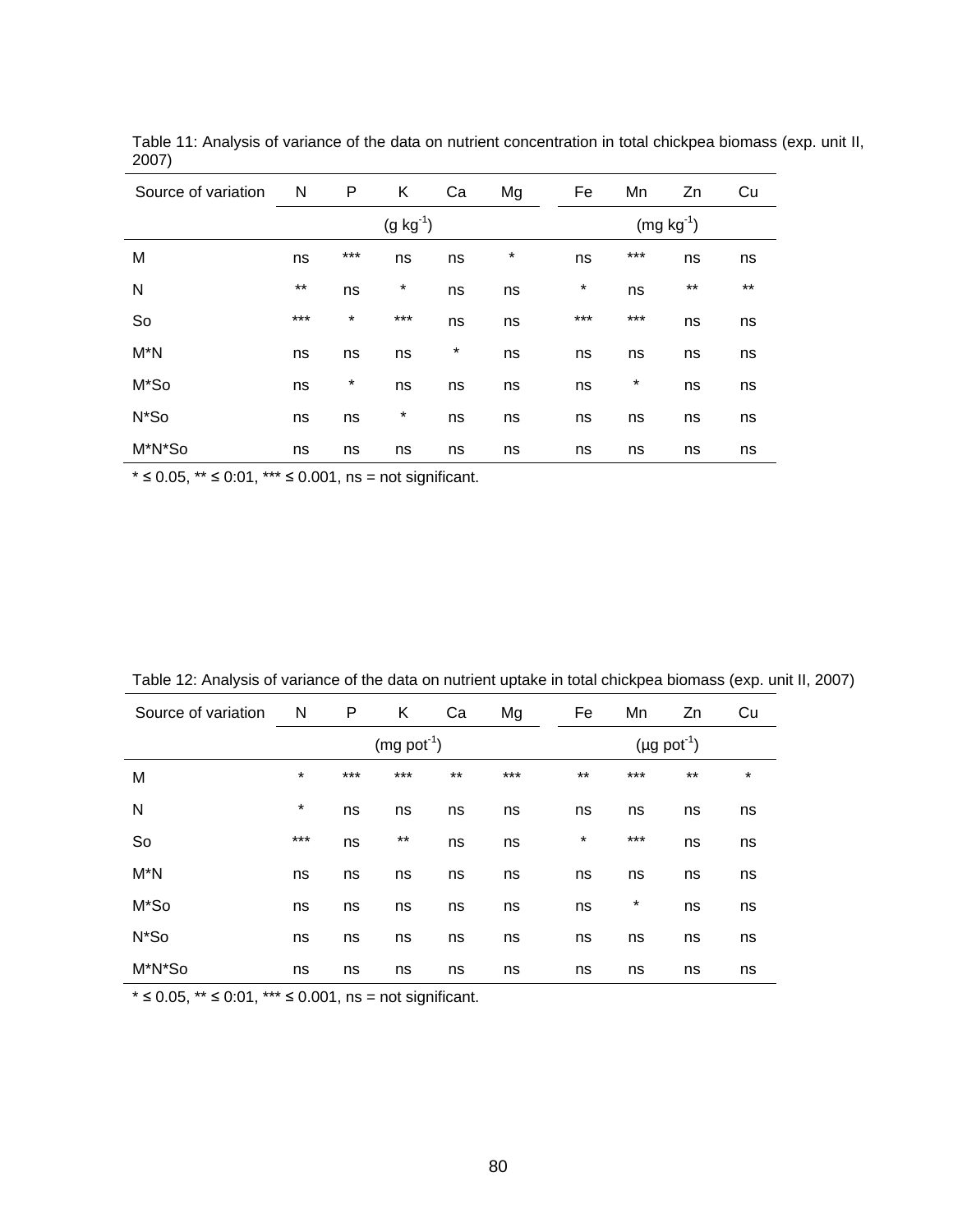Table 11: Analysis of variance of the data on nutrient concentration in total chickpea biomass (exp. unit II, 2007)

| Source of variation | N | P | K | Ca | Mg | Fe | Mn | Zn | Cu |
|---|---|---|---|---|---|---|---|---|---|
| | (g kg$^{-1}$) | | | | | (mg kg$^{-1}$) | | | |
| M | ns | *** | ns | ns | * | ns | *** | ns | ns |
| N | ** | ns | * | ns | ns | * | ns | ** | ** |
| So | *** | * | *** | ns | ns | *** | *** | ns | ns |
| M*N | ns | ns | ns | * | ns | ns | ns | ns | ns |
| M*So | ns | * | ns | ns | ns | ns | * | ns | ns |
| N*So | ns | ns | * | ns | ns | ns | ns | ns | ns |
| M*N*So | ns | ns | ns | ns | ns | ns | ns | ns | ns |

* ≤ 0.05, ** ≤ 0:01, *** ≤ 0.001, ns = not significant.

Table 12: Analysis of variance of the data on nutrient uptake in total chickpea biomass (exp. unit II, 2007)

| Source of variation | N | P | K | Ca | Mg | Fe | Mn | Zn | Cu |
|---|---|---|---|---|---|---|---|---|---|
| | (mg pot$^{-1}$) | | | | | (µg pot$^{-1}$) | | | |
| M | * | *** | *** | ** | *** | ** | *** | ** | * |
| N | * | ns | ns | ns | ns | ns | ns | ns | ns |
| So | *** | ns | ** | ns | ns | * | *** | ns | ns |
| M*N | ns | ns | ns | ns | ns | ns | ns | ns | ns |
| M*So | ns | ns | ns | ns | ns | ns | * | ns | ns |
| N*So | ns | ns | ns | ns | ns | ns | ns | ns | ns |
| M*N*So | ns | ns | ns | ns | ns | ns | ns | ns | ns |

* ≤ 0.05, ** ≤ 0:01, *** ≤ 0.001, ns = not significant.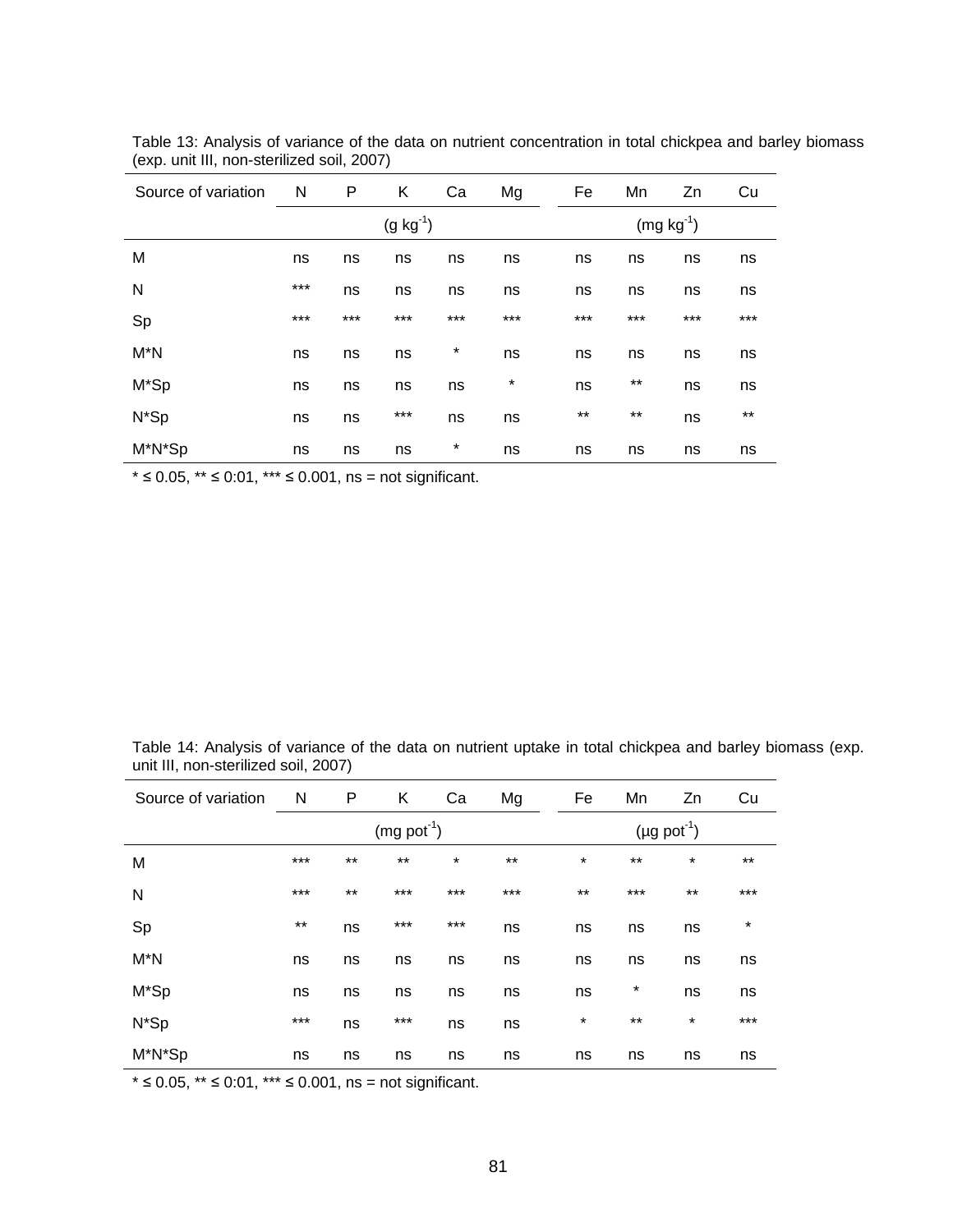Table 13: Analysis of variance of the data on nutrient concentration in total chickpea and barley biomass (exp. unit III, non-sterilized soil, 2007)

| Source of variation | N | P | K | Ca | Mg | Fe | Mn | Zn | Cu |
|---|---|---|---|---|---|---|---|---|---|
| | ($g\ kg^{-1}$) | | | | | ($mg\ kg^{-1}$) | | | |
| M | ns | ns | ns | ns | ns | ns | ns | ns | ns |
| N | *** | ns | ns | ns | ns | ns | ns | ns | ns |
| Sp | *** | *** | *** | *** | *** | *** | *** | *** | *** |
| M*N | ns | ns | ns | * | ns | ns | ns | ns | ns |
| M*Sp | ns | ns | ns | ns | * | ns | ** | ns | ns |
| N*Sp | ns | ns | *** | ns | ns | ** | ** | ns | ** |
| M*N*Sp | ns | ns | ns | * | ns | ns | ns | ns | ns |

* ≤ 0.05, ** ≤ 0:01, *** ≤ 0.001, ns = not significant.

Table 14: Analysis of variance of the data on nutrient uptake in total chickpea and barley biomass (exp. unit III, non-sterilized soil, 2007)

| Source of variation | N | P | K | Ca | Mg | Fe | Mn | Zn | Cu |
|---|---|---|---|---|---|---|---|---|---|
| | ($mg\ pot^{-1}$) | | | | | ($\mu g\ pot^{-1}$) | | | |
| M | *** | ** | ** | * | ** | * | ** | * | ** |
| N | *** | ** | *** | *** | *** | ** | *** | ** | *** |
| Sp | ** | ns | *** | *** | ns | ns | ns | ns | * |
| M*N | ns | ns | ns | ns | ns | ns | ns | ns | ns |
| M*Sp | ns | ns | ns | ns | ns | ns | * | ns | ns |
| N*Sp | *** | ns | *** | ns | ns | * | ** | * | *** |
| M*N*Sp | ns | ns | ns | ns | ns | ns | ns | ns | ns |

* ≤ 0.05, ** ≤ 0:01, *** ≤ 0.001, ns = not significant.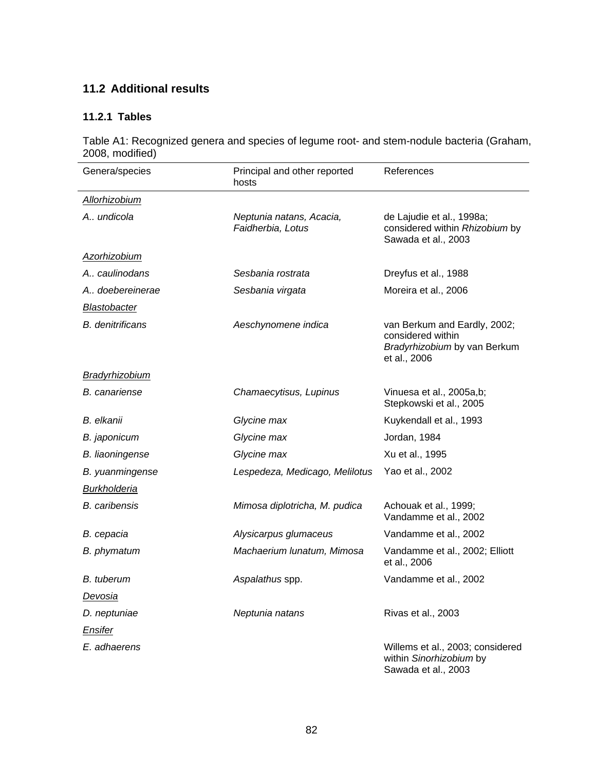## 11.2 Additional results

### 11.2.1 Tables

Table A1: Recognized genera and species of legume root- and stem-nodule bacteria (Graham, 2008, modified)

| Genera/species | Principal and other reported hosts | References |
|---|---|---|
| <u>Allorhizobium</u> | | |
| A.. undicola | *Neptunia natans, Acacia, Faidherbia, Lotus* | de Lajudie et al., 1998a; considered within *Rhizobium* by Sawada et al., 2003 |
| <u>Azorhizobium</u> | | |
| A.. caulinodans | *Sesbania rostrata* | Dreyfus et al., 1988 |
| A.. doebereinerae | *Sesbania virgata* | Moreira et al., 2006 |
| <u>Blastobacter</u> | | |
| B. denitrificans | *Aeschynomene indica* | van Berkum and Eardly, 2002; considered within *Bradyrhizobium* by van Berkum et al., 2006 |
| <u>Bradyrhizobium</u> | | |
| B. canariense | *Chamaecytisus, Lupinus* | Vinuesa et al., 2005a,b; Stepkowski et al., 2005 |
| B. elkanii | *Glycine max* | Kuykendall et al., 1993 |
| B. japonicum | *Glycine max* | Jordan, 1984 |
| B. liaoningense | *Glycine max* | Xu et al., 1995 |
| B. yuanmingense | *Lespedeza, Medicago, Melilotus* | Yao et al., 2002 |
| <u>Burkholderia</u> | | |
| B. caribensis | *Mimosa diplotricha, M. pudica* | Achouak et al., 1999; Vandamme et al., 2002 |
| B. cepacia | *Alysicarpus glumaceus* | Vandamme et al., 2002 |
| B. phymatum | *Machaerium lunatum, Mimosa* | Vandamme et al., 2002; Elliott et al., 2006 |
| B. tuberum | *Aspalathus* spp. | Vandamme et al., 2002 |
| <u>Devosia</u> | | |
| D. neptuniae | *Neptunia natans* | Rivas et al., 2003 |
| <u>Ensifer</u> | | |
| E. adhaerens | | Willems et al., 2003; considered within *Sinorhizobium* by Sawada et al., 2003 |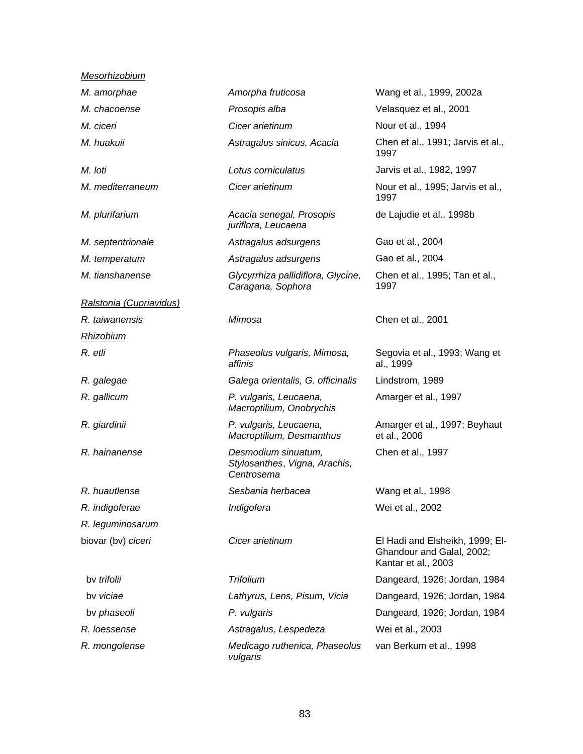| | | |
|---|---|---|
| <u>*Mesorhizobium*</u> | | |
| *M. amorphae* | *Amorpha fruticosa* | Wang et al., 1999, 2002a |
| *M. chacoense* | *Prosopis alba* | Velasquez et al., 2001 |
| *M. ciceri* | *Cicer arietinum* | Nour et al., 1994 |
| *M. huakuii* | *Astragalus sinicus, Acacia* | Chen et al., 1991; Jarvis et al., 1997 |
| *M. loti* | *Lotus corniculatus* | Jarvis et al., 1982, 1997 |
| *M. mediterraneum* | *Cicer arietinum* | Nour et al., 1995; Jarvis et al., 1997 |
| *M. plurifarium* | *Acacia senegal, Prosopis juriflora, Leucaena* | de Lajudie et al., 1998b |
| *M. septentrionale* | *Astragalus adsurgens* | Gao et al., 2004 |
| *M. temperatum* | *Astragalus adsurgens* | Gao et al., 2004 |
| *M. tianshanense* | *Glycyrrhiza pallidiflora, Glycine, Caragana, Sophora* | Chen et al., 1995; Tan et al., 1997 |
| <u>*Ralstonia (Cupriavidus)*</u> | | |
| *R. taiwanensis* | *Mimosa* | Chen et al., 2001 |
| <u>*Rhizobium*</u> | | |
| *R. etli* | *Phaseolus vulgaris, Mimosa, affinis* | Segovia et al., 1993; Wang et al., 1999 |
| *R. galegae* | *Galega orientalis, G. officinalis* | Lindstrom, 1989 |
| *R. gallicum* | *P. vulgaris, Leucaena, Macroptilium, Onobrychis* | Amarger et al., 1997 |
| *R. giardinii* | *P. vulgaris, Leucaena, Macroptilium, Desmanthus* | Amarger et al., 1997; Beyhaut et al., 2006 |
| *R. hainanense* | *Desmodium sinuatum, Stylosanthes, Vigna, Arachis, Centrosema* | Chen et al., 1997 |
| *R. huautlense* | *Sesbania herbacea* | Wang et al., 1998 |
| *R. indigoferae* | *Indigofera* | Wei et al., 2002 |
| *R. leguminosarum* | | |
| biovar (bv) *ciceri* | *Cicer arietinum* | El Hadi and Elsheikh, 1999; El-Ghandour and Galal, 2002; Kantar et al., 2003 |
| bv *trifolii* | *Trifolium* | Dangeard, 1926; Jordan, 1984 |
| bv *viciae* | *Lathyrus, Lens, Pisum, Vicia* | Dangeard, 1926; Jordan, 1984 |
| bv *phaseoli* | *P. vulgaris* | Dangeard, 1926; Jordan, 1984 |
| *R. loessense* | *Astragalus, Lespedeza* | Wei et al., 2003 |
| *R. mongolense* | *Medicago ruthenica, Phaseolus vulgaris* | van Berkum et al., 1998 |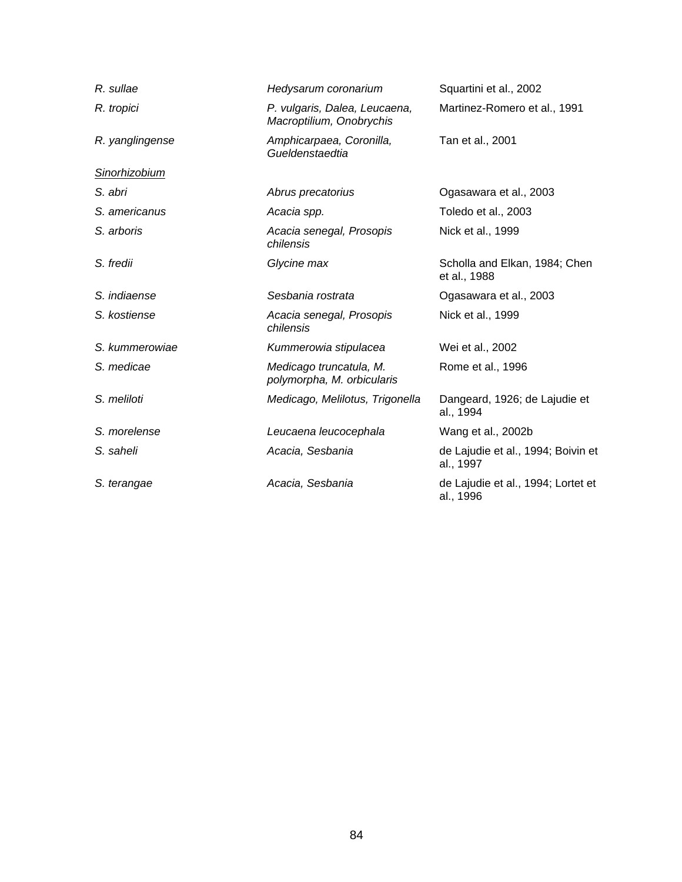| | | |
|---|---|---|
| *R. sullae* | *Hedysarum coronarium* | Squartini et al., 2002 |
| *R. tropici* | *P. vulgaris, Dalea, Leucaena, Macroptilium, Onobrychis* | Martinez-Romero et al., 1991 |
| *R. yanglingense* | *Amphicarpaea, Coronilla, Gueldenstaedtia* | Tan et al., 2001 |
| <u>Sinorhizobium</u> | | |
| *S. abri* | *Abrus precatorius* | Ogasawara et al., 2003 |
| *S. americanus* | *Acacia spp.* | Toledo et al., 2003 |
| *S. arboris* | *Acacia senegal, Prosopis chilensis* | Nick et al., 1999 |
| *S. fredii* | *Glycine max* | Scholla and Elkan, 1984; Chen et al., 1988 |
| *S. indiaense* | *Sesbania rostrata* | Ogasawara et al., 2003 |
| *S. kostiense* | *Acacia senegal, Prosopis chilensis* | Nick et al., 1999 |
| *S. kummerowiae* | *Kummerowia stipulacea* | Wei et al., 2002 |
| *S. medicae* | *Medicago truncatula, M. polymorpha, M. orbicularis* | Rome et al., 1996 |
| *S. meliloti* | *Medicago, Melilotus, Trigonella* | Dangeard, 1926; de Lajudie et al., 1994 |
| *S. morelense* | *Leucaena leucocephala* | Wang et al., 2002b |
| *S. saheli* | *Acacia, Sesbania* | de Lajudie et al., 1994; Boivin et al., 1997 |
| *S. terangae* | *Acacia, Sesbania* | de Lajudie et al., 1994; Lortet et al., 1996 |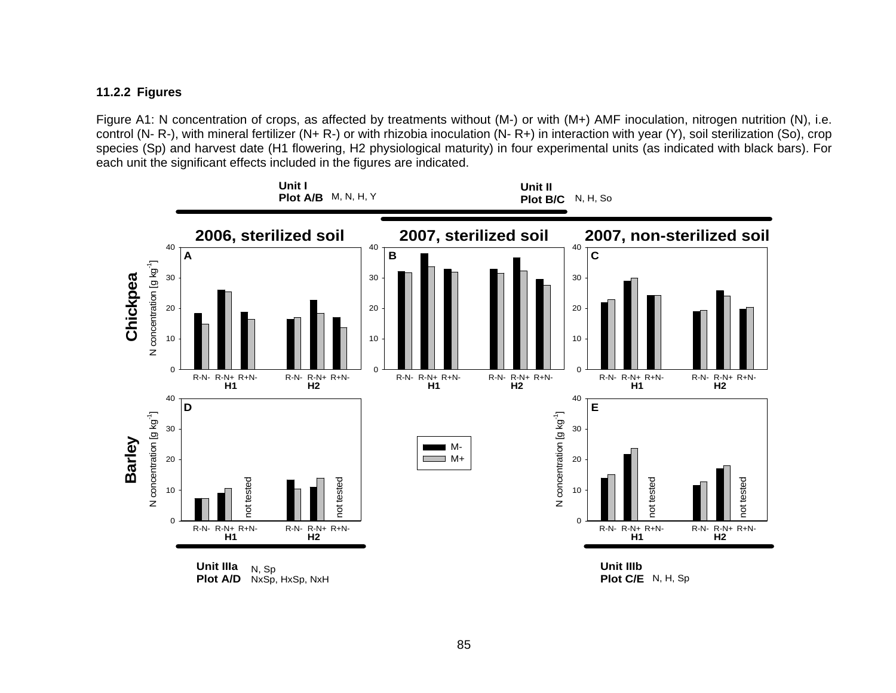### 11.2.2 Figures

Figure A1: N concentration of crops, as affected by treatments without (M-) or with (M+) AMF inoculation, nitrogen nutrition (N), i.e. control (N- R-), with mineral fertilizer (N+ R-) or with rhizobia inoculation (N- R+) in interaction with year (Y), soil sterilization (So), crop species (Sp) and harvest date (H1 flowering, H2 physiological maturity) in four experimental units (as indicated with black bars). For each unit the significant effects included in the figures are indicated.

Unit I
Plot A/B M, N, H, Y

Unit II
Plot B/C N, H, So

2006, sterilized soil
2007, sterilized soil
2007, non-sterilized soil

Chickpea
N concentration [g kg$^{-1}$]

A
B
C

Barley
N concentration [g kg$^{-1}$]

D
E

0
10
20
30
40

R-N- R-N+ R+N- R-N- R-N+ R+N-
H1 H2

not tested

M-
M+

Unit IIIa
Plot A/D N, Sp
NxSp, HxSp, NxH

Unit IIIb
Plot C/E N, H, Sp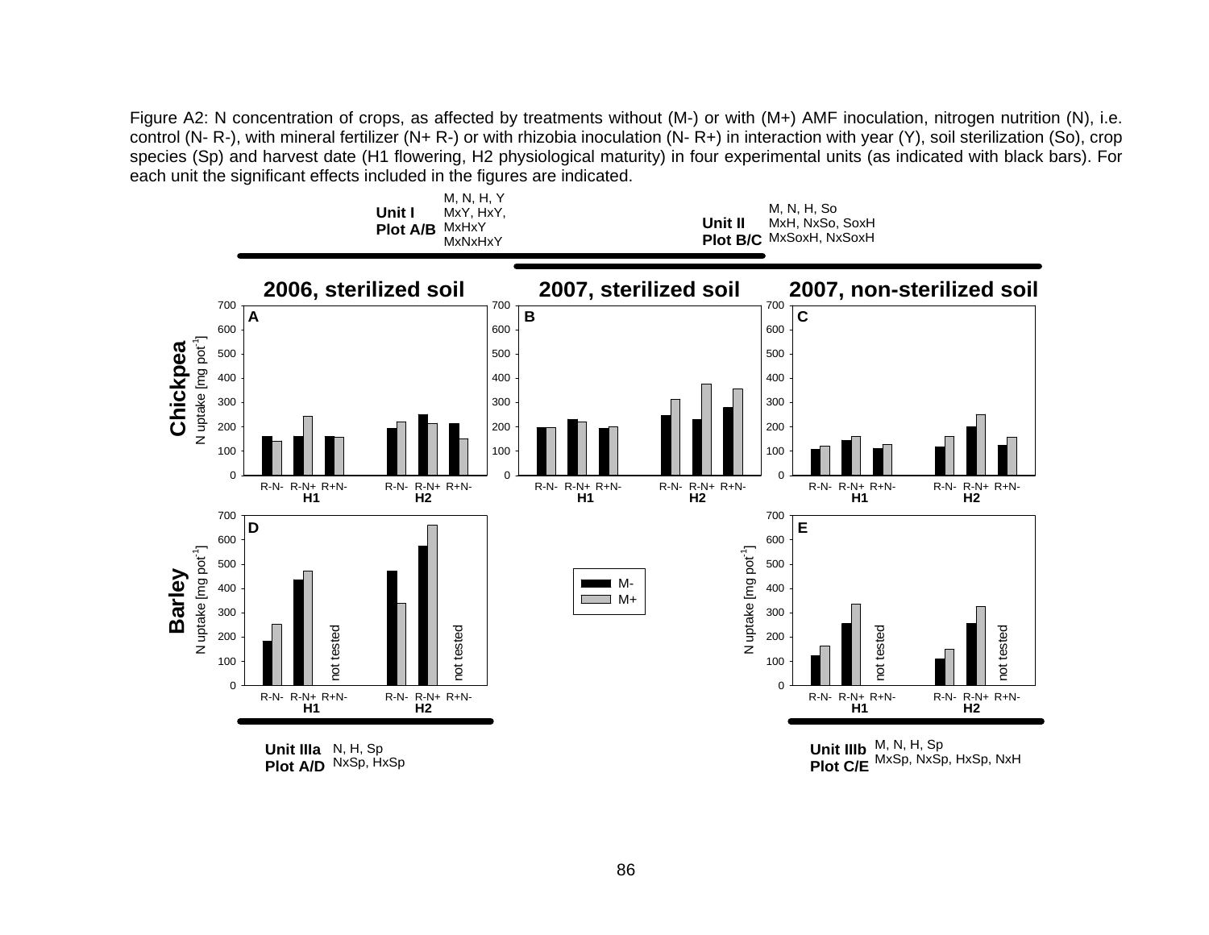Figure A2: N concentration of crops, as affected by treatments without (M-) or with (M+) AMF inoculation, nitrogen nutrition (N), i.e. control (N- R-), with mineral fertilizer (N+ R-) or with rhizobia inoculation (N- R+) in interaction with year (Y), soil sterilization (So), crop species (Sp) and harvest date (H1 flowering, H2 physiological maturity) in four experimental units (as indicated with black bars). For each unit the significant effects included in the figures are indicated.

Unit I
Plot A/B
M, N, H, Y
MxY, HxY,
MxHxY
MxNxHxY

Unit II
Plot B/C
M, N, H, So
MxH, NxSo, SoxH
MxSoxH, NxSoxH

2006, sterilized soil
2007, sterilized soil
2007, non-sterilized soil

Chickpea
N uptake [mg pot-1]

A
B
C

0
100
200
300
400
500
600
700

R-N- R-N+ R+N-
H1
R-N- R-N+ R+N-
H2

Barley
N uptake [mg pot-1]

D
E

not tested

M-
M+

Unit IIIa
Plot A/D
N, H, Sp
NxSp, HxSp

Unit IIIb
Plot C/E
M, N, H, Sp
MxSp, NxSp, HxSp, NxH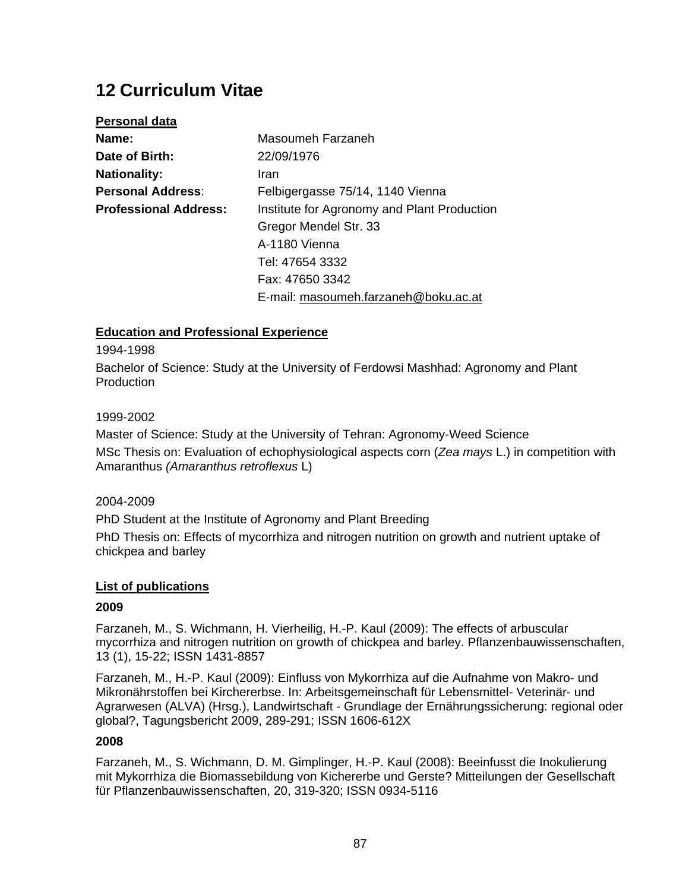# 12 Curriculum Vitae

**Personal data**

| | |
|---|---|
| **Name:** | Masoumeh Farzaneh |
| **Date of Birth:** | 22/09/1976 |
| **Nationality:** | Iran |
| **Personal Address**: | Felbigergasse 75/14, 1140 Vienna |
| **Professional Address:** | Institute for Agronomy and Plant Production |
| | Gregor Mendel Str. 33 |
| | A-1180 Vienna |
| | Tel: 47654 3332 |
| | Fax: 47650 3342 |
| | E-mail: masoumeh.farzaneh@boku.ac.at |

**Education and Professional Experience**

1994-1998

Bachelor of Science: Study at the University of Ferdowsi Mashhad: Agronomy and Plant Production

1999-2002

Master of Science: Study at the University of Tehran: Agronomy-Weed Science

MSc Thesis on: Evaluation of echophysiological aspects corn (*Zea mays* L.) in competition with Amaranthus *(Amaranthus retroflexus* L)

2004-2009

PhD Student at the Institute of Agronomy and Plant Breeding

PhD Thesis on: Effects of mycorrhiza and nitrogen nutrition on growth and nutrient uptake of chickpea and barley

**List of publications**

**2009**

Farzaneh, M., S. Wichmann, H. Vierheilig, H.-P. Kaul (2009): The effects of arbuscular mycorrhiza and nitrogen nutrition on growth of chickpea and barley. Pflanzenbauwissenschaften, 13 (1), 15-22; ISSN 1431-8857

Farzaneh, M., H.-P. Kaul (2009): Einfluss von Mykorrhiza auf die Aufnahme von Makro- und Mikronährstoffen bei Kirchererbse. In: Arbeitsgemeinschaft für Lebensmittel- Veterinär- und Agrarwesen (ALVA) (Hrsg.), Landwirtschaft - Grundlage der Ernährungssicherung: regional oder global?, Tagungsbericht 2009, 289-291; ISSN 1606-612X

**2008**

Farzaneh, M., S. Wichmann, D. M. Gimplinger, H.-P. Kaul (2008): Beeinfusst die Inokulierung mit Mykorrhiza die Biomassebildung von Kichererbe und Gerste? Mitteilungen der Gesellschaft für Pflanzenbauwissenschaften, 20, 319-320; ISSN 0934-5116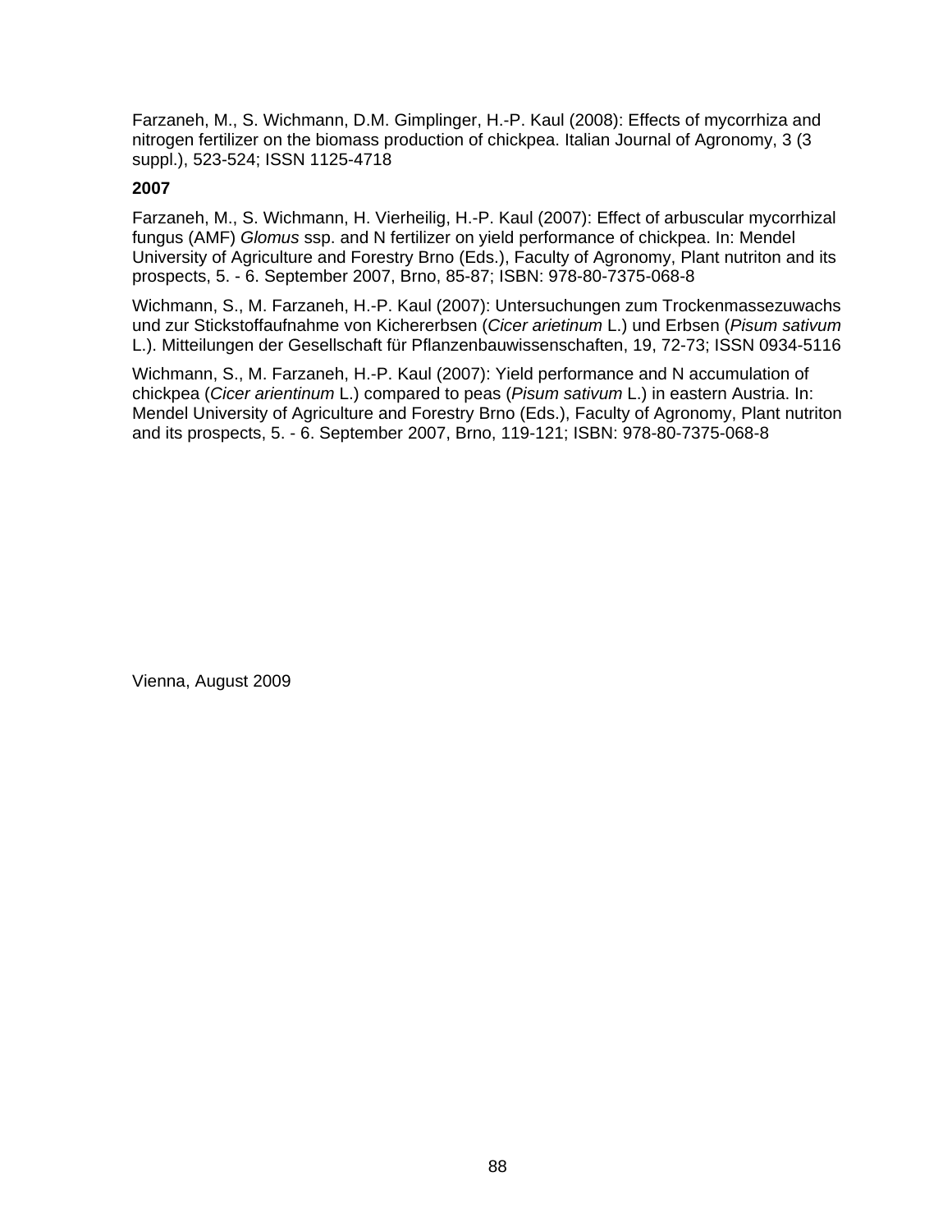Farzaneh, M., S. Wichmann, D.M. Gimplinger, H.-P. Kaul (2008): Effects of mycorrhiza and nitrogen fertilizer on the biomass production of chickpea. Italian Journal of Agronomy, 3 (3 suppl.), 523-524; ISSN 1125-4718

**2007**

Farzaneh, M., S. Wichmann, H. Vierheilig, H.-P. Kaul (2007): Effect of arbuscular mycorrhizal fungus (AMF) *Glomus* ssp. and N fertilizer on yield performance of chickpea. In: Mendel University of Agriculture and Forestry Brno (Eds.), Faculty of Agronomy, Plant nutriton and its prospects, 5. - 6. September 2007, Brno, 85-87; ISBN: 978-80-7375-068-8

Wichmann, S., M. Farzaneh, H.-P. Kaul (2007): Untersuchungen zum Trockenmassezuwachs und zur Stickstoffaufnahme von Kichererbsen (*Cicer arietinum* L.) und Erbsen (*Pisum sativum* L.). Mitteilungen der Gesellschaft für Pflanzenbauwissenschaften, 19, 72-73; ISSN 0934-5116

Wichmann, S., M. Farzaneh, H.-P. Kaul (2007): Yield performance and N accumulation of chickpea (*Cicer arientinum* L.) compared to peas (*Pisum sativum* L.) in eastern Austria. In: Mendel University of Agriculture and Forestry Brno (Eds.), Faculty of Agronomy, Plant nutriton and its prospects, 5. - 6. September 2007, Brno, 119-121; ISBN: 978-80-7375-068-8

Vienna, August 2009